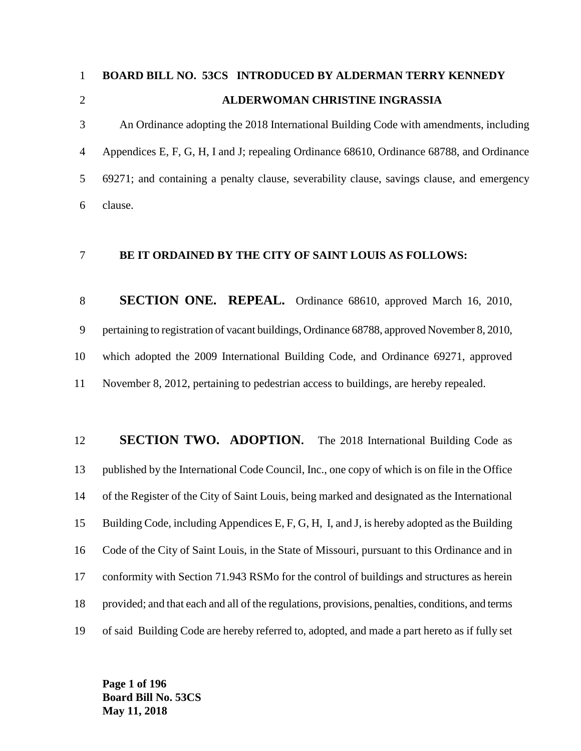**BOARD BILL NO. 53CS INTRODUCED BY ALDERMAN TERRY KENNEDY**

**ALDERWOMAN CHRISTINE INGRASSIA**

An Ordinance adopting the 2018 International Building Code with amendments, including Appendices E, F, G, H, I and J; repealing Ordinance 68610, Ordinance 68788, and Ordinance 69271; and containing a penalty clause, severability clause, savings clause, and emergency clause.

**BE IT ORDAINED BY THE CITY OF SAINT LOUIS AS FOLLOWS:**

**SECTION ONE. REPEAL.** Ordinance 68610, approved March 16, 2010, pertaining to registration of vacant buildings, Ordinance 68788, approved November 8, 2010, which adopted the 2009 International Building Code, and Ordinance 69271, approved November 8, 2012, pertaining to pedestrian access to buildings, are hereby repealed.

**SECTION TWO. ADOPTION.** The 2018 International Building Code as published by the International Code Council, Inc., one copy of which is on file in the Office of the Register of the City of Saint Louis, being marked and designated as the International Building Code, including Appendices E, F, G, H, I, and J, is hereby adopted as the Building Code of the City of Saint Louis, in the State of Missouri, pursuant to this Ordinance and in conformity with Section 71.943 RSMo for the control of buildings and structures as herein provided; and that each and all of the regulations, provisions, penalties, conditions, and terms of said Building Code are hereby referred to, adopted, and made a part hereto as if fully set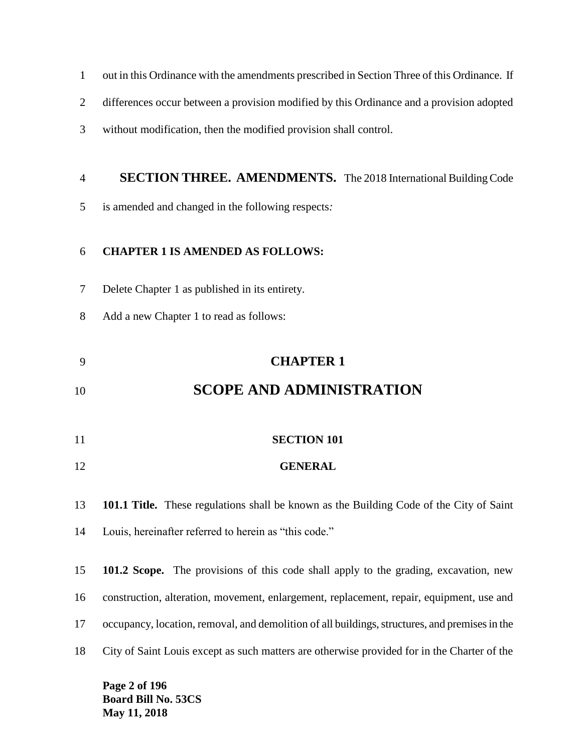out in this Ordinance with the amendments prescribed in Section Three of this Ordinance. If differences occur between a provision modified by this Ordinance and a provision adopted without modification, then the modified provision shall control.

**SECTION THREE. AMENDMENTS.** The 2018 International Building Code is amended and changed in the following respects*:*

**CHAPTER 1 IS AMENDED AS FOLLOWS:**

Delete Chapter 1 as published in its entirety.

Add a new Chapter 1 to read as follows:

# CHAPTER 1

# SCOPE AND ADMINISTRATION

## SECTION 101

## GENERAL

**101.1 Title.** These regulations shall be known as the Building Code of the City of Saint Louis, hereinafter referred to herein as "this code."

**101.2 Scope.** The provisions of this code shall apply to the grading, excavation, new construction, alteration, movement, enlargement, replacement, repair, equipment, use and occupancy, location, removal, and demolition of all buildings, structures, and premises in the City of Saint Louis except as such matters are otherwise provided for in the Charter of the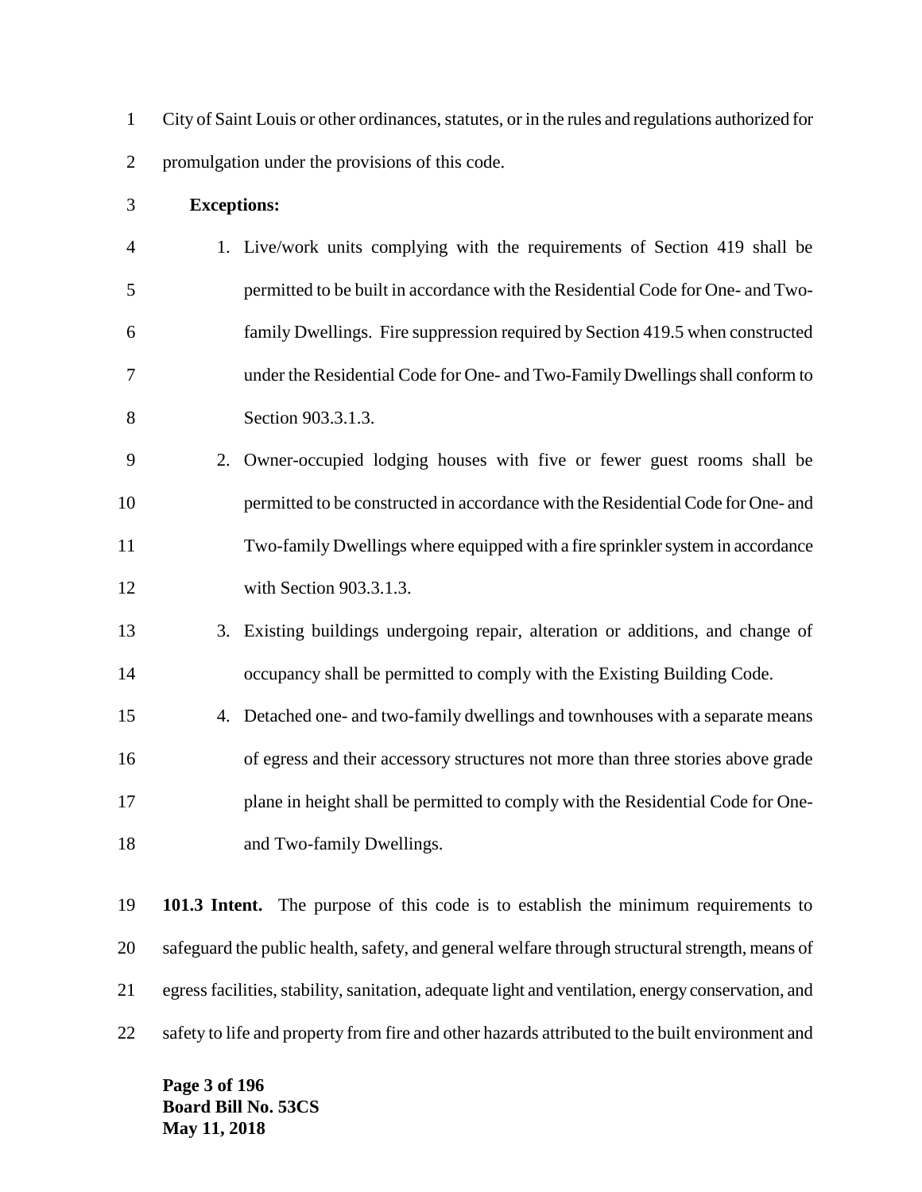City of Saint Louis or other ordinances, statutes, or in the rules and regulations authorized for promulgation under the provisions of this code.

**Exceptions:**

1. Live/work units complying with the requirements of Section 419 shall be permitted to be built in accordance with the Residential Code for One- and Two-family Dwellings. Fire suppression required by Section 419.5 when constructed under the Residential Code for One- and Two-Family Dwellings shall conform to Section 903.3.1.3.
2. Owner-occupied lodging houses with five or fewer guest rooms shall be permitted to be constructed in accordance with the Residential Code for One- and Two-family Dwellings where equipped with a fire sprinkler system in accordance with Section 903.3.1.3.
3. Existing buildings undergoing repair, alteration or additions, and change of occupancy shall be permitted to comply with the Existing Building Code.
4. Detached one- and two-family dwellings and townhouses with a separate means of egress and their accessory structures not more than three stories above grade plane in height shall be permitted to comply with the Residential Code for One- and Two-family Dwellings.

**101.3 Intent.** The purpose of this code is to establish the minimum requirements to safeguard the public health, safety, and general welfare through structural strength, means of egress facilities, stability, sanitation, adequate light and ventilation, energy conservation, and safety to life and property from fire and other hazards attributed to the built environment and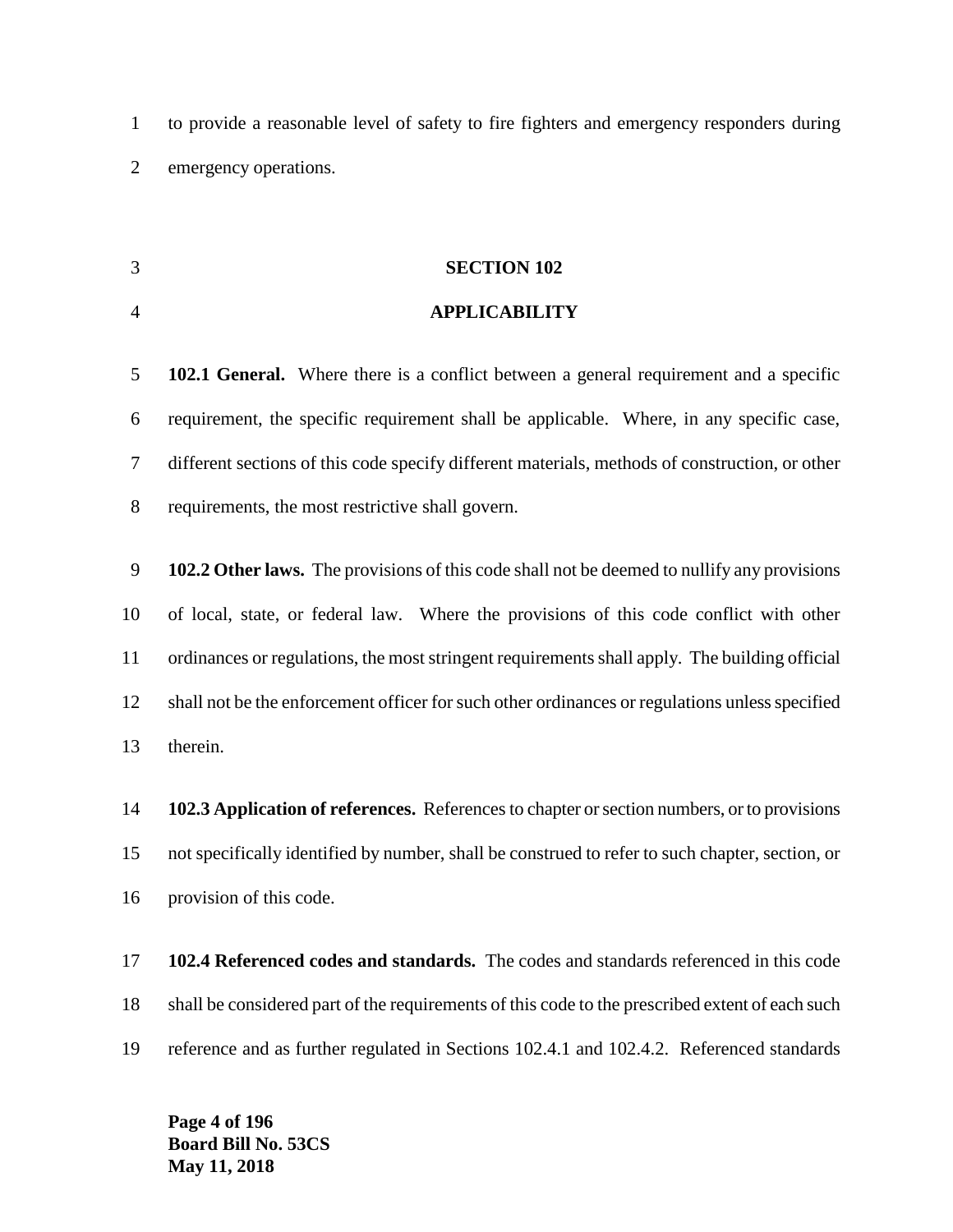to provide a reasonable level of safety to fire fighters and emergency responders during emergency operations.

## SECTION 102

## APPLICABILITY

**102.1 General.** Where there is a conflict between a general requirement and a specific requirement, the specific requirement shall be applicable. Where, in any specific case, different sections of this code specify different materials, methods of construction, or other requirements, the most restrictive shall govern.

**102.2 Other laws.** The provisions of this code shall not be deemed to nullify any provisions of local, state, or federal law. Where the provisions of this code conflict with other ordinances or regulations, the most stringent requirements shall apply. The building official shall not be the enforcement officer for such other ordinances or regulations unless specified therein.

**102.3 Application of references.** References to chapter or section numbers, or to provisions not specifically identified by number, shall be construed to refer to such chapter, section, or provision of this code.

**102.4 Referenced codes and standards.** The codes and standards referenced in this code shall be considered part of the requirements of this code to the prescribed extent of each such reference and as further regulated in Sections 102.4.1 and 102.4.2. Referenced standards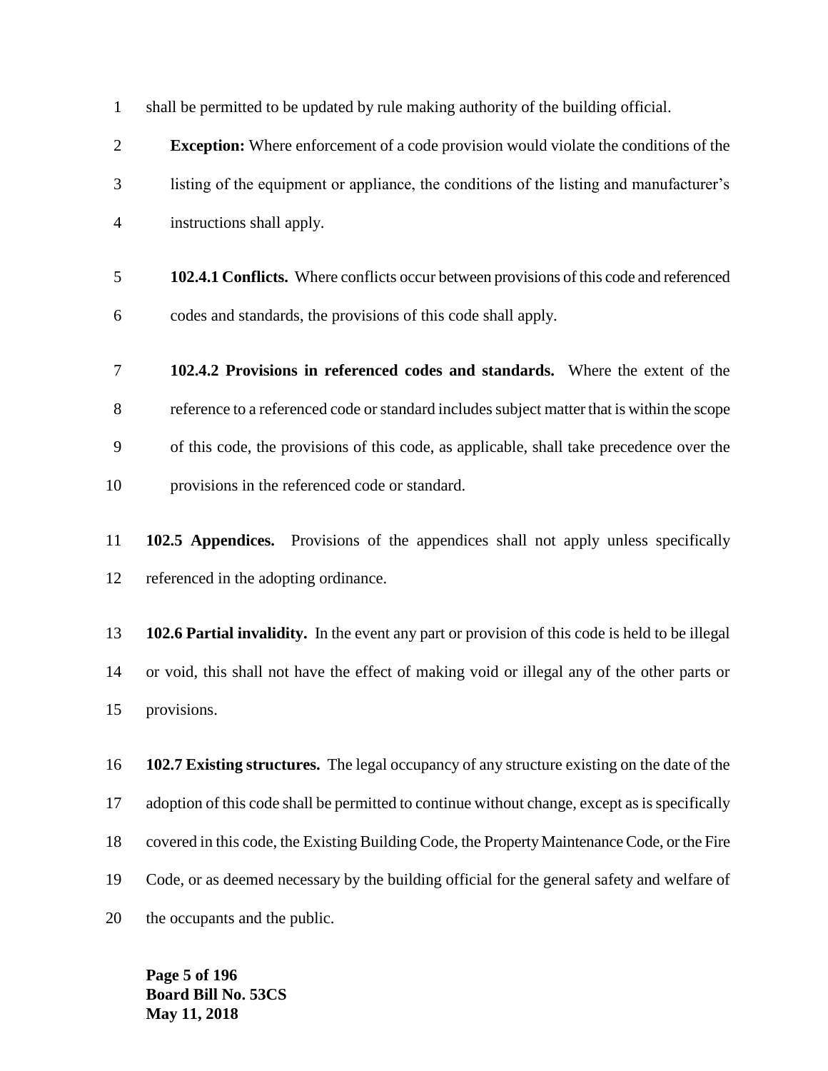shall be permitted to be updated by rule making authority of the building official.

**Exception:** Where enforcement of a code provision would violate the conditions of the listing of the equipment or appliance, the conditions of the listing and manufacturer's instructions shall apply.

**102.4.1 Conflicts.** Where conflicts occur between provisions of this code and referenced codes and standards, the provisions of this code shall apply.

**102.4.2 Provisions in referenced codes and standards.** Where the extent of the reference to a referenced code or standard includes subject matter that is within the scope of this code, the provisions of this code, as applicable, shall take precedence over the provisions in the referenced code or standard.

**102.5 Appendices.** Provisions of the appendices shall not apply unless specifically referenced in the adopting ordinance.

**102.6 Partial invalidity.** In the event any part or provision of this code is held to be illegal or void, this shall not have the effect of making void or illegal any of the other parts or provisions.

**102.7 Existing structures.** The legal occupancy of any structure existing on the date of the adoption of this code shall be permitted to continue without change, except as is specifically covered in this code, the Existing Building Code, the Property Maintenance Code, or the Fire Code, or as deemed necessary by the building official for the general safety and welfare of the occupants and the public.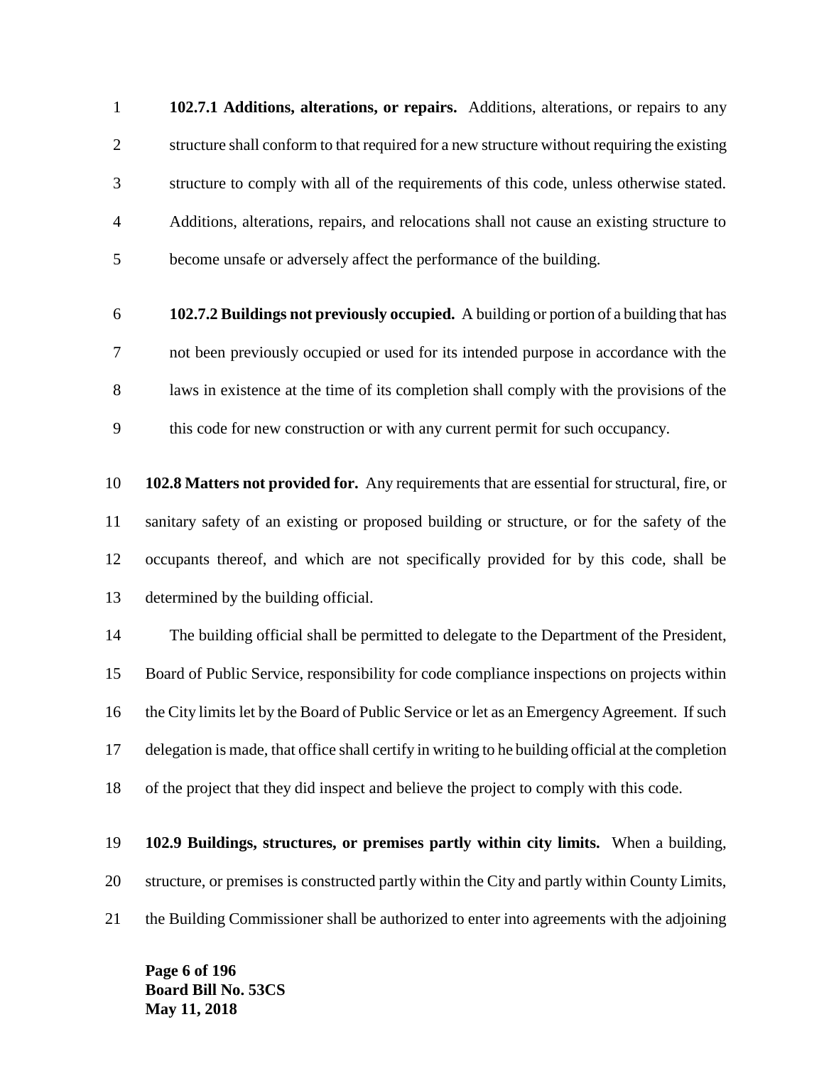**102.7.1 Additions, alterations, or repairs.** Additions, alterations, or repairs to any structure shall conform to that required for a new structure without requiring the existing structure to comply with all of the requirements of this code, unless otherwise stated. Additions, alterations, repairs, and relocations shall not cause an existing structure to become unsafe or adversely affect the performance of the building.

**102.7.2 Buildings not previously occupied.** A building or portion of a building that has not been previously occupied or used for its intended purpose in accordance with the laws in existence at the time of its completion shall comply with the provisions of the this code for new construction or with any current permit for such occupancy.

**102.8 Matters not provided for.** Any requirements that are essential for structural, fire, or sanitary safety of an existing or proposed building or structure, or for the safety of the occupants thereof, and which are not specifically provided for by this code, shall be determined by the building official.

The building official shall be permitted to delegate to the Department of the President, Board of Public Service, responsibility for code compliance inspections on projects within the City limits let by the Board of Public Service or let as an Emergency Agreement. If such delegation is made, that office shall certify in writing to he building official at the completion of the project that they did inspect and believe the project to comply with this code.

**102.9 Buildings, structures, or premises partly within city limits.** When a building, structure, or premises is constructed partly within the City and partly within County Limits, the Building Commissioner shall be authorized to enter into agreements with the adjoining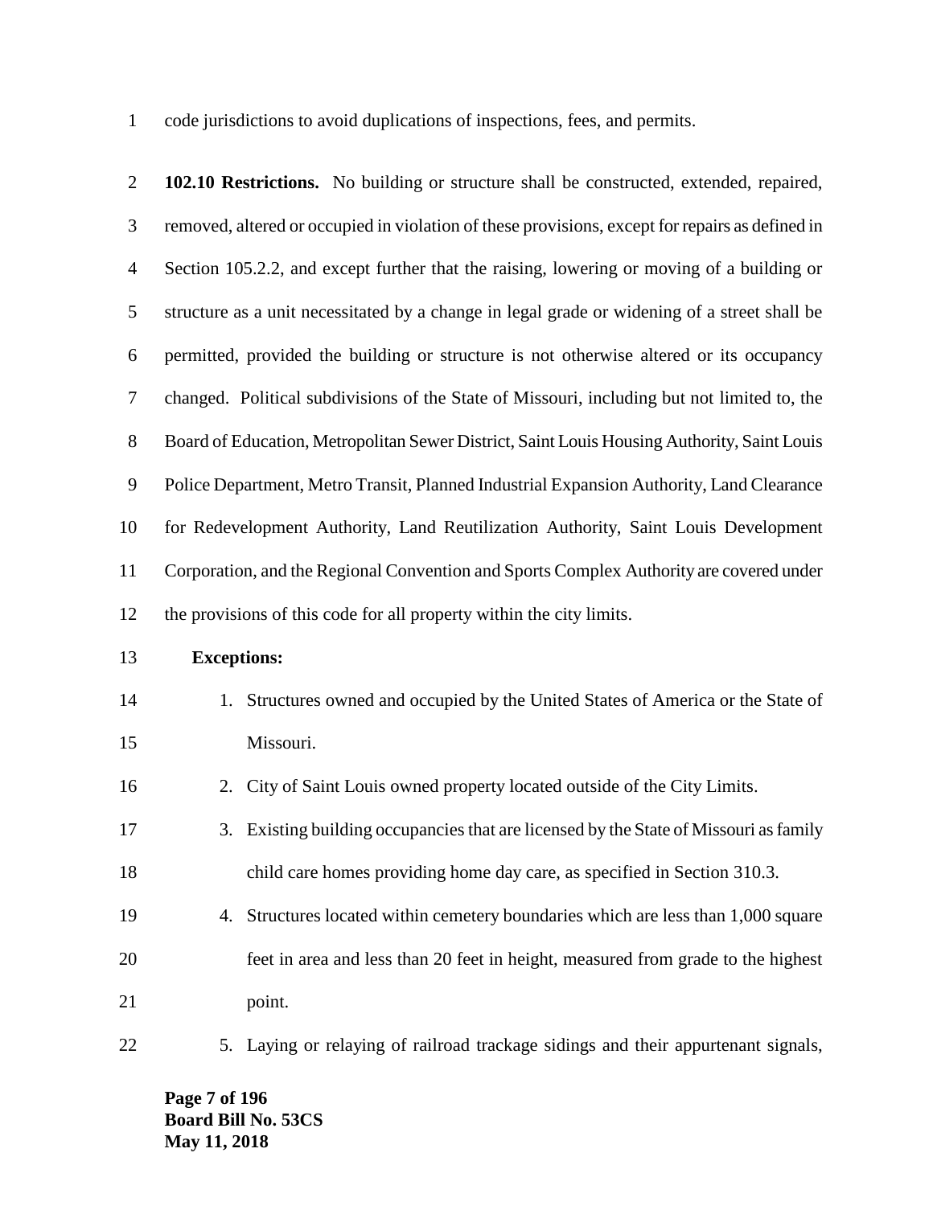code jurisdictions to avoid duplications of inspections, fees, and permits.

**102.10 Restrictions.** No building or structure shall be constructed, extended, repaired, removed, altered or occupied in violation of these provisions, except for repairs as defined in Section 105.2.2, and except further that the raising, lowering or moving of a building or structure as a unit necessitated by a change in legal grade or widening of a street shall be permitted, provided the building or structure is not otherwise altered or its occupancy changed. Political subdivisions of the State of Missouri, including but not limited to, the Board of Education, Metropolitan Sewer District, Saint Louis Housing Authority, Saint Louis Police Department, Metro Transit, Planned Industrial Expansion Authority, Land Clearance for Redevelopment Authority, Land Reutilization Authority, Saint Louis Development Corporation, and the Regional Convention and Sports Complex Authority are covered under the provisions of this code for all property within the city limits.

**Exceptions:**

1. Structures owned and occupied by the United States of America or the State of Missouri.
2. City of Saint Louis owned property located outside of the City Limits.
3. Existing building occupancies that are licensed by the State of Missouri as family child care homes providing home day care, as specified in Section 310.3.
4. Structures located within cemetery boundaries which are less than 1,000 square feet in area and less than 20 feet in height, measured from grade to the highest point.
5. Laying or relaying of railroad trackage sidings and their appurtenant signals,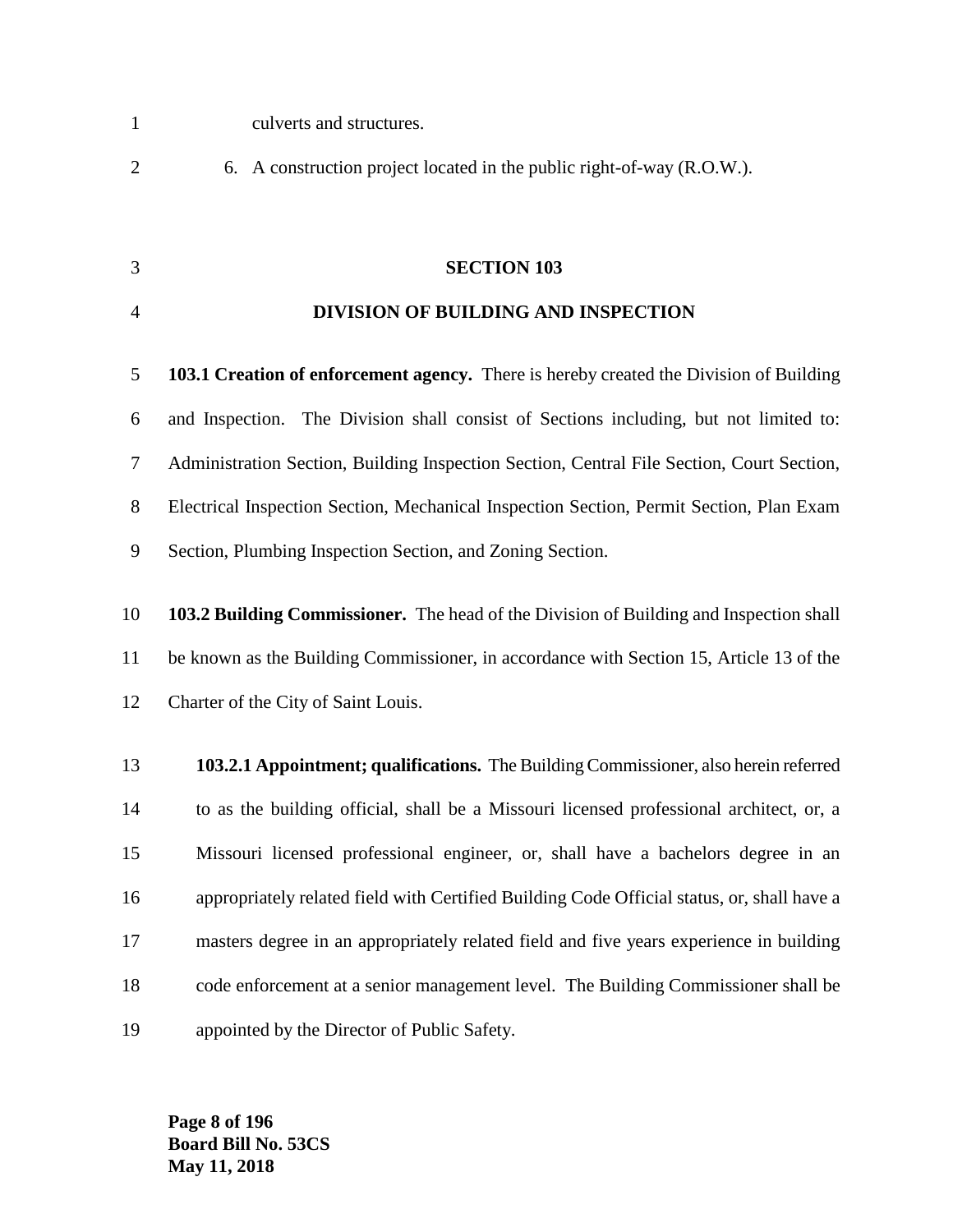culverts and structures.

6. A construction project located in the public right-of-way (R.O.W.).

## SECTION 103

## DIVISION OF BUILDING AND INSPECTION

**103.1 Creation of enforcement agency.** There is hereby created the Division of Building and Inspection. The Division shall consist of Sections including, but not limited to: Administration Section, Building Inspection Section, Central File Section, Court Section, Electrical Inspection Section, Mechanical Inspection Section, Permit Section, Plan Exam Section, Plumbing Inspection Section, and Zoning Section.

**103.2 Building Commissioner.** The head of the Division of Building and Inspection shall be known as the Building Commissioner, in accordance with Section 15, Article 13 of the Charter of the City of Saint Louis.

**103.2.1 Appointment; qualifications.** The Building Commissioner, also herein referred to as the building official, shall be a Missouri licensed professional architect, or, a Missouri licensed professional engineer, or, shall have a bachelors degree in an appropriately related field with Certified Building Code Official status, or, shall have a masters degree in an appropriately related field and five years experience in building code enforcement at a senior management level. The Building Commissioner shall be appointed by the Director of Public Safety.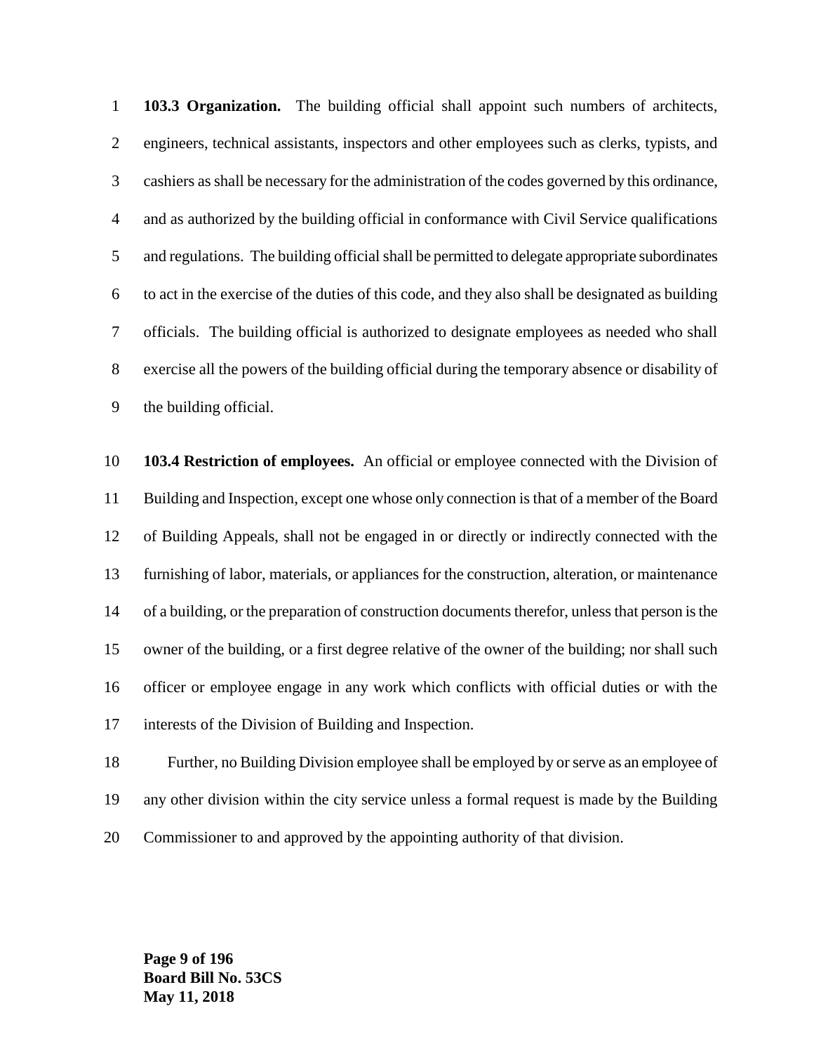**103.3 Organization.** The building official shall appoint such numbers of architects, engineers, technical assistants, inspectors and other employees such as clerks, typists, and cashiers as shall be necessary for the administration of the codes governed by this ordinance, and as authorized by the building official in conformance with Civil Service qualifications and regulations. The building official shall be permitted to delegate appropriate subordinates to act in the exercise of the duties of this code, and they also shall be designated as building officials. The building official is authorized to designate employees as needed who shall exercise all the powers of the building official during the temporary absence or disability of the building official.

**103.4 Restriction of employees.** An official or employee connected with the Division of Building and Inspection, except one whose only connection is that of a member of the Board of Building Appeals, shall not be engaged in or directly or indirectly connected with the furnishing of labor, materials, or appliances for the construction, alteration, or maintenance of a building, or the preparation of construction documents therefor, unless that person is the owner of the building, or a first degree relative of the owner of the building; nor shall such officer or employee engage in any work which conflicts with official duties or with the interests of the Division of Building and Inspection.

Further, no Building Division employee shall be employed by or serve as an employee of any other division within the city service unless a formal request is made by the Building Commissioner to and approved by the appointing authority of that division.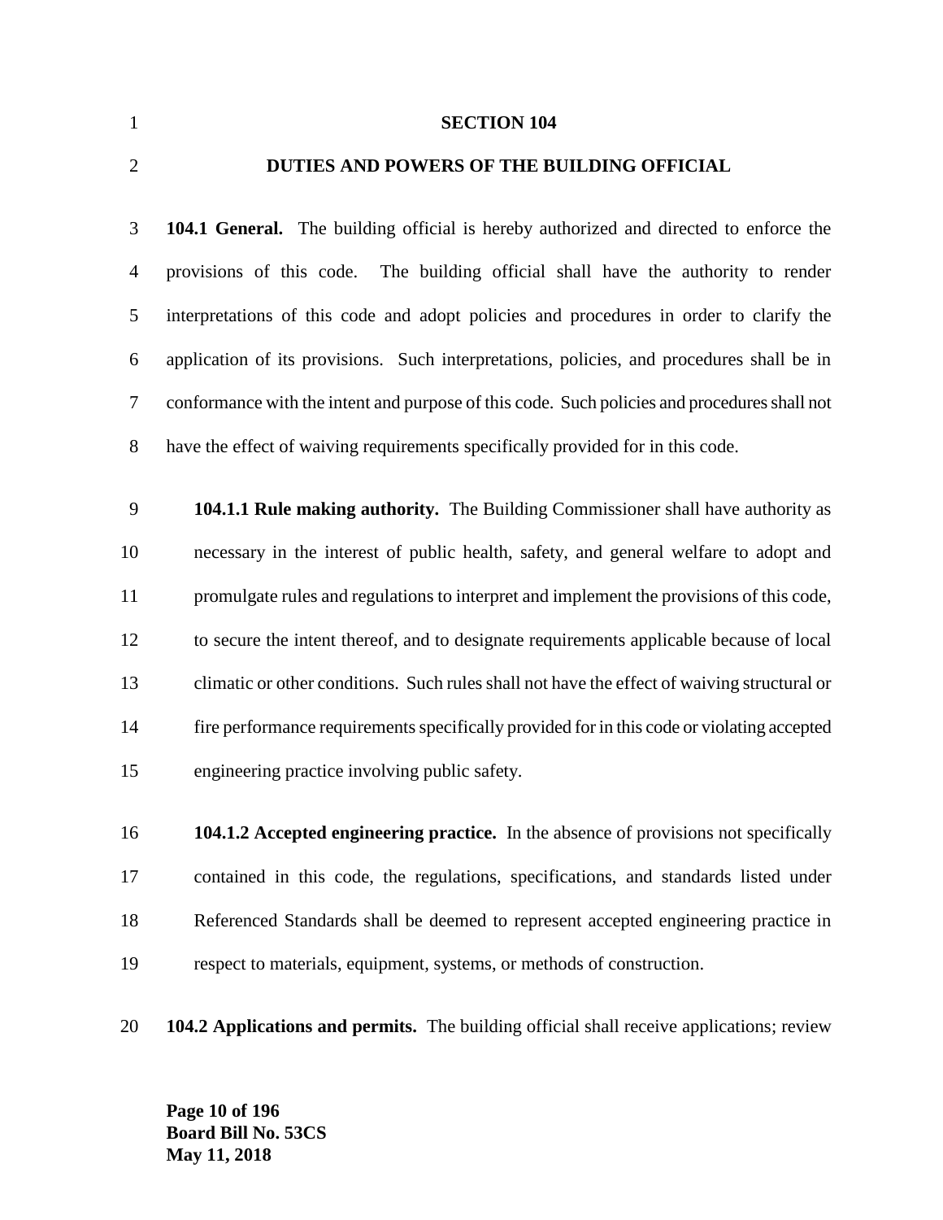# SECTION 104

## DUTIES AND POWERS OF THE BUILDING OFFICIAL

**104.1 General.** The building official is hereby authorized and directed to enforce the provisions of this code. The building official shall have the authority to render interpretations of this code and adopt policies and procedures in order to clarify the application of its provisions. Such interpretations, policies, and procedures shall be in conformance with the intent and purpose of this code. Such policies and procedures shall not have the effect of waiving requirements specifically provided for in this code.

**104.1.1 Rule making authority.** The Building Commissioner shall have authority as necessary in the interest of public health, safety, and general welfare to adopt and promulgate rules and regulations to interpret and implement the provisions of this code, to secure the intent thereof, and to designate requirements applicable because of local climatic or other conditions. Such rules shall not have the effect of waiving structural or fire performance requirements specifically provided for in this code or violating accepted engineering practice involving public safety.

**104.1.2 Accepted engineering practice.** In the absence of provisions not specifically contained in this code, the regulations, specifications, and standards listed under Referenced Standards shall be deemed to represent accepted engineering practice in respect to materials, equipment, systems, or methods of construction.

**104.2 Applications and permits.** The building official shall receive applications; review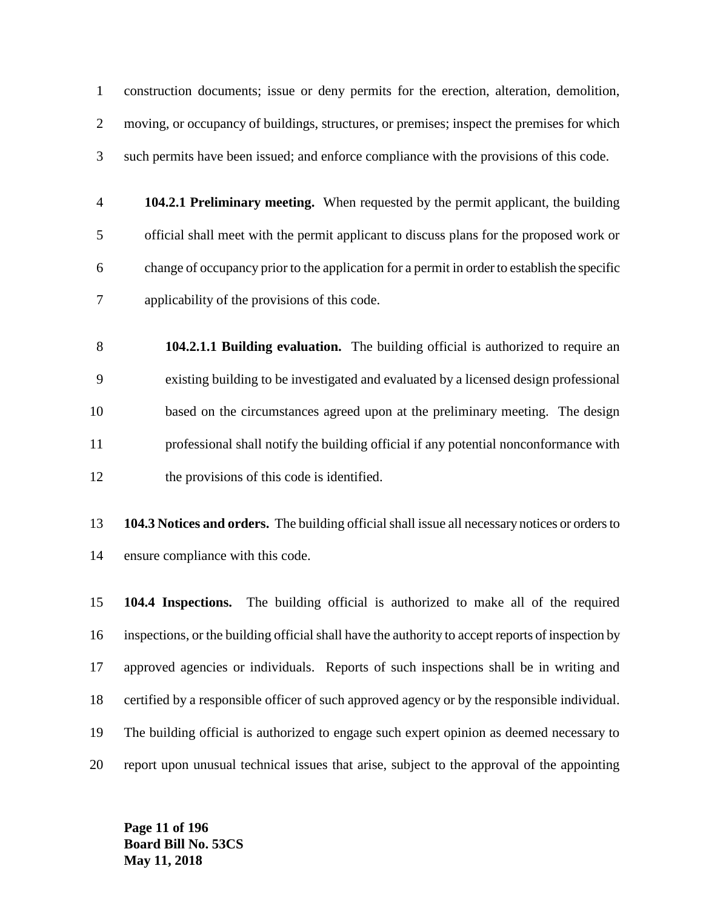construction documents; issue or deny permits for the erection, alteration, demolition, moving, or occupancy of buildings, structures, or premises; inspect the premises for which such permits have been issued; and enforce compliance with the provisions of this code.

**104.2.1 Preliminary meeting.** When requested by the permit applicant, the building official shall meet with the permit applicant to discuss plans for the proposed work or change of occupancy prior to the application for a permit in order to establish the specific applicability of the provisions of this code.

**104.2.1.1 Building evaluation.** The building official is authorized to require an existing building to be investigated and evaluated by a licensed design professional based on the circumstances agreed upon at the preliminary meeting. The design professional shall notify the building official if any potential nonconformance with the provisions of this code is identified.

**104.3 Notices and orders.** The building official shall issue all necessary notices or orders to ensure compliance with this code.

**104.4 Inspections.** The building official is authorized to make all of the required inspections, or the building official shall have the authority to accept reports of inspection by approved agencies or individuals. Reports of such inspections shall be in writing and certified by a responsible officer of such approved agency or by the responsible individual. The building official is authorized to engage such expert opinion as deemed necessary to report upon unusual technical issues that arise, subject to the approval of the appointing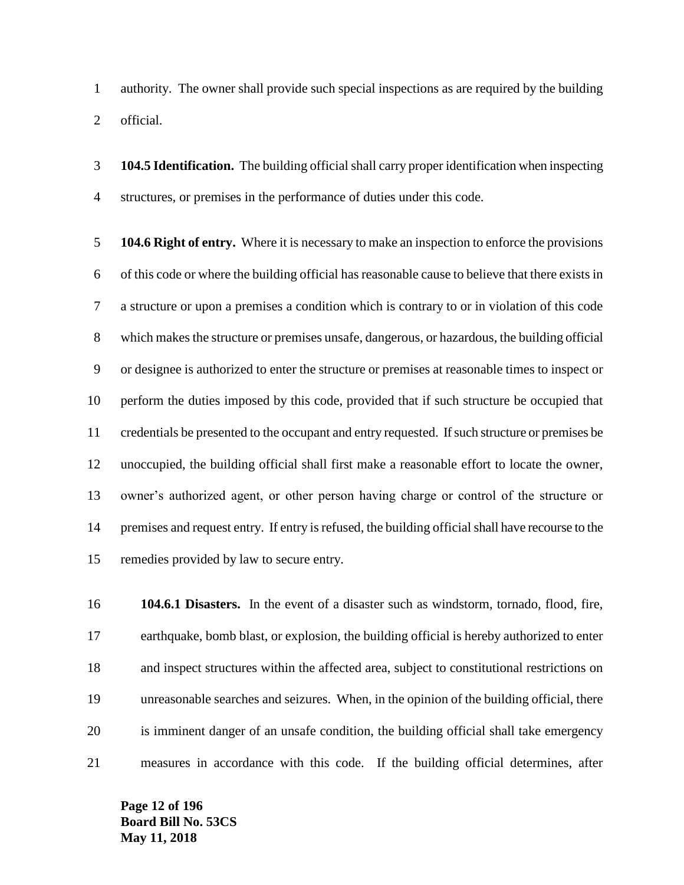authority. The owner shall provide such special inspections as are required by the building official.

**104.5 Identification.** The building official shall carry proper identification when inspecting structures, or premises in the performance of duties under this code.

**104.6 Right of entry.** Where it is necessary to make an inspection to enforce the provisions of this code or where the building official has reasonable cause to believe that there exists in a structure or upon a premises a condition which is contrary to or in violation of this code which makes the structure or premises unsafe, dangerous, or hazardous, the building official or designee is authorized to enter the structure or premises at reasonable times to inspect or perform the duties imposed by this code, provided that if such structure be occupied that credentials be presented to the occupant and entry requested. If such structure or premises be unoccupied, the building official shall first make a reasonable effort to locate the owner, owner's authorized agent, or other person having charge or control of the structure or premises and request entry. If entry is refused, the building official shall have recourse to the remedies provided by law to secure entry.

**104.6.1 Disasters.** In the event of a disaster such as windstorm, tornado, flood, fire, earthquake, bomb blast, or explosion, the building official is hereby authorized to enter and inspect structures within the affected area, subject to constitutional restrictions on unreasonable searches and seizures. When, in the opinion of the building official, there is imminent danger of an unsafe condition, the building official shall take emergency measures in accordance with this code. If the building official determines, after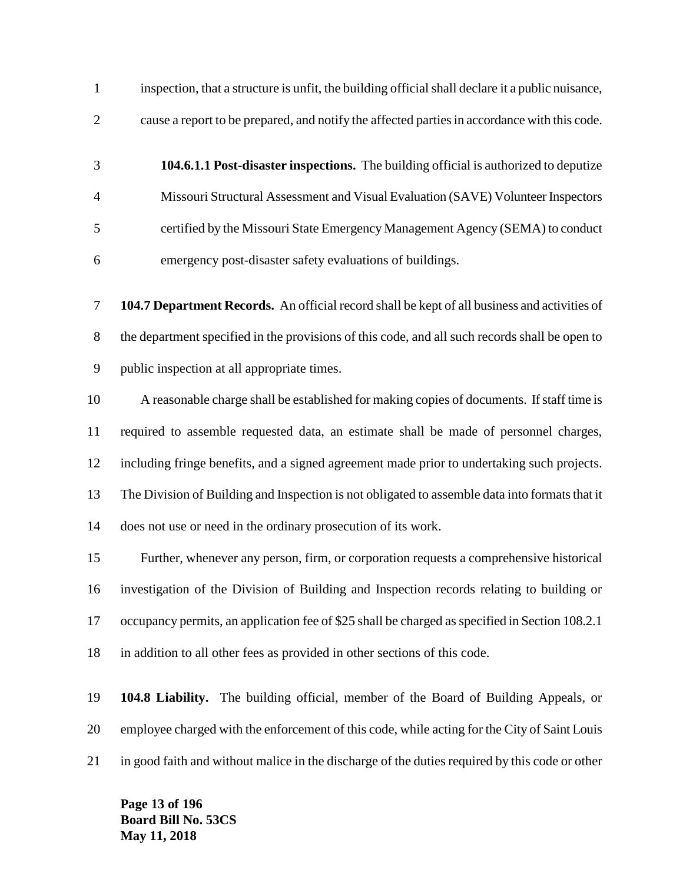inspection, that a structure is unfit, the building official shall declare it a public nuisance, cause a report to be prepared, and notify the affected parties in accordance with this code.

**104.6.1.1 Post-disaster inspections.** The building official is authorized to deputize Missouri Structural Assessment and Visual Evaluation (SAVE) Volunteer Inspectors certified by the Missouri State Emergency Management Agency (SEMA) to conduct emergency post-disaster safety evaluations of buildings.

**104.7 Department Records.** An official record shall be kept of all business and activities of the department specified in the provisions of this code, and all such records shall be open to public inspection at all appropriate times.

A reasonable charge shall be established for making copies of documents. If staff time is required to assemble requested data, an estimate shall be made of personnel charges, including fringe benefits, and a signed agreement made prior to undertaking such projects. The Division of Building and Inspection is not obligated to assemble data into formats that it does not use or need in the ordinary prosecution of its work.

Further, whenever any person, firm, or corporation requests a comprehensive historical investigation of the Division of Building and Inspection records relating to building or occupancy permits, an application fee of $25 shall be charged as specified in Section 108.2.1 in addition to all other fees as provided in other sections of this code.

**104.8 Liability.** The building official, member of the Board of Building Appeals, or employee charged with the enforcement of this code, while acting for the City of Saint Louis in good faith and without malice in the discharge of the duties required by this code or other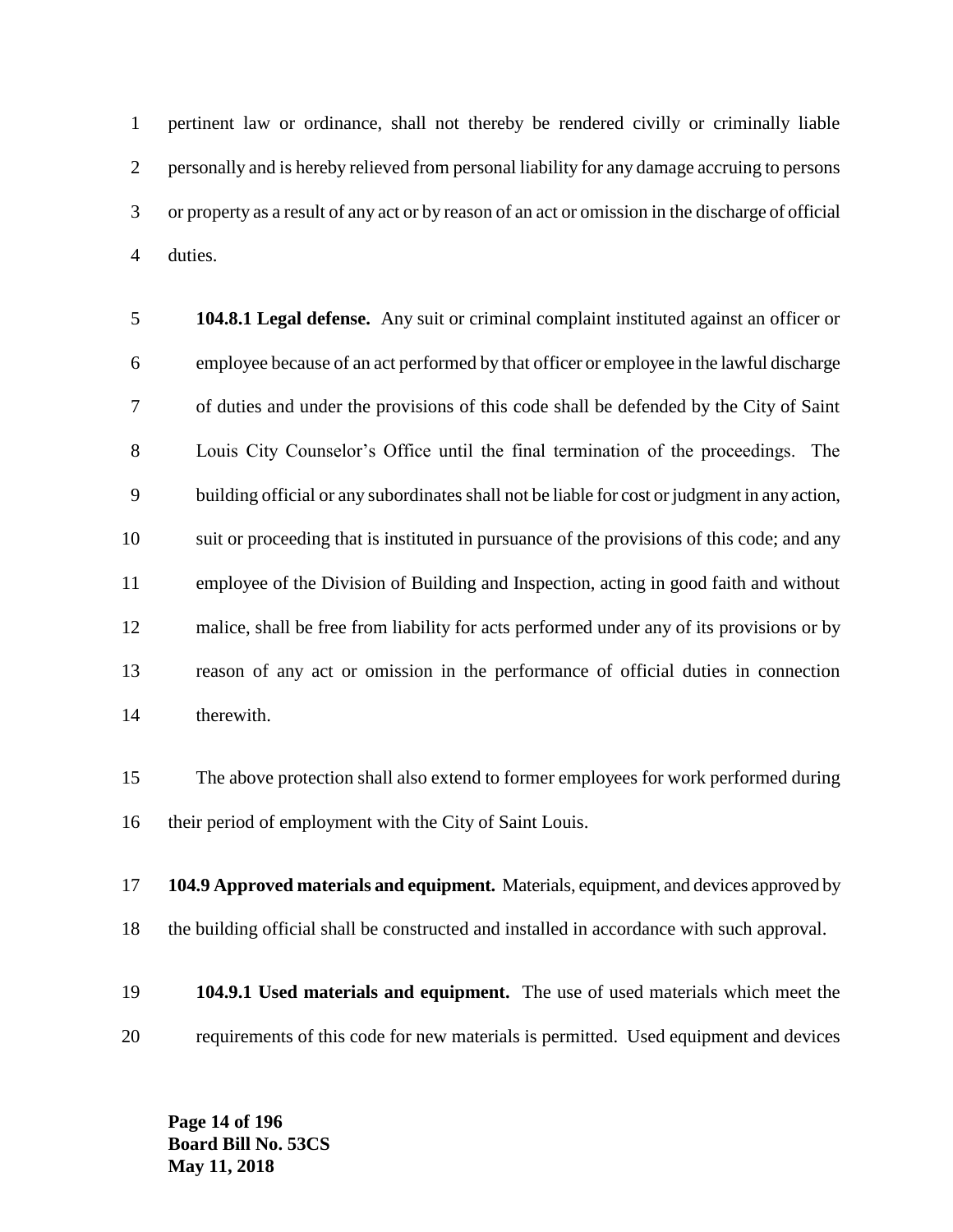pertinent law or ordinance, shall not thereby be rendered civilly or criminally liable personally and is hereby relieved from personal liability for any damage accruing to persons or property as a result of any act or by reason of an act or omission in the discharge of official duties.

**104.8.1 Legal defense.** Any suit or criminal complaint instituted against an officer or employee because of an act performed by that officer or employee in the lawful discharge of duties and under the provisions of this code shall be defended by the City of Saint Louis City Counselor's Office until the final termination of the proceedings. The building official or any subordinates shall not be liable for cost or judgment in any action, suit or proceeding that is instituted in pursuance of the provisions of this code; and any employee of the Division of Building and Inspection, acting in good faith and without malice, shall be free from liability for acts performed under any of its provisions or by reason of any act or omission in the performance of official duties in connection therewith.

The above protection shall also extend to former employees for work performed during their period of employment with the City of Saint Louis.

**104.9 Approved materials and equipment.** Materials, equipment, and devices approved by the building official shall be constructed and installed in accordance with such approval.

**104.9.1 Used materials and equipment.** The use of used materials which meet the requirements of this code for new materials is permitted. Used equipment and devices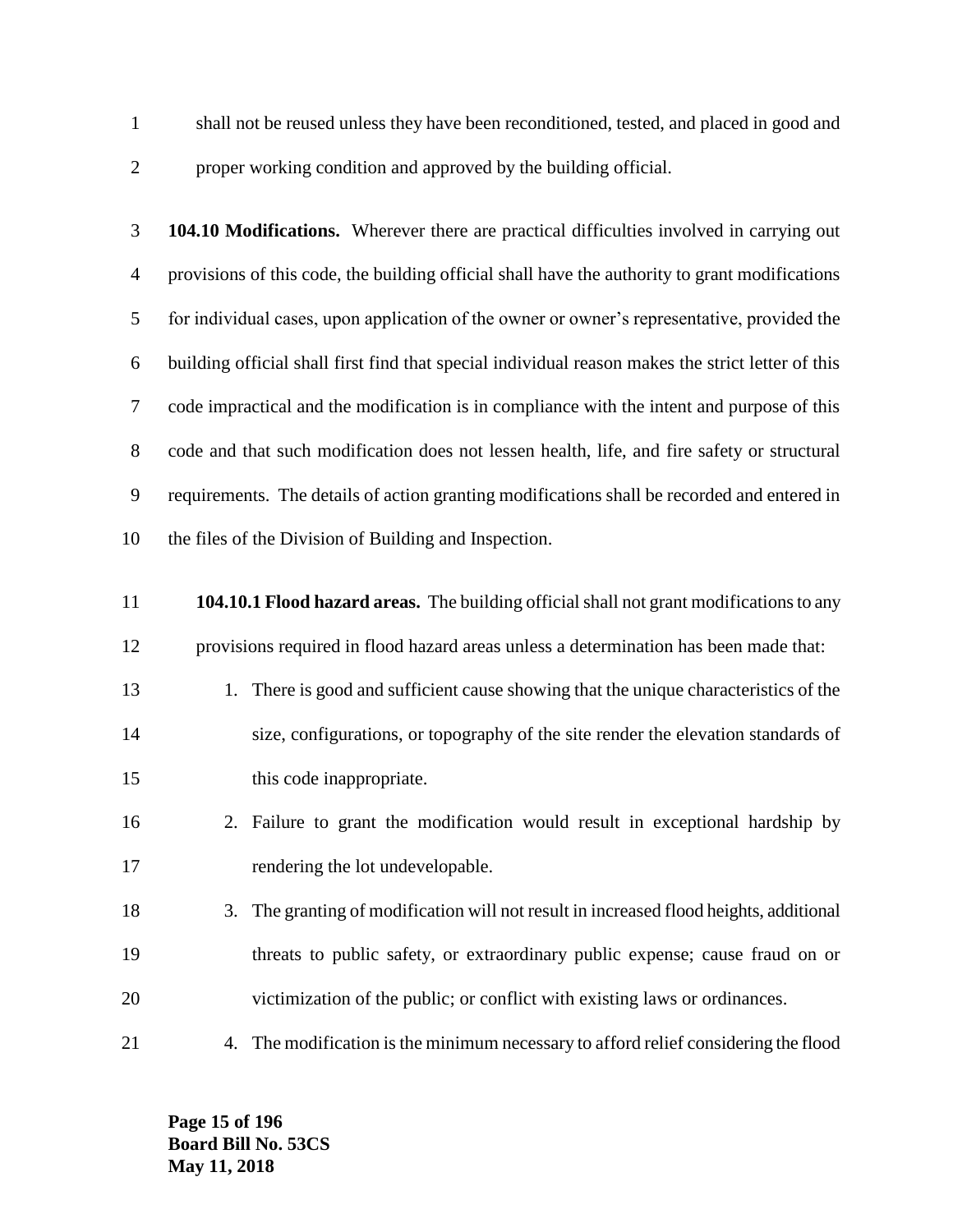shall not be reused unless they have been reconditioned, tested, and placed in good and proper working condition and approved by the building official.

**104.10 Modifications.** Wherever there are practical difficulties involved in carrying out provisions of this code, the building official shall have the authority to grant modifications for individual cases, upon application of the owner or owner's representative, provided the building official shall first find that special individual reason makes the strict letter of this code impractical and the modification is in compliance with the intent and purpose of this code and that such modification does not lessen health, life, and fire safety or structural requirements. The details of action granting modifications shall be recorded and entered in the files of the Division of Building and Inspection.

**104.10.1 Flood hazard areas.** The building official shall not grant modifications to any provisions required in flood hazard areas unless a determination has been made that:

1. There is good and sufficient cause showing that the unique characteristics of the size, configurations, or topography of the site render the elevation standards of this code inappropriate.
2. Failure to grant the modification would result in exceptional hardship by rendering the lot undevelopable.
3. The granting of modification will not result in increased flood heights, additional threats to public safety, or extraordinary public expense; cause fraud on or victimization of the public; or conflict with existing laws or ordinances.
4. The modification is the minimum necessary to afford relief considering the flood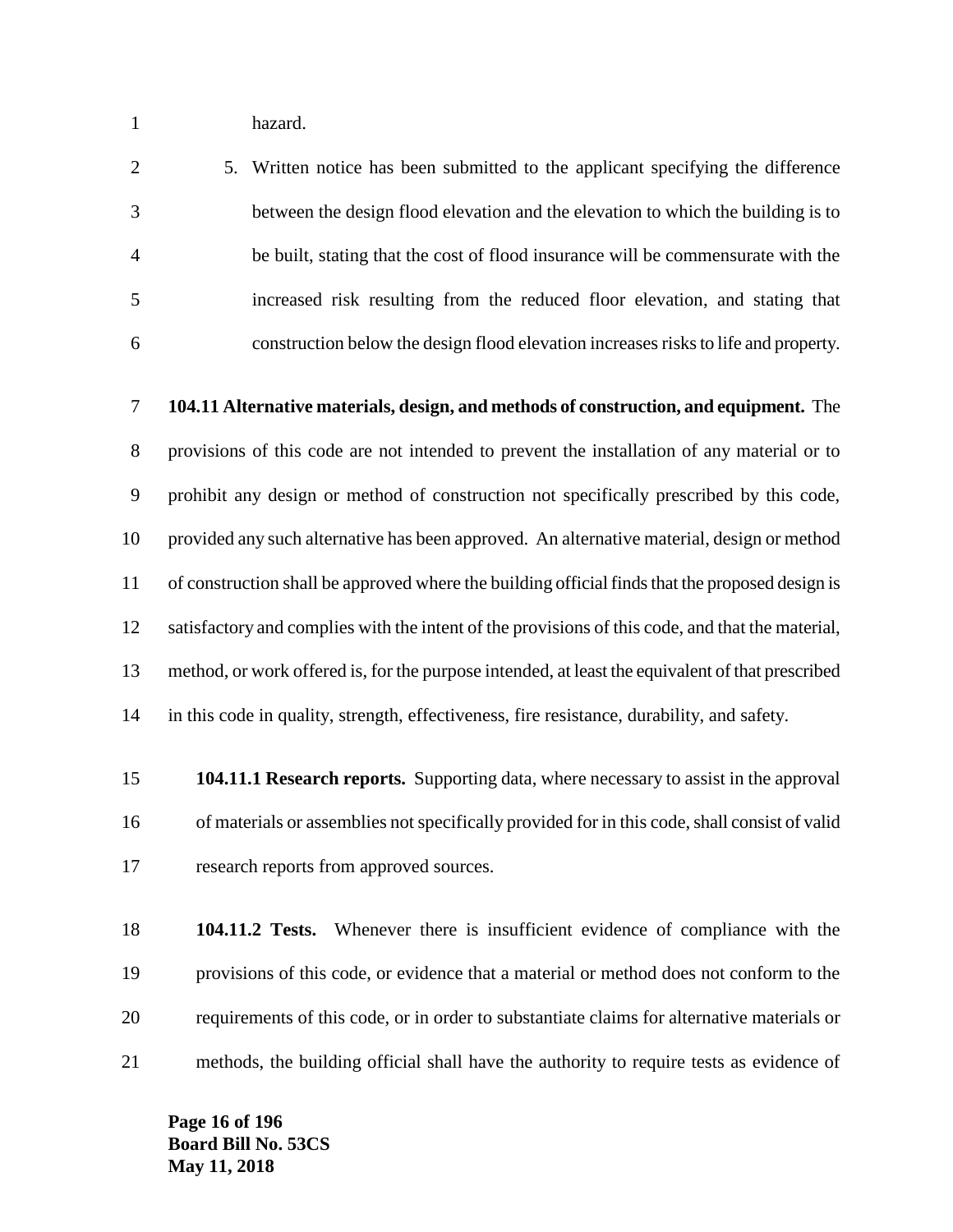hazard.

5. Written notice has been submitted to the applicant specifying the difference between the design flood elevation and the elevation to which the building is to be built, stating that the cost of flood insurance will be commensurate with the increased risk resulting from the reduced floor elevation, and stating that construction below the design flood elevation increases risks to life and property.

**104.11 Alternative materials, design, and methods of construction, and equipment.** The provisions of this code are not intended to prevent the installation of any material or to prohibit any design or method of construction not specifically prescribed by this code, provided any such alternative has been approved. An alternative material, design or method of construction shall be approved where the building official finds that the proposed design is satisfactory and complies with the intent of the provisions of this code, and that the material, method, or work offered is, for the purpose intended, at least the equivalent of that prescribed in this code in quality, strength, effectiveness, fire resistance, durability, and safety.

**104.11.1 Research reports.** Supporting data, where necessary to assist in the approval of materials or assemblies not specifically provided for in this code, shall consist of valid research reports from approved sources.

**104.11.2 Tests.** Whenever there is insufficient evidence of compliance with the provisions of this code, or evidence that a material or method does not conform to the requirements of this code, or in order to substantiate claims for alternative materials or methods, the building official shall have the authority to require tests as evidence of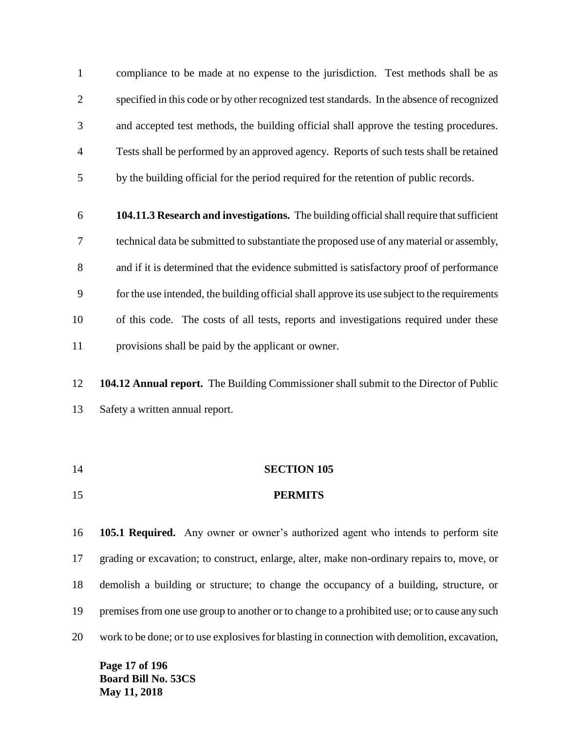compliance to be made at no expense to the jurisdiction. Test methods shall be as specified in this code or by other recognized test standards. In the absence of recognized and accepted test methods, the building official shall approve the testing procedures. Tests shall be performed by an approved agency. Reports of such tests shall be retained by the building official for the period required for the retention of public records.

**104.11.3 Research and investigations.** The building official shall require that sufficient technical data be submitted to substantiate the proposed use of any material or assembly, and if it is determined that the evidence submitted is satisfactory proof of performance for the use intended, the building official shall approve its use subject to the requirements of this code. The costs of all tests, reports and investigations required under these provisions shall be paid by the applicant or owner.

**104.12 Annual report.** The Building Commissioner shall submit to the Director of Public Safety a written annual report.

## SECTION 105

## PERMITS

**105.1 Required.** Any owner or owner's authorized agent who intends to perform site grading or excavation; to construct, enlarge, alter, make non-ordinary repairs to, move, or demolish a building or structure; to change the occupancy of a building, structure, or premises from one use group to another or to change to a prohibited use; or to cause any such work to be done; or to use explosives for blasting in connection with demolition, excavation,

**Board Bill No. 53CS**
**May 11, 2018**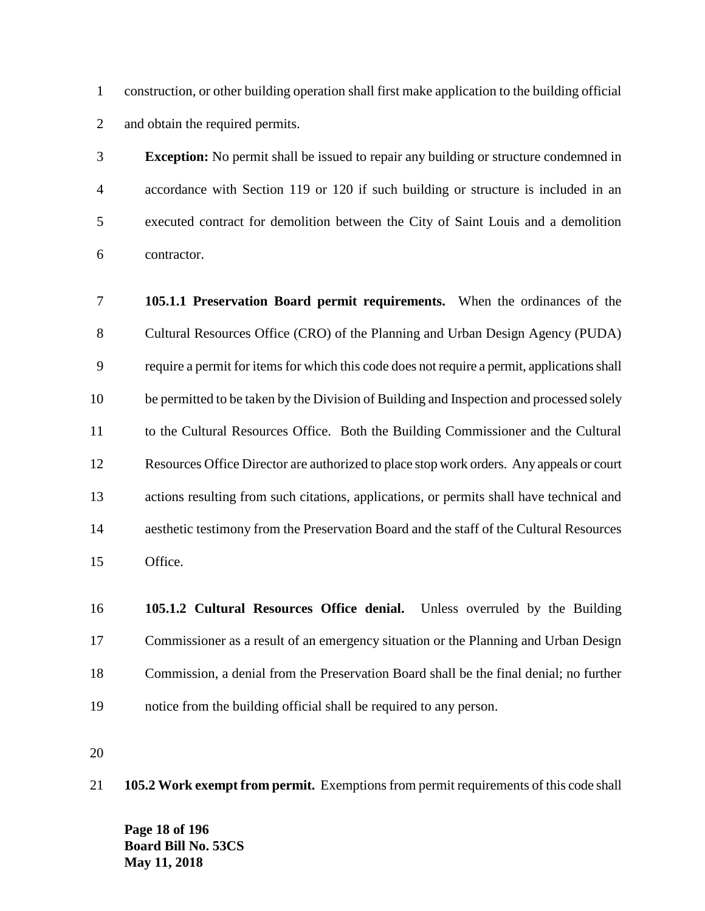construction, or other building operation shall first make application to the building official and obtain the required permits.

**Exception:** No permit shall be issued to repair any building or structure condemned in accordance with Section 119 or 120 if such building or structure is included in an executed contract for demolition between the City of Saint Louis and a demolition contractor.

**105.1.1 Preservation Board permit requirements.** When the ordinances of the Cultural Resources Office (CRO) of the Planning and Urban Design Agency (PUDA) require a permit for items for which this code does not require a permit, applications shall be permitted to be taken by the Division of Building and Inspection and processed solely to the Cultural Resources Office. Both the Building Commissioner and the Cultural Resources Office Director are authorized to place stop work orders. Any appeals or court actions resulting from such citations, applications, or permits shall have technical and aesthetic testimony from the Preservation Board and the staff of the Cultural Resources Office.

**105.1.2 Cultural Resources Office denial.** Unless overruled by the Building Commissioner as a result of an emergency situation or the Planning and Urban Design Commission, a denial from the Preservation Board shall be the final denial; no further notice from the building official shall be required to any person.

**105.2 Work exempt from permit.** Exemptions from permit requirements of this code shall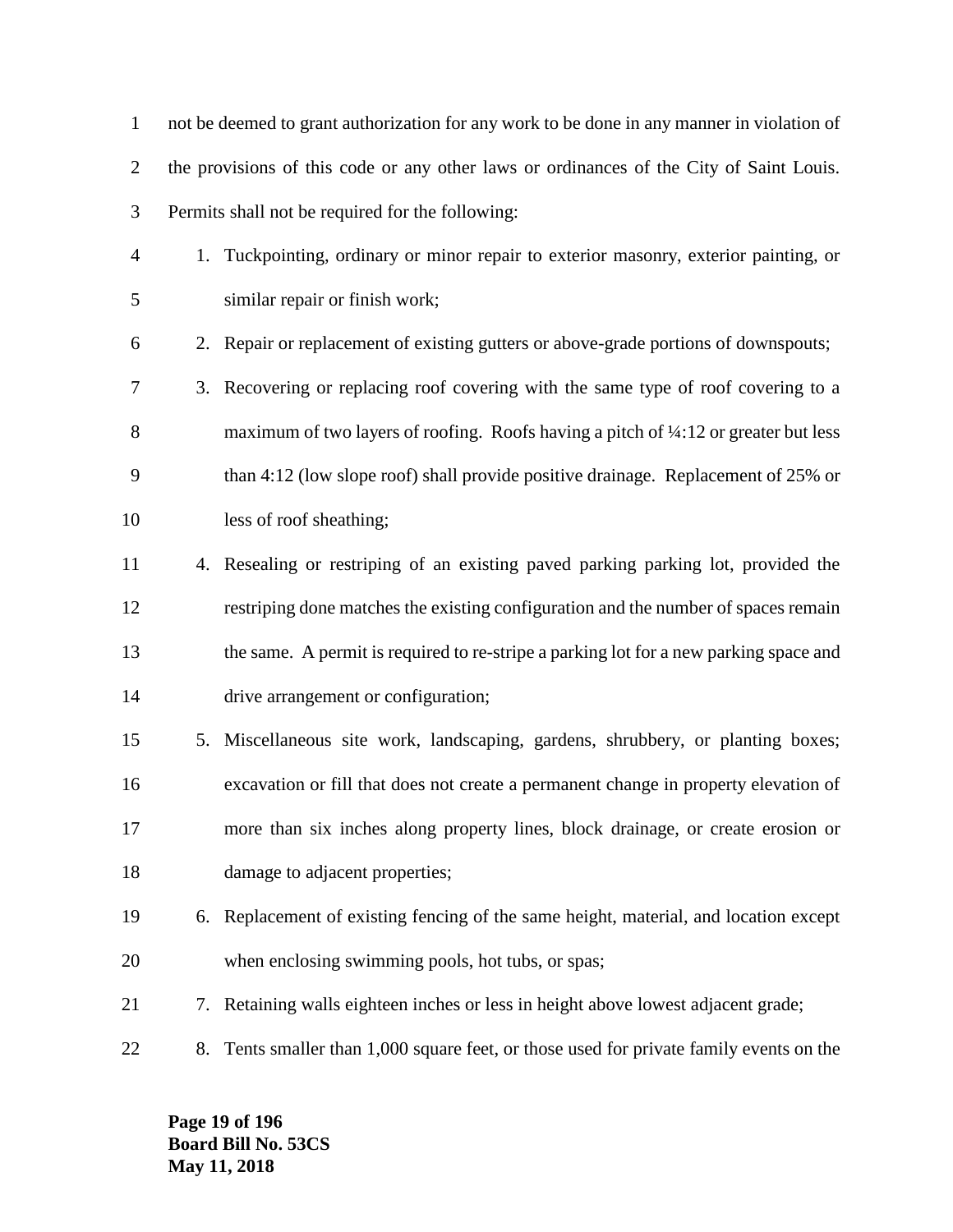not be deemed to grant authorization for any work to be done in any manner in violation of the provisions of this code or any other laws or ordinances of the City of Saint Louis. Permits shall not be required for the following:

1. Tuckpointing, ordinary or minor repair to exterior masonry, exterior painting, or similar repair or finish work;
2. Repair or replacement of existing gutters or above-grade portions of downspouts;
3. Recovering or replacing roof covering with the same type of roof covering to a maximum of two layers of roofing. Roofs having a pitch of ¼:12 or greater but less than 4:12 (low slope roof) shall provide positive drainage. Replacement of 25% or less of roof sheathing;
4. Resealing or restriping of an existing paved parking parking lot, provided the restriping done matches the existing configuration and the number of spaces remain the same. A permit is required to re-stripe a parking lot for a new parking space and drive arrangement or configuration;
5. Miscellaneous site work, landscaping, gardens, shrubbery, or planting boxes; excavation or fill that does not create a permanent change in property elevation of more than six inches along property lines, block drainage, or create erosion or damage to adjacent properties;
6. Replacement of existing fencing of the same height, material, and location except when enclosing swimming pools, hot tubs, or spas;
7. Retaining walls eighteen inches or less in height above lowest adjacent grade;
8. Tents smaller than 1,000 square feet, or those used for private family events on the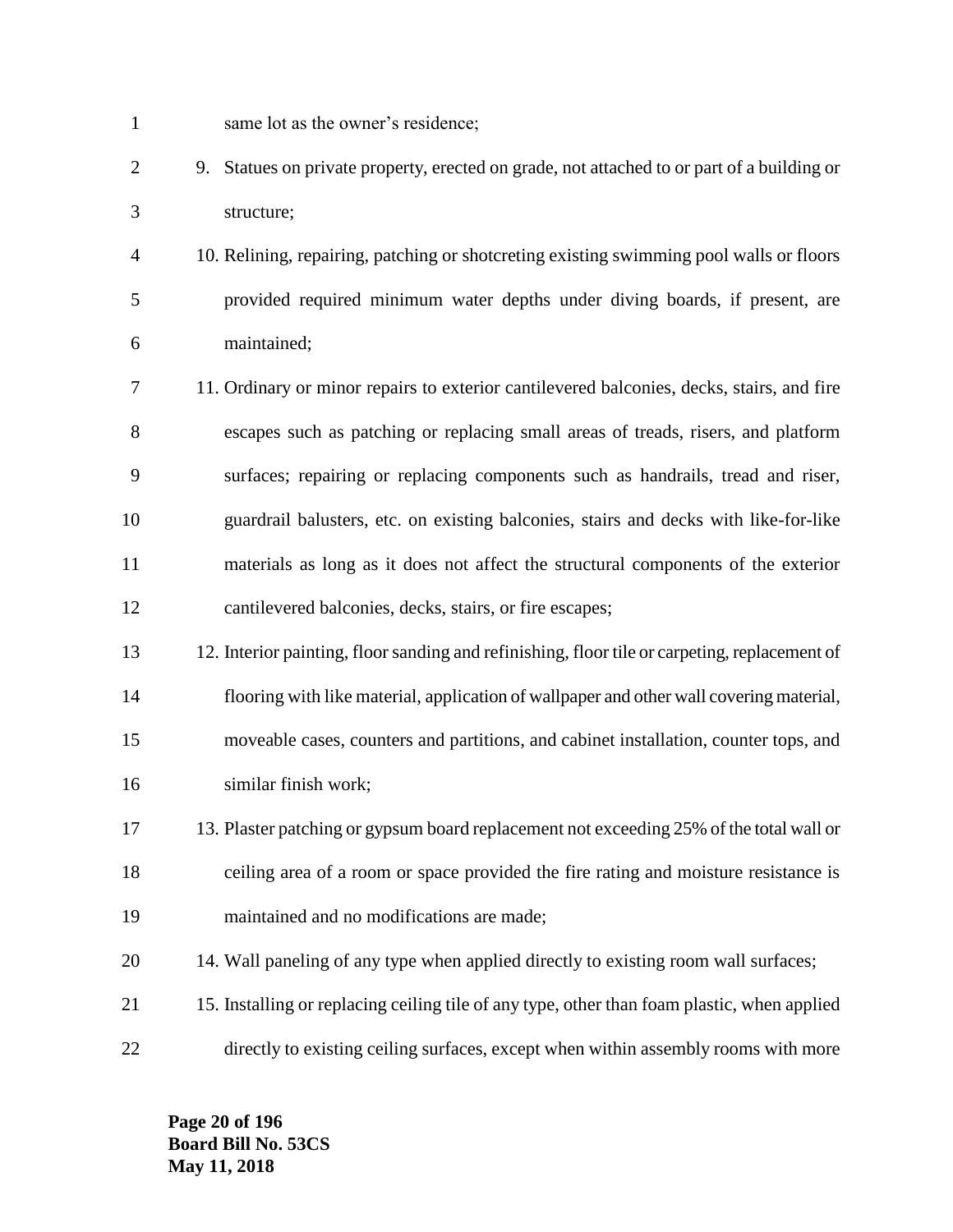same lot as the owner's residence;

9. Statues on private property, erected on grade, not attached to or part of a building or structure;
10. Relining, repairing, patching or shotcreting existing swimming pool walls or floors provided required minimum water depths under diving boards, if present, are maintained;
11. Ordinary or minor repairs to exterior cantilevered balconies, decks, stairs, and fire escapes such as patching or replacing small areas of treads, risers, and platform surfaces; repairing or replacing components such as handrails, tread and riser, guardrail balusters, etc. on existing balconies, stairs and decks with like-for-like materials as long as it does not affect the structural components of the exterior cantilevered balconies, decks, stairs, or fire escapes;
12. Interior painting, floor sanding and refinishing, floor tile or carpeting, replacement of flooring with like material, application of wallpaper and other wall covering material, moveable cases, counters and partitions, and cabinet installation, counter tops, and similar finish work;
13. Plaster patching or gypsum board replacement not exceeding 25% of the total wall or ceiling area of a room or space provided the fire rating and moisture resistance is maintained and no modifications are made;
14. Wall paneling of any type when applied directly to existing room wall surfaces;
15. Installing or replacing ceiling tile of any type, other than foam plastic, when applied directly to existing ceiling surfaces, except when within assembly rooms with more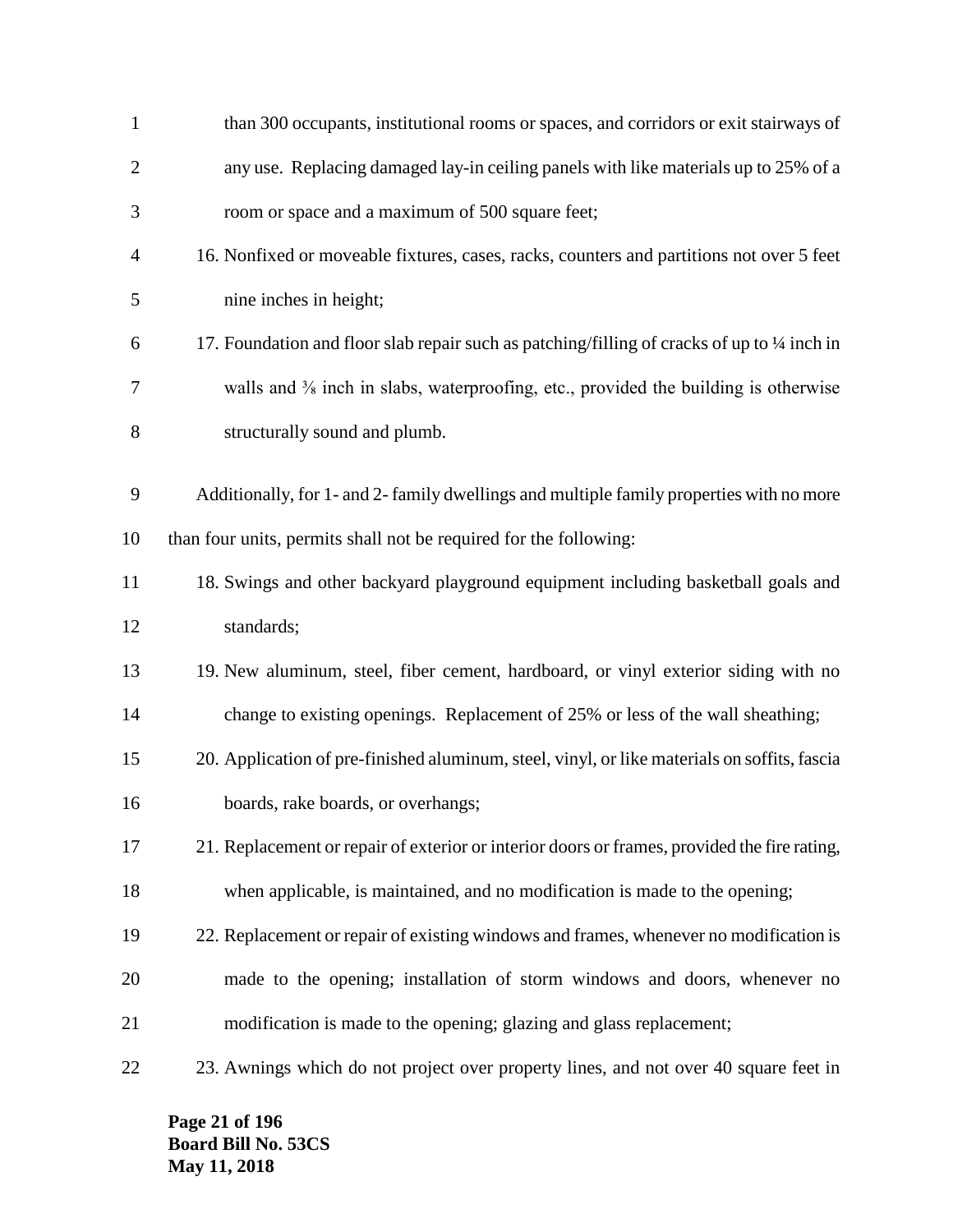than 300 occupants, institutional rooms or spaces, and corridors or exit stairways of any use. Replacing damaged lay-in ceiling panels with like materials up to 25% of a room or space and a maximum of 500 square feet;

16. Nonfixed or moveable fixtures, cases, racks, counters and partitions not over 5 feet nine inches in height;
17. Foundation and floor slab repair such as patching/filling of cracks of up to ¼ inch in walls and ⅜ inch in slabs, waterproofing, etc., provided the building is otherwise structurally sound and plumb.

Additionally, for 1- and 2- family dwellings and multiple family properties with no more than four units, permits shall not be required for the following:

18. Swings and other backyard playground equipment including basketball goals and standards;
19. New aluminum, steel, fiber cement, hardboard, or vinyl exterior siding with no change to existing openings. Replacement of 25% or less of the wall sheathing;
20. Application of pre-finished aluminum, steel, vinyl, or like materials on soffits, fascia boards, rake boards, or overhangs;
21. Replacement or repair of exterior or interior doors or frames, provided the fire rating, when applicable, is maintained, and no modification is made to the opening;
22. Replacement or repair of existing windows and frames, whenever no modification is made to the opening; installation of storm windows and doors, whenever no modification is made to the opening; glazing and glass replacement;
23. Awnings which do not project over property lines, and not over 40 square feet in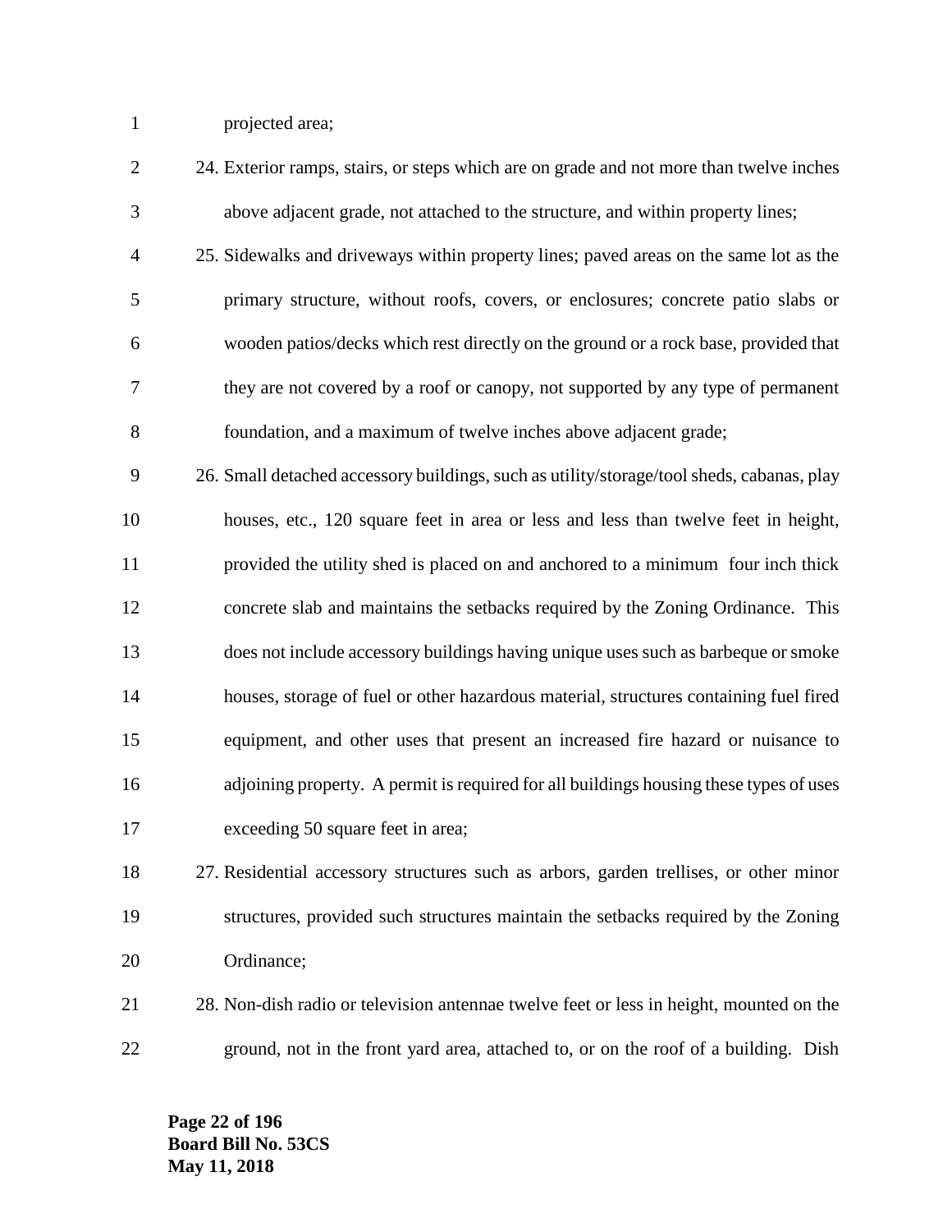projected area;

24. Exterior ramps, stairs, or steps which are on grade and not more than twelve inches above adjacent grade, not attached to the structure, and within property lines;
25. Sidewalks and driveways within property lines; paved areas on the same lot as the primary structure, without roofs, covers, or enclosures; concrete patio slabs or wooden patios/decks which rest directly on the ground or a rock base, provided that they are not covered by a roof or canopy, not supported by any type of permanent foundation, and a maximum of twelve inches above adjacent grade;
26. Small detached accessory buildings, such as utility/storage/tool sheds, cabanas, play houses, etc., 120 square feet in area or less and less than twelve feet in height, provided the utility shed is placed on and anchored to a minimum four inch thick concrete slab and maintains the setbacks required by the Zoning Ordinance. This does not include accessory buildings having unique uses such as barbeque or smoke houses, storage of fuel or other hazardous material, structures containing fuel fired equipment, and other uses that present an increased fire hazard or nuisance to adjoining property. A permit is required for all buildings housing these types of uses exceeding 50 square feet in area;
27. Residential accessory structures such as arbors, garden trellises, or other minor structures, provided such structures maintain the setbacks required by the Zoning Ordinance;
28. Non-dish radio or television antennae twelve feet or less in height, mounted on the ground, not in the front yard area, attached to, or on the roof of a building. Dish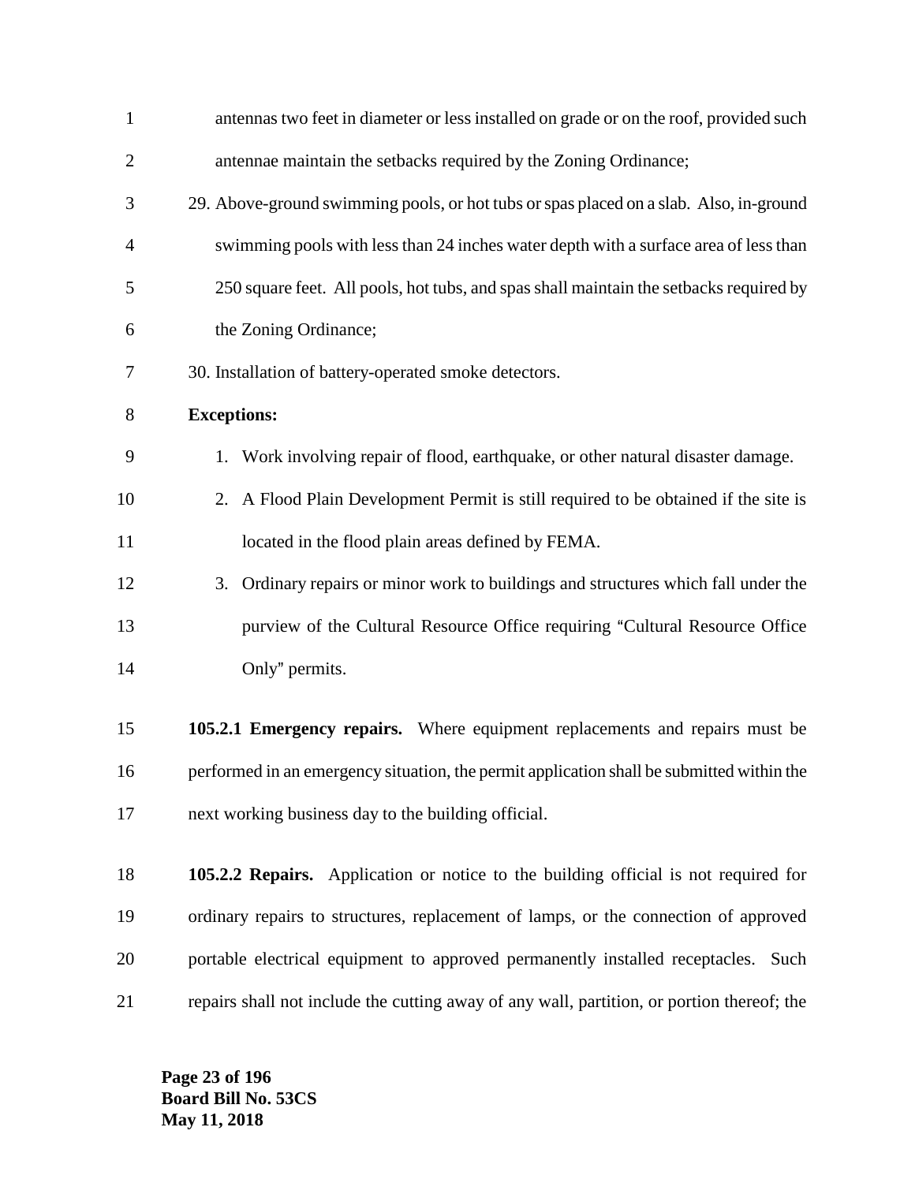antennas two feet in diameter or less installed on grade or on the roof, provided such antennae maintain the setbacks required by the Zoning Ordinance;

29. Above-ground swimming pools, or hot tubs or spas placed on a slab. Also, in-ground swimming pools with less than 24 inches water depth with a surface area of less than 250 square feet. All pools, hot tubs, and spas shall maintain the setbacks required by the Zoning Ordinance;
30. Installation of battery-operated smoke detectors.

**Exceptions:**

1. Work involving repair of flood, earthquake, or other natural disaster damage.
2. A Flood Plain Development Permit is still required to be obtained if the site is located in the flood plain areas defined by FEMA.
3. Ordinary repairs or minor work to buildings and structures which fall under the purview of the Cultural Resource Office requiring "Cultural Resource Office Only" permits.

**105.2.1 Emergency repairs.** Where equipment replacements and repairs must be performed in an emergency situation, the permit application shall be submitted within the next working business day to the building official.

**105.2.2 Repairs.** Application or notice to the building official is not required for ordinary repairs to structures, replacement of lamps, or the connection of approved portable electrical equipment to approved permanently installed receptacles. Such repairs shall not include the cutting away of any wall, partition, or portion thereof; the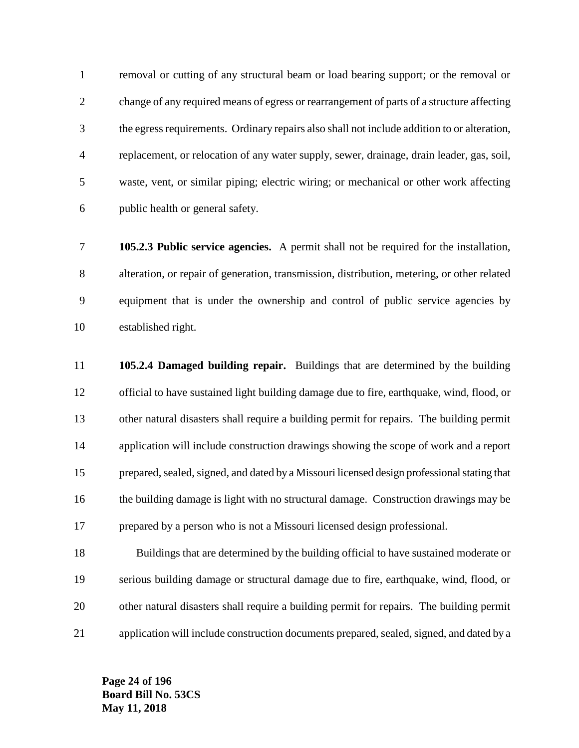removal or cutting of any structural beam or load bearing support; or the removal or change of any required means of egress or rearrangement of parts of a structure affecting the egress requirements. Ordinary repairs also shall not include addition to or alteration, replacement, or relocation of any water supply, sewer, drainage, drain leader, gas, soil, waste, vent, or similar piping; electric wiring; or mechanical or other work affecting public health or general safety.

**105.2.3 Public service agencies.** A permit shall not be required for the installation, alteration, or repair of generation, transmission, distribution, metering, or other related equipment that is under the ownership and control of public service agencies by established right.

**105.2.4 Damaged building repair.** Buildings that are determined by the building official to have sustained light building damage due to fire, earthquake, wind, flood, or other natural disasters shall require a building permit for repairs. The building permit application will include construction drawings showing the scope of work and a report prepared, sealed, signed, and dated by a Missouri licensed design professional stating that the building damage is light with no structural damage. Construction drawings may be prepared by a person who is not a Missouri licensed design professional.

Buildings that are determined by the building official to have sustained moderate or serious building damage or structural damage due to fire, earthquake, wind, flood, or other natural disasters shall require a building permit for repairs. The building permit application will include construction documents prepared, sealed, signed, and dated by a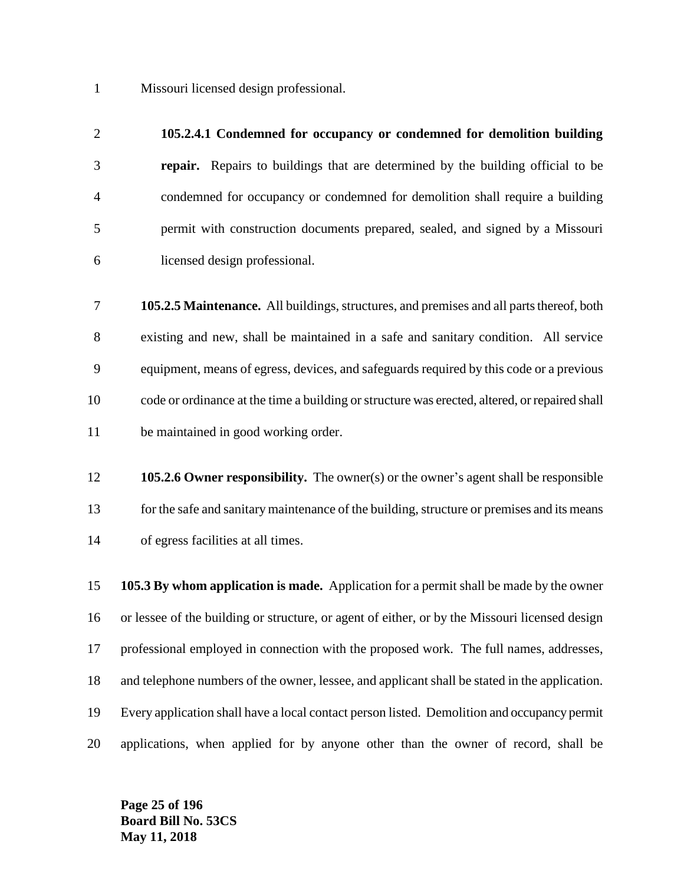Missouri licensed design professional.

**105.2.4.1 Condemned for occupancy or condemned for demolition building repair.** Repairs to buildings that are determined by the building official to be condemned for occupancy or condemned for demolition shall require a building permit with construction documents prepared, sealed, and signed by a Missouri licensed design professional.

**105.2.5 Maintenance.** All buildings, structures, and premises and all parts thereof, both existing and new, shall be maintained in a safe and sanitary condition. All service equipment, means of egress, devices, and safeguards required by this code or a previous code or ordinance at the time a building or structure was erected, altered, or repaired shall be maintained in good working order.

**105.2.6 Owner responsibility.** The owner(s) or the owner's agent shall be responsible for the safe and sanitary maintenance of the building, structure or premises and its means of egress facilities at all times.

**105.3 By whom application is made.** Application for a permit shall be made by the owner or lessee of the building or structure, or agent of either, or by the Missouri licensed design professional employed in connection with the proposed work. The full names, addresses, and telephone numbers of the owner, lessee, and applicant shall be stated in the application. Every application shall have a local contact person listed. Demolition and occupancy permit applications, when applied for by anyone other than the owner of record, shall be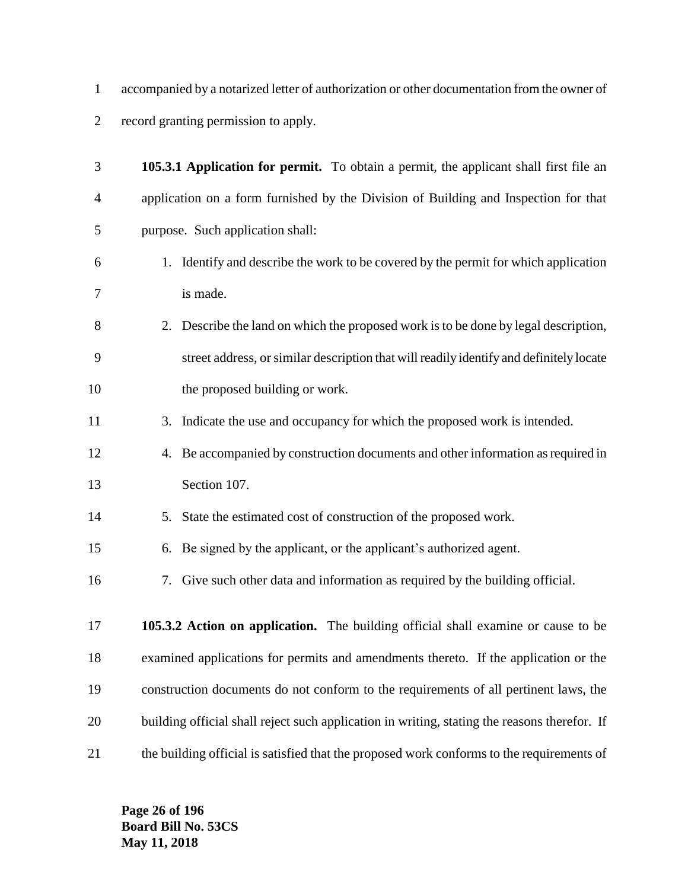accompanied by a notarized letter of authorization or other documentation from the owner of record granting permission to apply.

**105.3.1 Application for permit.** To obtain a permit, the applicant shall first file an application on a form furnished by the Division of Building and Inspection for that purpose. Such application shall:

1. Identify and describe the work to be covered by the permit for which application is made.
2. Describe the land on which the proposed work is to be done by legal description, street address, or similar description that will readily identify and definitely locate the proposed building or work.
3. Indicate the use and occupancy for which the proposed work is intended.
4. Be accompanied by construction documents and other information as required in Section 107.
5. State the estimated cost of construction of the proposed work.
6. Be signed by the applicant, or the applicant's authorized agent.
7. Give such other data and information as required by the building official.

**105.3.2 Action on application.** The building official shall examine or cause to be examined applications for permits and amendments thereto. If the application or the construction documents do not conform to the requirements of all pertinent laws, the building official shall reject such application in writing, stating the reasons therefor. If the building official is satisfied that the proposed work conforms to the requirements of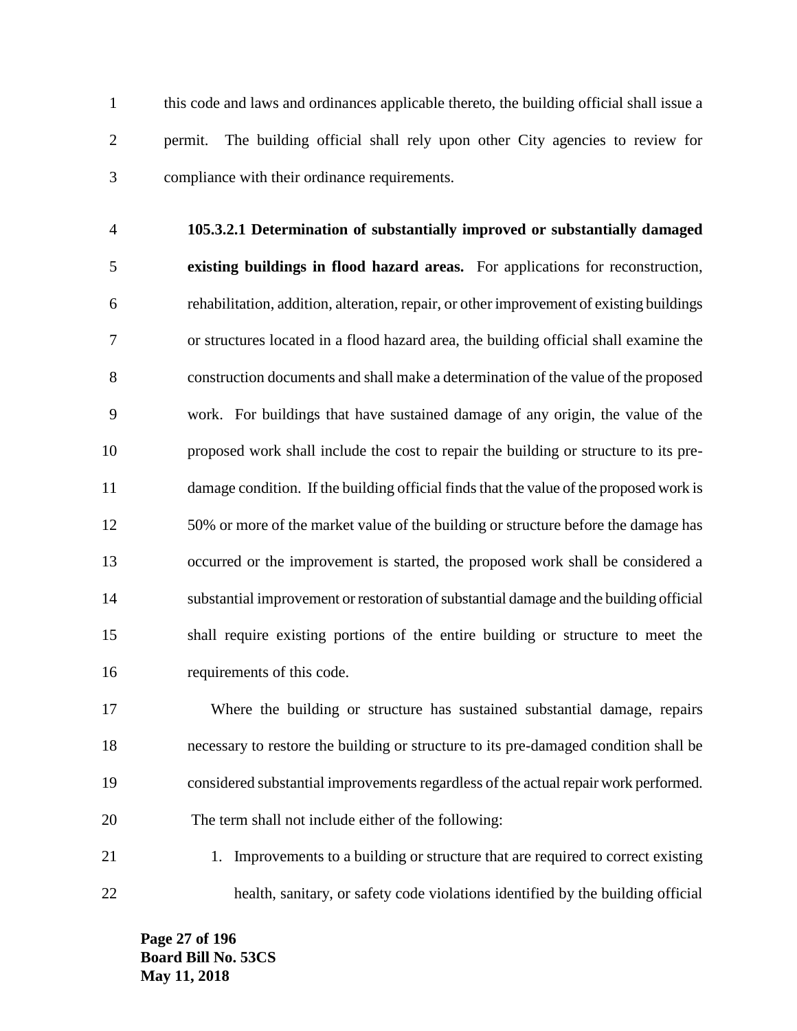this code and laws and ordinances applicable thereto, the building official shall issue a permit. The building official shall rely upon other City agencies to review for compliance with their ordinance requirements.

**105.3.2.1 Determination of substantially improved or substantially damaged existing buildings in flood hazard areas.** For applications for reconstruction, rehabilitation, addition, alteration, repair, or other improvement of existing buildings or structures located in a flood hazard area, the building official shall examine the construction documents and shall make a determination of the value of the proposed work. For buildings that have sustained damage of any origin, the value of the proposed work shall include the cost to repair the building or structure to its pre-damage condition. If the building official finds that the value of the proposed work is 50% or more of the market value of the building or structure before the damage has occurred or the improvement is started, the proposed work shall be considered a substantial improvement or restoration of substantial damage and the building official shall require existing portions of the entire building or structure to meet the requirements of this code.

Where the building or structure has sustained substantial damage, repairs necessary to restore the building or structure to its pre-damaged condition shall be considered substantial improvements regardless of the actual repair work performed. The term shall not include either of the following:

1. Improvements to a building or structure that are required to correct existing health, sanitary, or safety code violations identified by the building official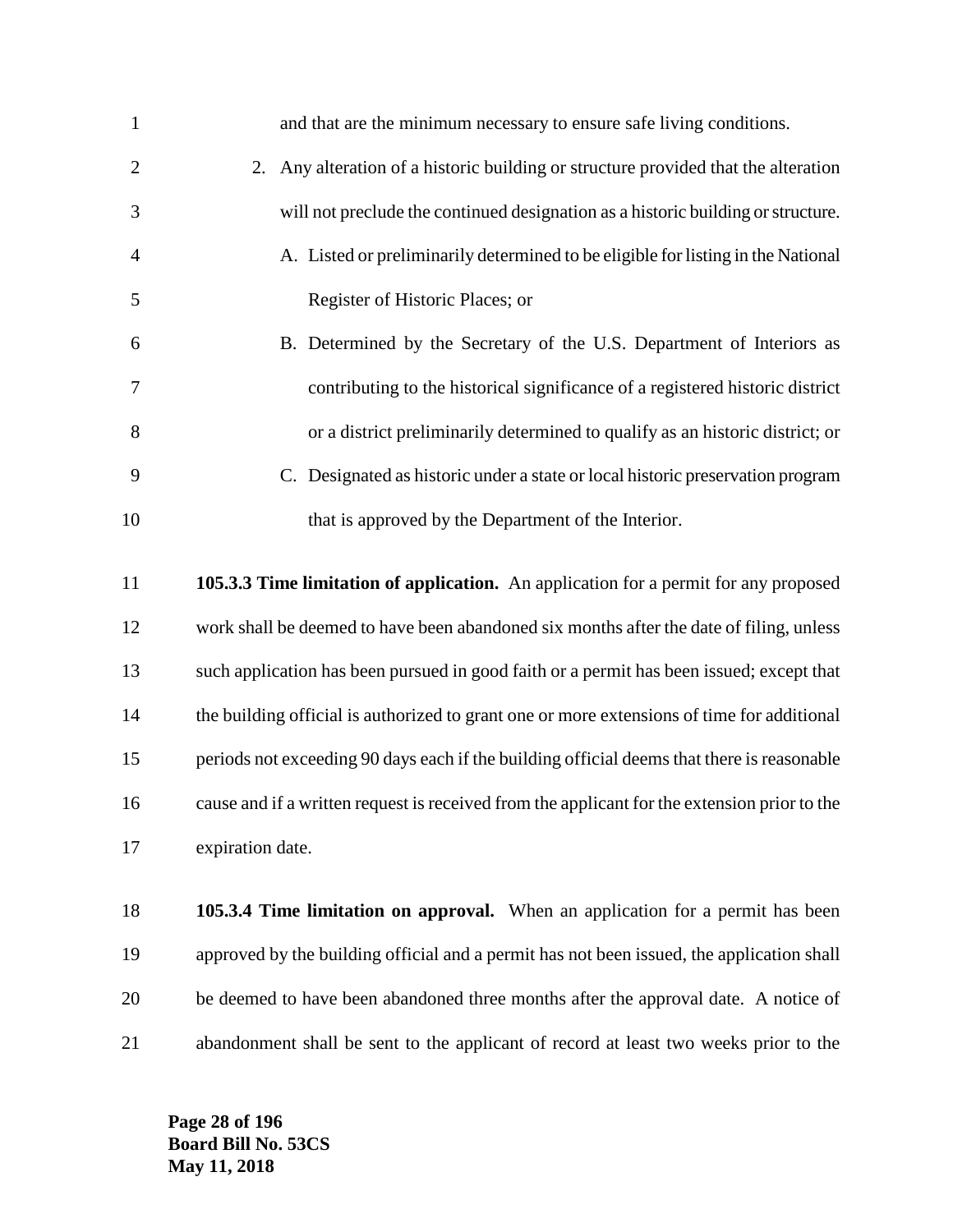and that are the minimum necessary to ensure safe living conditions.

2. Any alteration of a historic building or structure provided that the alteration will not preclude the continued designation as a historic building or structure.

   A. Listed or preliminarily determined to be eligible for listing in the National Register of Historic Places; or

   B. Determined by the Secretary of the U.S. Department of Interiors as contributing to the historical significance of a registered historic district or a district preliminarily determined to qualify as an historic district; or

   C. Designated as historic under a state or local historic preservation program that is approved by the Department of the Interior.

**105.3.3 Time limitation of application.** An application for a permit for any proposed work shall be deemed to have been abandoned six months after the date of filing, unless such application has been pursued in good faith or a permit has been issued; except that the building official is authorized to grant one or more extensions of time for additional periods not exceeding 90 days each if the building official deems that there is reasonable cause and if a written request is received from the applicant for the extension prior to the expiration date.

**105.3.4 Time limitation on approval.** When an application for a permit has been approved by the building official and a permit has not been issued, the application shall be deemed to have been abandoned three months after the approval date. A notice of abandonment shall be sent to the applicant of record at least two weeks prior to the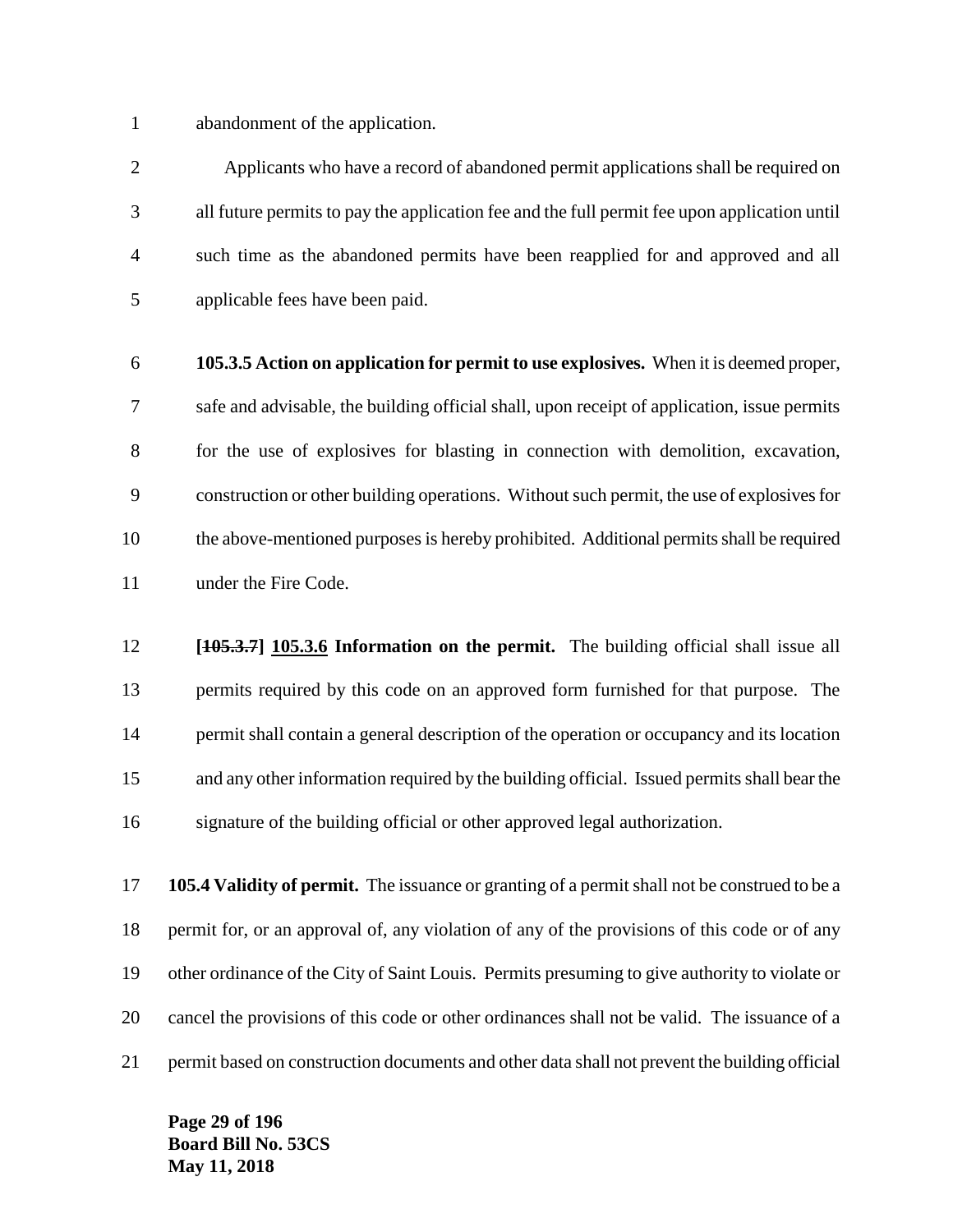abandonment of the application.

Applicants who have a record of abandoned permit applications shall be required on all future permits to pay the application fee and the full permit fee upon application until such time as the abandoned permits have been reapplied for and approved and all applicable fees have been paid.

**105.3.5 Action on application for permit to use explosives.** When it is deemed proper, safe and advisable, the building official shall, upon receipt of application, issue permits for the use of explosives for blasting in connection with demolition, excavation, construction or other building operations. Without such permit, the use of explosives for the above-mentioned purposes is hereby prohibited. Additional permits shall be required under the Fire Code.

**[~~105.3.7~~] <u>105.3.6</u> Information on the permit.** The building official shall issue all permits required by this code on an approved form furnished for that purpose. The permit shall contain a general description of the operation or occupancy and its location and any other information required by the building official. Issued permits shall bear the signature of the building official or other approved legal authorization.

**105.4 Validity of permit.** The issuance or granting of a permit shall not be construed to be a permit for, or an approval of, any violation of any of the provisions of this code or of any other ordinance of the City of Saint Louis. Permits presuming to give authority to violate or cancel the provisions of this code or other ordinances shall not be valid. The issuance of a permit based on construction documents and other data shall not prevent the building official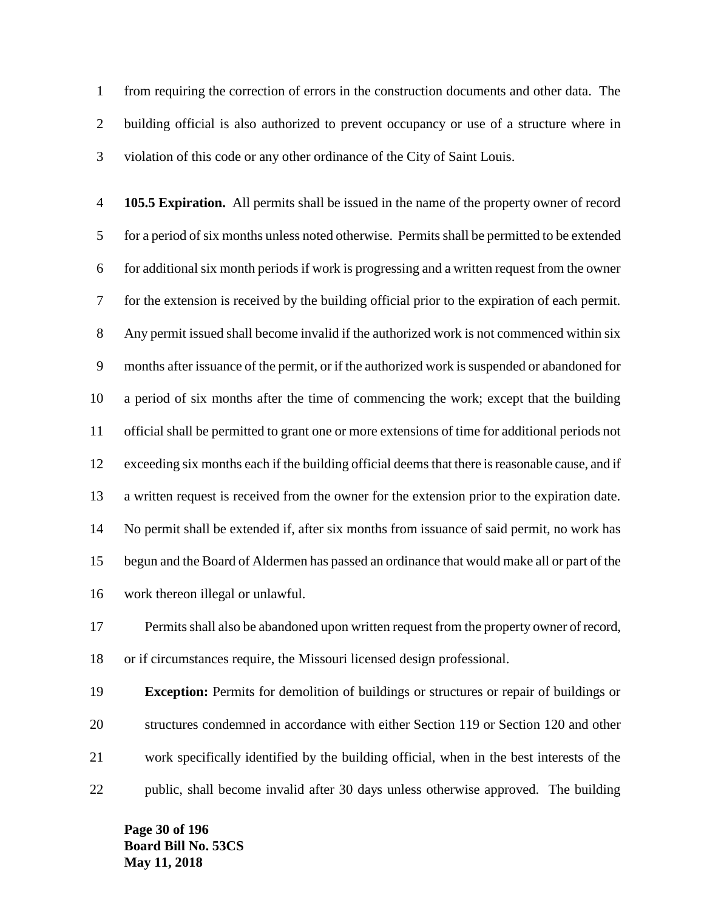from requiring the correction of errors in the construction documents and other data. The building official is also authorized to prevent occupancy or use of a structure where in violation of this code or any other ordinance of the City of Saint Louis.

**105.5 Expiration.** All permits shall be issued in the name of the property owner of record for a period of six months unless noted otherwise. Permits shall be permitted to be extended for additional six month periods if work is progressing and a written request from the owner for the extension is received by the building official prior to the expiration of each permit. Any permit issued shall become invalid if the authorized work is not commenced within six months after issuance of the permit, or if the authorized work is suspended or abandoned for a period of six months after the time of commencing the work; except that the building official shall be permitted to grant one or more extensions of time for additional periods not exceeding six months each if the building official deems that there is reasonable cause, and if a written request is received from the owner for the extension prior to the expiration date. No permit shall be extended if, after six months from issuance of said permit, no work has begun and the Board of Aldermen has passed an ordinance that would make all or part of the work thereon illegal or unlawful.

Permits shall also be abandoned upon written request from the property owner of record, or if circumstances require, the Missouri licensed design professional.

**Exception:** Permits for demolition of buildings or structures or repair of buildings or structures condemned in accordance with either Section 119 or Section 120 and other work specifically identified by the building official, when in the best interests of the public, shall become invalid after 30 days unless otherwise approved. The building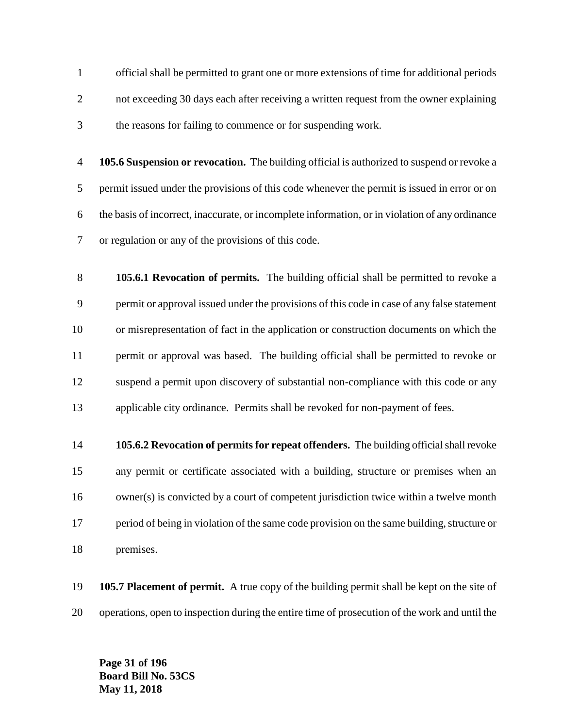official shall be permitted to grant one or more extensions of time for additional periods not exceeding 30 days each after receiving a written request from the owner explaining the reasons for failing to commence or for suspending work.

**105.6 Suspension or revocation.** The building official is authorized to suspend or revoke a permit issued under the provisions of this code whenever the permit is issued in error or on the basis of incorrect, inaccurate, or incomplete information, or in violation of any ordinance or regulation or any of the provisions of this code.

**105.6.1 Revocation of permits.** The building official shall be permitted to revoke a permit or approval issued under the provisions of this code in case of any false statement or misrepresentation of fact in the application or construction documents on which the permit or approval was based. The building official shall be permitted to revoke or suspend a permit upon discovery of substantial non-compliance with this code or any applicable city ordinance. Permits shall be revoked for non-payment of fees.

**105.6.2 Revocation of permits for repeat offenders.** The building official shall revoke any permit or certificate associated with a building, structure or premises when an owner(s) is convicted by a court of competent jurisdiction twice within a twelve month period of being in violation of the same code provision on the same building, structure or premises.

**105.7 Placement of permit.** A true copy of the building permit shall be kept on the site of operations, open to inspection during the entire time of prosecution of the work and until the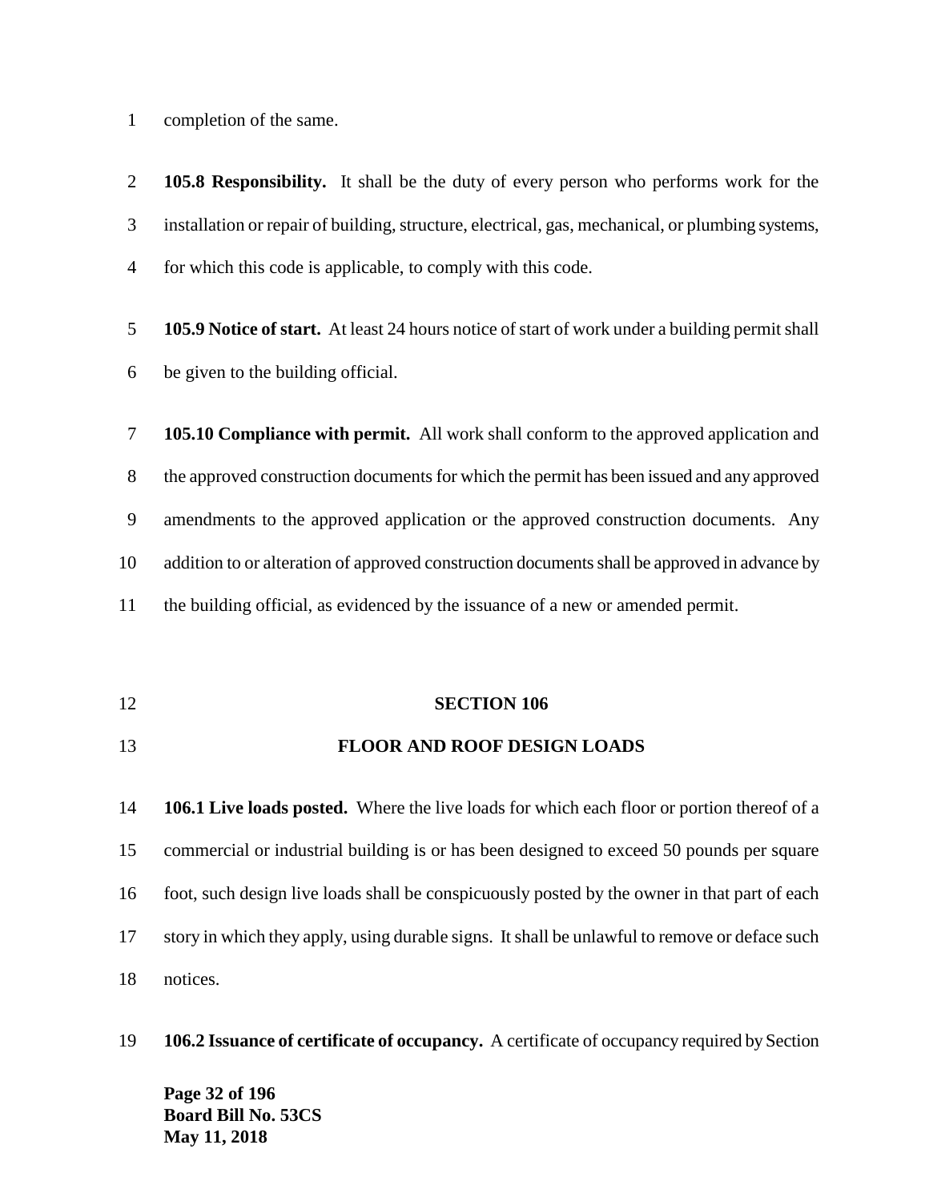completion of the same.

**105.8 Responsibility.** It shall be the duty of every person who performs work for the installation or repair of building, structure, electrical, gas, mechanical, or plumbing systems, for which this code is applicable, to comply with this code.

**105.9 Notice of start.** At least 24 hours notice of start of work under a building permit shall be given to the building official.

**105.10 Compliance with permit.** All work shall conform to the approved application and the approved construction documents for which the permit has been issued and any approved amendments to the approved application or the approved construction documents. Any addition to or alteration of approved construction documents shall be approved in advance by the building official, as evidenced by the issuance of a new or amended permit.

## SECTION 106

## FLOOR AND ROOF DESIGN LOADS

**106.1 Live loads posted.** Where the live loads for which each floor or portion thereof of a commercial or industrial building is or has been designed to exceed 50 pounds per square foot, such design live loads shall be conspicuously posted by the owner in that part of each story in which they apply, using durable signs. It shall be unlawful to remove or deface such notices.

**106.2 Issuance of certificate of occupancy.** A certificate of occupancy required by Section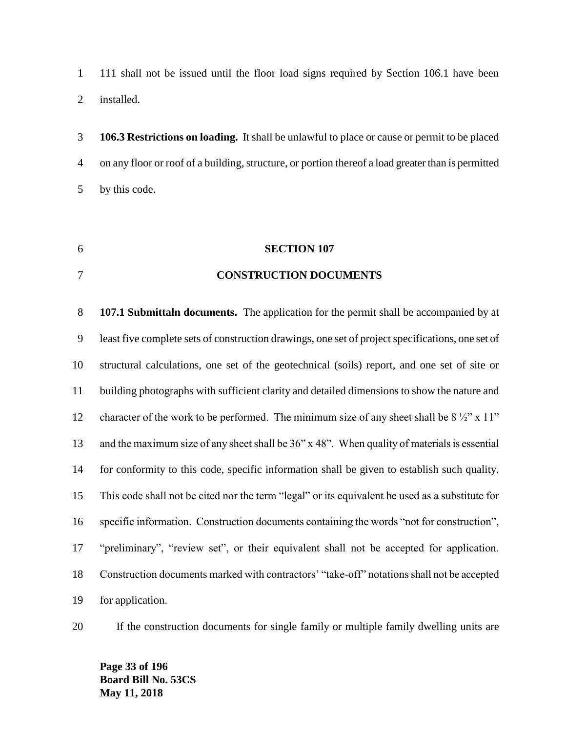111 shall not be issued until the floor load signs required by Section 106.1 have been installed.

**106.3 Restrictions on loading.** It shall be unlawful to place or cause or permit to be placed on any floor or roof of a building, structure, or portion thereof a load greater than is permitted by this code.

## SECTION 107

## CONSTRUCTION DOCUMENTS

**107.1 Submittaln documents.** The application for the permit shall be accompanied by at least five complete sets of construction drawings, one set of project specifications, one set of structural calculations, one set of the geotechnical (soils) report, and one set of site or building photographs with sufficient clarity and detailed dimensions to show the nature and character of the work to be performed. The minimum size of any sheet shall be 8 ½" x 11" and the maximum size of any sheet shall be 36" x 48". When quality of materials is essential for conformity to this code, specific information shall be given to establish such quality. This code shall not be cited nor the term "legal" or its equivalent be used as a substitute for specific information. Construction documents containing the words "not for construction", "preliminary", "review set", or their equivalent shall not be accepted for application. Construction documents marked with contractors' "take-off" notations shall not be accepted for application.

If the construction documents for single family or multiple family dwelling units are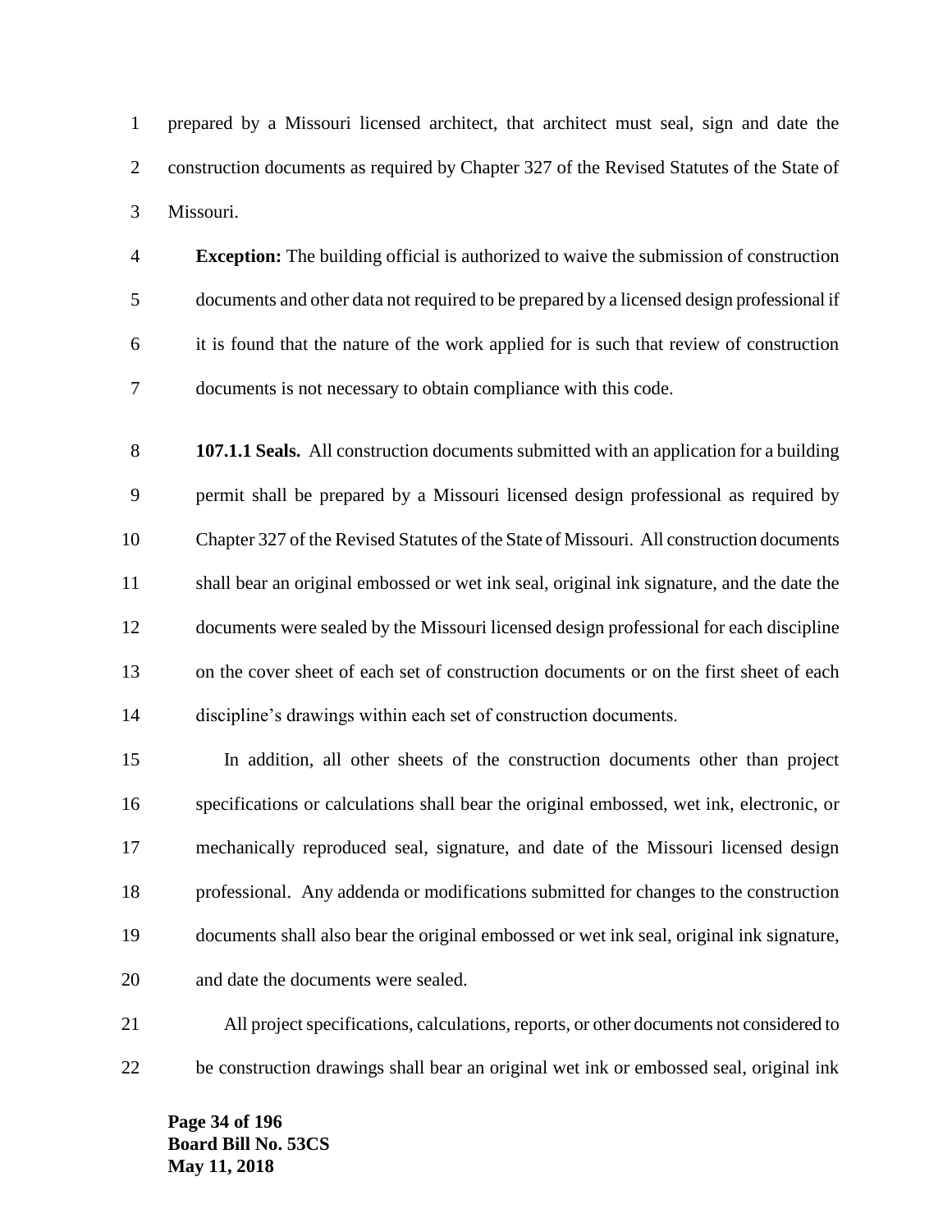prepared by a Missouri licensed architect, that architect must seal, sign and date the construction documents as required by Chapter 327 of the Revised Statutes of the State of Missouri.

**Exception:** The building official is authorized to waive the submission of construction documents and other data not required to be prepared by a licensed design professional if it is found that the nature of the work applied for is such that review of construction documents is not necessary to obtain compliance with this code.

**107.1.1 Seals.** All construction documents submitted with an application for a building permit shall be prepared by a Missouri licensed design professional as required by Chapter 327 of the Revised Statutes of the State of Missouri. All construction documents shall bear an original embossed or wet ink seal, original ink signature, and the date the documents were sealed by the Missouri licensed design professional for each discipline on the cover sheet of each set of construction documents or on the first sheet of each discipline's drawings within each set of construction documents.

In addition, all other sheets of the construction documents other than project specifications or calculations shall bear the original embossed, wet ink, electronic, or mechanically reproduced seal, signature, and date of the Missouri licensed design professional. Any addenda or modifications submitted for changes to the construction documents shall also bear the original embossed or wet ink seal, original ink signature, and date the documents were sealed.

All project specifications, calculations, reports, or other documents not considered to be construction drawings shall bear an original wet ink or embossed seal, original ink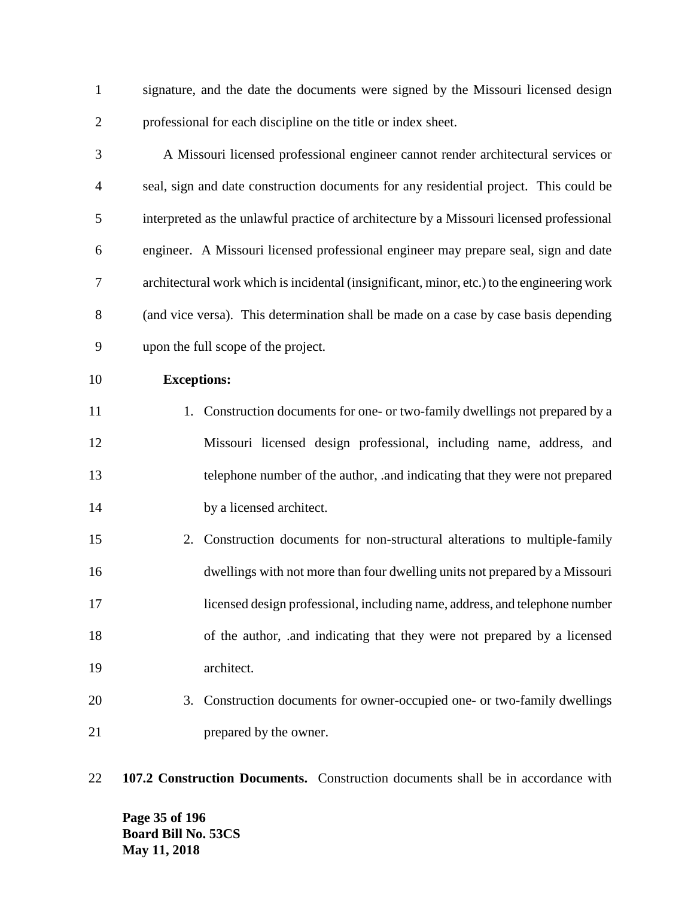signature, and the date the documents were signed by the Missouri licensed design professional for each discipline on the title or index sheet.

A Missouri licensed professional engineer cannot render architectural services or seal, sign and date construction documents for any residential project. This could be interpreted as the unlawful practice of architecture by a Missouri licensed professional engineer. A Missouri licensed professional engineer may prepare seal, sign and date architectural work which is incidental (insignificant, minor, etc.) to the engineering work (and vice versa). This determination shall be made on a case by case basis depending upon the full scope of the project.

**Exceptions:**

1. Construction documents for one- or two-family dwellings not prepared by a Missouri licensed design professional, including name, address, and telephone number of the author, .and indicating that they were not prepared by a licensed architect.
2. Construction documents for non-structural alterations to multiple-family dwellings with not more than four dwelling units not prepared by a Missouri licensed design professional, including name, address, and telephone number of the author, .and indicating that they were not prepared by a licensed architect.
3. Construction documents for owner-occupied one- or two-family dwellings prepared by the owner.

**107.2 Construction Documents.** Construction documents shall be in accordance with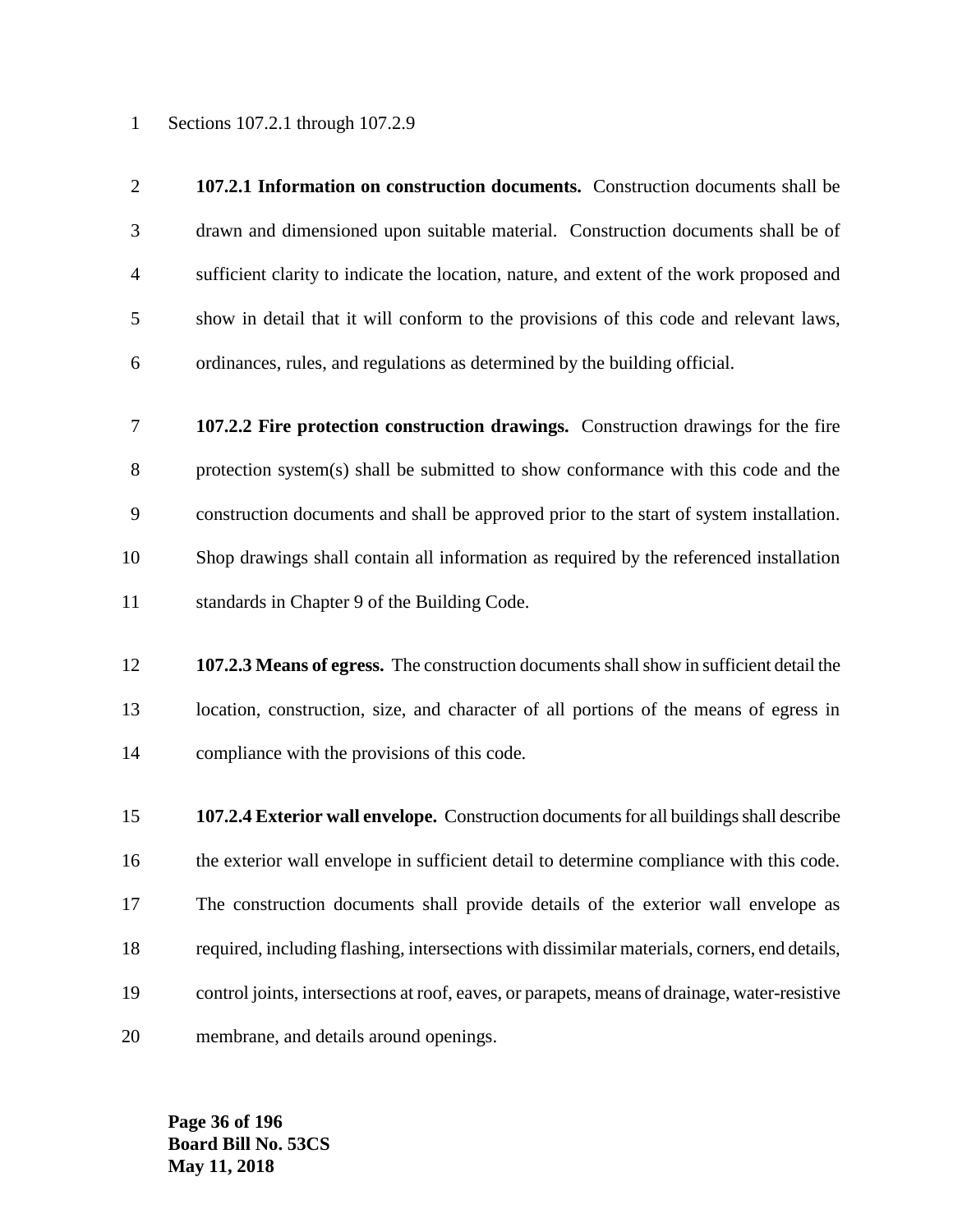Sections 107.2.1 through 107.2.9

**107.2.1 Information on construction documents.** Construction documents shall be drawn and dimensioned upon suitable material. Construction documents shall be of sufficient clarity to indicate the location, nature, and extent of the work proposed and show in detail that it will conform to the provisions of this code and relevant laws, ordinances, rules, and regulations as determined by the building official.

**107.2.2 Fire protection construction drawings.** Construction drawings for the fire protection system(s) shall be submitted to show conformance with this code and the construction documents and shall be approved prior to the start of system installation. Shop drawings shall contain all information as required by the referenced installation standards in Chapter 9 of the Building Code.

**107.2.3 Means of egress.** The construction documents shall show in sufficient detail the location, construction, size, and character of all portions of the means of egress in compliance with the provisions of this code.

**107.2.4 Exterior wall envelope.** Construction documents for all buildings shall describe the exterior wall envelope in sufficient detail to determine compliance with this code. The construction documents shall provide details of the exterior wall envelope as required, including flashing, intersections with dissimilar materials, corners, end details, control joints, intersections at roof, eaves, or parapets, means of drainage, water-resistive membrane, and details around openings.

**Board Bill No. 53CS**
**May 11, 2018**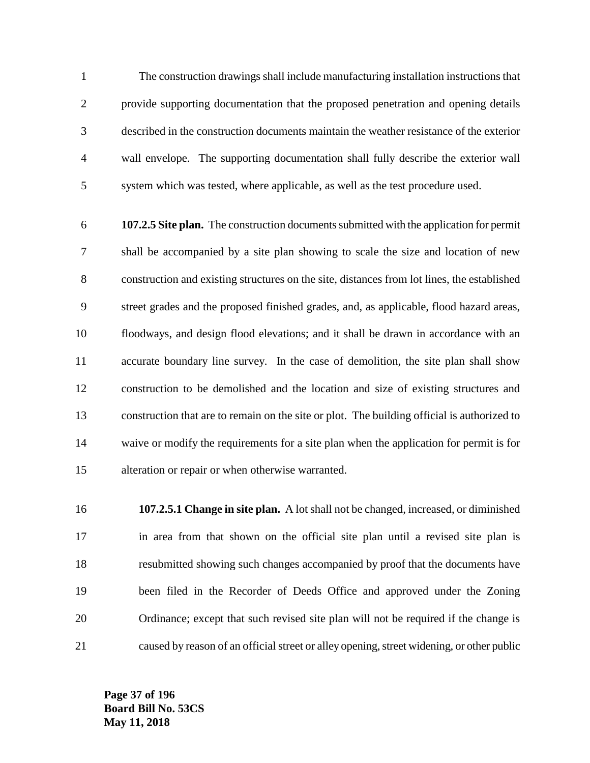The construction drawings shall include manufacturing installation instructions that provide supporting documentation that the proposed penetration and opening details described in the construction documents maintain the weather resistance of the exterior wall envelope. The supporting documentation shall fully describe the exterior wall system which was tested, where applicable, as well as the test procedure used.

**107.2.5 Site plan.** The construction documents submitted with the application for permit shall be accompanied by a site plan showing to scale the size and location of new construction and existing structures on the site, distances from lot lines, the established street grades and the proposed finished grades, and, as applicable, flood hazard areas, floodways, and design flood elevations; and it shall be drawn in accordance with an accurate boundary line survey. In the case of demolition, the site plan shall show construction to be demolished and the location and size of existing structures and construction that are to remain on the site or plot. The building official is authorized to waive or modify the requirements for a site plan when the application for permit is for alteration or repair or when otherwise warranted.

**107.2.5.1 Change in site plan.** A lot shall not be changed, increased, or diminished in area from that shown on the official site plan until a revised site plan is resubmitted showing such changes accompanied by proof that the documents have been filed in the Recorder of Deeds Office and approved under the Zoning Ordinance; except that such revised site plan will not be required if the change is caused by reason of an official street or alley opening, street widening, or other public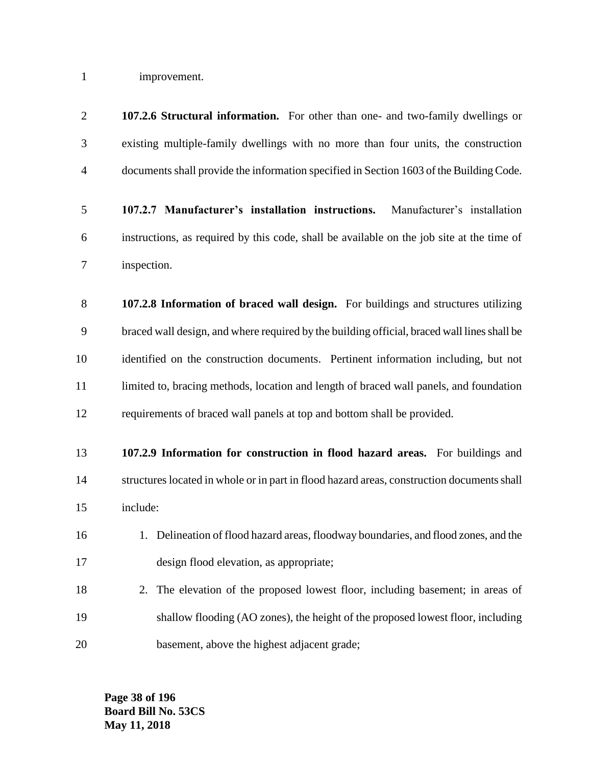improvement.

**107.2.6 Structural information.** For other than one- and two-family dwellings or existing multiple-family dwellings with no more than four units, the construction documents shall provide the information specified in Section 1603 of the Building Code.

**107.2.7 Manufacturer's installation instructions.** Manufacturer's installation instructions, as required by this code, shall be available on the job site at the time of inspection.

**107.2.8 Information of braced wall design.** For buildings and structures utilizing braced wall design, and where required by the building official, braced wall lines shall be identified on the construction documents. Pertinent information including, but not limited to, bracing methods, location and length of braced wall panels, and foundation requirements of braced wall panels at top and bottom shall be provided.

**107.2.9 Information for construction in flood hazard areas.** For buildings and structures located in whole or in part in flood hazard areas, construction documents shall include:

1. Delineation of flood hazard areas, floodway boundaries, and flood zones, and the design flood elevation, as appropriate;
2. The elevation of the proposed lowest floor, including basement; in areas of shallow flooding (AO zones), the height of the proposed lowest floor, including basement, above the highest adjacent grade;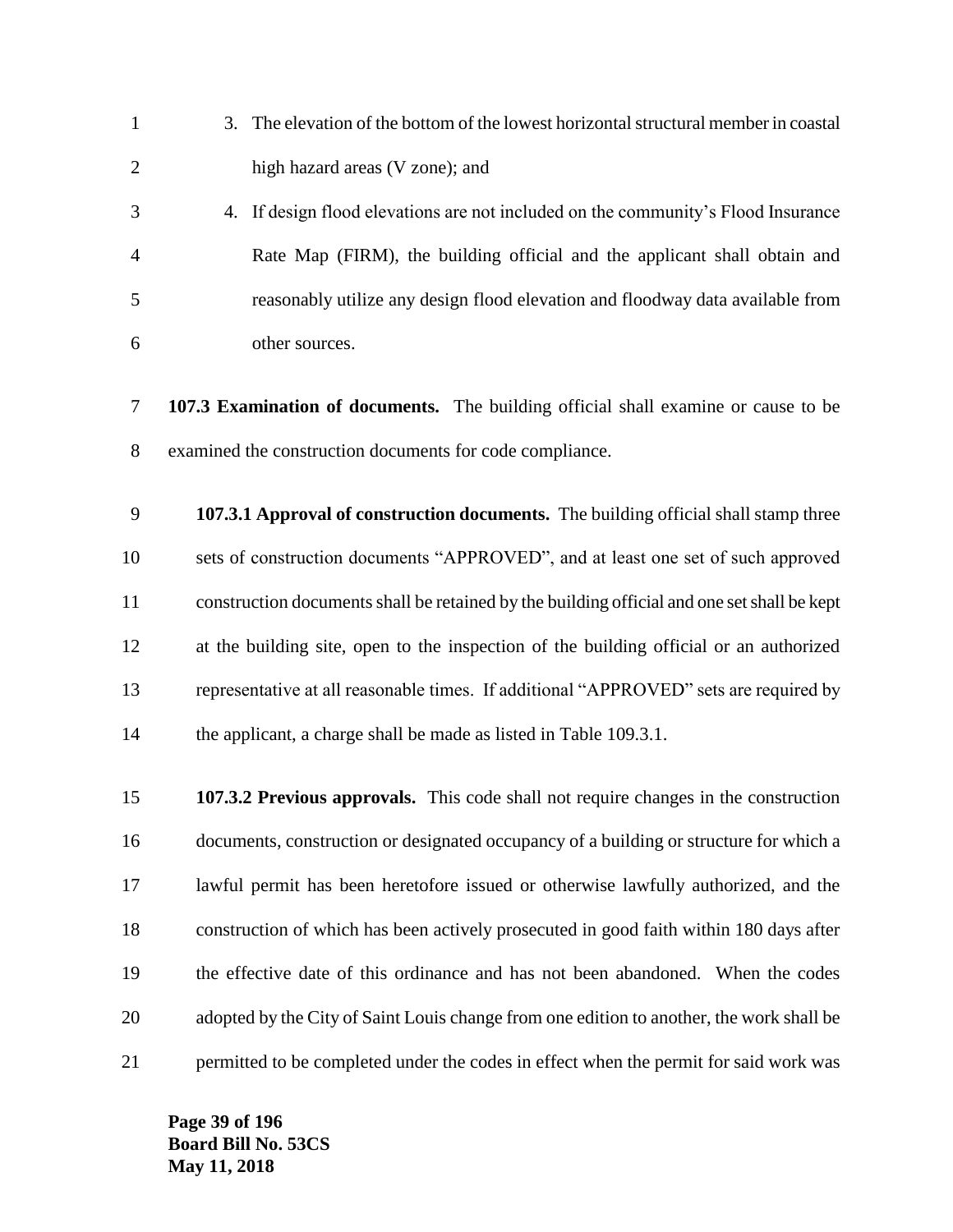3. The elevation of the bottom of the lowest horizontal structural member in coastal high hazard areas (V zone); and
4. If design flood elevations are not included on the community's Flood Insurance Rate Map (FIRM), the building official and the applicant shall obtain and reasonably utilize any design flood elevation and floodway data available from other sources.

**107.3 Examination of documents.** The building official shall examine or cause to be examined the construction documents for code compliance.

**107.3.1 Approval of construction documents.** The building official shall stamp three sets of construction documents "APPROVED", and at least one set of such approved construction documents shall be retained by the building official and one set shall be kept at the building site, open to the inspection of the building official or an authorized representative at all reasonable times. If additional "APPROVED" sets are required by the applicant, a charge shall be made as listed in Table 109.3.1.

**107.3.2 Previous approvals.** This code shall not require changes in the construction documents, construction or designated occupancy of a building or structure for which a lawful permit has been heretofore issued or otherwise lawfully authorized, and the construction of which has been actively prosecuted in good faith within 180 days after the effective date of this ordinance and has not been abandoned. When the codes adopted by the City of Saint Louis change from one edition to another, the work shall be permitted to be completed under the codes in effect when the permit for said work was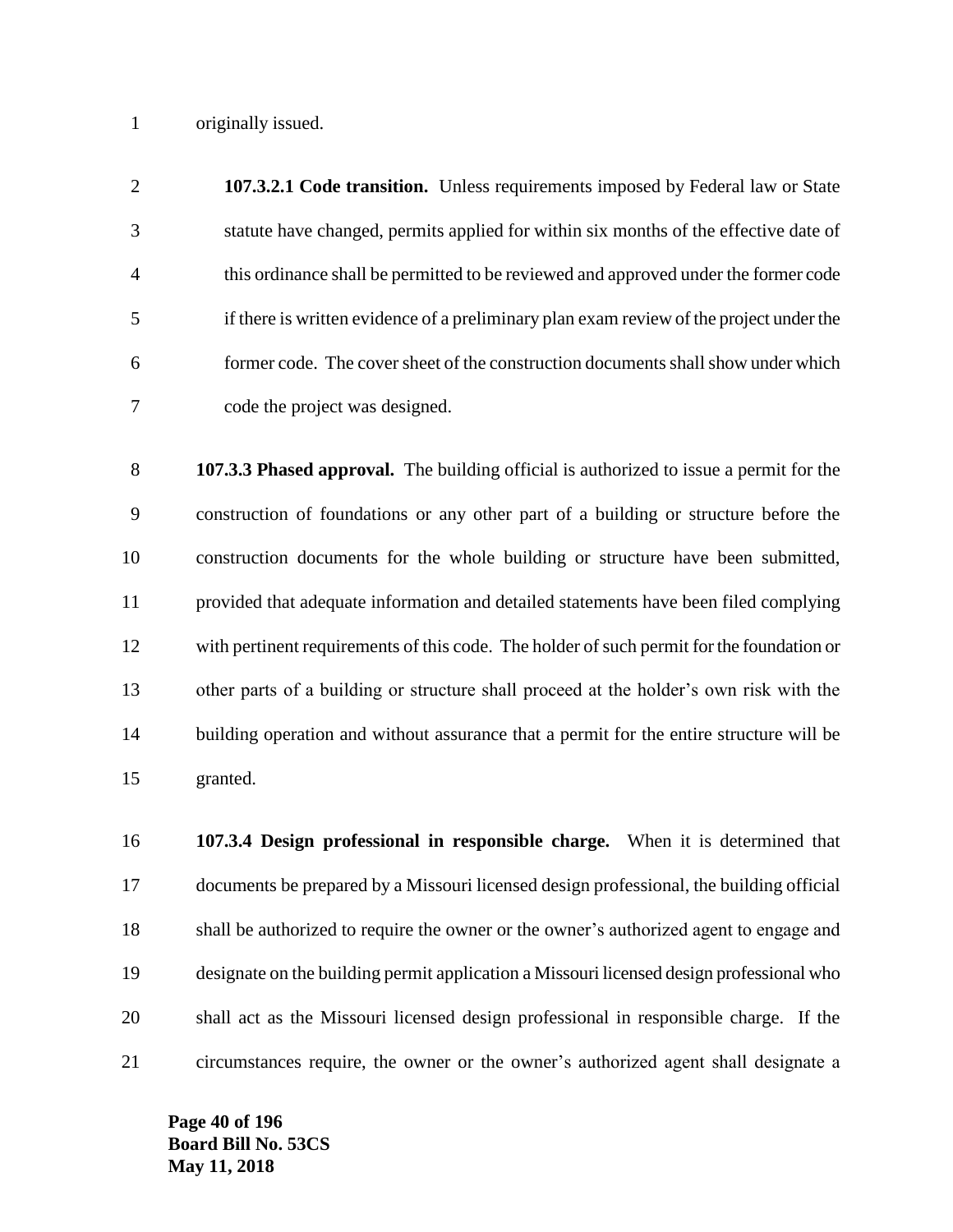originally issued.

**107.3.2.1 Code transition.** Unless requirements imposed by Federal law or State statute have changed, permits applied for within six months of the effective date of this ordinance shall be permitted to be reviewed and approved under the former code if there is written evidence of a preliminary plan exam review of the project under the former code. The cover sheet of the construction documents shall show under which code the project was designed.

**107.3.3 Phased approval.** The building official is authorized to issue a permit for the construction of foundations or any other part of a building or structure before the construction documents for the whole building or structure have been submitted, provided that adequate information and detailed statements have been filed complying with pertinent requirements of this code. The holder of such permit for the foundation or other parts of a building or structure shall proceed at the holder's own risk with the building operation and without assurance that a permit for the entire structure will be granted.

**107.3.4 Design professional in responsible charge.** When it is determined that documents be prepared by a Missouri licensed design professional, the building official shall be authorized to require the owner or the owner's authorized agent to engage and designate on the building permit application a Missouri licensed design professional who shall act as the Missouri licensed design professional in responsible charge. If the circumstances require, the owner or the owner's authorized agent shall designate a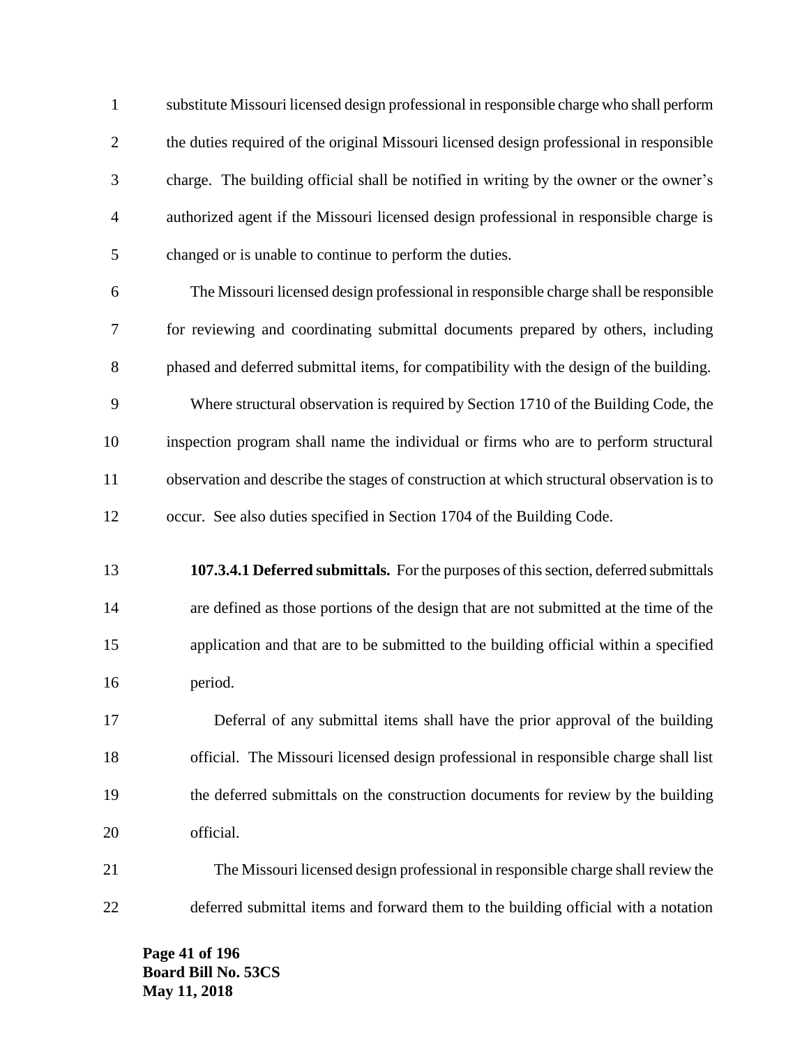substitute Missouri licensed design professional in responsible charge who shall perform the duties required of the original Missouri licensed design professional in responsible charge. The building official shall be notified in writing by the owner or the owner's authorized agent if the Missouri licensed design professional in responsible charge is changed or is unable to continue to perform the duties.

The Missouri licensed design professional in responsible charge shall be responsible for reviewing and coordinating submittal documents prepared by others, including phased and deferred submittal items, for compatibility with the design of the building.

Where structural observation is required by Section 1710 of the Building Code, the inspection program shall name the individual or firms who are to perform structural observation and describe the stages of construction at which structural observation is to occur. See also duties specified in Section 1704 of the Building Code.

**107.3.4.1 Deferred submittals.** For the purposes of this section, deferred submittals are defined as those portions of the design that are not submitted at the time of the application and that are to be submitted to the building official within a specified period.

Deferral of any submittal items shall have the prior approval of the building official. The Missouri licensed design professional in responsible charge shall list the deferred submittals on the construction documents for review by the building official.

The Missouri licensed design professional in responsible charge shall review the deferred submittal items and forward them to the building official with a notation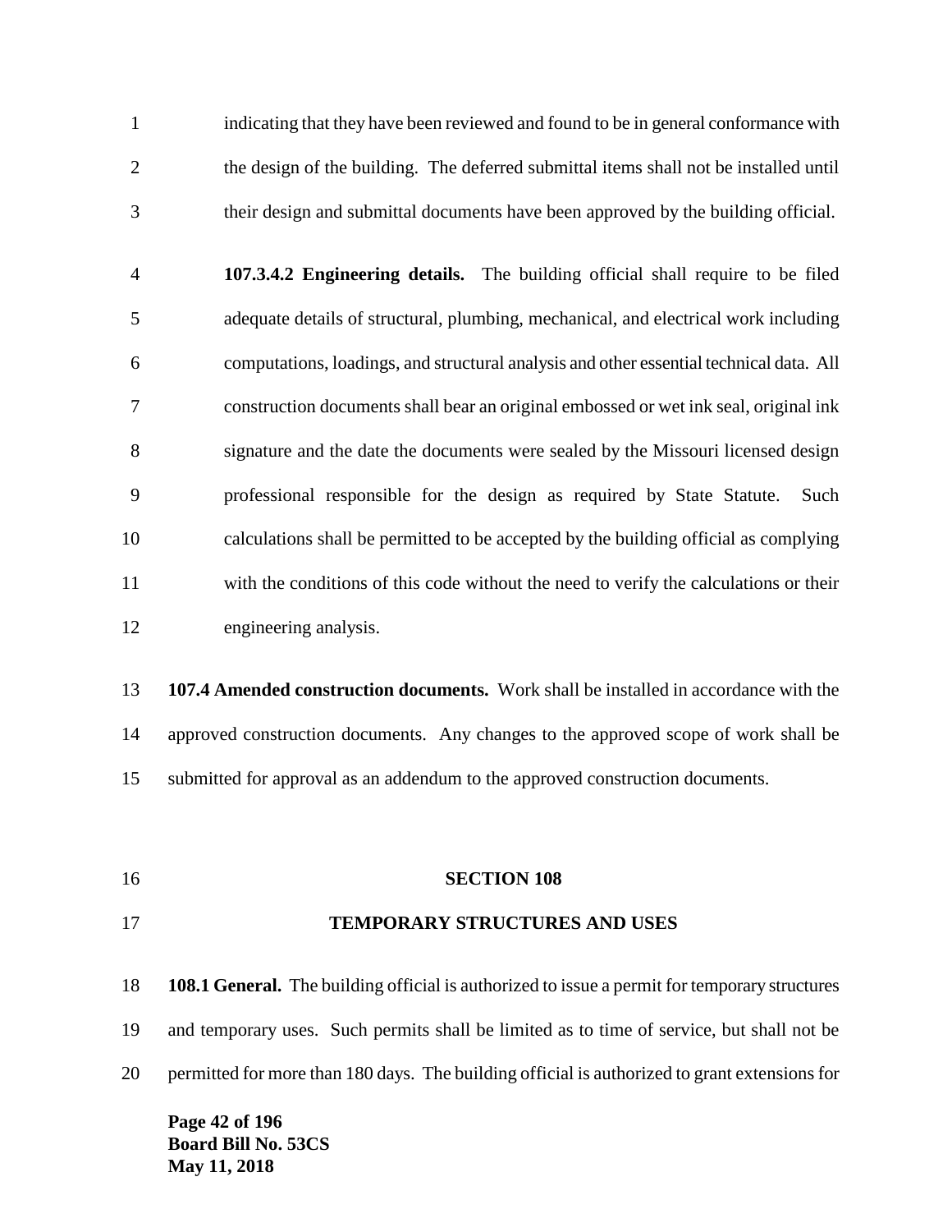indicating that they have been reviewed and found to be in general conformance with the design of the building. The deferred submittal items shall not be installed until their design and submittal documents have been approved by the building official.

**107.3.4.2 Engineering details.** The building official shall require to be filed adequate details of structural, plumbing, mechanical, and electrical work including computations, loadings, and structural analysis and other essential technical data. All construction documents shall bear an original embossed or wet ink seal, original ink signature and the date the documents were sealed by the Missouri licensed design professional responsible for the design as required by State Statute. Such calculations shall be permitted to be accepted by the building official as complying with the conditions of this code without the need to verify the calculations or their engineering analysis.

**107.4 Amended construction documents.** Work shall be installed in accordance with the approved construction documents. Any changes to the approved scope of work shall be submitted for approval as an addendum to the approved construction documents.

## SECTION 108

## TEMPORARY STRUCTURES AND USES

**108.1 General.** The building official is authorized to issue a permit for temporary structures and temporary uses. Such permits shall be limited as to time of service, but shall not be permitted for more than 180 days. The building official is authorized to grant extensions for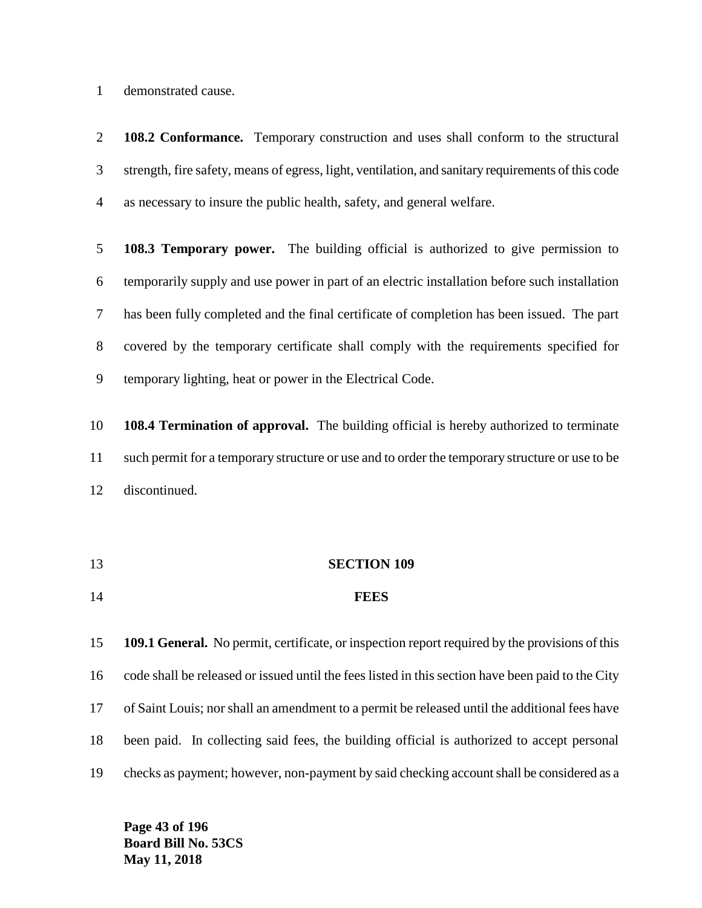demonstrated cause.

**108.2 Conformance.** Temporary construction and uses shall conform to the structural strength, fire safety, means of egress, light, ventilation, and sanitary requirements of this code as necessary to insure the public health, safety, and general welfare.

**108.3 Temporary power.** The building official is authorized to give permission to temporarily supply and use power in part of an electric installation before such installation has been fully completed and the final certificate of completion has been issued. The part covered by the temporary certificate shall comply with the requirements specified for temporary lighting, heat or power in the Electrical Code.

**108.4 Termination of approval.** The building official is hereby authorized to terminate such permit for a temporary structure or use and to order the temporary structure or use to be discontinued.

## SECTION 109

## FEES

**109.1 General.** No permit, certificate, or inspection report required by the provisions of this code shall be released or issued until the fees listed in this section have been paid to the City of Saint Louis; nor shall an amendment to a permit be released until the additional fees have been paid. In collecting said fees, the building official is authorized to accept personal checks as payment; however, non-payment by said checking account shall be considered as a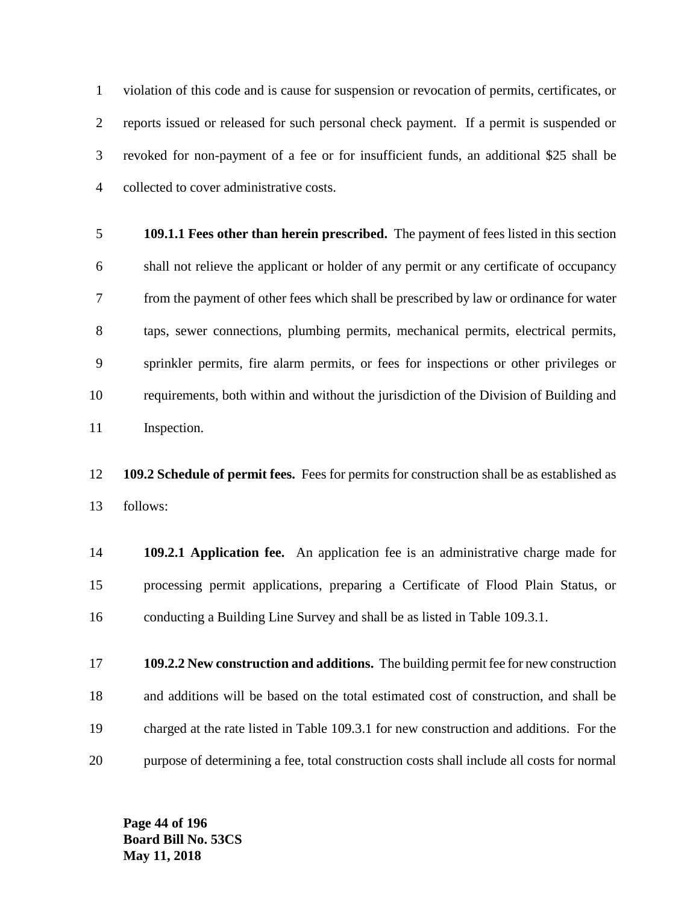violation of this code and is cause for suspension or revocation of permits, certificates, or reports issued or released for such personal check payment. If a permit is suspended or revoked for non-payment of a fee or for insufficient funds, an additional $25 shall be collected to cover administrative costs.

**109.1.1 Fees other than herein prescribed.** The payment of fees listed in this section shall not relieve the applicant or holder of any permit or any certificate of occupancy from the payment of other fees which shall be prescribed by law or ordinance for water taps, sewer connections, plumbing permits, mechanical permits, electrical permits, sprinkler permits, fire alarm permits, or fees for inspections or other privileges or requirements, both within and without the jurisdiction of the Division of Building and Inspection.

**109.2 Schedule of permit fees.** Fees for permits for construction shall be as established as follows:

**109.2.1 Application fee.** An application fee is an administrative charge made for processing permit applications, preparing a Certificate of Flood Plain Status, or conducting a Building Line Survey and shall be as listed in Table 109.3.1.

**109.2.2 New construction and additions.** The building permit fee for new construction and additions will be based on the total estimated cost of construction, and shall be charged at the rate listed in Table 109.3.1 for new construction and additions. For the purpose of determining a fee, total construction costs shall include all costs for normal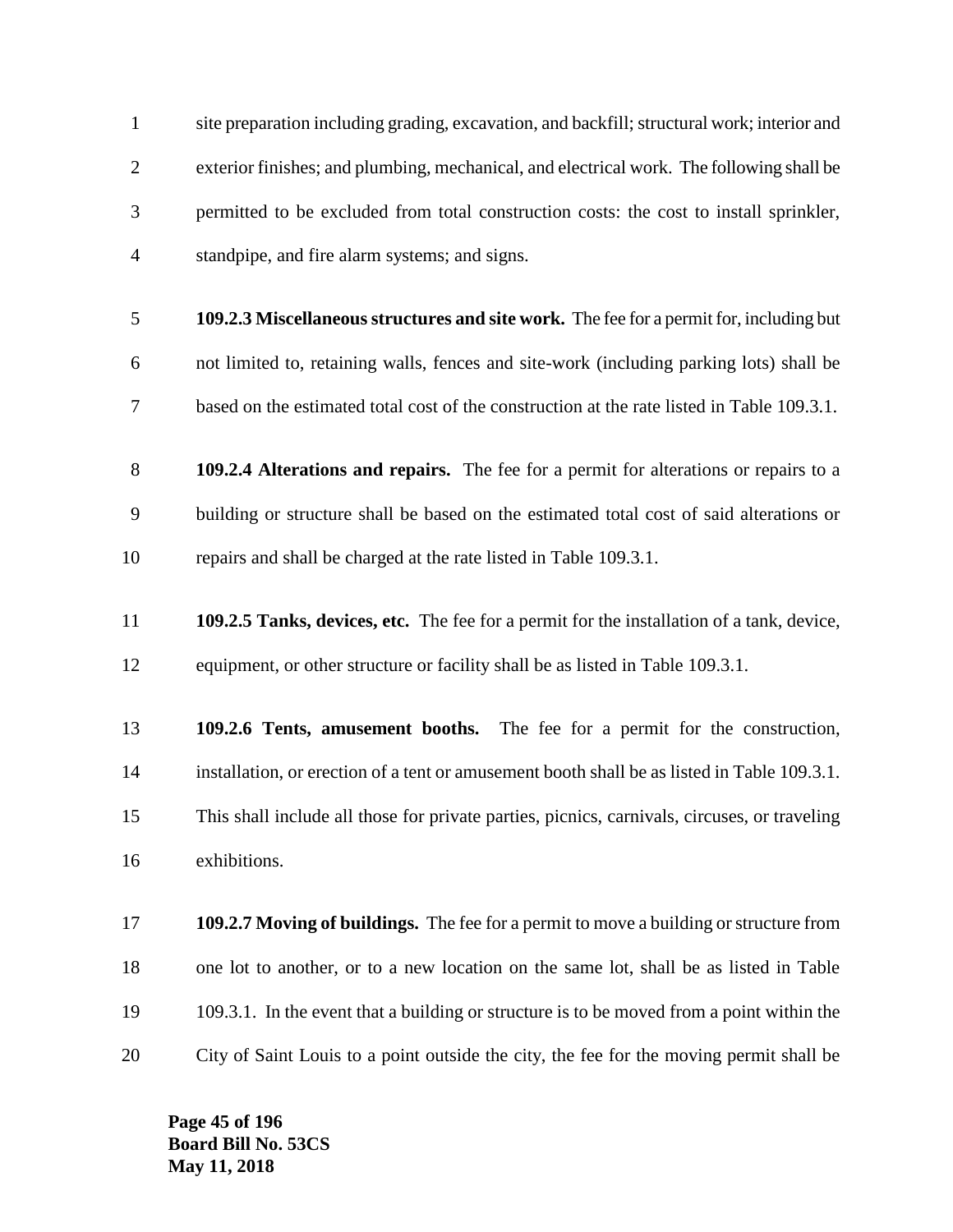site preparation including grading, excavation, and backfill; structural work; interior and exterior finishes; and plumbing, mechanical, and electrical work. The following shall be permitted to be excluded from total construction costs: the cost to install sprinkler, standpipe, and fire alarm systems; and signs.

**109.2.3 Miscellaneous structures and site work.** The fee for a permit for, including but not limited to, retaining walls, fences and site-work (including parking lots) shall be based on the estimated total cost of the construction at the rate listed in Table 109.3.1.

**109.2.4 Alterations and repairs.** The fee for a permit for alterations or repairs to a building or structure shall be based on the estimated total cost of said alterations or repairs and shall be charged at the rate listed in Table 109.3.1.

**109.2.5 Tanks, devices, etc.** The fee for a permit for the installation of a tank, device, equipment, or other structure or facility shall be as listed in Table 109.3.1.

**109.2.6 Tents, amusement booths.** The fee for a permit for the construction, installation, or erection of a tent or amusement booth shall be as listed in Table 109.3.1. This shall include all those for private parties, picnics, carnivals, circuses, or traveling exhibitions.

**109.2.7 Moving of buildings.** The fee for a permit to move a building or structure from one lot to another, or to a new location on the same lot, shall be as listed in Table 109.3.1. In the event that a building or structure is to be moved from a point within the City of Saint Louis to a point outside the city, the fee for the moving permit shall be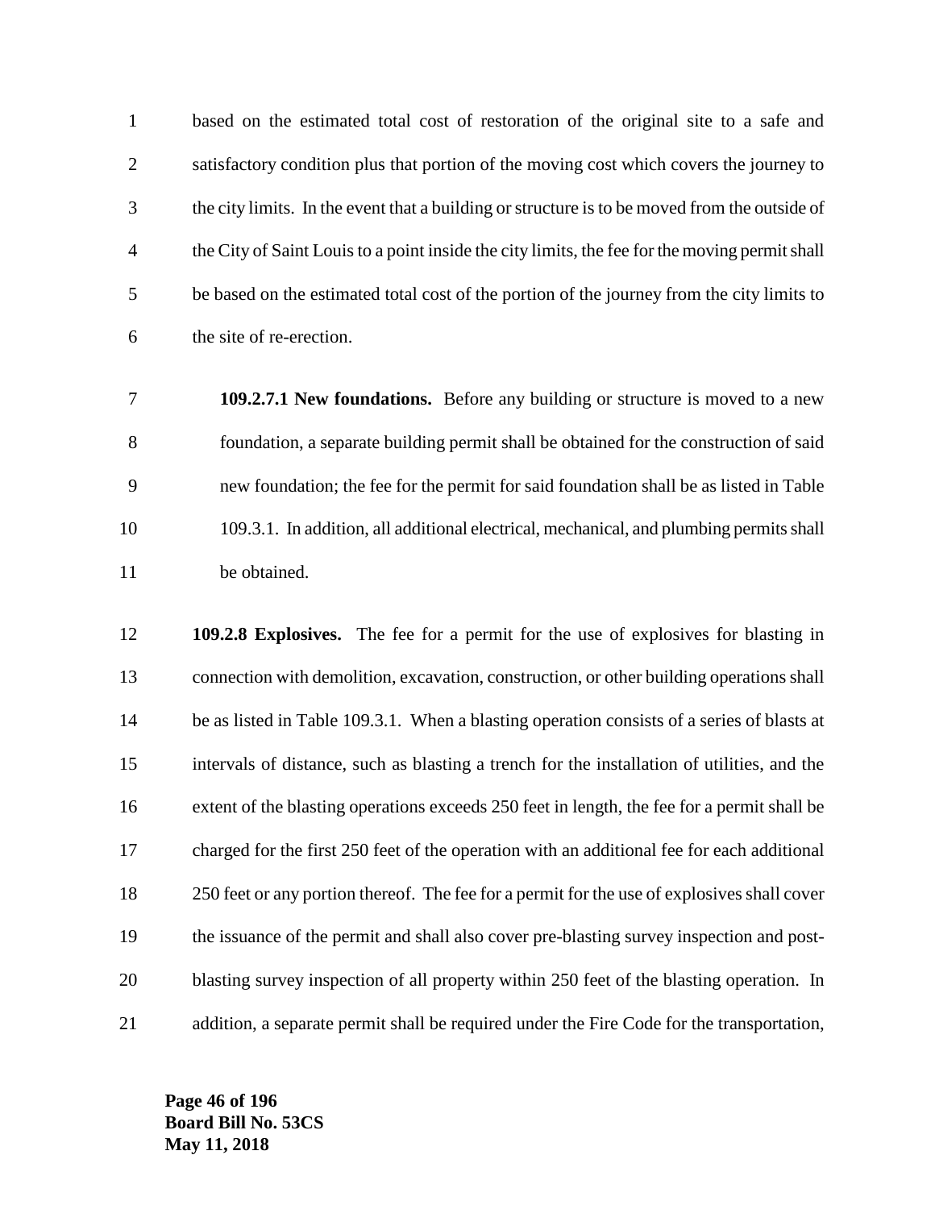based on the estimated total cost of restoration of the original site to a safe and satisfactory condition plus that portion of the moving cost which covers the journey to the city limits. In the event that a building or structure is to be moved from the outside of the City of Saint Louis to a point inside the city limits, the fee for the moving permit shall be based on the estimated total cost of the portion of the journey from the city limits to the site of re-erection.

**109.2.7.1 New foundations.** Before any building or structure is moved to a new foundation, a separate building permit shall be obtained for the construction of said new foundation; the fee for the permit for said foundation shall be as listed in Table 109.3.1. In addition, all additional electrical, mechanical, and plumbing permits shall be obtained.

**109.2.8 Explosives.** The fee for a permit for the use of explosives for blasting in connection with demolition, excavation, construction, or other building operations shall be as listed in Table 109.3.1. When a blasting operation consists of a series of blasts at intervals of distance, such as blasting a trench for the installation of utilities, and the extent of the blasting operations exceeds 250 feet in length, the fee for a permit shall be charged for the first 250 feet of the operation with an additional fee for each additional 250 feet or any portion thereof. The fee for a permit for the use of explosives shall cover the issuance of the permit and shall also cover pre-blasting survey inspection and post-blasting survey inspection of all property within 250 feet of the blasting operation. In addition, a separate permit shall be required under the Fire Code for the transportation,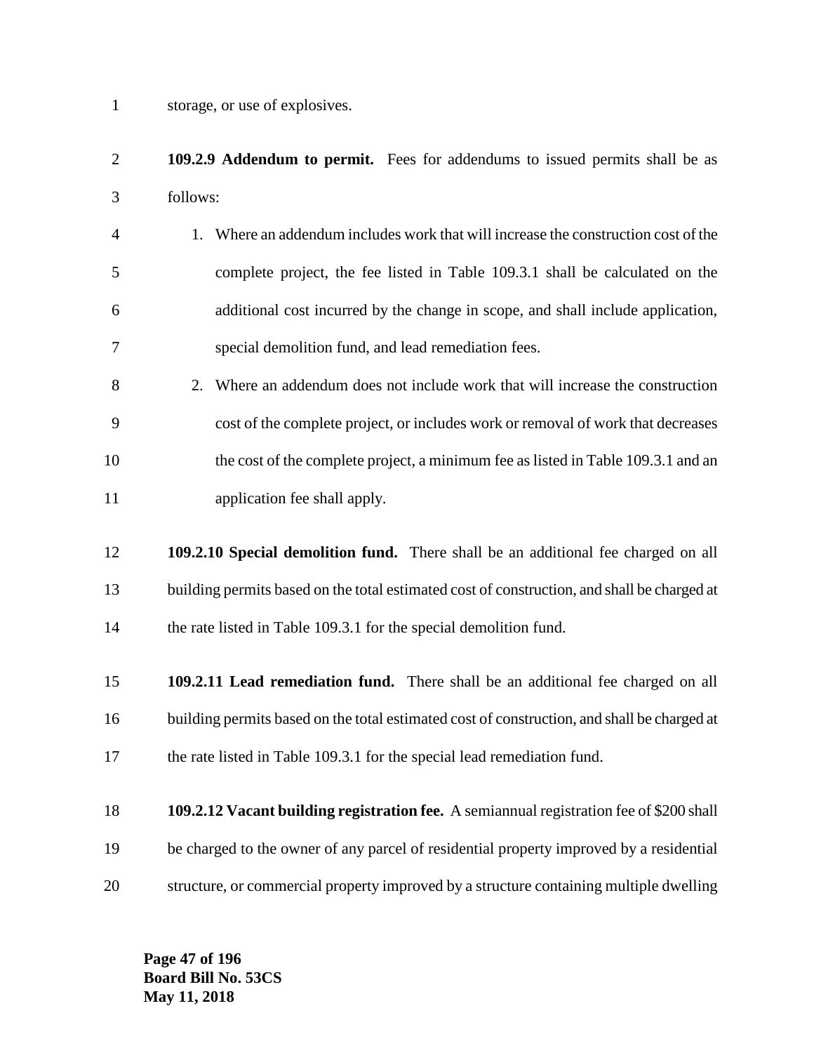storage, or use of explosives.

**109.2.9 Addendum to permit.** Fees for addendums to issued permits shall be as follows:

1. Where an addendum includes work that will increase the construction cost of the complete project, the fee listed in Table 109.3.1 shall be calculated on the additional cost incurred by the change in scope, and shall include application, special demolition fund, and lead remediation fees.
2. Where an addendum does not include work that will increase the construction cost of the complete project, or includes work or removal of work that decreases the cost of the complete project, a minimum fee as listed in Table 109.3.1 and an application fee shall apply.

**109.2.10 Special demolition fund.** There shall be an additional fee charged on all building permits based on the total estimated cost of construction, and shall be charged at the rate listed in Table 109.3.1 for the special demolition fund.

**109.2.11 Lead remediation fund.** There shall be an additional fee charged on all building permits based on the total estimated cost of construction, and shall be charged at the rate listed in Table 109.3.1 for the special lead remediation fund.

**109.2.12 Vacant building registration fee.** A semiannual registration fee of $200 shall be charged to the owner of any parcel of residential property improved by a residential structure, or commercial property improved by a structure containing multiple dwelling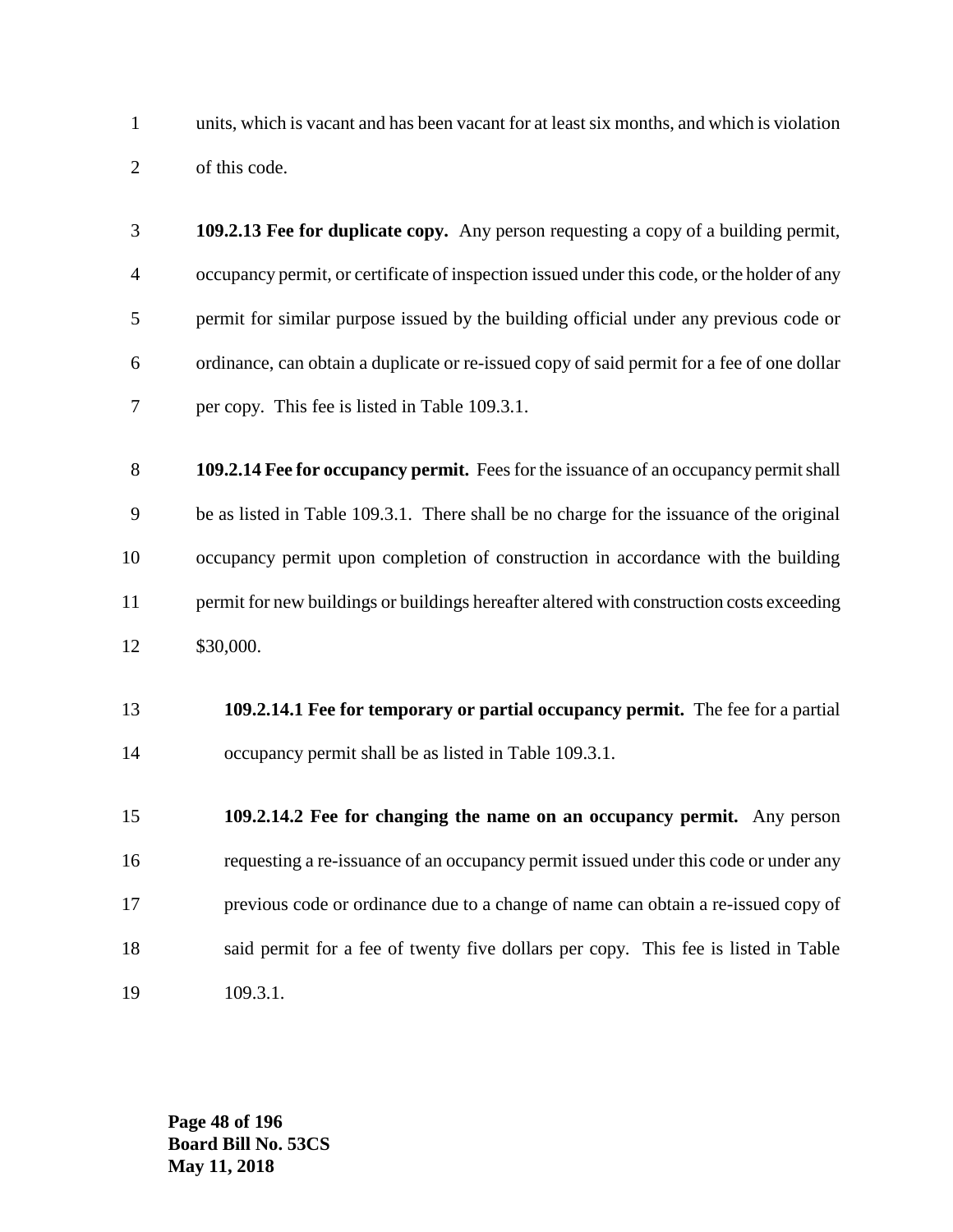units, which is vacant and has been vacant for at least six months, and which is violation of this code.

**109.2.13 Fee for duplicate copy.** Any person requesting a copy of a building permit, occupancy permit, or certificate of inspection issued under this code, or the holder of any permit for similar purpose issued by the building official under any previous code or ordinance, can obtain a duplicate or re-issued copy of said permit for a fee of one dollar per copy. This fee is listed in Table 109.3.1.

**109.2.14 Fee for occupancy permit.** Fees for the issuance of an occupancy permit shall be as listed in Table 109.3.1. There shall be no charge for the issuance of the original occupancy permit upon completion of construction in accordance with the building permit for new buildings or buildings hereafter altered with construction costs exceeding $30,000.

**109.2.14.1 Fee for temporary or partial occupancy permit.** The fee for a partial occupancy permit shall be as listed in Table 109.3.1.

**109.2.14.2 Fee for changing the name on an occupancy permit.** Any person requesting a re-issuance of an occupancy permit issued under this code or under any previous code or ordinance due to a change of name can obtain a re-issued copy of said permit for a fee of twenty five dollars per copy. This fee is listed in Table 109.3.1.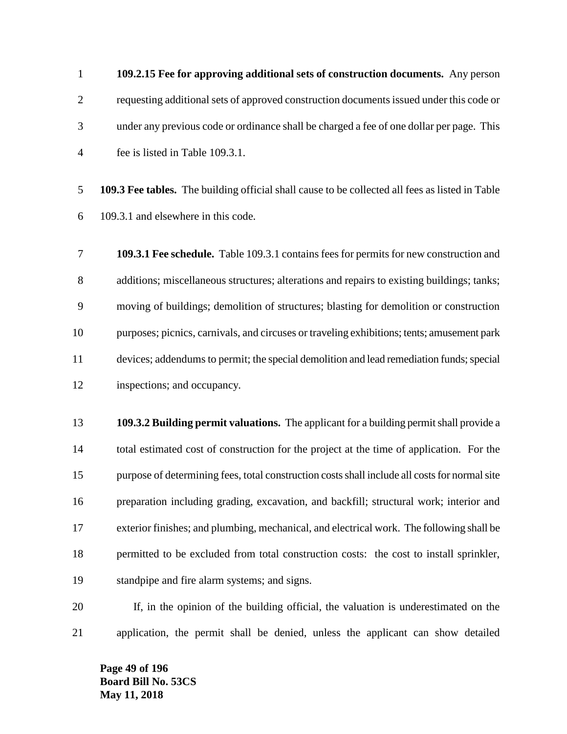**109.2.15 Fee for approving additional sets of construction documents.** Any person requesting additional sets of approved construction documents issued under this code or under any previous code or ordinance shall be charged a fee of one dollar per page. This fee is listed in Table 109.3.1.

**109.3 Fee tables.** The building official shall cause to be collected all fees as listed in Table 109.3.1 and elsewhere in this code.

**109.3.1 Fee schedule.** Table 109.3.1 contains fees for permits for new construction and additions; miscellaneous structures; alterations and repairs to existing buildings; tanks; moving of buildings; demolition of structures; blasting for demolition or construction purposes; picnics, carnivals, and circuses or traveling exhibitions; tents; amusement park devices; addendums to permit; the special demolition and lead remediation funds; special inspections; and occupancy.

**109.3.2 Building permit valuations.** The applicant for a building permit shall provide a total estimated cost of construction for the project at the time of application. For the purpose of determining fees, total construction costs shall include all costs for normal site preparation including grading, excavation, and backfill; structural work; interior and exterior finishes; and plumbing, mechanical, and electrical work. The following shall be permitted to be excluded from total construction costs: the cost to install sprinkler, standpipe and fire alarm systems; and signs.

If, in the opinion of the building official, the valuation is underestimated on the application, the permit shall be denied, unless the applicant can show detailed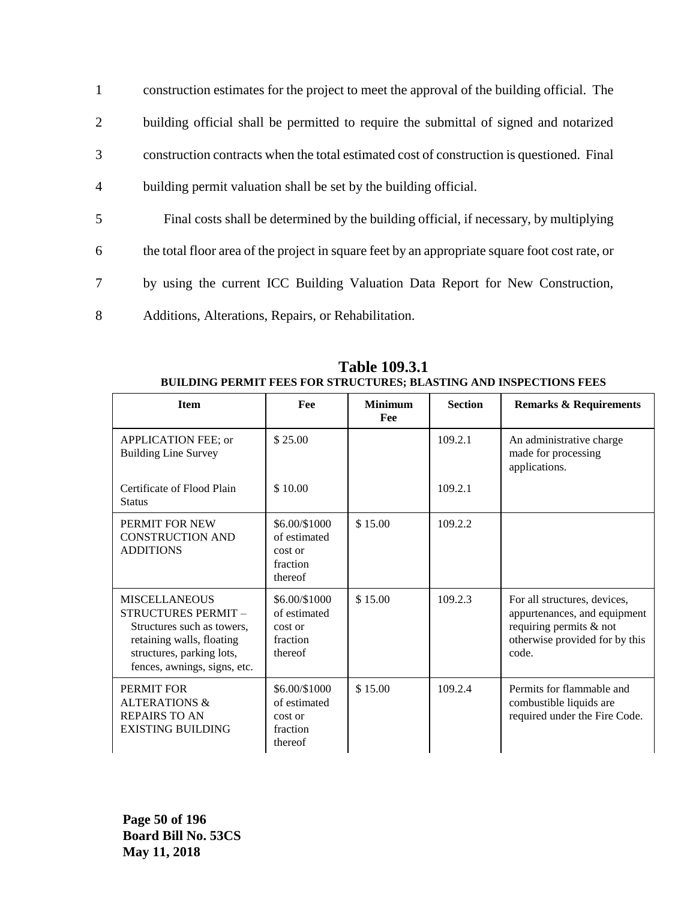construction estimates for the project to meet the approval of the building official. The building official shall be permitted to require the submittal of signed and notarized construction contracts when the total estimated cost of construction is questioned. Final building permit valuation shall be set by the building official.

Final costs shall be determined by the building official, if necessary, by multiplying the total floor area of the project in square feet by an appropriate square foot cost rate, or by using the current ICC Building Valuation Data Report for New Construction, Additions, Alterations, Repairs, or Rehabilitation.

**Table 109.3.1**
**BUILDING PERMIT FEES FOR STRUCTURES; BLASTING AND INSPECTIONS FEES**

| Item | Fee | Minimum Fee | Section | Remarks & Requirements |
|---|---|---|---|---|
| APPLICATION FEE; or Building Line Survey | $ 25.00 | | 109.2.1 | An administrative charge made for processing applications. |
| Certificate of Flood Plain Status | $ 10.00 | | 109.2.1 | |
| PERMIT FOR NEW CONSTRUCTION AND ADDITIONS | $6.00/$1000 of estimated cost or fraction thereof | $ 15.00 | 109.2.2 | |
| MISCELLANEOUS STRUCTURES PERMIT – Structures such as towers, retaining walls, floating structures, parking lots, fences, awnings, signs, etc. | $6.00/$1000 of estimated cost or fraction thereof | $ 15.00 | 109.2.3 | For all structures, devices, appurtenances, and equipment requiring permits & not otherwise provided for by this code. |
| PERMIT FOR ALTERATIONS & REPAIRS TO AN EXISTING BUILDING | $6.00/$1000 of estimated cost or fraction thereof | $ 15.00 | 109.2.4 | Permits for flammable and combustible liquids are required under the Fire Code. |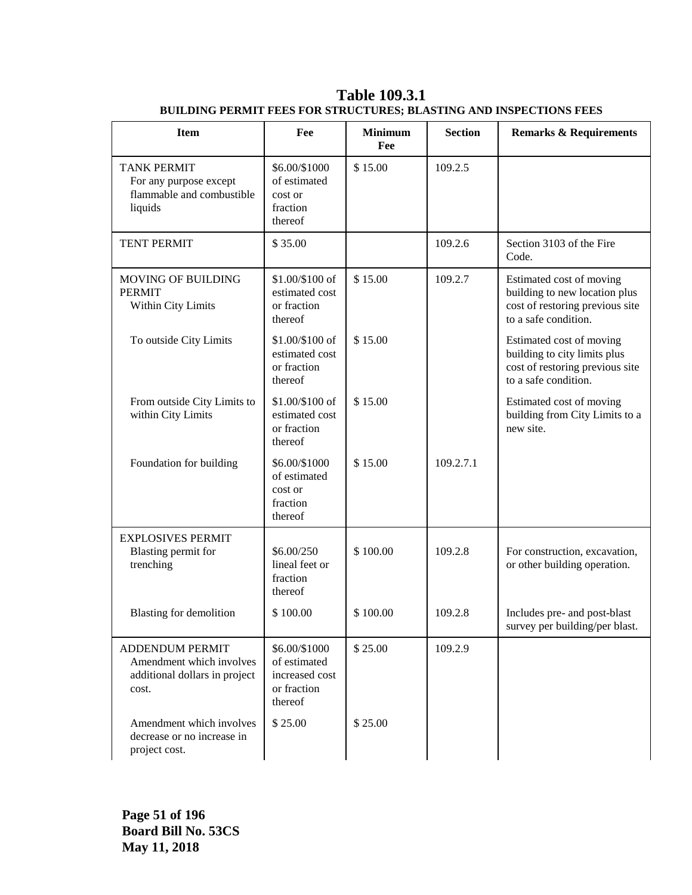## Table 109.3.1

**BUILDING PERMIT FEES FOR STRUCTURES; BLASTING AND INSPECTIONS FEES**

| Item | Fee | Minimum Fee | Section | Remarks & Requirements |
|---|---|---|---|---|
| TANK PERMIT For any purpose except flammable and combustible liquids | \$6.00/\$1000 of estimated cost or fraction thereof | \$ 15.00 | 109.2.5 | |
| TENT PERMIT | \$ 35.00 | | 109.2.6 | Section 3103 of the Fire Code. |
| MOVING OF BUILDING PERMIT Within City Limits | \$1.00/\$100 of estimated cost or fraction thereof | \$ 15.00 | 109.2.7 | Estimated cost of moving building to new location plus cost of restoring previous site to a safe condition. |
| To outside City Limits | \$1.00/\$100 of estimated cost or fraction thereof | \$ 15.00 | | Estimated cost of moving building to city limits plus cost of restoring previous site to a safe condition. |
| From outside City Limits to within City Limits | \$1.00/\$100 of estimated cost or fraction thereof | \$ 15.00 | | Estimated cost of moving building from City Limits to a new site. |
| Foundation for building | \$6.00/\$1000 of estimated cost or fraction thereof | \$ 15.00 | 109.2.7.1 | |
| EXPLOSIVES PERMIT Blasting permit for trenching | \$6.00/250 lineal feet or fraction thereof | \$ 100.00 | 109.2.8 | For construction, excavation, or other building operation. |
| Blasting for demolition | \$ 100.00 | \$ 100.00 | 109.2.8 | Includes pre- and post-blast survey per building/per blast. |
| ADDENDUM PERMIT Amendment which involves additional dollars in project cost. | \$6.00/\$1000 of estimated increased cost or fraction thereof | \$ 25.00 | 109.2.9 | |
| Amendment which involves decrease or no increase in project cost. | \$ 25.00 | \$ 25.00 | | |

**Board Bill No. 53CS**
**May 11, 2018**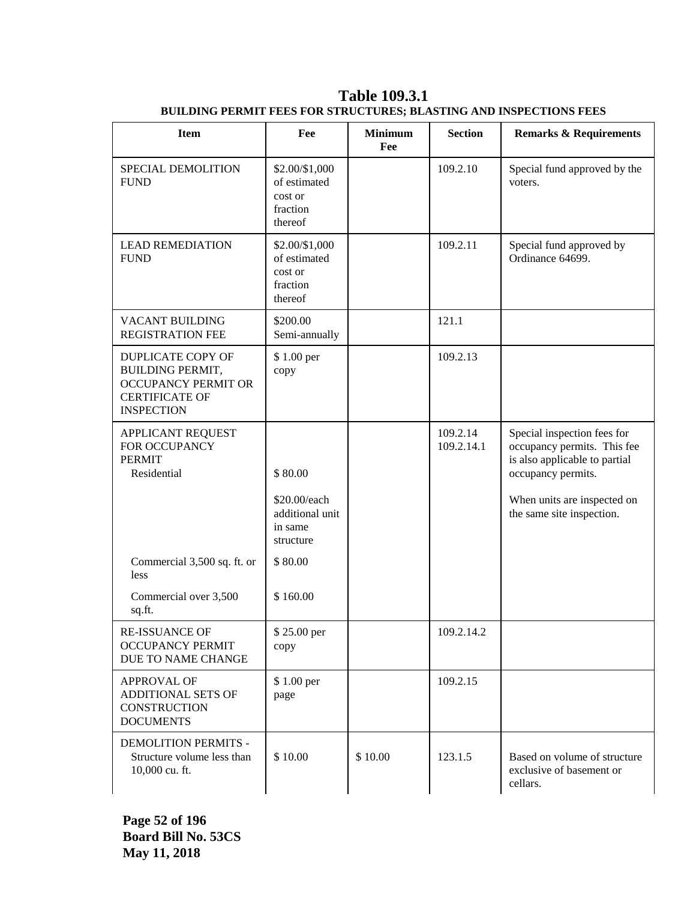# Table 109.3.1

**BUILDING PERMIT FEES FOR STRUCTURES; BLASTING AND INSPECTIONS FEES**

| Item | Fee | Minimum Fee | Section | Remarks & Requirements |
|---|---|---|---|---|
| SPECIAL DEMOLITION FUND | $2.00/$1,000 of estimated cost or fraction thereof | | 109.2.10 | Special fund approved by the voters. |
| LEAD REMEDIATION FUND | $2.00/$1,000 of estimated cost or fraction thereof | | 109.2.11 | Special fund approved by Ordinance 64699. |
| VACANT BUILDING REGISTRATION FEE | $200.00 Semi-annually | | 121.1 | |
| DUPLICATE COPY OF BUILDING PERMIT, OCCUPANCY PERMIT OR CERTIFICATE OF INSPECTION | $ 1.00 per copy | | 109.2.13 | |
| APPLICANT REQUEST FOR OCCUPANCY PERMIT | | | 109.2.14 109.2.14.1 | Special inspection fees for occupancy permits. This fee is also applicable to partial occupancy permits. |
| Residential | $ 80.00 | | | |
| | $20.00/each additional unit in same structure | | | When units are inspected on the same site inspection. |
| Commercial 3,500 sq. ft. or less | $ 80.00 | | | |
| Commercial over 3,500 sq.ft. | $ 160.00 | | | |
| RE-ISSUANCE OF OCCUPANCY PERMIT DUE TO NAME CHANGE | $ 25.00 per copy | | 109.2.14.2 | |
| APPROVAL OF ADDITIONAL SETS OF CONSTRUCTION DOCUMENTS | $ 1.00 per page | | 109.2.15 | |
| DEMOLITION PERMITS - Structure volume less than 10,000 cu. ft. | $ 10.00 | $ 10.00 | 123.1.5 | Based on volume of structure exclusive of basement or cellars. |

**Board Bill No. 53CS**
**May 11, 2018**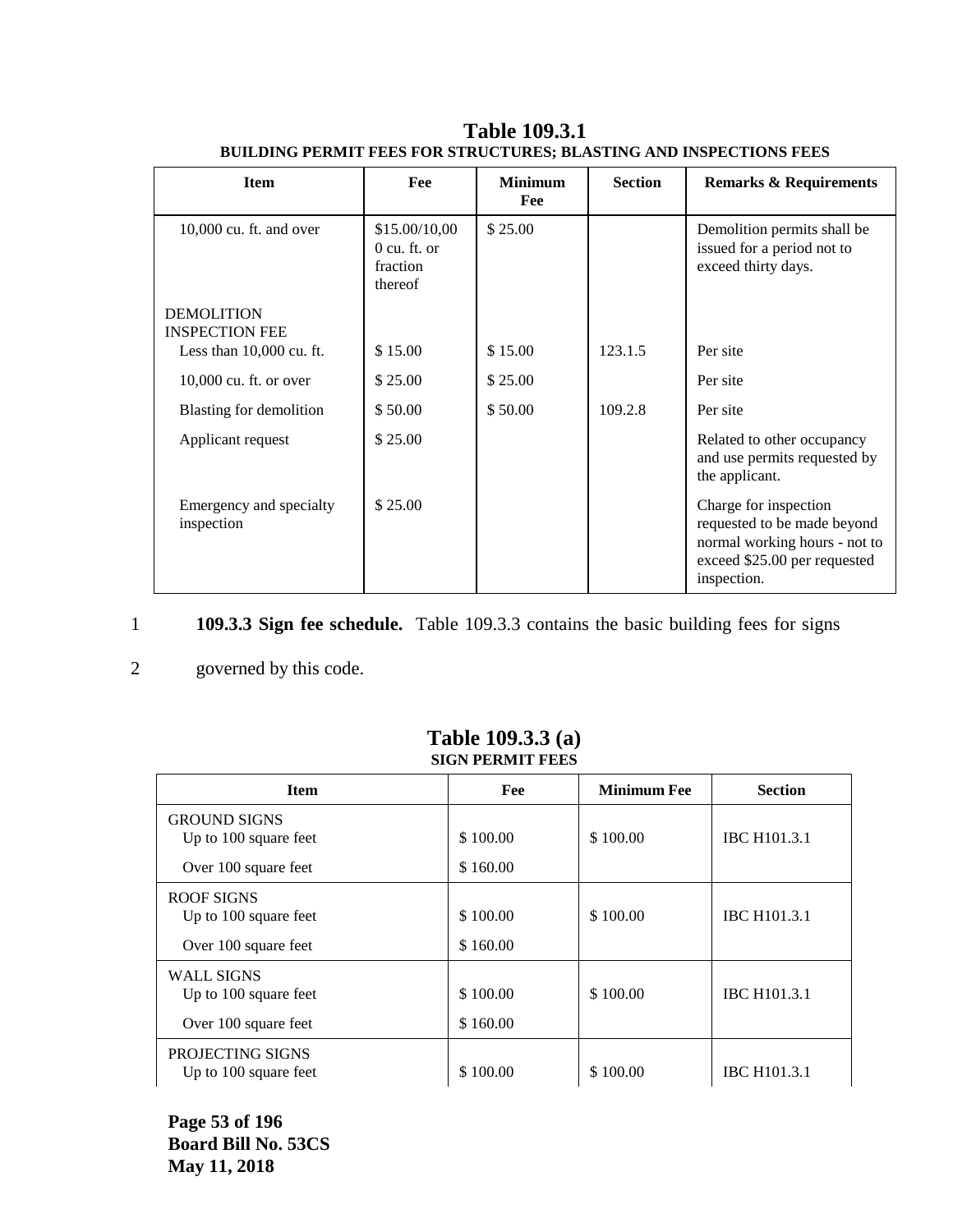**Table 109.3.1**
**BUILDING PERMIT FEES FOR STRUCTURES; BLASTING AND INSPECTIONS FEES**

| Item | Fee | Minimum Fee | Section | Remarks & Requirements |
|---|---|---|---|---|
| 10,000 cu. ft. and over | $15.00/10,000 cu. ft. or fraction thereof | $ 25.00 | | Demolition permits shall be issued for a period not to exceed thirty days. |
| DEMOLITION INSPECTION FEE | | | | |
| Less than 10,000 cu. ft. | $ 15.00 | $ 15.00 | 123.1.5 | Per site |
| 10,000 cu. ft. or over | $ 25.00 | $ 25.00 | | Per site |
| Blasting for demolition | $ 50.00 | $ 50.00 | 109.2.8 | Per site |
| Applicant request | $ 25.00 | | | Related to other occupancy and use permits requested by the applicant. |
| Emergency and specialty inspection | $ 25.00 | | | Charge for inspection requested to be made beyond normal working hours - not to exceed $25.00 per requested inspection. |

1 **109.3.3 Sign fee schedule.** Table 109.3.3 contains the basic building fees for signs

2 governed by this code.

**Table 109.3.3 (a)**
**SIGN PERMIT FEES**

| Item | Fee | Minimum Fee | Section |
|---|---|---|---|
| GROUND SIGNS | | | |
| Up to 100 square feet | $ 100.00 | $ 100.00 | IBC H101.3.1 |
| Over 100 square feet | $ 160.00 | | |
| ROOF SIGNS | | | |
| Up to 100 square feet | $ 100.00 | $ 100.00 | IBC H101.3.1 |
| Over 100 square feet | $ 160.00 | | |
| WALL SIGNS | | | |
| Up to 100 square feet | $ 100.00 | $ 100.00 | IBC H101.3.1 |
| Over 100 square feet | $ 160.00 | | |
| PROJECTING SIGNS | | | |
| Up to 100 square feet | $ 100.00 | $ 100.00 | IBC H101.3.1 |

**Board Bill No. 53CS**
**May 11, 2018**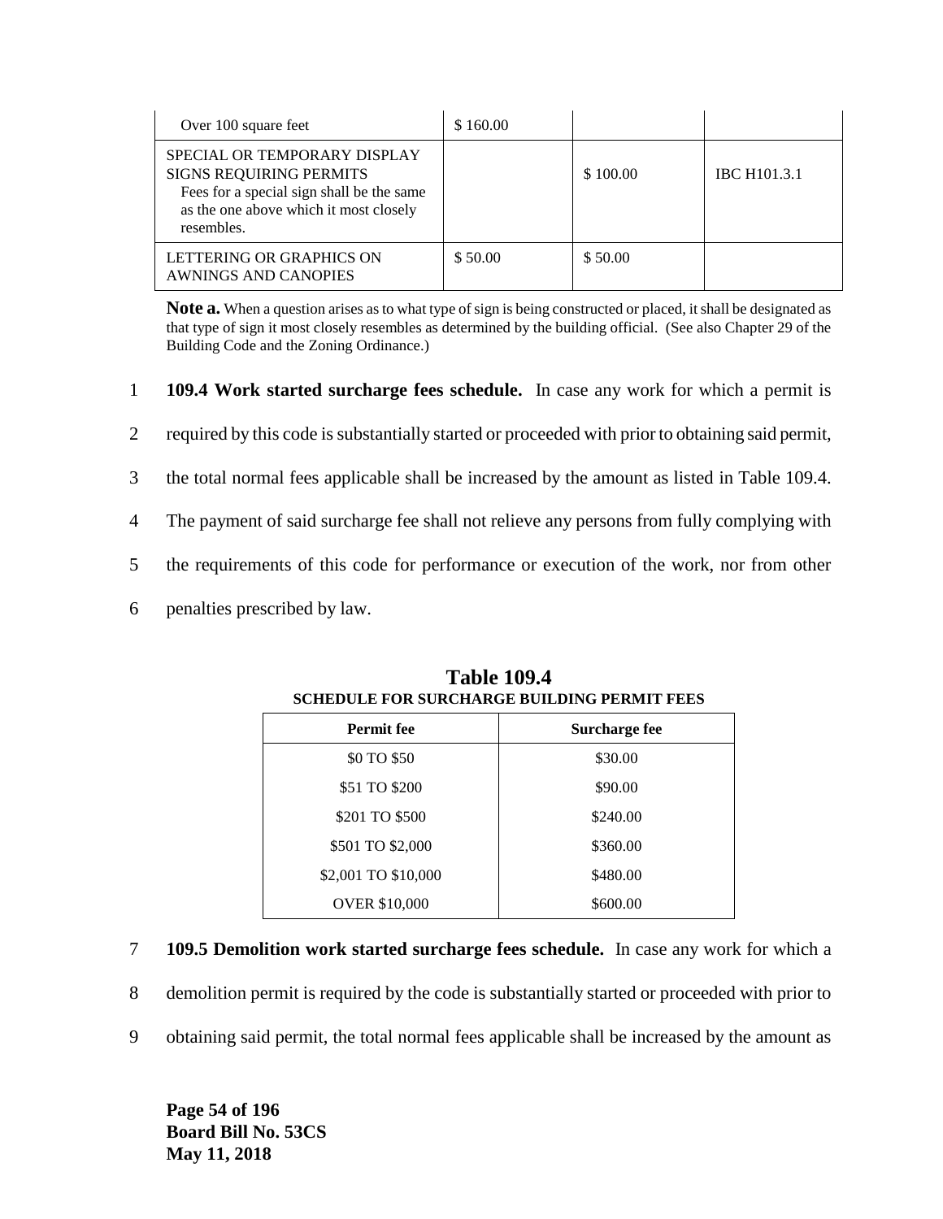| Over 100 square feet | $ 160.00 | | |
|---|---|---|---|
| SPECIAL OR TEMPORARY DISPLAY SIGNS REQUIRING PERMITS<br>Fees for a special sign shall be the same as the one above which it most closely resembles. | | $ 100.00 | IBC H101.3.1 |
| LETTERING OR GRAPHICS ON AWNINGS AND CANOPIES | $ 50.00 | $ 50.00 | |

**Note a.** When a question arises as to what type of sign is being constructed or placed, it shall be designated as that type of sign it most closely resembles as determined by the building official. (See also Chapter 29 of the Building Code and the Zoning Ordinance.)

1 **109.4 Work started surcharge fees schedule.** In case any work for which a permit is
2 required by this code is substantially started or proceeded with prior to obtaining said permit,
3 the total normal fees applicable shall be increased by the amount as listed in Table 109.4.
4 The payment of said surcharge fee shall not relieve any persons from fully complying with
5 the requirements of this code for performance or execution of the work, nor from other
6 penalties prescribed by law.

**Table 109.4**
**SCHEDULE FOR SURCHARGE BUILDING PERMIT FEES**

| Permit fee | Surcharge fee |
|---|---|
| $0 TO $50 | $30.00 |
| $51 TO $200 | $90.00 |
| $201 TO $500 | $240.00 |
| $501 TO $2,000 | $360.00 |
| $2,001 TO $10,000 | $480.00 |
| OVER $10,000 | $600.00 |

7 **109.5 Demolition work started surcharge fees schedule.** In case any work for which a
8 demolition permit is required by the code is substantially started or proceeded with prior to
9 obtaining said permit, the total normal fees applicable shall be increased by the amount as

**Board Bill No. 53CS**
**May 11, 2018**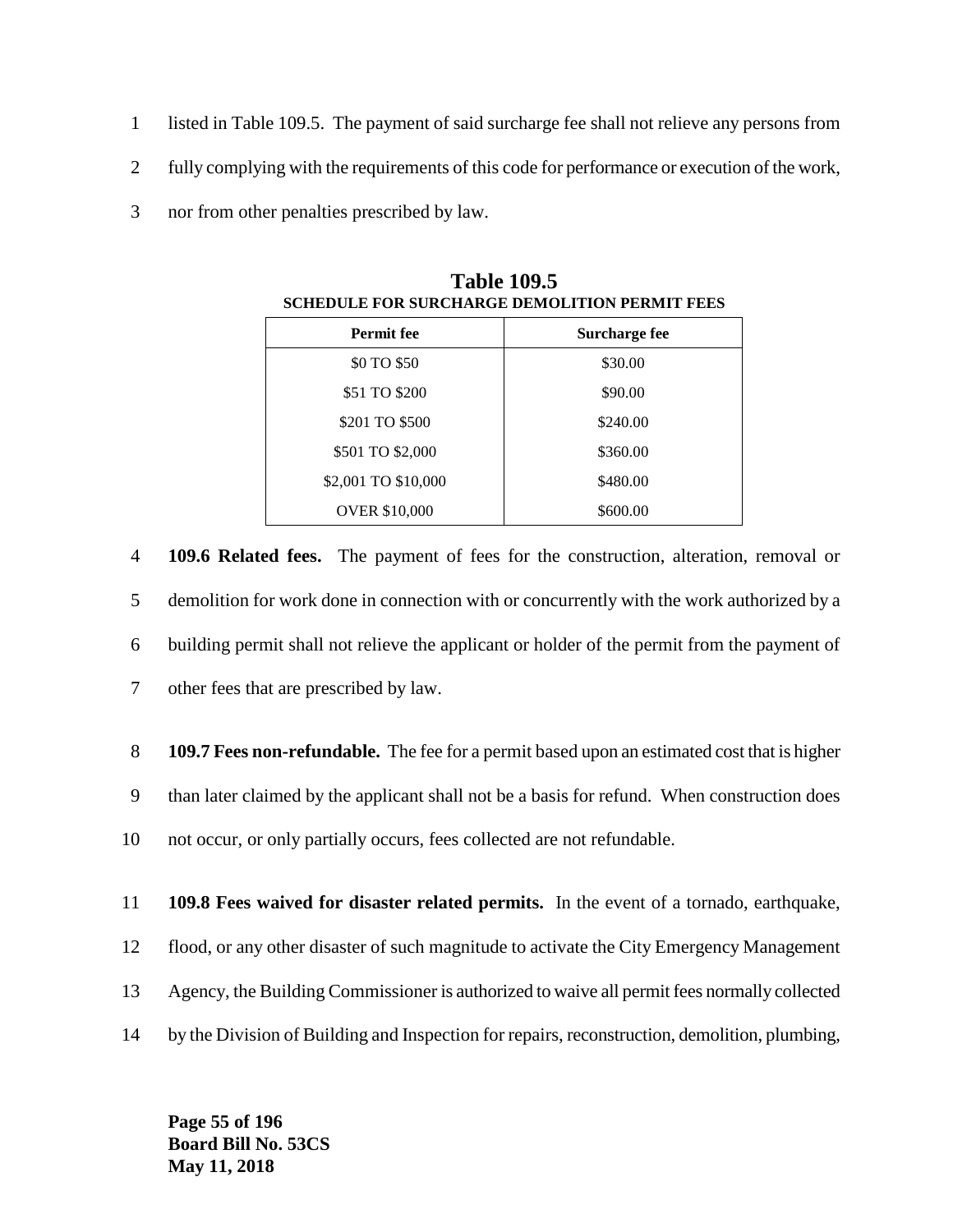listed in Table 109.5. The payment of said surcharge fee shall not relieve any persons from fully complying with the requirements of this code for performance or execution of the work, nor from other penalties prescribed by law.

**Table 109.5**
**SCHEDULE FOR SURCHARGE DEMOLITION PERMIT FEES**

| Permit fee | Surcharge fee |
|---|---|
| $0 TO $50 | $30.00 |
| $51 TO $200 | $90.00 |
| $201 TO $500 | $240.00 |
| $501 TO $2,000 | $360.00 |
| $2,001 TO $10,000 | $480.00 |
| OVER $10,000 | $600.00 |

**109.6 Related fees.** The payment of fees for the construction, alteration, removal or demolition for work done in connection with or concurrently with the work authorized by a building permit shall not relieve the applicant or holder of the permit from the payment of other fees that are prescribed by law.

**109.7 Fees non-refundable.** The fee for a permit based upon an estimated cost that is higher than later claimed by the applicant shall not be a basis for refund. When construction does not occur, or only partially occurs, fees collected are not refundable.

**109.8 Fees waived for disaster related permits.** In the event of a tornado, earthquake, flood, or any other disaster of such magnitude to activate the City Emergency Management Agency, the Building Commissioner is authorized to waive all permit fees normally collected by the Division of Building and Inspection for repairs, reconstruction, demolition, plumbing,

**Board Bill No. 53CS**
**May 11, 2018**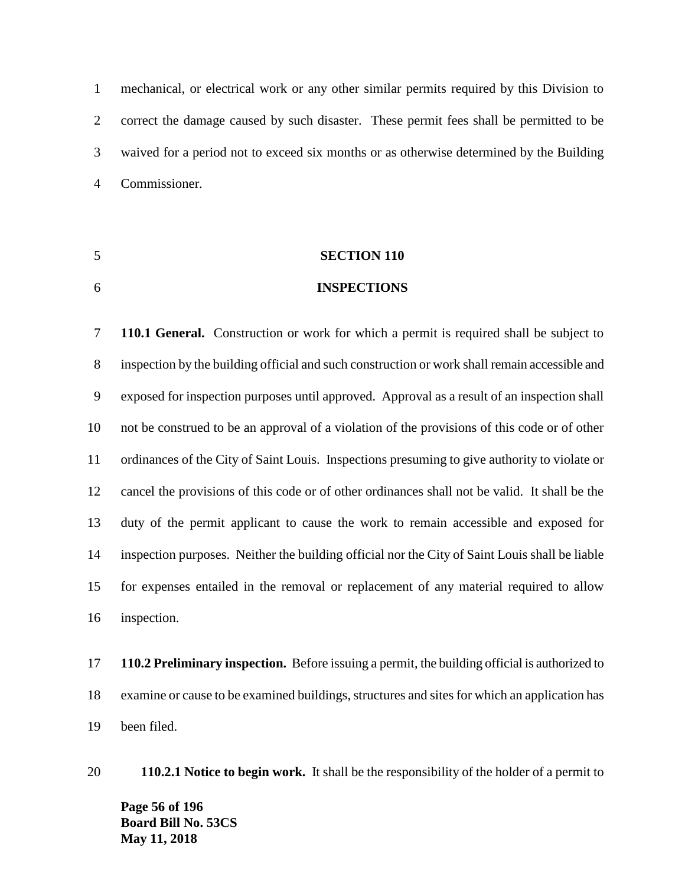mechanical, or electrical work or any other similar permits required by this Division to correct the damage caused by such disaster. These permit fees shall be permitted to be waived for a period not to exceed six months or as otherwise determined by the Building Commissioner.

## SECTION 110
## INSPECTIONS

**110.1 General.** Construction or work for which a permit is required shall be subject to inspection by the building official and such construction or work shall remain accessible and exposed for inspection purposes until approved. Approval as a result of an inspection shall not be construed to be an approval of a violation of the provisions of this code or of other ordinances of the City of Saint Louis. Inspections presuming to give authority to violate or cancel the provisions of this code or of other ordinances shall not be valid. It shall be the duty of the permit applicant to cause the work to remain accessible and exposed for inspection purposes. Neither the building official nor the City of Saint Louis shall be liable for expenses entailed in the removal or replacement of any material required to allow inspection.

**110.2 Preliminary inspection.** Before issuing a permit, the building official is authorized to examine or cause to be examined buildings, structures and sites for which an application has been filed.

**110.2.1 Notice to begin work.** It shall be the responsibility of the holder of a permit to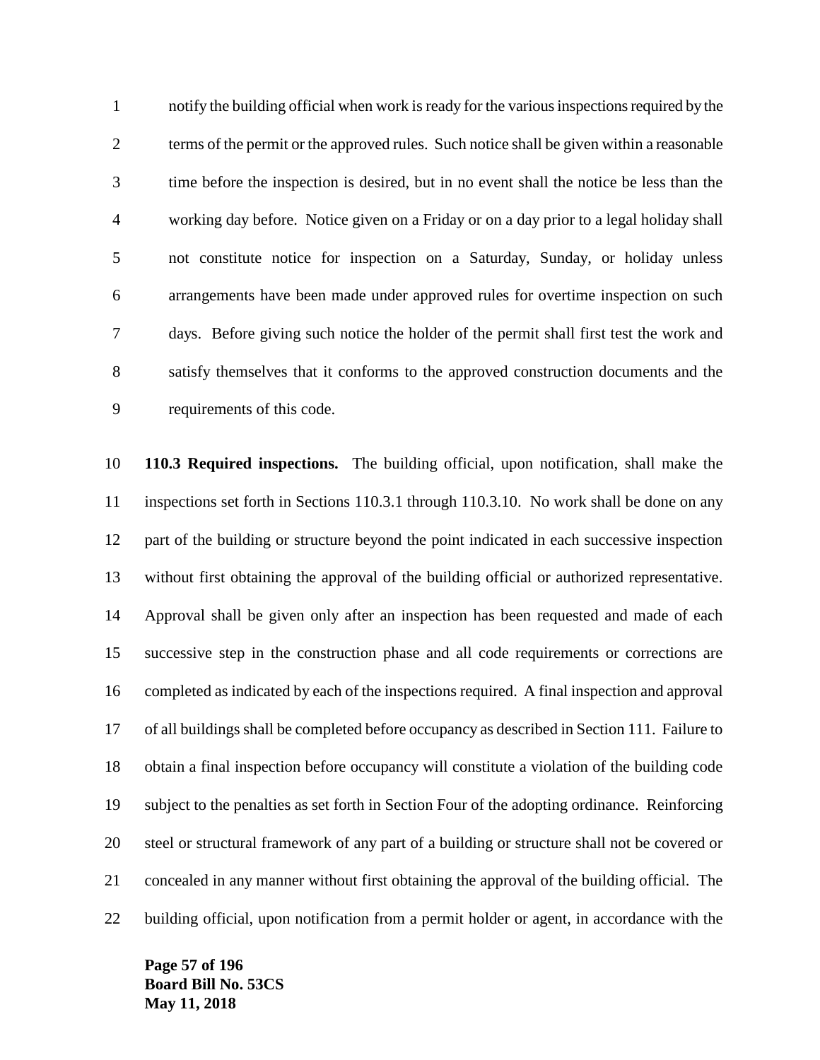notify the building official when work is ready for the various inspections required by the terms of the permit or the approved rules. Such notice shall be given within a reasonable time before the inspection is desired, but in no event shall the notice be less than the working day before. Notice given on a Friday or on a day prior to a legal holiday shall not constitute notice for inspection on a Saturday, Sunday, or holiday unless arrangements have been made under approved rules for overtime inspection on such days. Before giving such notice the holder of the permit shall first test the work and satisfy themselves that it conforms to the approved construction documents and the requirements of this code.

**110.3 Required inspections.** The building official, upon notification, shall make the inspections set forth in Sections 110.3.1 through 110.3.10. No work shall be done on any part of the building or structure beyond the point indicated in each successive inspection without first obtaining the approval of the building official or authorized representative. Approval shall be given only after an inspection has been requested and made of each successive step in the construction phase and all code requirements or corrections are completed as indicated by each of the inspections required. A final inspection and approval of all buildings shall be completed before occupancy as described in Section 111. Failure to obtain a final inspection before occupancy will constitute a violation of the building code subject to the penalties as set forth in Section Four of the adopting ordinance. Reinforcing steel or structural framework of any part of a building or structure shall not be covered or concealed in any manner without first obtaining the approval of the building official. The building official, upon notification from a permit holder or agent, in accordance with the

**Board Bill No. 53CS**
**May 11, 2018**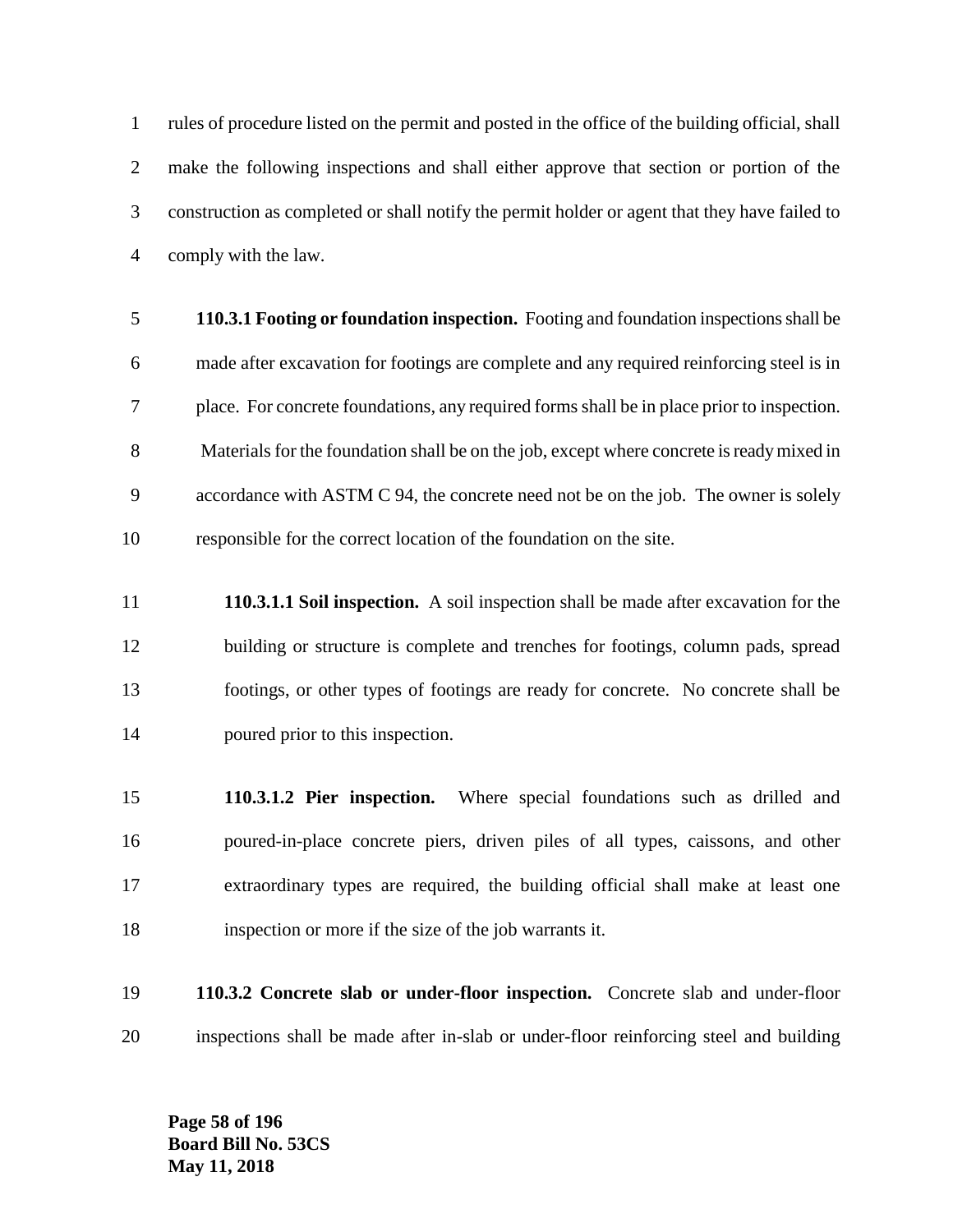rules of procedure listed on the permit and posted in the office of the building official, shall make the following inspections and shall either approve that section or portion of the construction as completed or shall notify the permit holder or agent that they have failed to comply with the law.

**110.3.1 Footing or foundation inspection.** Footing and foundation inspections shall be made after excavation for footings are complete and any required reinforcing steel is in place. For concrete foundations, any required forms shall be in place prior to inspection. Materials for the foundation shall be on the job, except where concrete is ready mixed in accordance with ASTM C 94, the concrete need not be on the job. The owner is solely responsible for the correct location of the foundation on the site.

**110.3.1.1 Soil inspection.** A soil inspection shall be made after excavation for the building or structure is complete and trenches for footings, column pads, spread footings, or other types of footings are ready for concrete. No concrete shall be poured prior to this inspection.

**110.3.1.2 Pier inspection.** Where special foundations such as drilled and poured-in-place concrete piers, driven piles of all types, caissons, and other extraordinary types are required, the building official shall make at least one inspection or more if the size of the job warrants it.

**110.3.2 Concrete slab or under-floor inspection.** Concrete slab and under-floor inspections shall be made after in-slab or under-floor reinforcing steel and building

Board Bill No. 53CS
May 11, 2018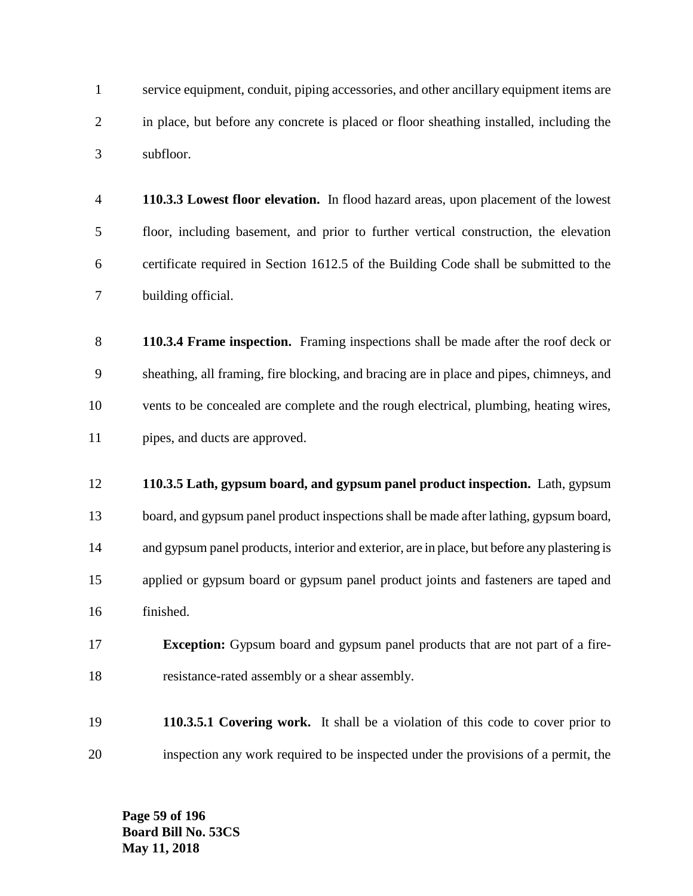service equipment, conduit, piping accessories, and other ancillary equipment items are in place, but before any concrete is placed or floor sheathing installed, including the subfloor.

**110.3.3 Lowest floor elevation.** In flood hazard areas, upon placement of the lowest floor, including basement, and prior to further vertical construction, the elevation certificate required in Section 1612.5 of the Building Code shall be submitted to the building official.

**110.3.4 Frame inspection.** Framing inspections shall be made after the roof deck or sheathing, all framing, fire blocking, and bracing are in place and pipes, chimneys, and vents to be concealed are complete and the rough electrical, plumbing, heating wires, pipes, and ducts are approved.

**110.3.5 Lath, gypsum board, and gypsum panel product inspection.** Lath, gypsum board, and gypsum panel product inspections shall be made after lathing, gypsum board, and gypsum panel products, interior and exterior, are in place, but before any plastering is applied or gypsum board or gypsum panel product joints and fasteners are taped and finished.

**Exception:** Gypsum board and gypsum panel products that are not part of a fire-resistance-rated assembly or a shear assembly.

**110.3.5.1 Covering work.** It shall be a violation of this code to cover prior to inspection any work required to be inspected under the provisions of a permit, the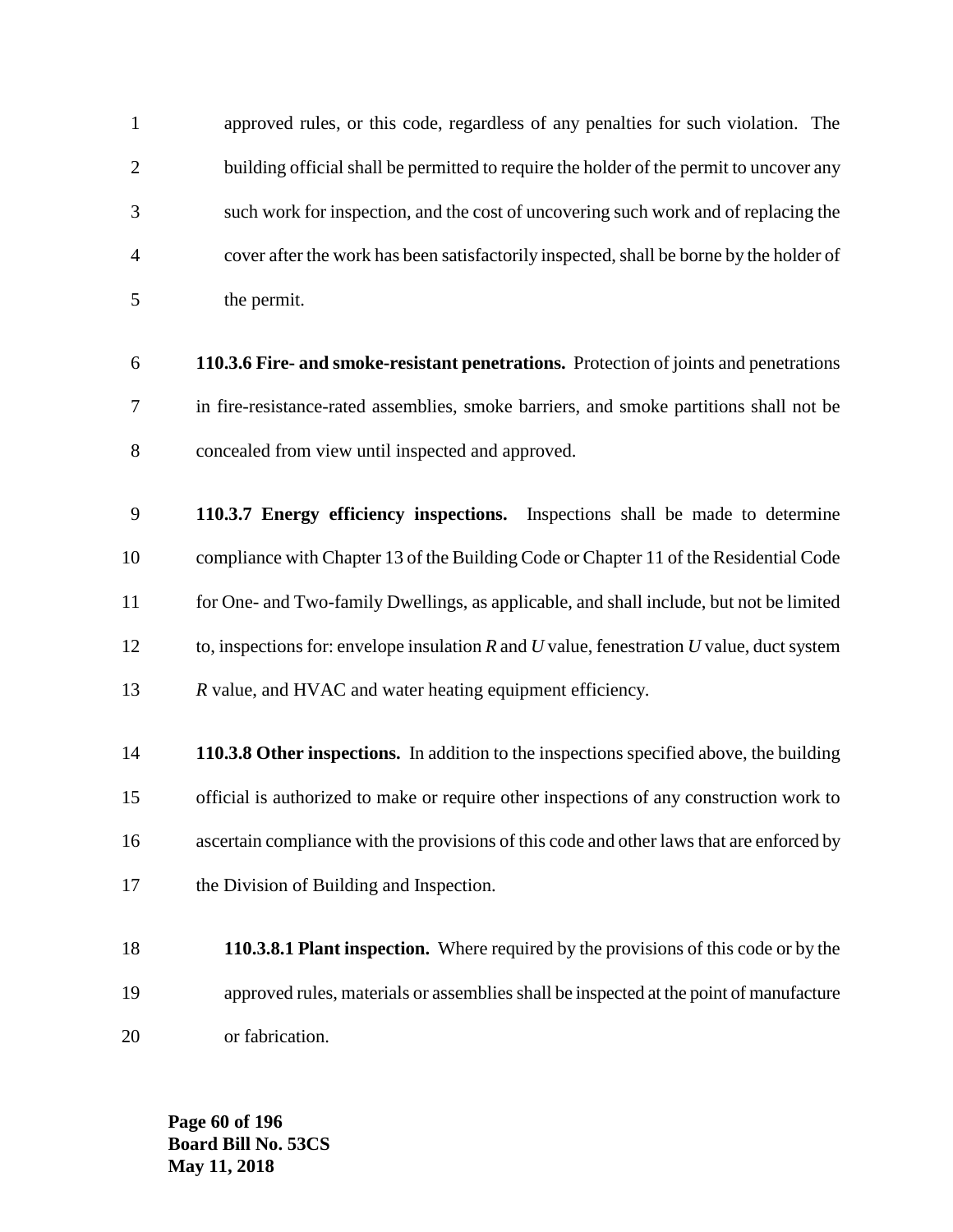approved rules, or this code, regardless of any penalties for such violation. The building official shall be permitted to require the holder of the permit to uncover any such work for inspection, and the cost of uncovering such work and of replacing the cover after the work has been satisfactorily inspected, shall be borne by the holder of the permit.

**110.3.6 Fire- and smoke-resistant penetrations.** Protection of joints and penetrations in fire-resistance-rated assemblies, smoke barriers, and smoke partitions shall not be concealed from view until inspected and approved.

**110.3.7 Energy efficiency inspections.** Inspections shall be made to determine compliance with Chapter 13 of the Building Code or Chapter 11 of the Residential Code for One- and Two-family Dwellings, as applicable, and shall include, but not be limited to, inspections for: envelope insulation *R* and *U* value, fenestration *U* value, duct system *R* value, and HVAC and water heating equipment efficiency.

**110.3.8 Other inspections.** In addition to the inspections specified above, the building official is authorized to make or require other inspections of any construction work to ascertain compliance with the provisions of this code and other laws that are enforced by the Division of Building and Inspection.

**110.3.8.1 Plant inspection.** Where required by the provisions of this code or by the approved rules, materials or assemblies shall be inspected at the point of manufacture or fabrication.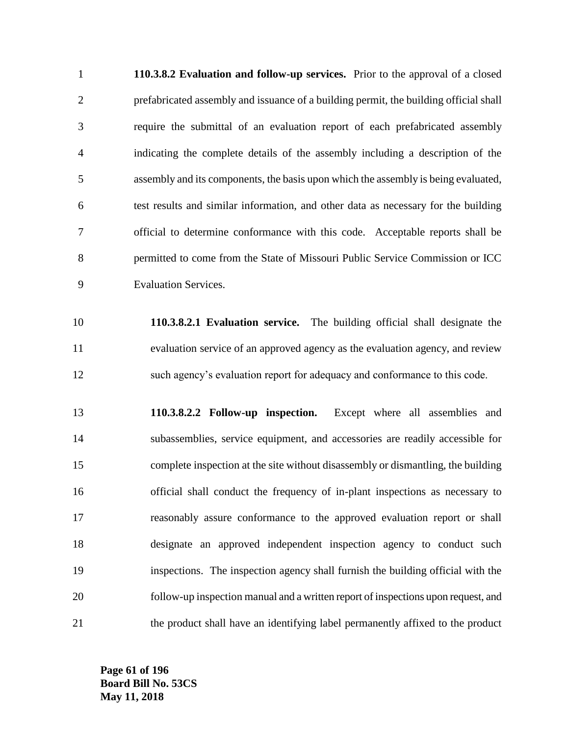**110.3.8.2 Evaluation and follow-up services.** Prior to the approval of a closed prefabricated assembly and issuance of a building permit, the building official shall require the submittal of an evaluation report of each prefabricated assembly indicating the complete details of the assembly including a description of the assembly and its components, the basis upon which the assembly is being evaluated, test results and similar information, and other data as necessary for the building official to determine conformance with this code. Acceptable reports shall be permitted to come from the State of Missouri Public Service Commission or ICC Evaluation Services.

**110.3.8.2.1 Evaluation service.** The building official shall designate the evaluation service of an approved agency as the evaluation agency, and review such agency's evaluation report for adequacy and conformance to this code.

**110.3.8.2.2 Follow-up inspection.** Except where all assemblies and subassemblies, service equipment, and accessories are readily accessible for complete inspection at the site without disassembly or dismantling, the building official shall conduct the frequency of in-plant inspections as necessary to reasonably assure conformance to the approved evaluation report or shall designate an approved independent inspection agency to conduct such inspections. The inspection agency shall furnish the building official with the follow-up inspection manual and a written report of inspections upon request, and the product shall have an identifying label permanently affixed to the product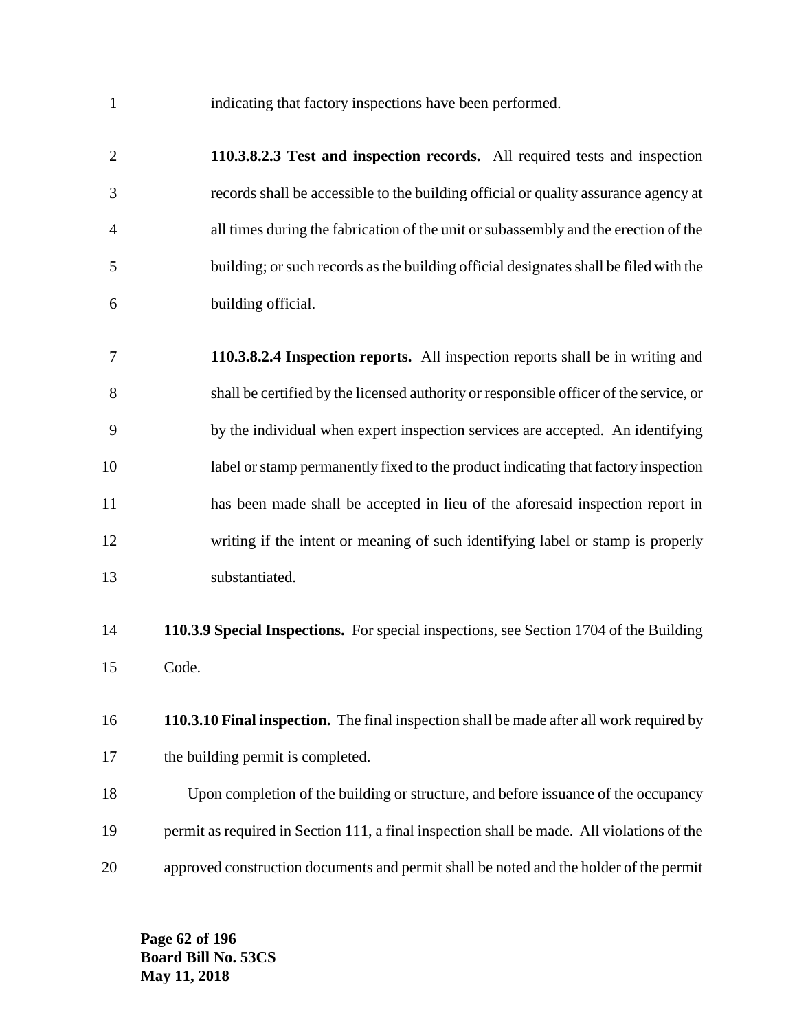indicating that factory inspections have been performed.

**110.3.8.2.3 Test and inspection records.** All required tests and inspection records shall be accessible to the building official or quality assurance agency at all times during the fabrication of the unit or subassembly and the erection of the building; or such records as the building official designates shall be filed with the building official.

**110.3.8.2.4 Inspection reports.** All inspection reports shall be in writing and shall be certified by the licensed authority or responsible officer of the service, or by the individual when expert inspection services are accepted. An identifying label or stamp permanently fixed to the product indicating that factory inspection has been made shall be accepted in lieu of the aforesaid inspection report in writing if the intent or meaning of such identifying label or stamp is properly substantiated.

**110.3.9 Special Inspections.** For special inspections, see Section 1704 of the Building Code.

**110.3.10 Final inspection.** The final inspection shall be made after all work required by the building permit is completed.

Upon completion of the building or structure, and before issuance of the occupancy permit as required in Section 111, a final inspection shall be made. All violations of the approved construction documents and permit shall be noted and the holder of the permit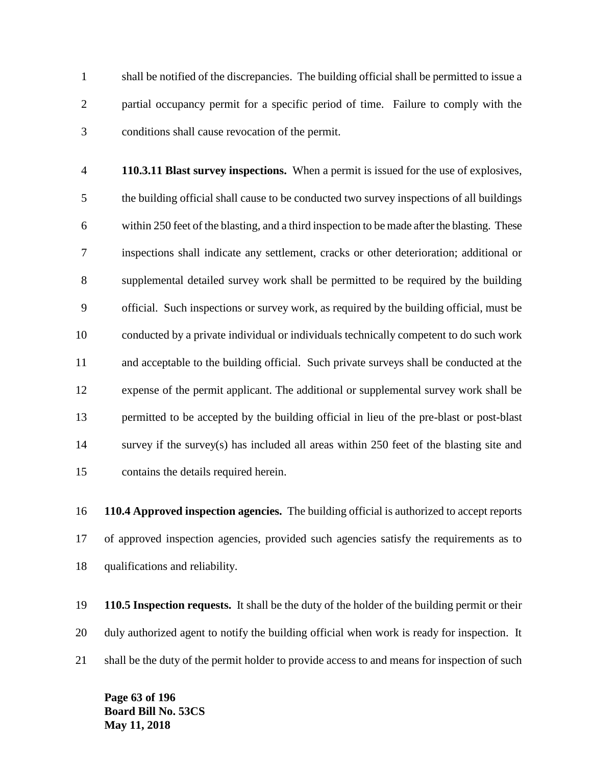shall be notified of the discrepancies. The building official shall be permitted to issue a partial occupancy permit for a specific period of time. Failure to comply with the conditions shall cause revocation of the permit.

**110.3.11 Blast survey inspections.** When a permit is issued for the use of explosives, the building official shall cause to be conducted two survey inspections of all buildings within 250 feet of the blasting, and a third inspection to be made after the blasting. These inspections shall indicate any settlement, cracks or other deterioration; additional or supplemental detailed survey work shall be permitted to be required by the building official. Such inspections or survey work, as required by the building official, must be conducted by a private individual or individuals technically competent to do such work and acceptable to the building official. Such private surveys shall be conducted at the expense of the permit applicant. The additional or supplemental survey work shall be permitted to be accepted by the building official in lieu of the pre-blast or post-blast survey if the survey(s) has included all areas within 250 feet of the blasting site and contains the details required herein.

**110.4 Approved inspection agencies.** The building official is authorized to accept reports of approved inspection agencies, provided such agencies satisfy the requirements as to qualifications and reliability.

**110.5 Inspection requests.** It shall be the duty of the holder of the building permit or their duly authorized agent to notify the building official when work is ready for inspection. It shall be the duty of the permit holder to provide access to and means for inspection of such

**Board Bill No. 53CS**
**May 11, 2018**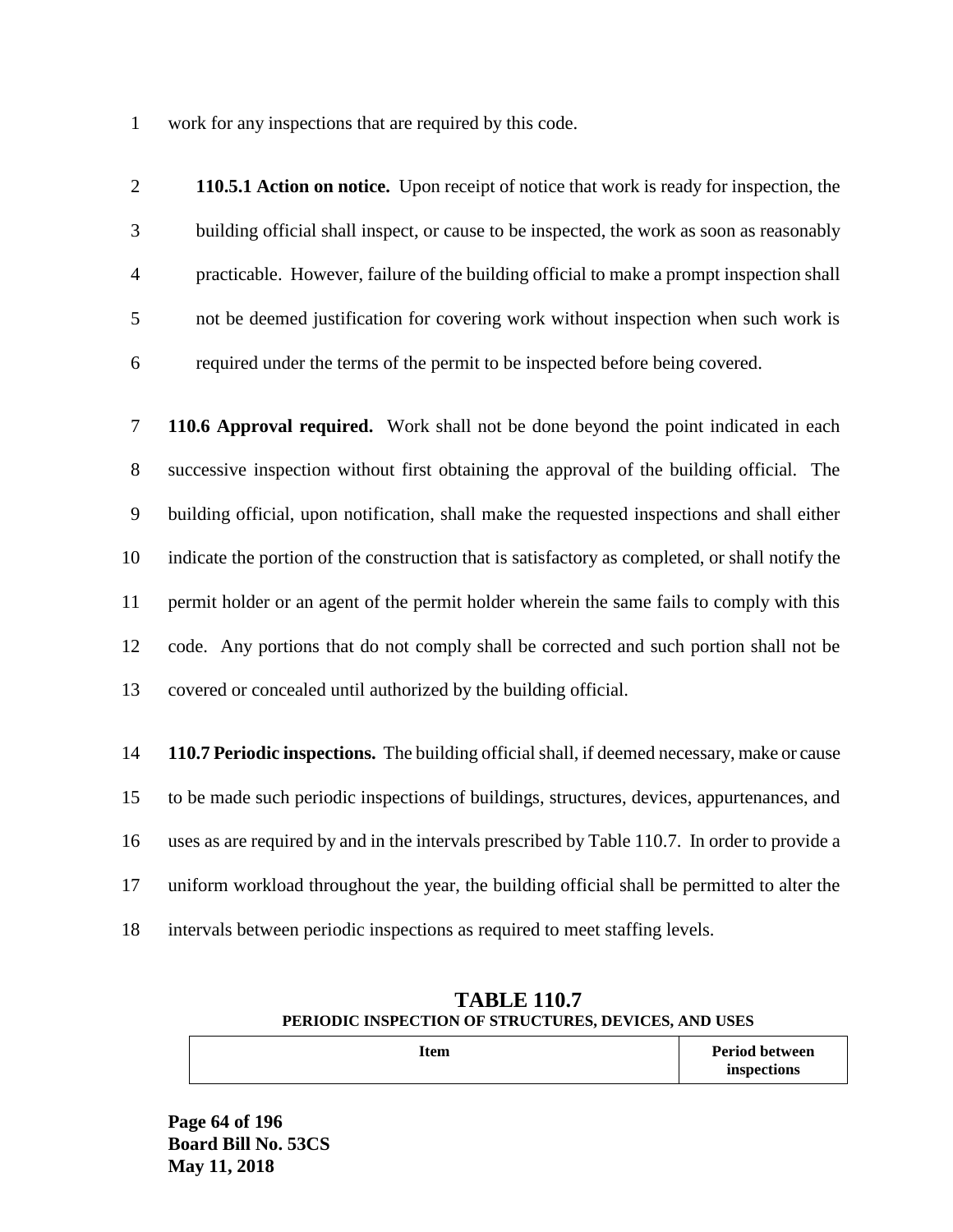work for any inspections that are required by this code.

**110.5.1 Action on notice.** Upon receipt of notice that work is ready for inspection, the building official shall inspect, or cause to be inspected, the work as soon as reasonably practicable. However, failure of the building official to make a prompt inspection shall not be deemed justification for covering work without inspection when such work is required under the terms of the permit to be inspected before being covered.

**110.6 Approval required.** Work shall not be done beyond the point indicated in each successive inspection without first obtaining the approval of the building official. The building official, upon notification, shall make the requested inspections and shall either indicate the portion of the construction that is satisfactory as completed, or shall notify the permit holder or an agent of the permit holder wherein the same fails to comply with this code. Any portions that do not comply shall be corrected and such portion shall not be covered or concealed until authorized by the building official.

**110.7 Periodic inspections.** The building official shall, if deemed necessary, make or cause to be made such periodic inspections of buildings, structures, devices, appurtenances, and uses as are required by and in the intervals prescribed by Table 110.7. In order to provide a uniform workload throughout the year, the building official shall be permitted to alter the intervals between periodic inspections as required to meet staffing levels.

**TABLE 110.7**
**PERIODIC INSPECTION OF STRUCTURES, DEVICES, AND USES**

| Item | Period between inspections |
|---|---|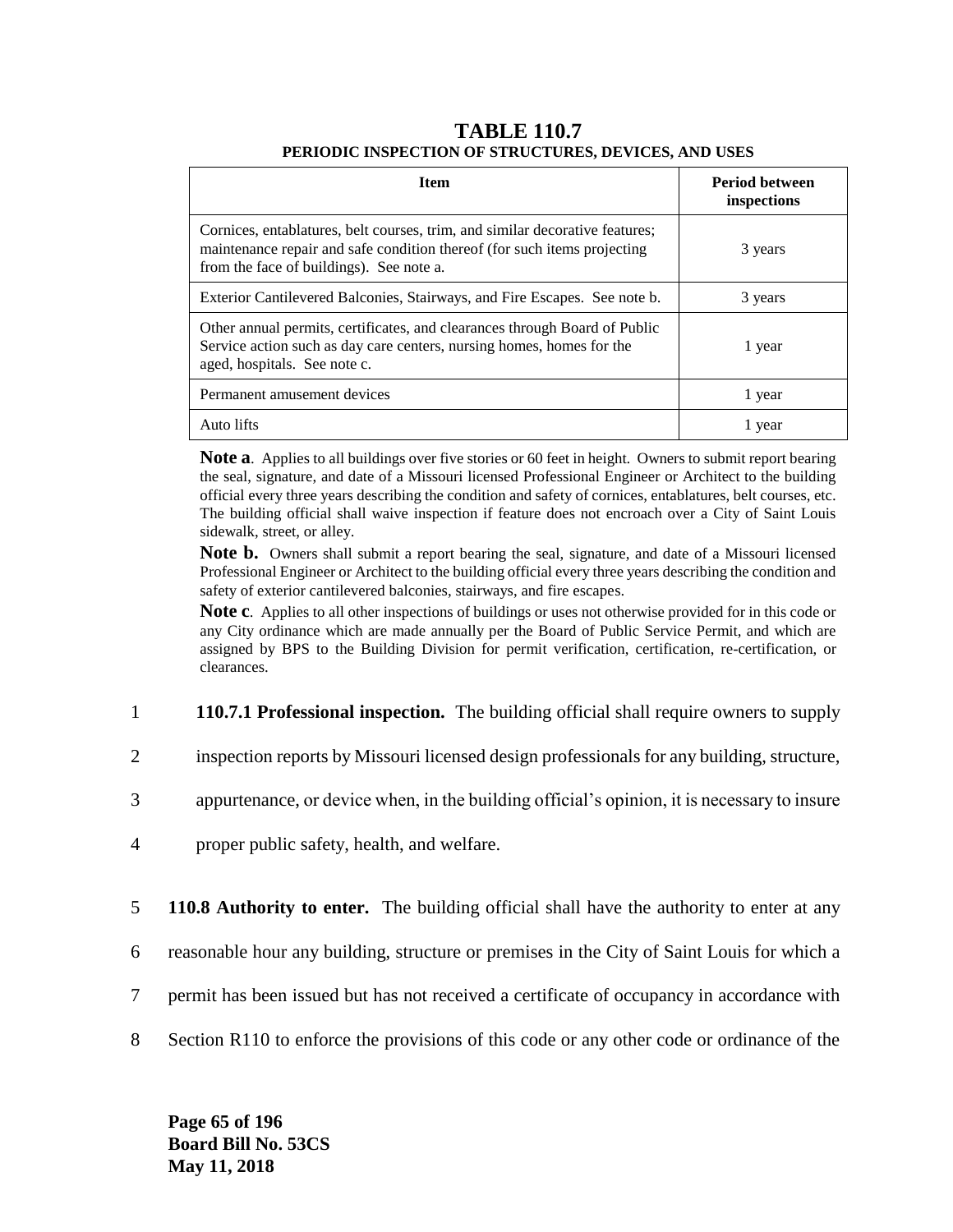## TABLE 110.7

**PERIODIC INSPECTION OF STRUCTURES, DEVICES, AND USES**

| Item | Period between inspections |
|---|---|
| Cornices, entablatures, belt courses, trim, and similar decorative features; maintenance repair and safe condition thereof (for such items projecting from the face of buildings). See note a. | 3 years |
| Exterior Cantilevered Balconies, Stairways, and Fire Escapes. See note b. | 3 years |
| Other annual permits, certificates, and clearances through Board of Public Service action such as day care centers, nursing homes, homes for the aged, hospitals. See note c. | 1 year |
| Permanent amusement devices | 1 year |
| Auto lifts | 1 year |

**Note a**. Applies to all buildings over five stories or 60 feet in height. Owners to submit report bearing the seal, signature, and date of a Missouri licensed Professional Engineer or Architect to the building official every three years describing the condition and safety of cornices, entablatures, belt courses, etc. The building official shall waive inspection if feature does not encroach over a City of Saint Louis sidewalk, street, or alley.

**Note b.** Owners shall submit a report bearing the seal, signature, and date of a Missouri licensed Professional Engineer or Architect to the building official every three years describing the condition and safety of exterior cantilevered balconies, stairways, and fire escapes.

**Note c**. Applies to all other inspections of buildings or uses not otherwise provided for in this code or any City ordinance which are made annually per the Board of Public Service Permit, and which are assigned by BPS to the Building Division for permit verification, certification, re-certification, or clearances.

1 **110.7.1 Professional inspection.** The building official shall require owners to supply
2 inspection reports by Missouri licensed design professionals for any building, structure,
3 appurtenance, or device when, in the building official's opinion, it is necessary to insure
4 proper public safety, health, and welfare.

5 **110.8 Authority to enter.** The building official shall have the authority to enter at any
6 reasonable hour any building, structure or premises in the City of Saint Louis for which a
7 permit has been issued but has not received a certificate of occupancy in accordance with
8 Section R110 to enforce the provisions of this code or any other code or ordinance of the

**Board Bill No. 53CS**
**May 11, 2018**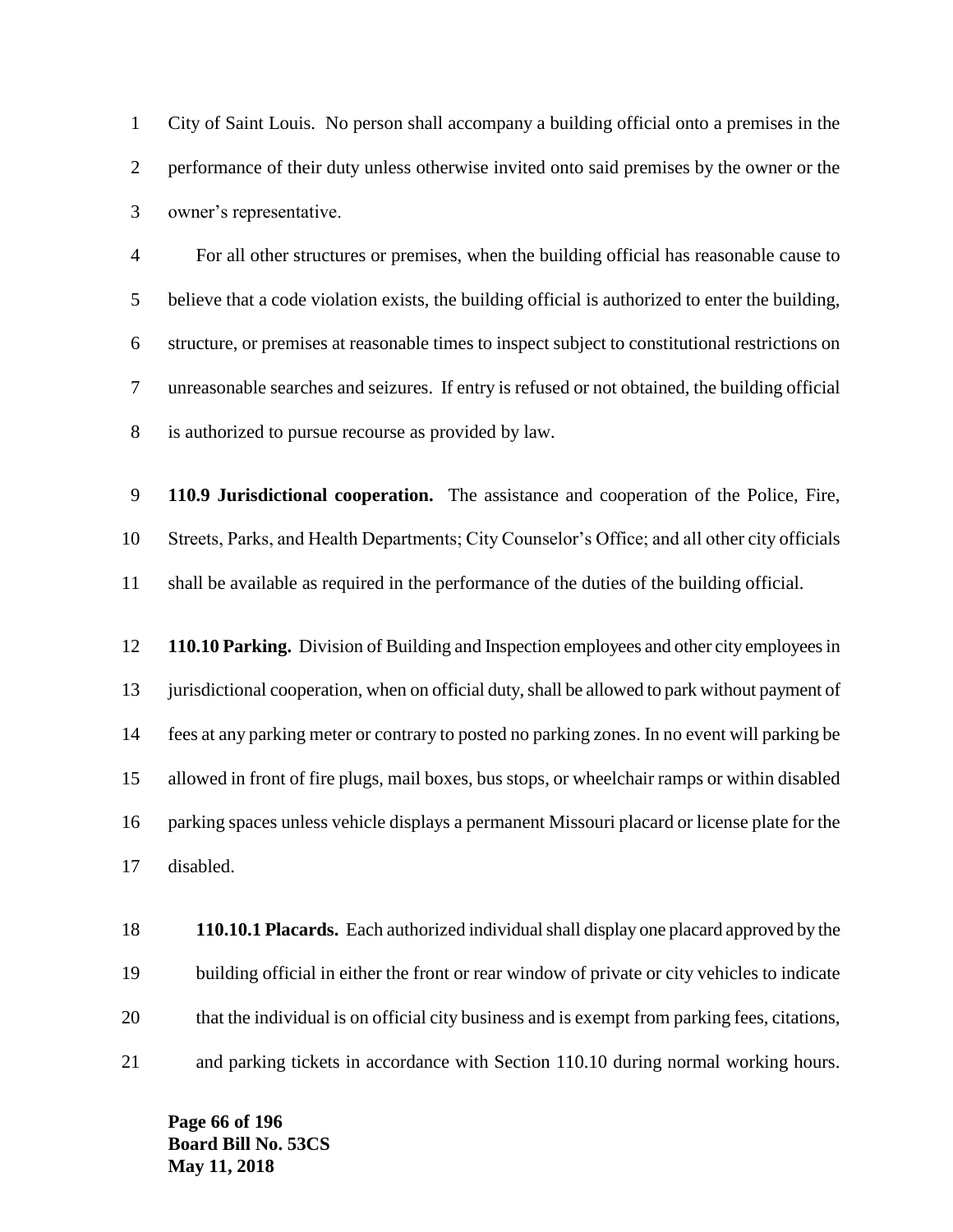City of Saint Louis. No person shall accompany a building official onto a premises in the performance of their duty unless otherwise invited onto said premises by the owner or the owner's representative.

For all other structures or premises, when the building official has reasonable cause to believe that a code violation exists, the building official is authorized to enter the building, structure, or premises at reasonable times to inspect subject to constitutional restrictions on unreasonable searches and seizures. If entry is refused or not obtained, the building official is authorized to pursue recourse as provided by law.

**110.9 Jurisdictional cooperation.** The assistance and cooperation of the Police, Fire, Streets, Parks, and Health Departments; City Counselor's Office; and all other city officials shall be available as required in the performance of the duties of the building official.

**110.10 Parking.** Division of Building and Inspection employees and other city employees in jurisdictional cooperation, when on official duty, shall be allowed to park without payment of fees at any parking meter or contrary to posted no parking zones. In no event will parking be allowed in front of fire plugs, mail boxes, bus stops, or wheelchair ramps or within disabled parking spaces unless vehicle displays a permanent Missouri placard or license plate for the disabled.

**110.10.1 Placards.** Each authorized individual shall display one placard approved by the building official in either the front or rear window of private or city vehicles to indicate that the individual is on official city business and is exempt from parking fees, citations, and parking tickets in accordance with Section 110.10 during normal working hours.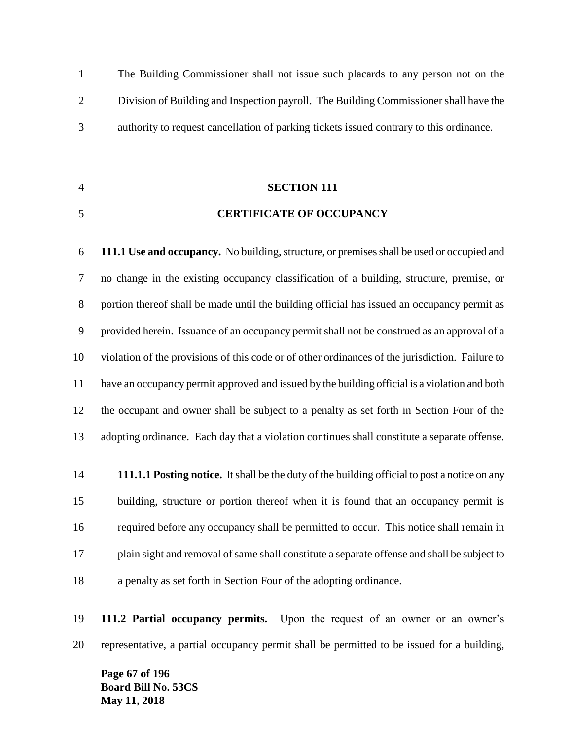The Building Commissioner shall not issue such placards to any person not on the Division of Building and Inspection payroll. The Building Commissioner shall have the authority to request cancellation of parking tickets issued contrary to this ordinance.

## SECTION 111
## CERTIFICATE OF OCCUPANCY

**111.1 Use and occupancy.** No building, structure, or premises shall be used or occupied and no change in the existing occupancy classification of a building, structure, premise, or portion thereof shall be made until the building official has issued an occupancy permit as provided herein. Issuance of an occupancy permit shall not be construed as an approval of a violation of the provisions of this code or of other ordinances of the jurisdiction. Failure to have an occupancy permit approved and issued by the building official is a violation and both the occupant and owner shall be subject to a penalty as set forth in Section Four of the adopting ordinance. Each day that a violation continues shall constitute a separate offense.

**111.1.1 Posting notice.** It shall be the duty of the building official to post a notice on any building, structure or portion thereof when it is found that an occupancy permit is required before any occupancy shall be permitted to occur. This notice shall remain in plain sight and removal of same shall constitute a separate offense and shall be subject to a penalty as set forth in Section Four of the adopting ordinance.

**111.2 Partial occupancy permits.** Upon the request of an owner or an owner's representative, a partial occupancy permit shall be permitted to be issued for a building,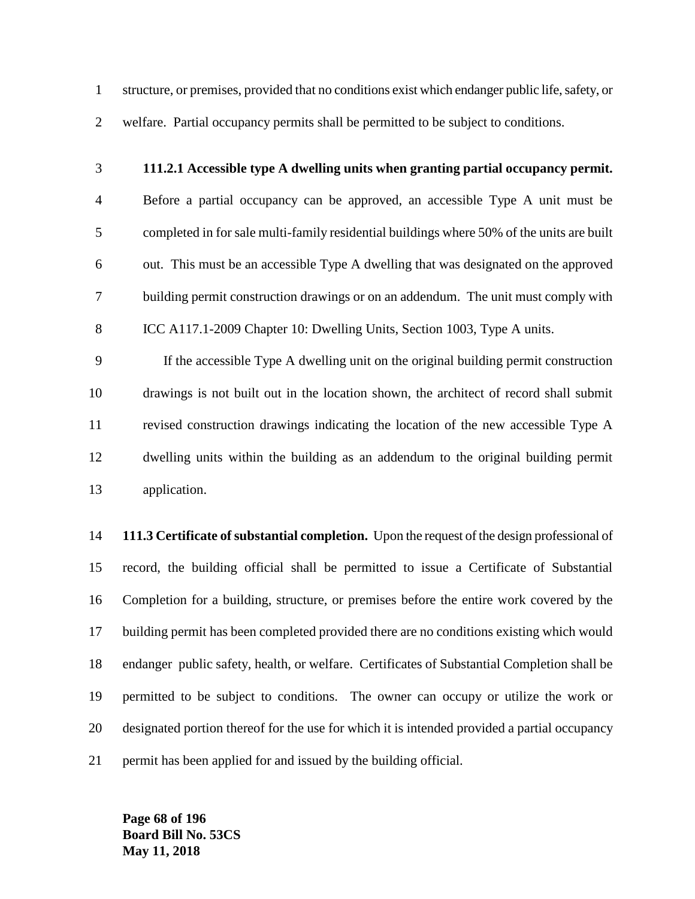structure, or premises, provided that no conditions exist which endanger public life, safety, or welfare. Partial occupancy permits shall be permitted to be subject to conditions.

**111.2.1 Accessible type A dwelling units when granting partial occupancy permit.** Before a partial occupancy can be approved, an accessible Type A unit must be completed in for sale multi-family residential buildings where 50% of the units are built out. This must be an accessible Type A dwelling that was designated on the approved building permit construction drawings or on an addendum. The unit must comply with ICC A117.1-2009 Chapter 10: Dwelling Units, Section 1003, Type A units.

If the accessible Type A dwelling unit on the original building permit construction drawings is not built out in the location shown, the architect of record shall submit revised construction drawings indicating the location of the new accessible Type A dwelling units within the building as an addendum to the original building permit application.

**111.3 Certificate of substantial completion.** Upon the request of the design professional of record, the building official shall be permitted to issue a Certificate of Substantial Completion for a building, structure, or premises before the entire work covered by the building permit has been completed provided there are no conditions existing which would endanger public safety, health, or welfare. Certificates of Substantial Completion shall be permitted to be subject to conditions. The owner can occupy or utilize the work or designated portion thereof for the use for which it is intended provided a partial occupancy permit has been applied for and issued by the building official.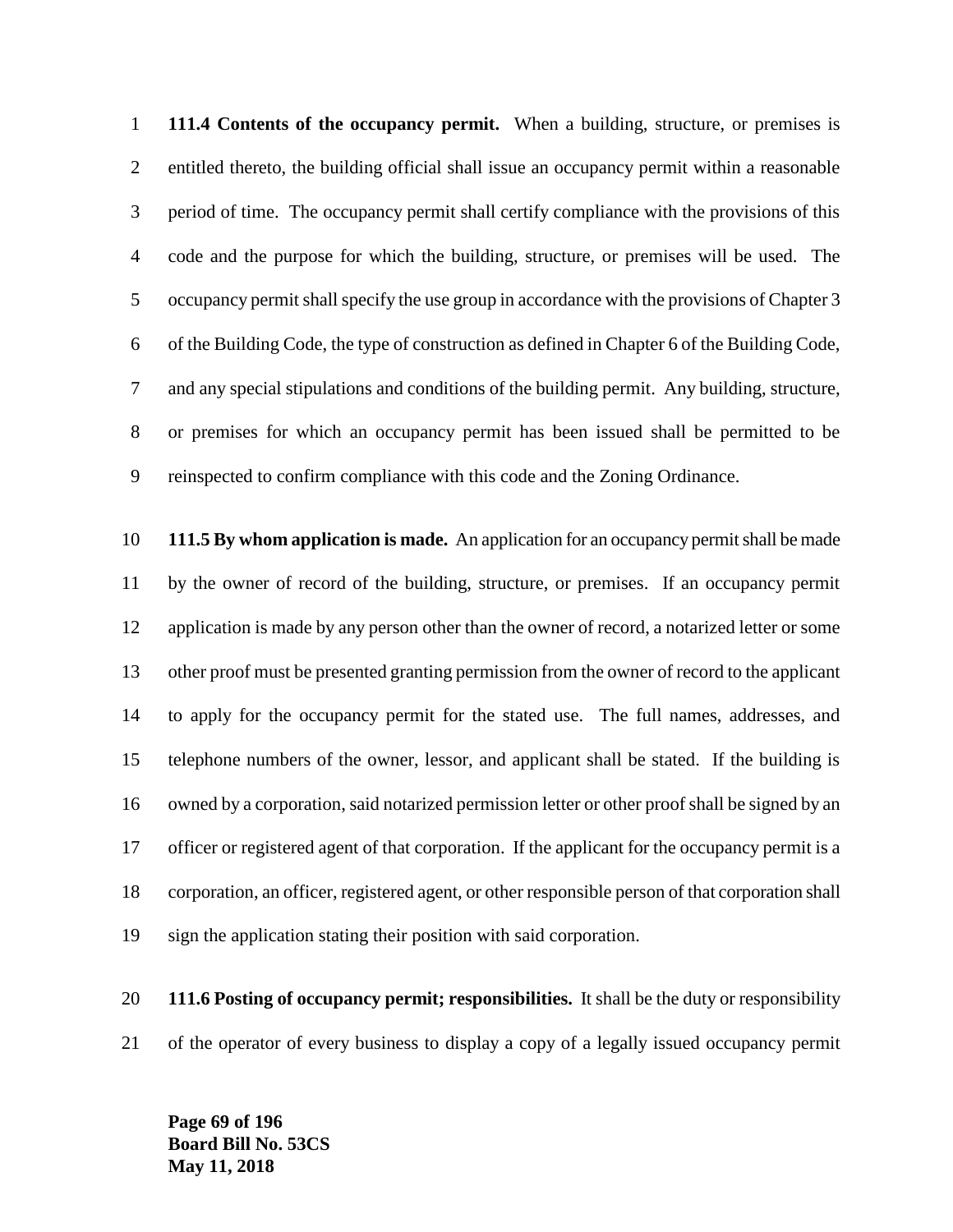**111.4 Contents of the occupancy permit.** When a building, structure, or premises is entitled thereto, the building official shall issue an occupancy permit within a reasonable period of time. The occupancy permit shall certify compliance with the provisions of this code and the purpose for which the building, structure, or premises will be used. The occupancy permit shall specify the use group in accordance with the provisions of Chapter 3 of the Building Code, the type of construction as defined in Chapter 6 of the Building Code, and any special stipulations and conditions of the building permit. Any building, structure, or premises for which an occupancy permit has been issued shall be permitted to be reinspected to confirm compliance with this code and the Zoning Ordinance.

**111.5 By whom application is made.** An application for an occupancy permit shall be made by the owner of record of the building, structure, or premises. If an occupancy permit application is made by any person other than the owner of record, a notarized letter or some other proof must be presented granting permission from the owner of record to the applicant to apply for the occupancy permit for the stated use. The full names, addresses, and telephone numbers of the owner, lessor, and applicant shall be stated. If the building is owned by a corporation, said notarized permission letter or other proof shall be signed by an officer or registered agent of that corporation. If the applicant for the occupancy permit is a corporation, an officer, registered agent, or other responsible person of that corporation shall sign the application stating their position with said corporation.

**111.6 Posting of occupancy permit; responsibilities.** It shall be the duty or responsibility of the operator of every business to display a copy of a legally issued occupancy permit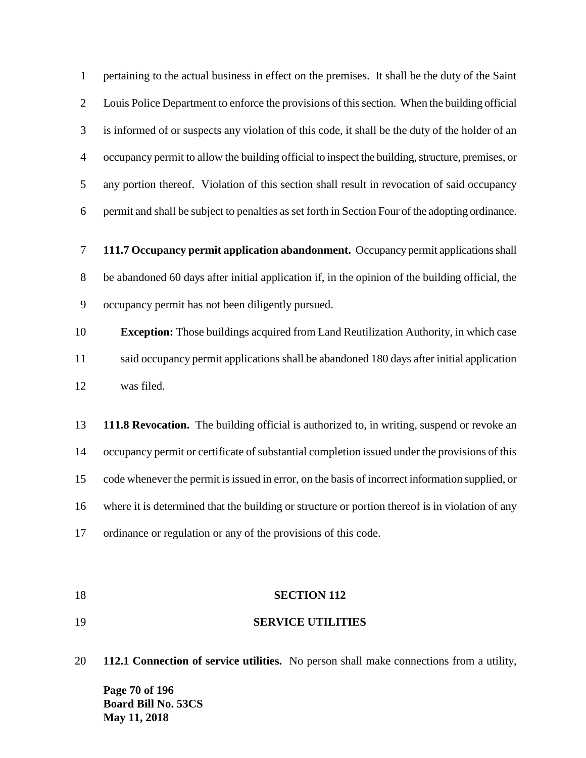pertaining to the actual business in effect on the premises. It shall be the duty of the Saint Louis Police Department to enforce the provisions of this section. When the building official is informed of or suspects any violation of this code, it shall be the duty of the holder of an occupancy permit to allow the building official to inspect the building, structure, premises, or any portion thereof. Violation of this section shall result in revocation of said occupancy permit and shall be subject to penalties as set forth in Section Four of the adopting ordinance.

**111.7 Occupancy permit application abandonment.** Occupancy permit applications shall be abandoned 60 days after initial application if, in the opinion of the building official, the occupancy permit has not been diligently pursued.

> **Exception:** Those buildings acquired from Land Reutilization Authority, in which case said occupancy permit applications shall be abandoned 180 days after initial application was filed.

**111.8 Revocation.** The building official is authorized to, in writing, suspend or revoke an occupancy permit or certificate of substantial completion issued under the provisions of this code whenever the permit is issued in error, on the basis of incorrect information supplied, or where it is determined that the building or structure or portion thereof is in violation of any ordinance or regulation or any of the provisions of this code.

## SECTION 112

## SERVICE UTILITIES

**112.1 Connection of service utilities.** No person shall make connections from a utility,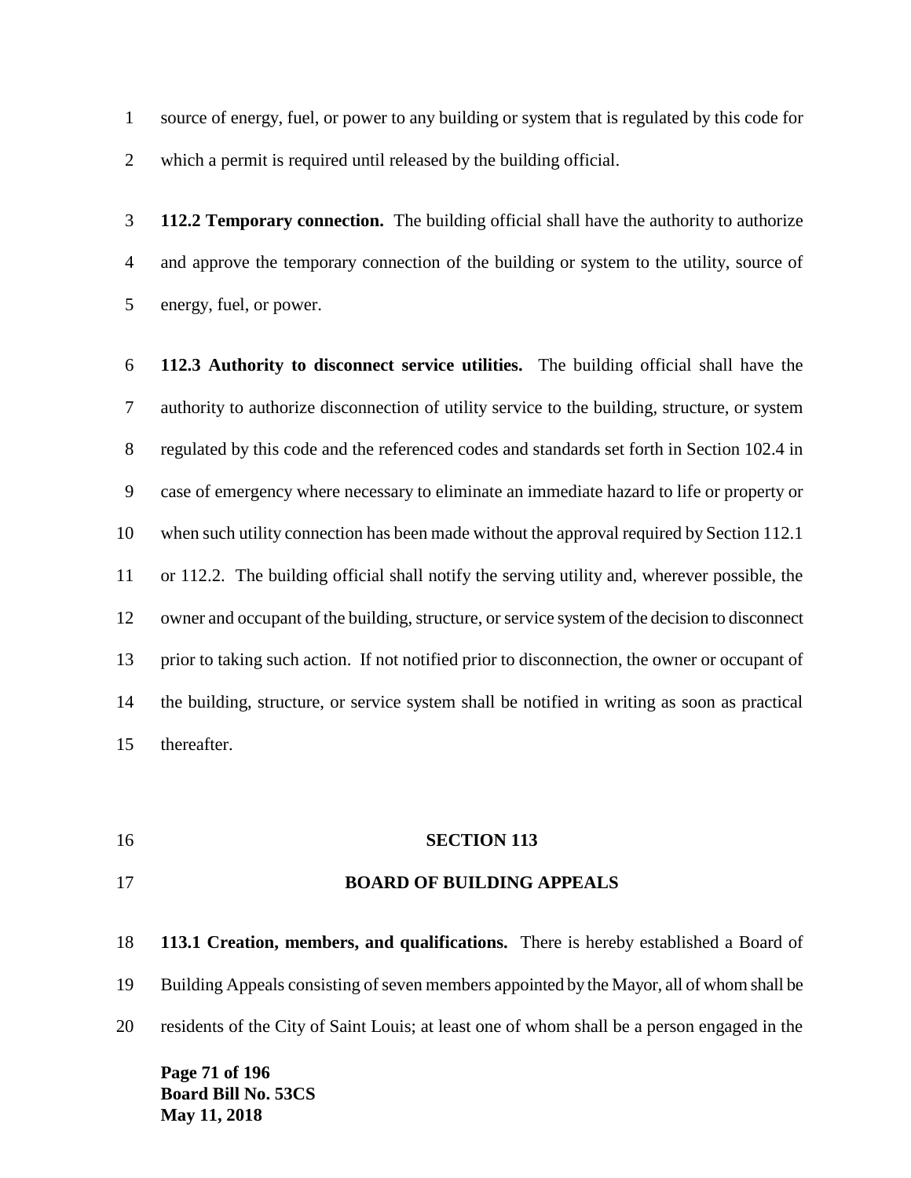source of energy, fuel, or power to any building or system that is regulated by this code for which a permit is required until released by the building official.

**112.2 Temporary connection.** The building official shall have the authority to authorize and approve the temporary connection of the building or system to the utility, source of energy, fuel, or power.

**112.3 Authority to disconnect service utilities.** The building official shall have the authority to authorize disconnection of utility service to the building, structure, or system regulated by this code and the referenced codes and standards set forth in Section 102.4 in case of emergency where necessary to eliminate an immediate hazard to life or property or when such utility connection has been made without the approval required by Section 112.1 or 112.2. The building official shall notify the serving utility and, wherever possible, the owner and occupant of the building, structure, or service system of the decision to disconnect prior to taking such action. If not notified prior to disconnection, the owner or occupant of the building, structure, or service system shall be notified in writing as soon as practical thereafter.

## SECTION 113

## BOARD OF BUILDING APPEALS

**113.1 Creation, members, and qualifications.** There is hereby established a Board of Building Appeals consisting of seven members appointed by the Mayor, all of whom shall be residents of the City of Saint Louis; at least one of whom shall be a person engaged in the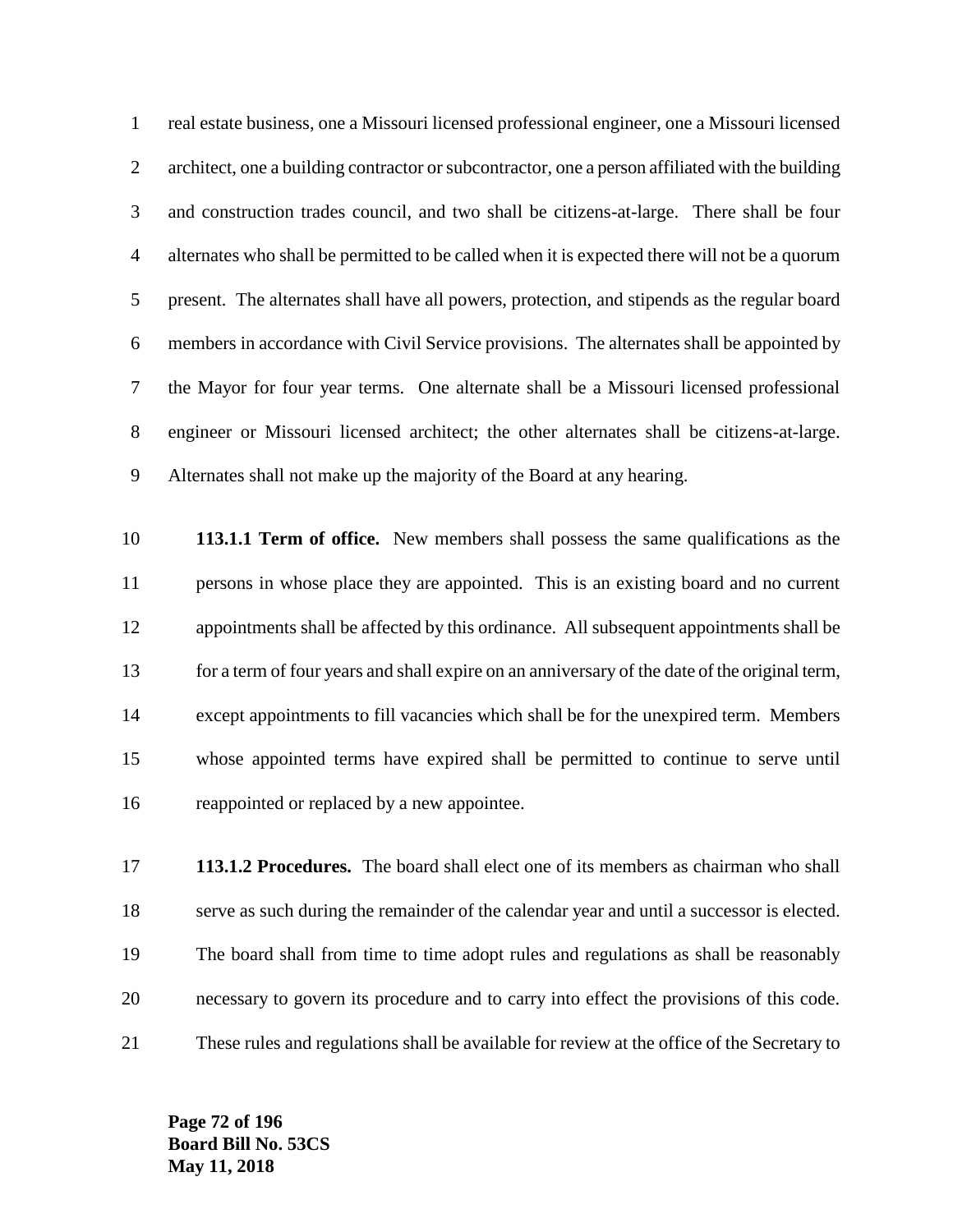real estate business, one a Missouri licensed professional engineer, one a Missouri licensed architect, one a building contractor or subcontractor, one a person affiliated with the building and construction trades council, and two shall be citizens-at-large. There shall be four alternates who shall be permitted to be called when it is expected there will not be a quorum present. The alternates shall have all powers, protection, and stipends as the regular board members in accordance with Civil Service provisions. The alternates shall be appointed by the Mayor for four year terms. One alternate shall be a Missouri licensed professional engineer or Missouri licensed architect; the other alternates shall be citizens-at-large. Alternates shall not make up the majority of the Board at any hearing.

**113.1.1 Term of office.** New members shall possess the same qualifications as the persons in whose place they are appointed. This is an existing board and no current appointments shall be affected by this ordinance. All subsequent appointments shall be for a term of four years and shall expire on an anniversary of the date of the original term, except appointments to fill vacancies which shall be for the unexpired term. Members whose appointed terms have expired shall be permitted to continue to serve until reappointed or replaced by a new appointee.

**113.1.2 Procedures.** The board shall elect one of its members as chairman who shall serve as such during the remainder of the calendar year and until a successor is elected. The board shall from time to time adopt rules and regulations as shall be reasonably necessary to govern its procedure and to carry into effect the provisions of this code. These rules and regulations shall be available for review at the office of the Secretary to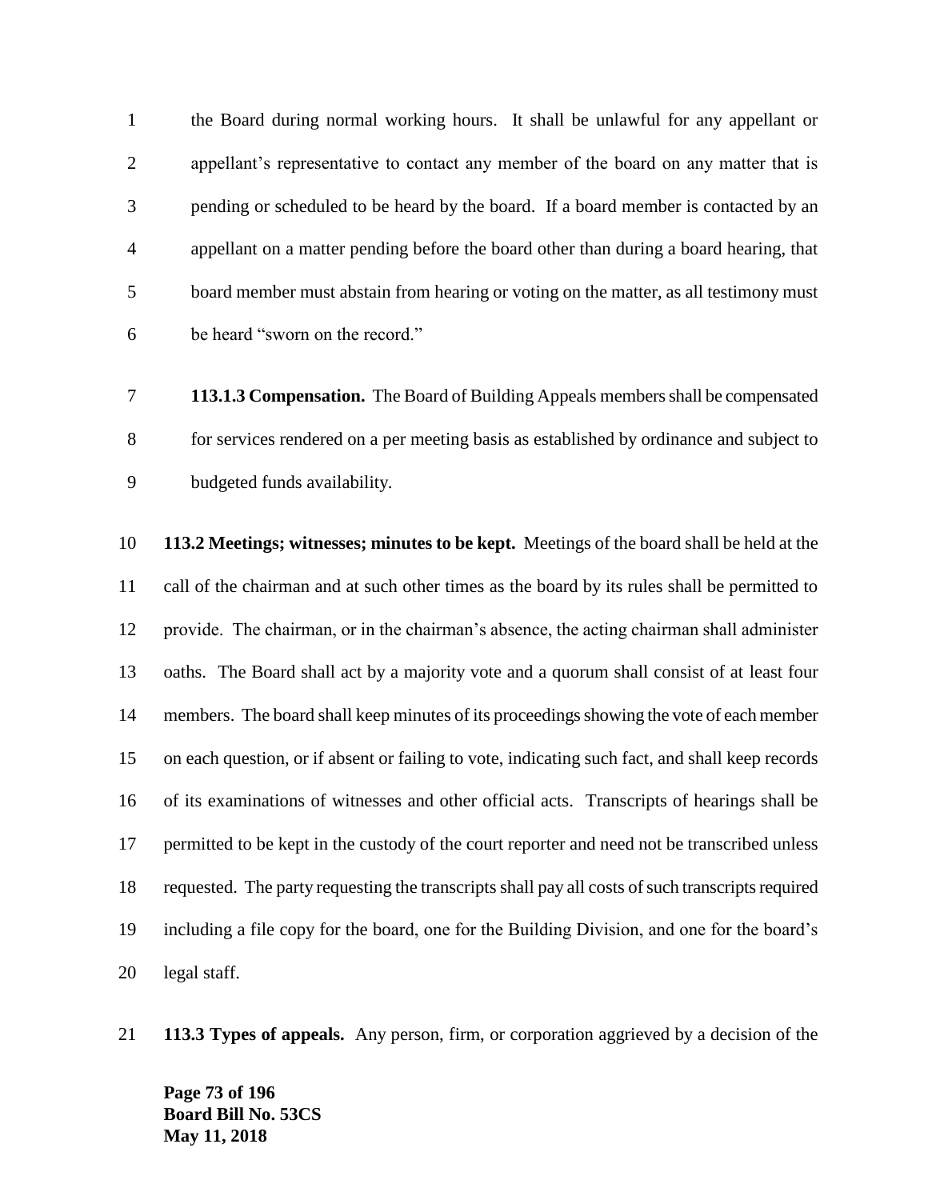the Board during normal working hours. It shall be unlawful for any appellant or appellant's representative to contact any member of the board on any matter that is pending or scheduled to be heard by the board. If a board member is contacted by an appellant on a matter pending before the board other than during a board hearing, that board member must abstain from hearing or voting on the matter, as all testimony must be heard "sworn on the record."

**113.1.3 Compensation.** The Board of Building Appeals members shall be compensated for services rendered on a per meeting basis as established by ordinance and subject to budgeted funds availability.

**113.2 Meetings; witnesses; minutes to be kept.** Meetings of the board shall be held at the call of the chairman and at such other times as the board by its rules shall be permitted to provide. The chairman, or in the chairman's absence, the acting chairman shall administer oaths. The Board shall act by a majority vote and a quorum shall consist of at least four members. The board shall keep minutes of its proceedings showing the vote of each member on each question, or if absent or failing to vote, indicating such fact, and shall keep records of its examinations of witnesses and other official acts. Transcripts of hearings shall be permitted to be kept in the custody of the court reporter and need not be transcribed unless requested. The party requesting the transcripts shall pay all costs of such transcripts required including a file copy for the board, one for the Building Division, and one for the board's legal staff.

**113.3 Types of appeals.** Any person, firm, or corporation aggrieved by a decision of the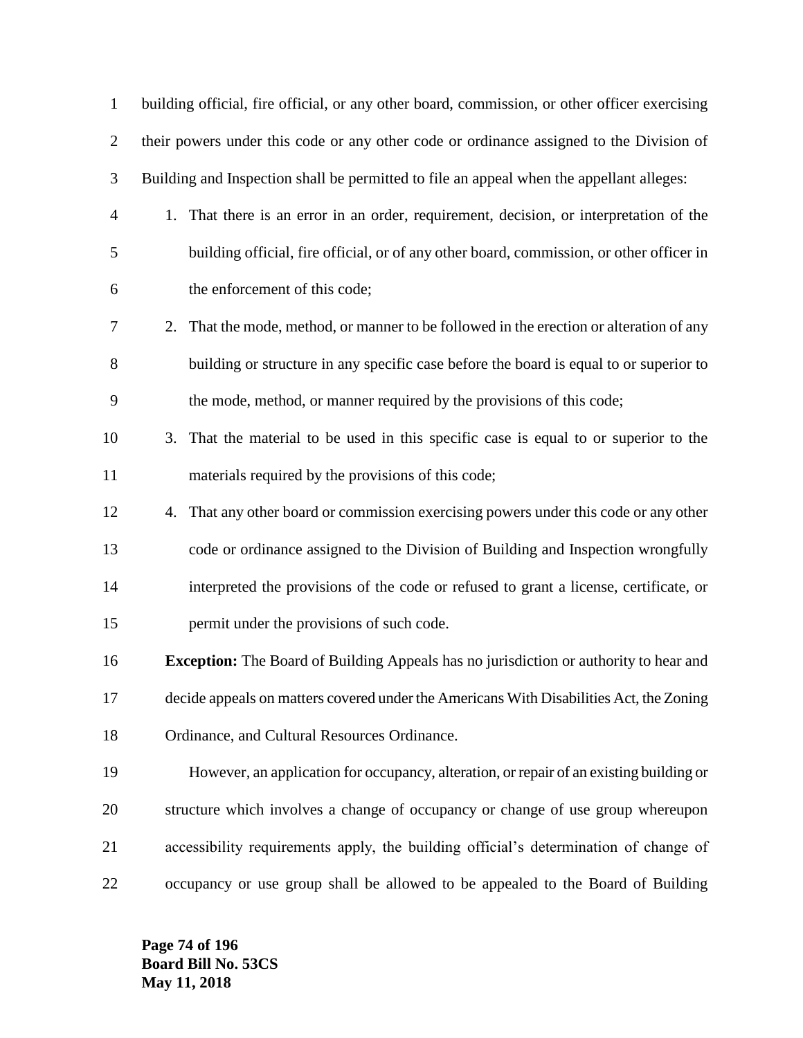building official, fire official, or any other board, commission, or other officer exercising their powers under this code or any other code or ordinance assigned to the Division of Building and Inspection shall be permitted to file an appeal when the appellant alleges:

1. That there is an error in an order, requirement, decision, or interpretation of the building official, fire official, or of any other board, commission, or other officer in the enforcement of this code;
2. That the mode, method, or manner to be followed in the erection or alteration of any building or structure in any specific case before the board is equal to or superior to the mode, method, or manner required by the provisions of this code;
3. That the material to be used in this specific case is equal to or superior to the materials required by the provisions of this code;
4. That any other board or commission exercising powers under this code or any other code or ordinance assigned to the Division of Building and Inspection wrongfully interpreted the provisions of the code or refused to grant a license, certificate, or permit under the provisions of such code.

**Exception:** The Board of Building Appeals has no jurisdiction or authority to hear and decide appeals on matters covered under the Americans With Disabilities Act, the Zoning Ordinance, and Cultural Resources Ordinance.

However, an application for occupancy, alteration, or repair of an existing building or structure which involves a change of occupancy or change of use group whereupon accessibility requirements apply, the building official's determination of change of occupancy or use group shall be allowed to be appealed to the Board of Building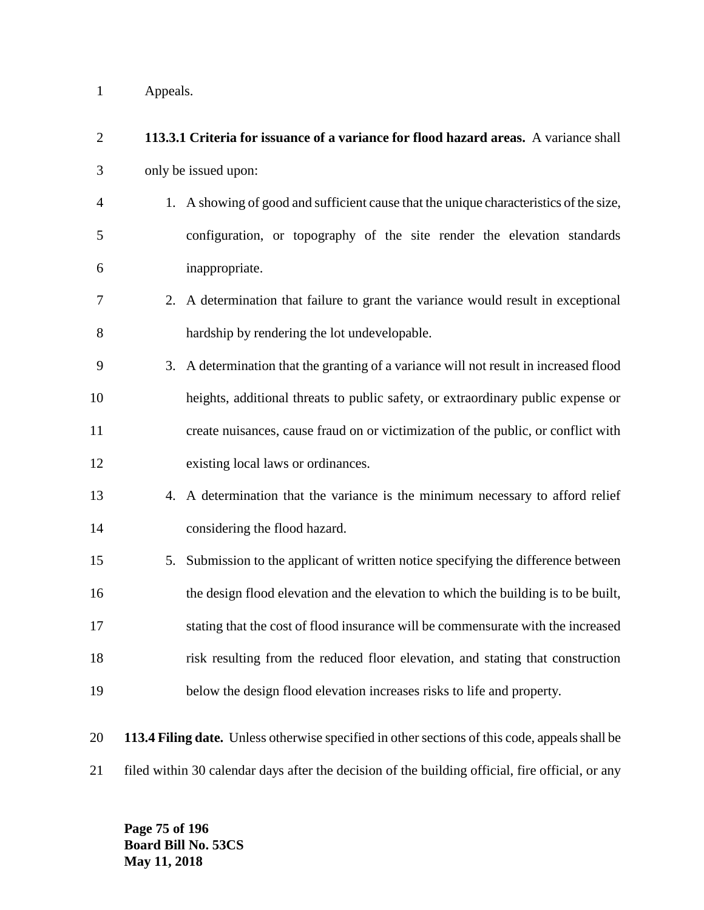Appeals.

**113.3.1 Criteria for issuance of a variance for flood hazard areas.** A variance shall only be issued upon:

1. A showing of good and sufficient cause that the unique characteristics of the size, configuration, or topography of the site render the elevation standards inappropriate.
2. A determination that failure to grant the variance would result in exceptional hardship by rendering the lot undevelopable.
3. A determination that the granting of a variance will not result in increased flood heights, additional threats to public safety, or extraordinary public expense or create nuisances, cause fraud on or victimization of the public, or conflict with existing local laws or ordinances.
4. A determination that the variance is the minimum necessary to afford relief considering the flood hazard.
5. Submission to the applicant of written notice specifying the difference between the design flood elevation and the elevation to which the building is to be built, stating that the cost of flood insurance will be commensurate with the increased risk resulting from the reduced floor elevation, and stating that construction below the design flood elevation increases risks to life and property.

**113.4 Filing date.** Unless otherwise specified in other sections of this code, appeals shall be filed within 30 calendar days after the decision of the building official, fire official, or any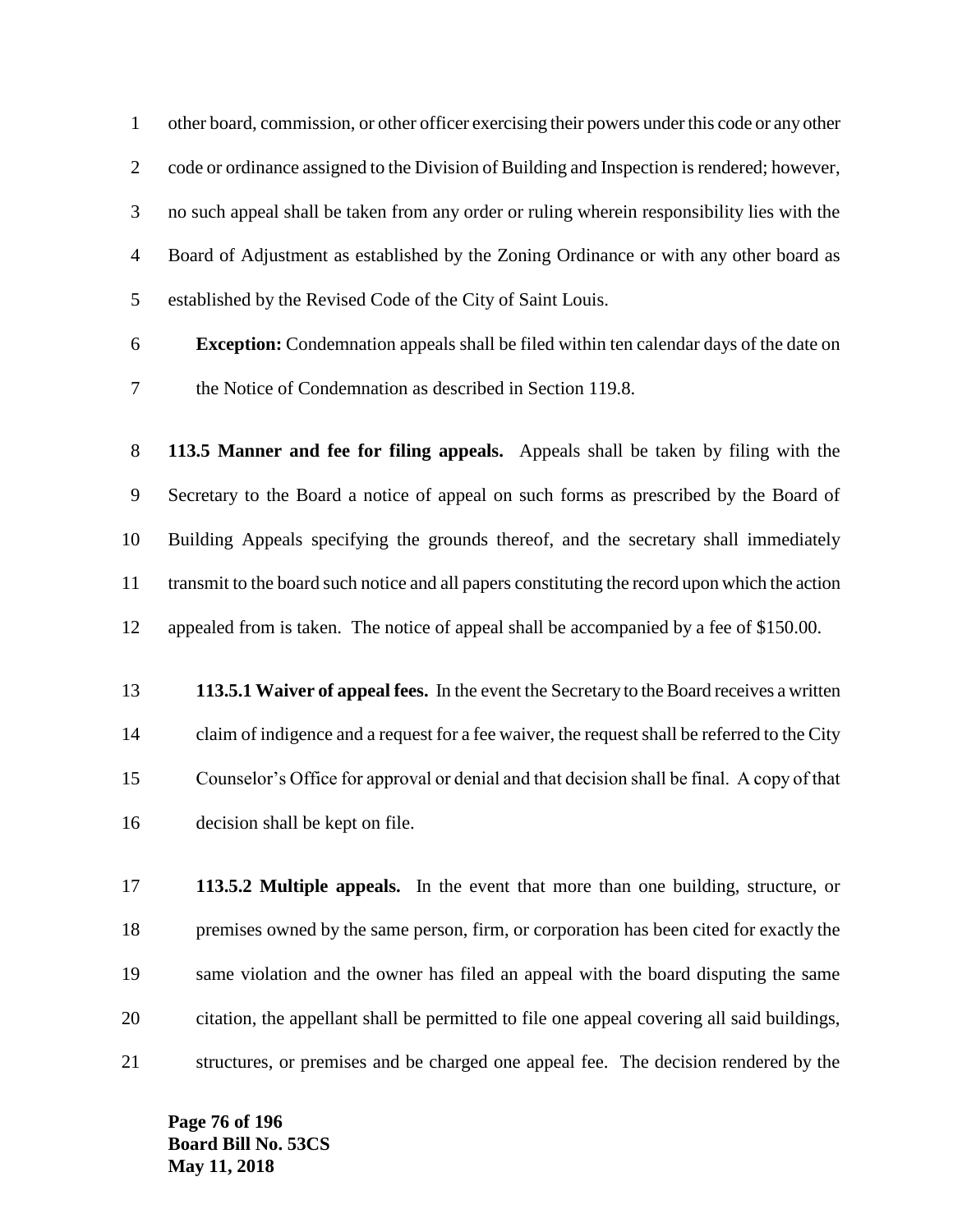other board, commission, or other officer exercising their powers under this code or any other code or ordinance assigned to the Division of Building and Inspection is rendered; however, no such appeal shall be taken from any order or ruling wherein responsibility lies with the Board of Adjustment as established by the Zoning Ordinance or with any other board as established by the Revised Code of the City of Saint Louis.

**Exception:** Condemnation appeals shall be filed within ten calendar days of the date on the Notice of Condemnation as described in Section 119.8.

**113.5 Manner and fee for filing appeals.** Appeals shall be taken by filing with the Secretary to the Board a notice of appeal on such forms as prescribed by the Board of Building Appeals specifying the grounds thereof, and the secretary shall immediately transmit to the board such notice and all papers constituting the record upon which the action appealed from is taken. The notice of appeal shall be accompanied by a fee of $150.00.

**113.5.1 Waiver of appeal fees.** In the event the Secretary to the Board receives a written claim of indigence and a request for a fee waiver, the request shall be referred to the City Counselor's Office for approval or denial and that decision shall be final. A copy of that decision shall be kept on file.

**113.5.2 Multiple appeals.** In the event that more than one building, structure, or premises owned by the same person, firm, or corporation has been cited for exactly the same violation and the owner has filed an appeal with the board disputing the same citation, the appellant shall be permitted to file one appeal covering all said buildings, structures, or premises and be charged one appeal fee. The decision rendered by the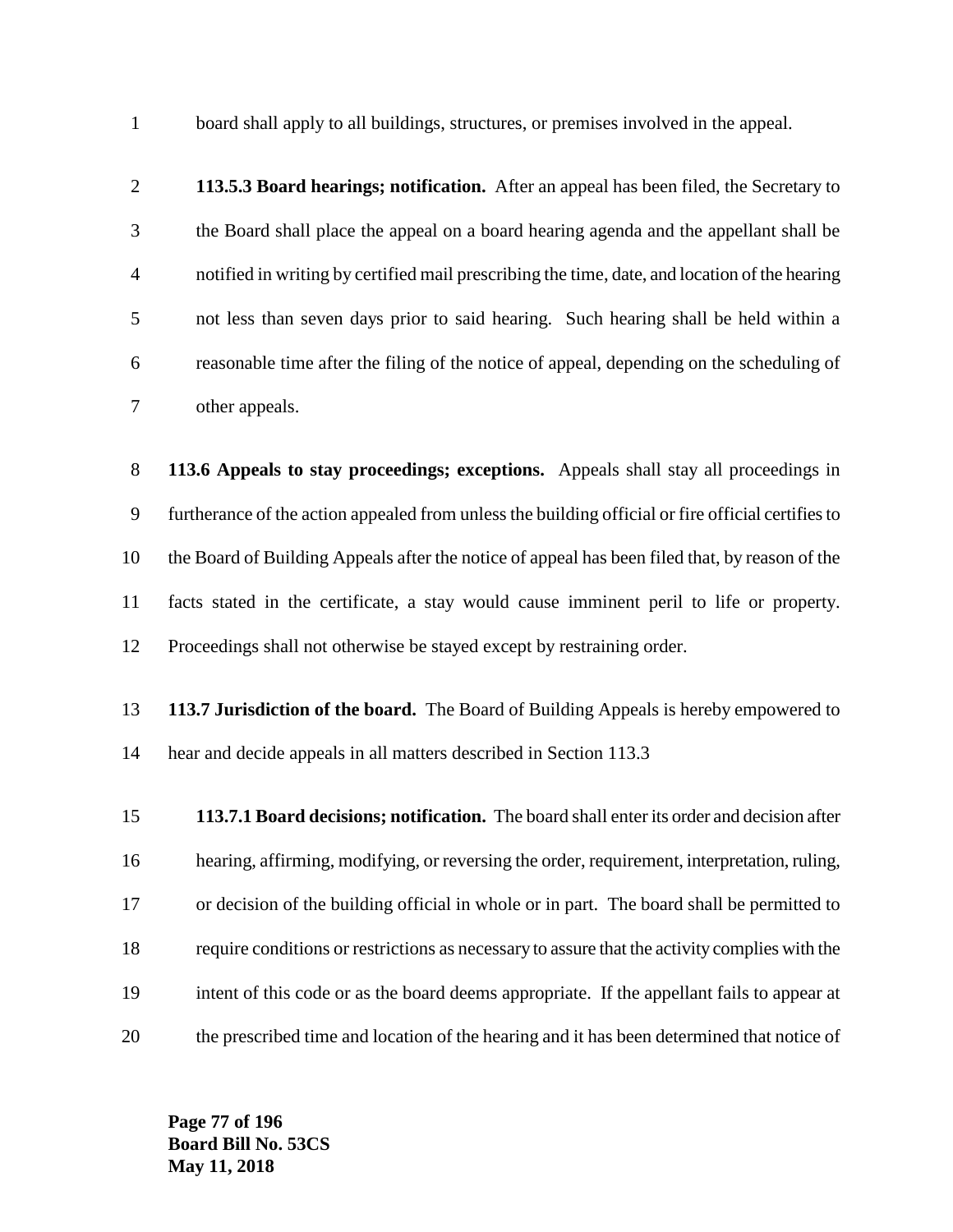board shall apply to all buildings, structures, or premises involved in the appeal.

**113.5.3 Board hearings; notification.** After an appeal has been filed, the Secretary to the Board shall place the appeal on a board hearing agenda and the appellant shall be notified in writing by certified mail prescribing the time, date, and location of the hearing not less than seven days prior to said hearing. Such hearing shall be held within a reasonable time after the filing of the notice of appeal, depending on the scheduling of other appeals.

**113.6 Appeals to stay proceedings; exceptions.** Appeals shall stay all proceedings in furtherance of the action appealed from unless the building official or fire official certifies to the Board of Building Appeals after the notice of appeal has been filed that, by reason of the facts stated in the certificate, a stay would cause imminent peril to life or property. Proceedings shall not otherwise be stayed except by restraining order.

**113.7 Jurisdiction of the board.** The Board of Building Appeals is hereby empowered to hear and decide appeals in all matters described in Section 113.3

**113.7.1 Board decisions; notification.** The board shall enter its order and decision after hearing, affirming, modifying, or reversing the order, requirement, interpretation, ruling, or decision of the building official in whole or in part. The board shall be permitted to require conditions or restrictions as necessary to assure that the activity complies with the intent of this code or as the board deems appropriate. If the appellant fails to appear at the prescribed time and location of the hearing and it has been determined that notice of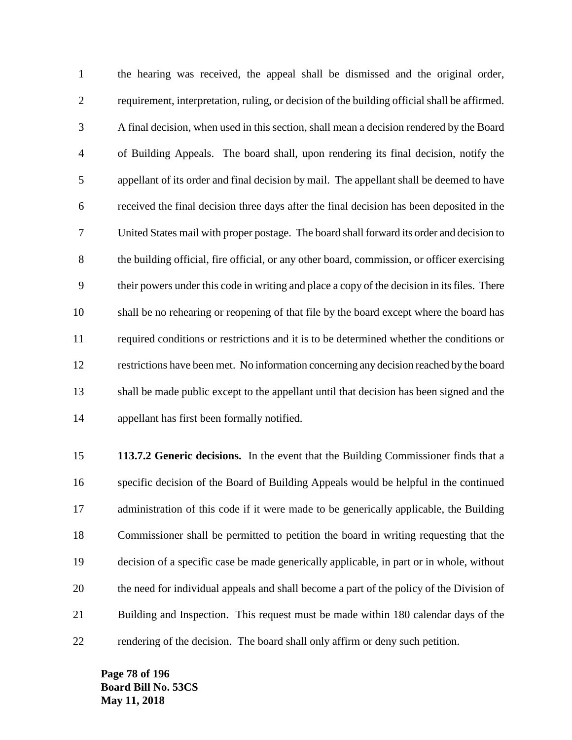the hearing was received, the appeal shall be dismissed and the original order, requirement, interpretation, ruling, or decision of the building official shall be affirmed. A final decision, when used in this section, shall mean a decision rendered by the Board of Building Appeals. The board shall, upon rendering its final decision, notify the appellant of its order and final decision by mail. The appellant shall be deemed to have received the final decision three days after the final decision has been deposited in the United States mail with proper postage. The board shall forward its order and decision to the building official, fire official, or any other board, commission, or officer exercising their powers under this code in writing and place a copy of the decision in its files. There shall be no rehearing or reopening of that file by the board except where the board has required conditions or restrictions and it is to be determined whether the conditions or restrictions have been met. No information concerning any decision reached by the board shall be made public except to the appellant until that decision has been signed and the appellant has first been formally notified.

**113.7.2 Generic decisions.** In the event that the Building Commissioner finds that a specific decision of the Board of Building Appeals would be helpful in the continued administration of this code if it were made to be generically applicable, the Building Commissioner shall be permitted to petition the board in writing requesting that the decision of a specific case be made generically applicable, in part or in whole, without the need for individual appeals and shall become a part of the policy of the Division of Building and Inspection. This request must be made within 180 calendar days of the rendering of the decision. The board shall only affirm or deny such petition.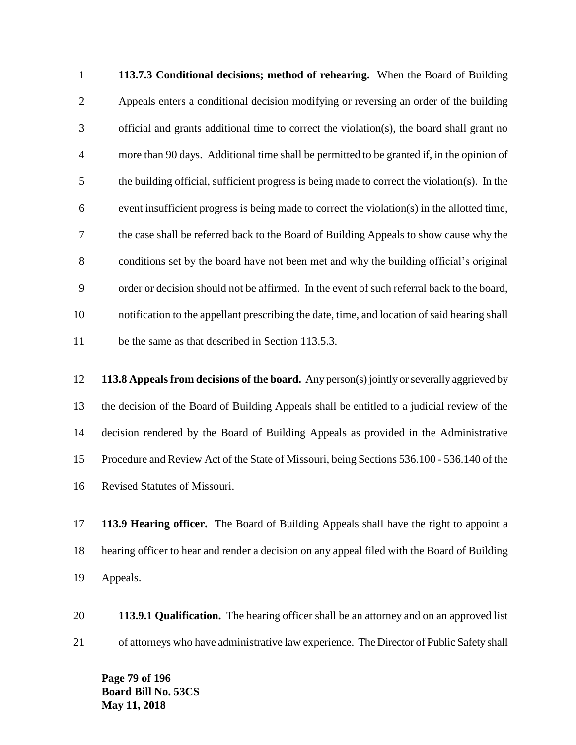**113.7.3 Conditional decisions; method of rehearing.** When the Board of Building Appeals enters a conditional decision modifying or reversing an order of the building official and grants additional time to correct the violation(s), the board shall grant no more than 90 days. Additional time shall be permitted to be granted if, in the opinion of the building official, sufficient progress is being made to correct the violation(s). In the event insufficient progress is being made to correct the violation(s) in the allotted time, the case shall be referred back to the Board of Building Appeals to show cause why the conditions set by the board have not been met and why the building official's original order or decision should not be affirmed. In the event of such referral back to the board, notification to the appellant prescribing the date, time, and location of said hearing shall be the same as that described in Section 113.5.3.

**113.8 Appeals from decisions of the board.** Any person(s) jointly or severally aggrieved by the decision of the Board of Building Appeals shall be entitled to a judicial review of the decision rendered by the Board of Building Appeals as provided in the Administrative Procedure and Review Act of the State of Missouri, being Sections 536.100 - 536.140 of the Revised Statutes of Missouri.

**113.9 Hearing officer.** The Board of Building Appeals shall have the right to appoint a hearing officer to hear and render a decision on any appeal filed with the Board of Building Appeals.

**113.9.1 Qualification.** The hearing officer shall be an attorney and on an approved list of attorneys who have administrative law experience. The Director of Public Safety shall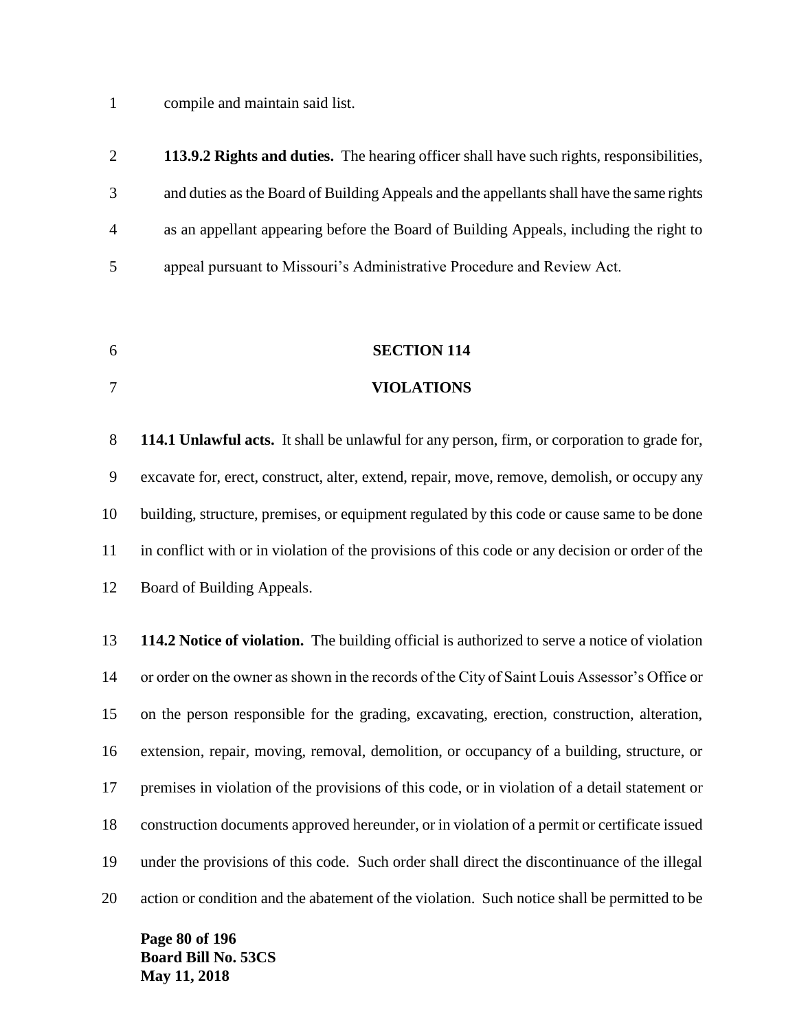compile and maintain said list.

**113.9.2 Rights and duties.** The hearing officer shall have such rights, responsibilities, and duties as the Board of Building Appeals and the appellants shall have the same rights as an appellant appearing before the Board of Building Appeals, including the right to appeal pursuant to Missouri's Administrative Procedure and Review Act.

## SECTION 114
## VIOLATIONS

**114.1 Unlawful acts.** It shall be unlawful for any person, firm, or corporation to grade for, excavate for, erect, construct, alter, extend, repair, move, remove, demolish, or occupy any building, structure, premises, or equipment regulated by this code or cause same to be done in conflict with or in violation of the provisions of this code or any decision or order of the Board of Building Appeals.

**114.2 Notice of violation.** The building official is authorized to serve a notice of violation or order on the owner as shown in the records of the City of Saint Louis Assessor's Office or on the person responsible for the grading, excavating, erection, construction, alteration, extension, repair, moving, removal, demolition, or occupancy of a building, structure, or premises in violation of the provisions of this code, or in violation of a detail statement or construction documents approved hereunder, or in violation of a permit or certificate issued under the provisions of this code. Such order shall direct the discontinuance of the illegal action or condition and the abatement of the violation. Such notice shall be permitted to be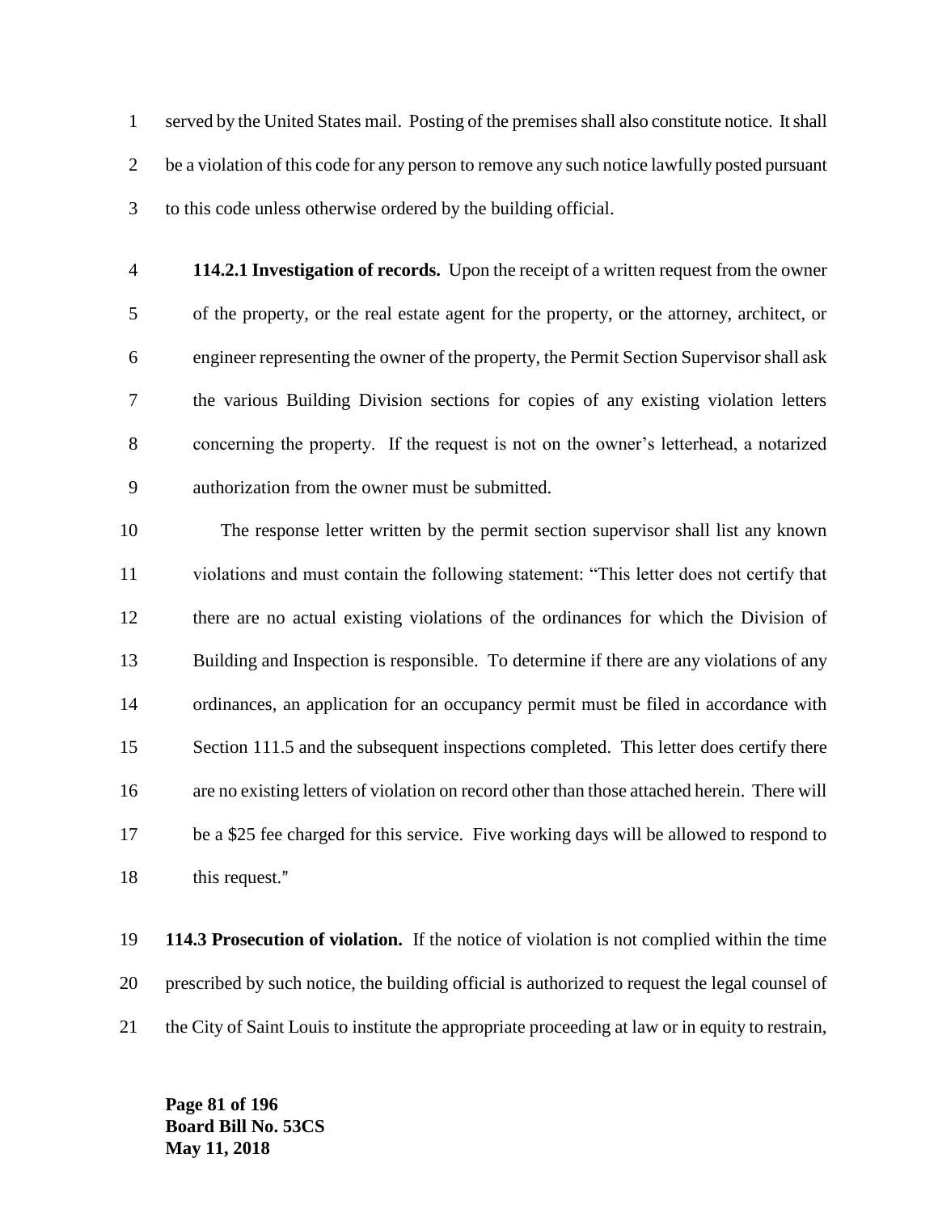served by the United States mail. Posting of the premises shall also constitute notice. It shall be a violation of this code for any person to remove any such notice lawfully posted pursuant to this code unless otherwise ordered by the building official.

**114.2.1 Investigation of records.** Upon the receipt of a written request from the owner of the property, or the real estate agent for the property, or the attorney, architect, or engineer representing the owner of the property, the Permit Section Supervisor shall ask the various Building Division sections for copies of any existing violation letters concerning the property. If the request is not on the owner's letterhead, a notarized authorization from the owner must be submitted.

The response letter written by the permit section supervisor shall list any known violations and must contain the following statement: "This letter does not certify that there are no actual existing violations of the ordinances for which the Division of Building and Inspection is responsible. To determine if there are any violations of any ordinances, an application for an occupancy permit must be filed in accordance with Section 111.5 and the subsequent inspections completed. This letter does certify there are no existing letters of violation on record other than those attached herein. There will be a $25 fee charged for this service. Five working days will be allowed to respond to this request."

**114.3 Prosecution of violation.** If the notice of violation is not complied within the time prescribed by such notice, the building official is authorized to request the legal counsel of the City of Saint Louis to institute the appropriate proceeding at law or in equity to restrain,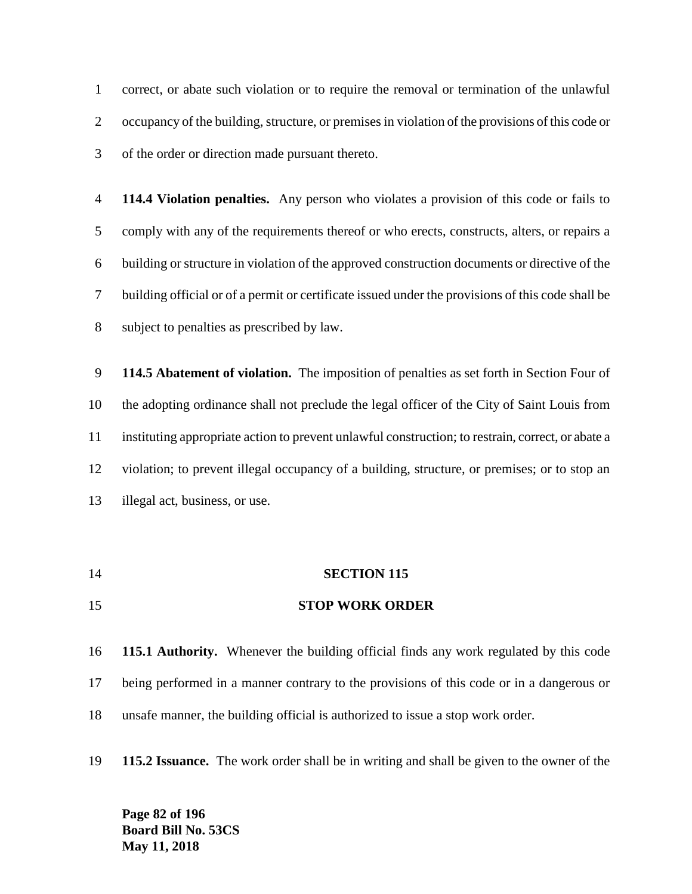correct, or abate such violation or to require the removal or termination of the unlawful occupancy of the building, structure, or premises in violation of the provisions of this code or of the order or direction made pursuant thereto.

**114.4 Violation penalties.** Any person who violates a provision of this code or fails to comply with any of the requirements thereof or who erects, constructs, alters, or repairs a building or structure in violation of the approved construction documents or directive of the building official or of a permit or certificate issued under the provisions of this code shall be subject to penalties as prescribed by law.

**114.5 Abatement of violation.** The imposition of penalties as set forth in Section Four of the adopting ordinance shall not preclude the legal officer of the City of Saint Louis from instituting appropriate action to prevent unlawful construction; to restrain, correct, or abate a violation; to prevent illegal occupancy of a building, structure, or premises; or to stop an illegal act, business, or use.

## SECTION 115

## STOP WORK ORDER

**115.1 Authority.** Whenever the building official finds any work regulated by this code being performed in a manner contrary to the provisions of this code or in a dangerous or unsafe manner, the building official is authorized to issue a stop work order.

**115.2 Issuance.** The work order shall be in writing and shall be given to the owner of the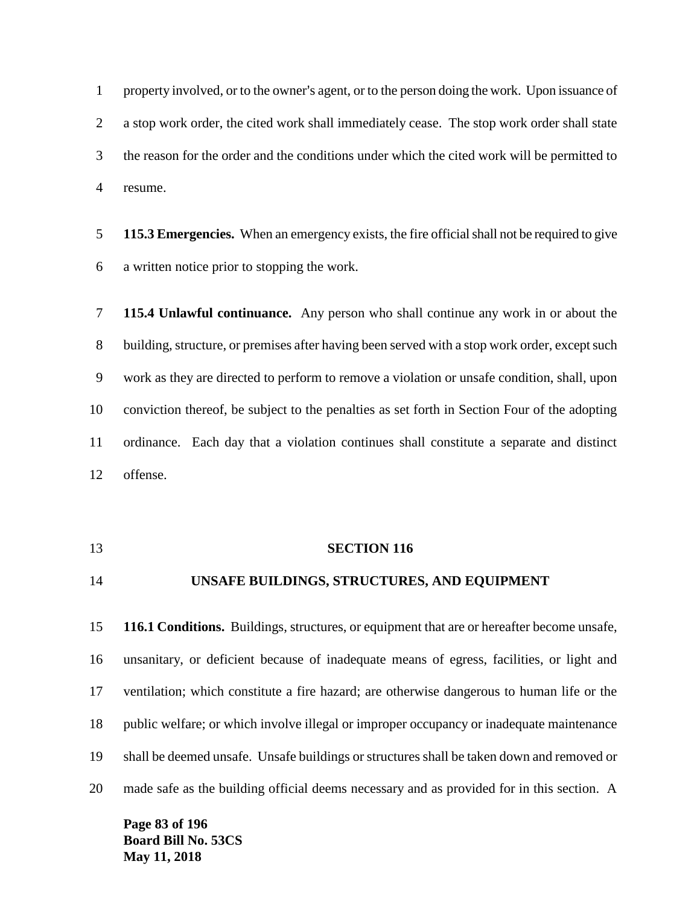property involved, or to the owner's agent, or to the person doing the work. Upon issuance of a stop work order, the cited work shall immediately cease. The stop work order shall state the reason for the order and the conditions under which the cited work will be permitted to resume.

**115.3 Emergencies.** When an emergency exists, the fire official shall not be required to give a written notice prior to stopping the work.

**115.4 Unlawful continuance.** Any person who shall continue any work in or about the building, structure, or premises after having been served with a stop work order, except such work as they are directed to perform to remove a violation or unsafe condition, shall, upon conviction thereof, be subject to the penalties as set forth in Section Four of the adopting ordinance. Each day that a violation continues shall constitute a separate and distinct offense.

## SECTION 116

## UNSAFE BUILDINGS, STRUCTURES, AND EQUIPMENT

**116.1 Conditions.** Buildings, structures, or equipment that are or hereafter become unsafe, unsanitary, or deficient because of inadequate means of egress, facilities, or light and ventilation; which constitute a fire hazard; are otherwise dangerous to human life or the public welfare; or which involve illegal or improper occupancy or inadequate maintenance shall be deemed unsafe. Unsafe buildings or structures shall be taken down and removed or made safe as the building official deems necessary and as provided for in this section. A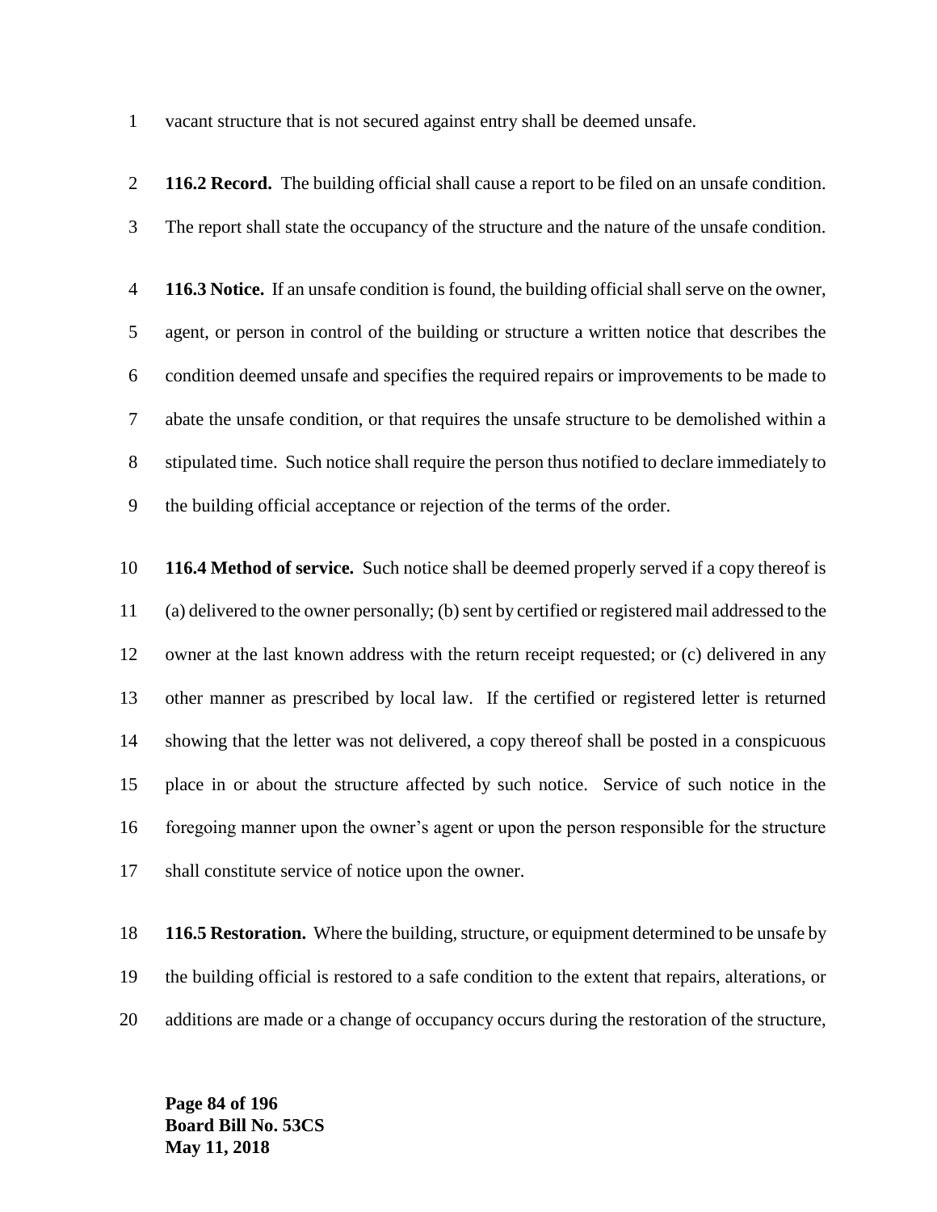vacant structure that is not secured against entry shall be deemed unsafe.

**116.2 Record.** The building official shall cause a report to be filed on an unsafe condition. The report shall state the occupancy of the structure and the nature of the unsafe condition.

**116.3 Notice.** If an unsafe condition is found, the building official shall serve on the owner, agent, or person in control of the building or structure a written notice that describes the condition deemed unsafe and specifies the required repairs or improvements to be made to abate the unsafe condition, or that requires the unsafe structure to be demolished within a stipulated time. Such notice shall require the person thus notified to declare immediately to the building official acceptance or rejection of the terms of the order.

**116.4 Method of service.** Such notice shall be deemed properly served if a copy thereof is (a) delivered to the owner personally; (b) sent by certified or registered mail addressed to the owner at the last known address with the return receipt requested; or (c) delivered in any other manner as prescribed by local law. If the certified or registered letter is returned showing that the letter was not delivered, a copy thereof shall be posted in a conspicuous place in or about the structure affected by such notice. Service of such notice in the foregoing manner upon the owner's agent or upon the person responsible for the structure shall constitute service of notice upon the owner.

**116.5 Restoration.** Where the building, structure, or equipment determined to be unsafe by the building official is restored to a safe condition to the extent that repairs, alterations, or additions are made or a change of occupancy occurs during the restoration of the structure,

**Board Bill No. 53CS**
**May 11, 2018**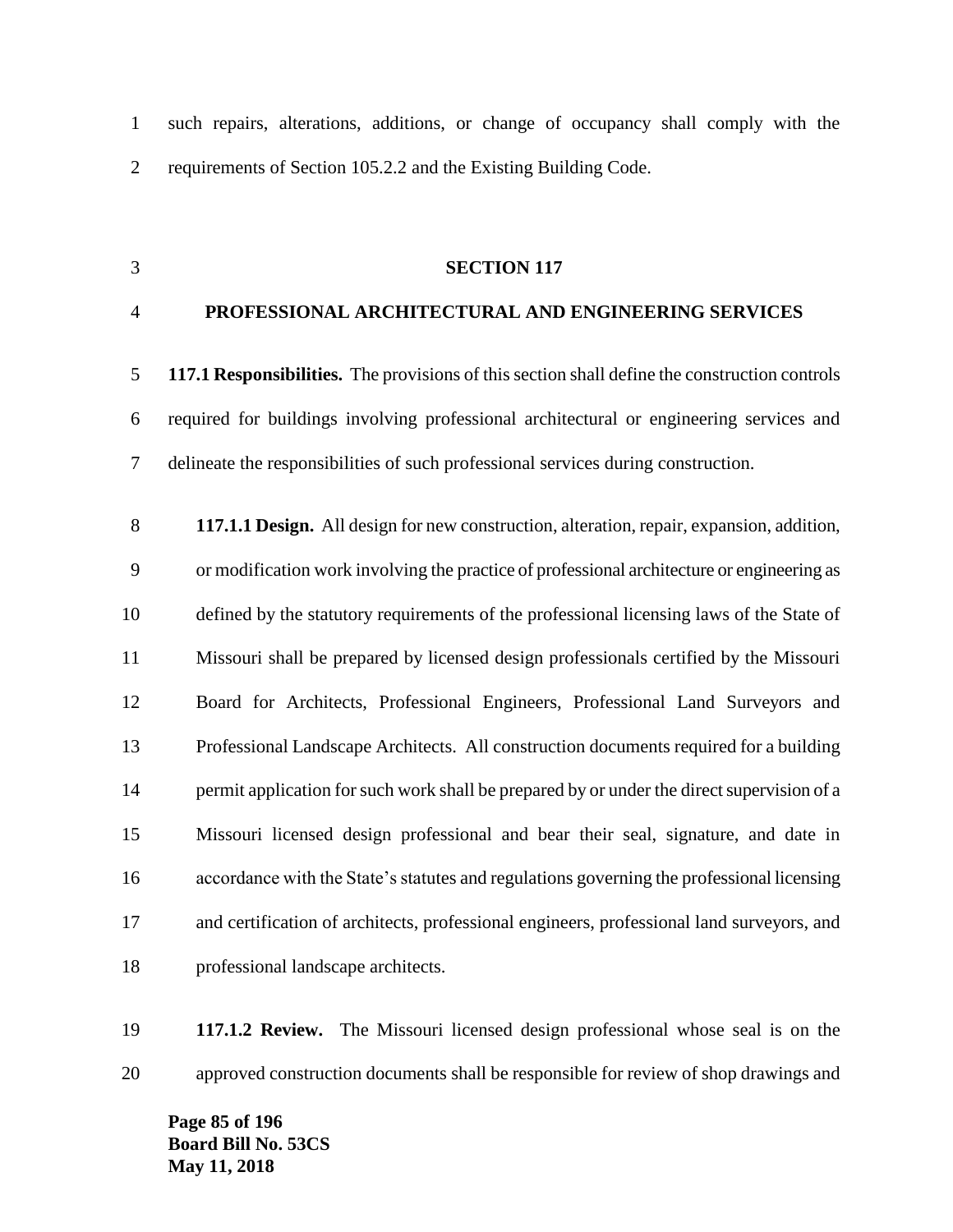such repairs, alterations, additions, or change of occupancy shall comply with the requirements of Section 105.2.2 and the Existing Building Code.

## SECTION 117

## PROFESSIONAL ARCHITECTURAL AND ENGINEERING SERVICES

**117.1 Responsibilities.** The provisions of this section shall define the construction controls required for buildings involving professional architectural or engineering services and delineate the responsibilities of such professional services during construction.

**117.1.1 Design.** All design for new construction, alteration, repair, expansion, addition, or modification work involving the practice of professional architecture or engineering as defined by the statutory requirements of the professional licensing laws of the State of Missouri shall be prepared by licensed design professionals certified by the Missouri Board for Architects, Professional Engineers, Professional Land Surveyors and Professional Landscape Architects. All construction documents required for a building permit application for such work shall be prepared by or under the direct supervision of a Missouri licensed design professional and bear their seal, signature, and date in accordance with the State's statutes and regulations governing the professional licensing and certification of architects, professional engineers, professional land surveyors, and professional landscape architects.

**117.1.2 Review.** The Missouri licensed design professional whose seal is on the approved construction documents shall be responsible for review of shop drawings and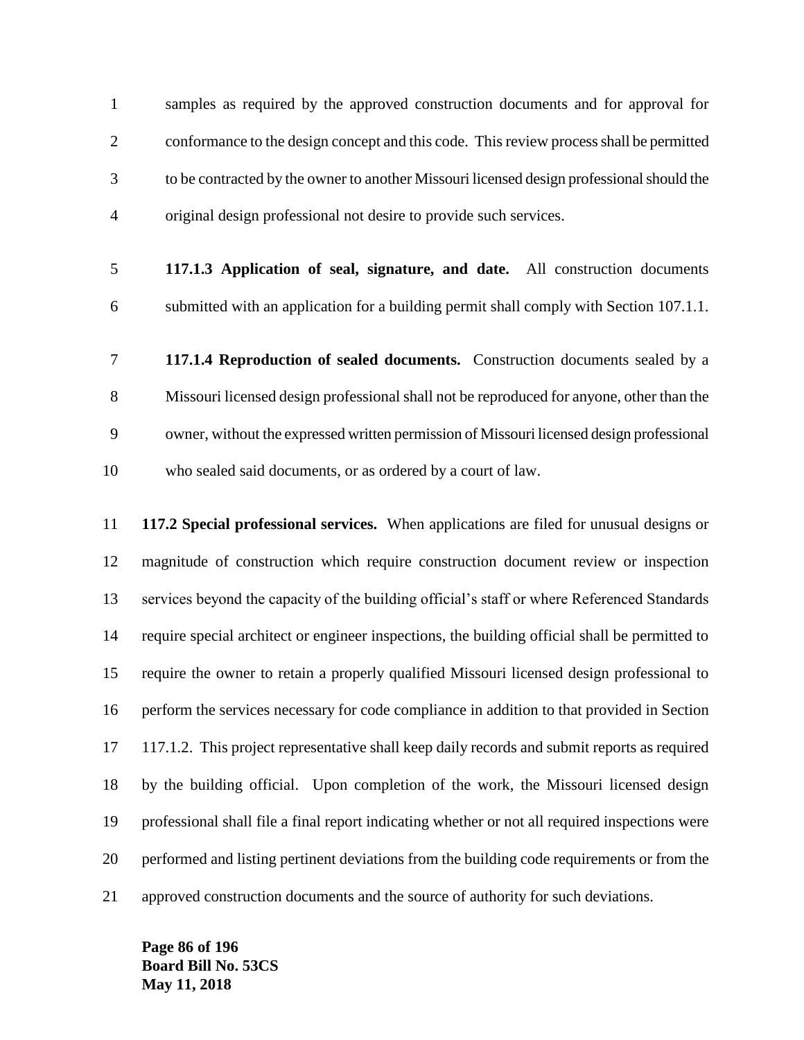samples as required by the approved construction documents and for approval for conformance to the design concept and this code. This review process shall be permitted to be contracted by the owner to another Missouri licensed design professional should the original design professional not desire to provide such services.

**117.1.3 Application of seal, signature, and date.** All construction documents submitted with an application for a building permit shall comply with Section 107.1.1.

**117.1.4 Reproduction of sealed documents.** Construction documents sealed by a Missouri licensed design professional shall not be reproduced for anyone, other than the owner, without the expressed written permission of Missouri licensed design professional who sealed said documents, or as ordered by a court of law.

**117.2 Special professional services.** When applications are filed for unusual designs or magnitude of construction which require construction document review or inspection services beyond the capacity of the building official's staff or where Referenced Standards require special architect or engineer inspections, the building official shall be permitted to require the owner to retain a properly qualified Missouri licensed design professional to perform the services necessary for code compliance in addition to that provided in Section 117.1.2. This project representative shall keep daily records and submit reports as required by the building official. Upon completion of the work, the Missouri licensed design professional shall file a final report indicating whether or not all required inspections were performed and listing pertinent deviations from the building code requirements or from the approved construction documents and the source of authority for such deviations.

**Board Bill No. 53CS**
**May 11, 2018**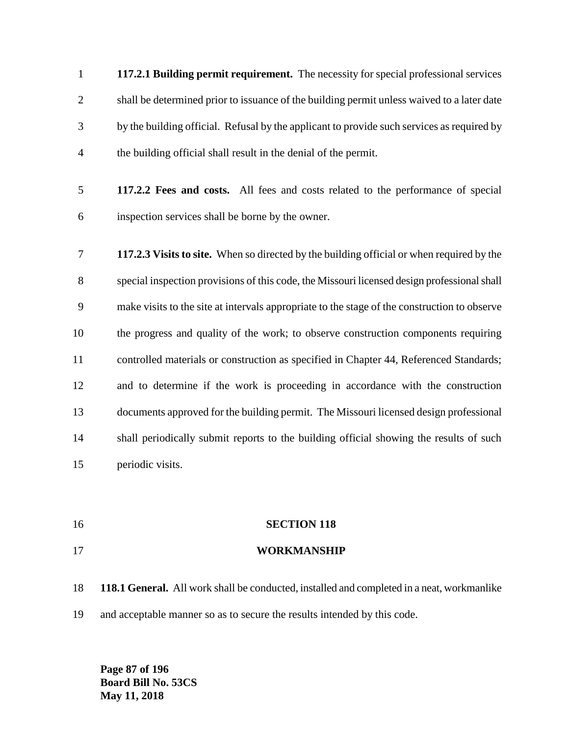**117.2.1 Building permit requirement.** The necessity for special professional services shall be determined prior to issuance of the building permit unless waived to a later date by the building official. Refusal by the applicant to provide such services as required by the building official shall result in the denial of the permit.

**117.2.2 Fees and costs.** All fees and costs related to the performance of special inspection services shall be borne by the owner.

**117.2.3 Visits to site.** When so directed by the building official or when required by the special inspection provisions of this code, the Missouri licensed design professional shall make visits to the site at intervals appropriate to the stage of the construction to observe the progress and quality of the work; to observe construction components requiring controlled materials or construction as specified in Chapter 44, Referenced Standards; and to determine if the work is proceeding in accordance with the construction documents approved for the building permit. The Missouri licensed design professional shall periodically submit reports to the building official showing the results of such periodic visits.

## SECTION 118

## WORKMANSHIP

**118.1 General.** All work shall be conducted, installed and completed in a neat, workmanlike and acceptable manner so as to secure the results intended by this code.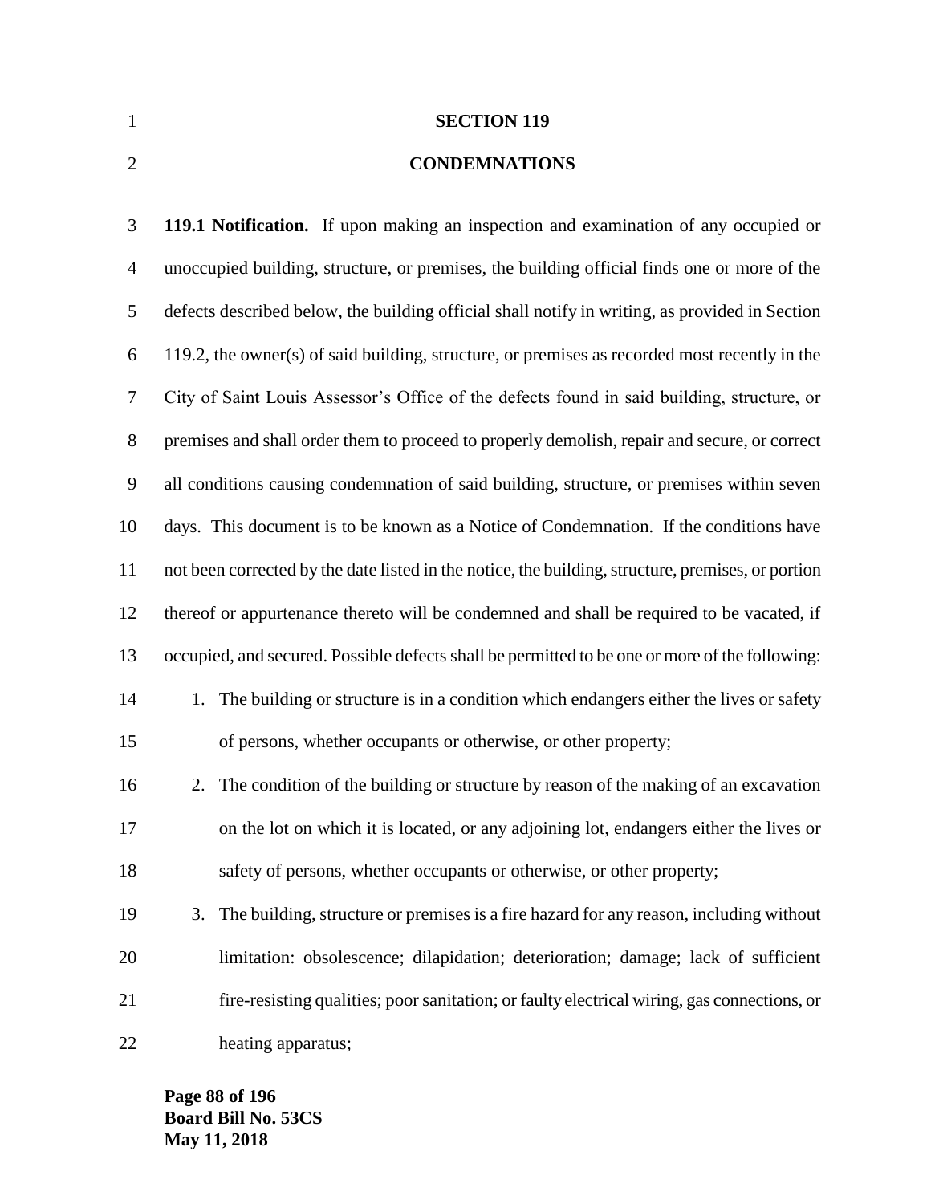# SECTION 119

# CONDEMNATIONS

**119.1 Notification.** If upon making an inspection and examination of any occupied or unoccupied building, structure, or premises, the building official finds one or more of the defects described below, the building official shall notify in writing, as provided in Section 119.2, the owner(s) of said building, structure, or premises as recorded most recently in the City of Saint Louis Assessor's Office of the defects found in said building, structure, or premises and shall order them to proceed to properly demolish, repair and secure, or correct all conditions causing condemnation of said building, structure, or premises within seven days. This document is to be known as a Notice of Condemnation. If the conditions have not been corrected by the date listed in the notice, the building, structure, premises, or portion thereof or appurtenance thereto will be condemned and shall be required to be vacated, if occupied, and secured. Possible defects shall be permitted to be one or more of the following:

1. The building or structure is in a condition which endangers either the lives or safety of persons, whether occupants or otherwise, or other property;
2. The condition of the building or structure by reason of the making of an excavation on the lot on which it is located, or any adjoining lot, endangers either the lives or safety of persons, whether occupants or otherwise, or other property;
3. The building, structure or premises is a fire hazard for any reason, including without limitation: obsolescence; dilapidation; deterioration; damage; lack of sufficient fire-resisting qualities; poor sanitation; or faulty electrical wiring, gas connections, or heating apparatus;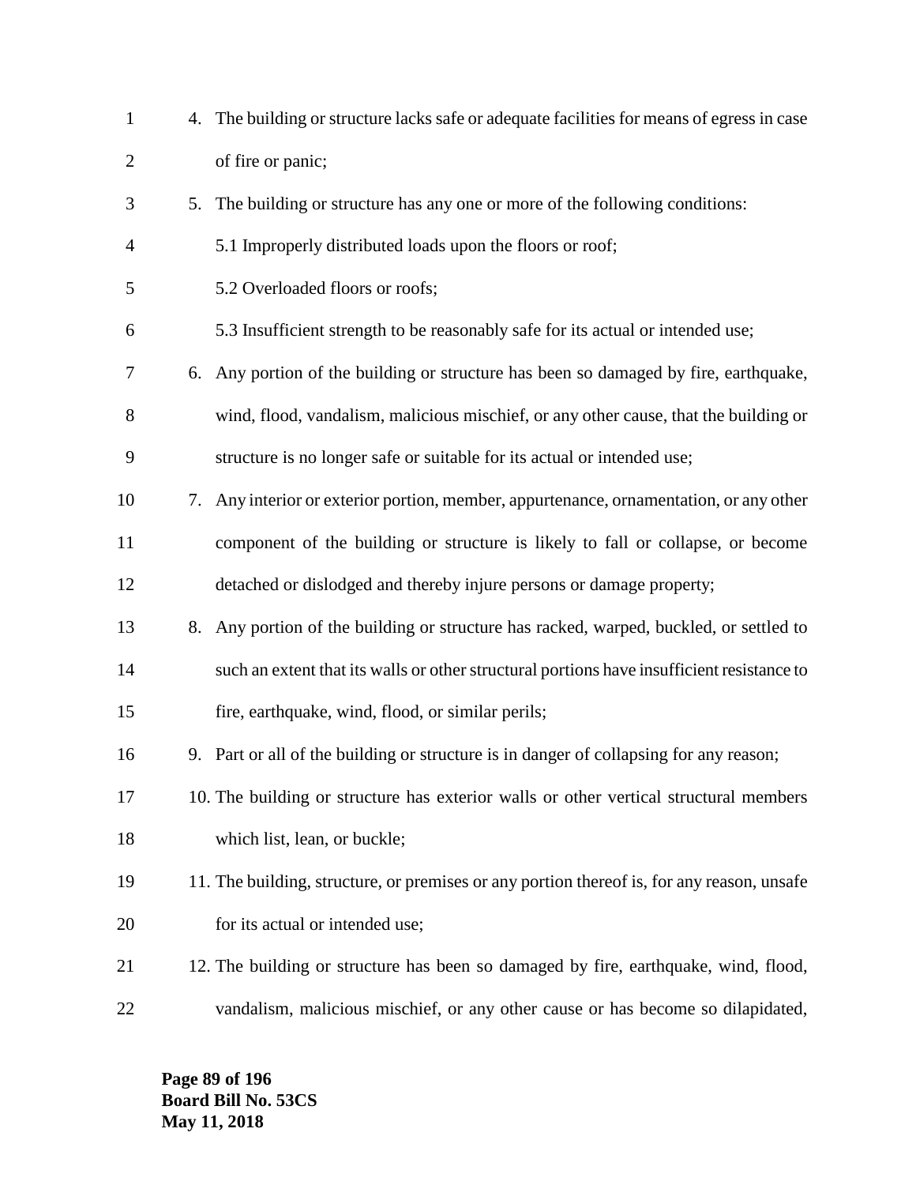4. The building or structure lacks safe or adequate facilities for means of egress in case of fire or panic;
5. The building or structure has any one or more of the following conditions:

   5.1 Improperly distributed loads upon the floors or roof;

   5.2 Overloaded floors or roofs;

   5.3 Insufficient strength to be reasonably safe for its actual or intended use;
6. Any portion of the building or structure has been so damaged by fire, earthquake, wind, flood, vandalism, malicious mischief, or any other cause, that the building or structure is no longer safe or suitable for its actual or intended use;
7. Any interior or exterior portion, member, appurtenance, ornamentation, or any other component of the building or structure is likely to fall or collapse, or become detached or dislodged and thereby injure persons or damage property;
8. Any portion of the building or structure has racked, warped, buckled, or settled to such an extent that its walls or other structural portions have insufficient resistance to fire, earthquake, wind, flood, or similar perils;
9. Part or all of the building or structure is in danger of collapsing for any reason;
10. The building or structure has exterior walls or other vertical structural members which list, lean, or buckle;
11. The building, structure, or premises or any portion thereof is, for any reason, unsafe for its actual or intended use;
12. The building or structure has been so damaged by fire, earthquake, wind, flood, vandalism, malicious mischief, or any other cause or has become so dilapidated,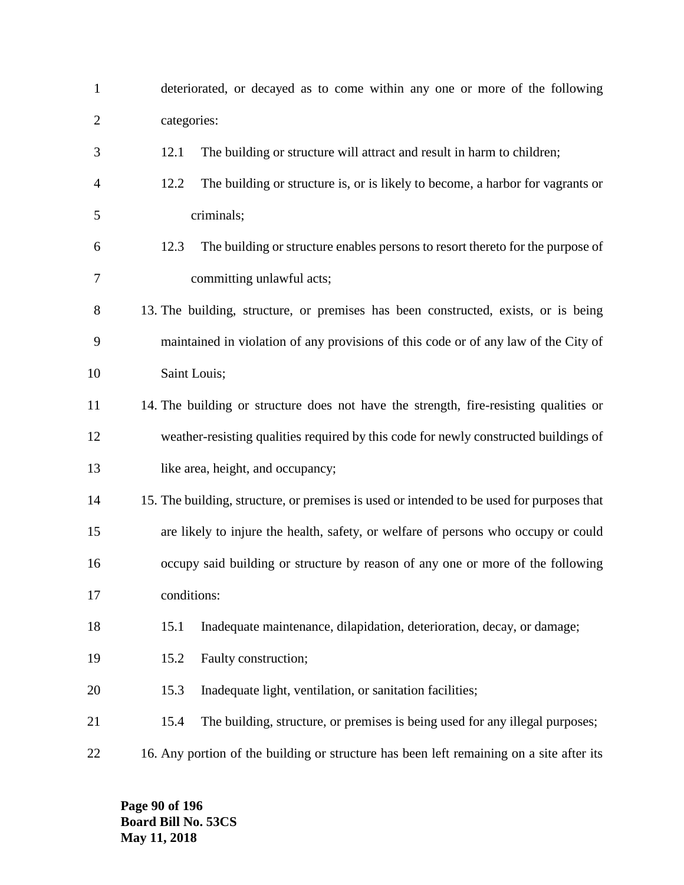deteriorated, or decayed as to come within any one or more of the following categories:

  12.1 The building or structure will attract and result in harm to children;

  12.2 The building or structure is, or is likely to become, a harbor for vagrants or criminals;

  12.3 The building or structure enables persons to resort thereto for the purpose of committing unlawful acts;

13. The building, structure, or premises has been constructed, exists, or is being maintained in violation of any provisions of this code or of any law of the City of Saint Louis;
14. The building or structure does not have the strength, fire-resisting qualities or weather-resisting qualities required by this code for newly constructed buildings of like area, height, and occupancy;
15. The building, structure, or premises is used or intended to be used for purposes that are likely to injure the health, safety, or welfare of persons who occupy or could occupy said building or structure by reason of any one or more of the following conditions:

  15.1 Inadequate maintenance, dilapidation, deterioration, decay, or damage;

  15.2 Faulty construction;

  15.3 Inadequate light, ventilation, or sanitation facilities;

  15.4 The building, structure, or premises is being used for any illegal purposes;

16. Any portion of the building or structure has been left remaining on a site after its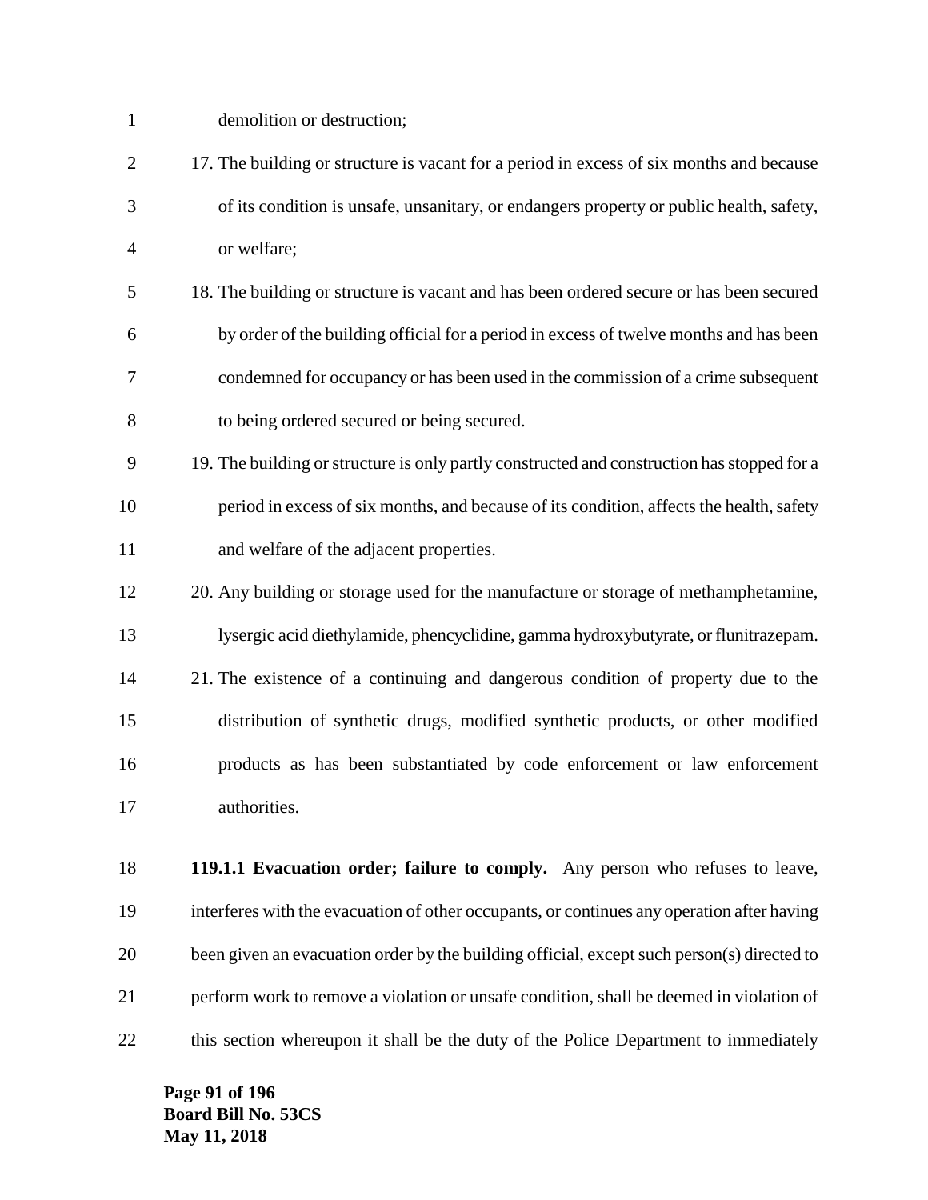demolition or destruction;

17. The building or structure is vacant for a period in excess of six months and because of its condition is unsafe, unsanitary, or endangers property or public health, safety, or welfare;
18. The building or structure is vacant and has been ordered secure or has been secured by order of the building official for a period in excess of twelve months and has been condemned for occupancy or has been used in the commission of a crime subsequent to being ordered secured or being secured.
19. The building or structure is only partly constructed and construction has stopped for a period in excess of six months, and because of its condition, affects the health, safety and welfare of the adjacent properties.
20. Any building or storage used for the manufacture or storage of methamphetamine, lysergic acid diethylamide, phencyclidine, gamma hydroxybutyrate, or flunitrazepam.
21. The existence of a continuing and dangerous condition of property due to the distribution of synthetic drugs, modified synthetic products, or other modified products as has been substantiated by code enforcement or law enforcement authorities.

**119.1.1 Evacuation order; failure to comply.** Any person who refuses to leave, interferes with the evacuation of other occupants, or continues any operation after having been given an evacuation order by the building official, except such person(s) directed to perform work to remove a violation or unsafe condition, shall be deemed in violation of this section whereupon it shall be the duty of the Police Department to immediately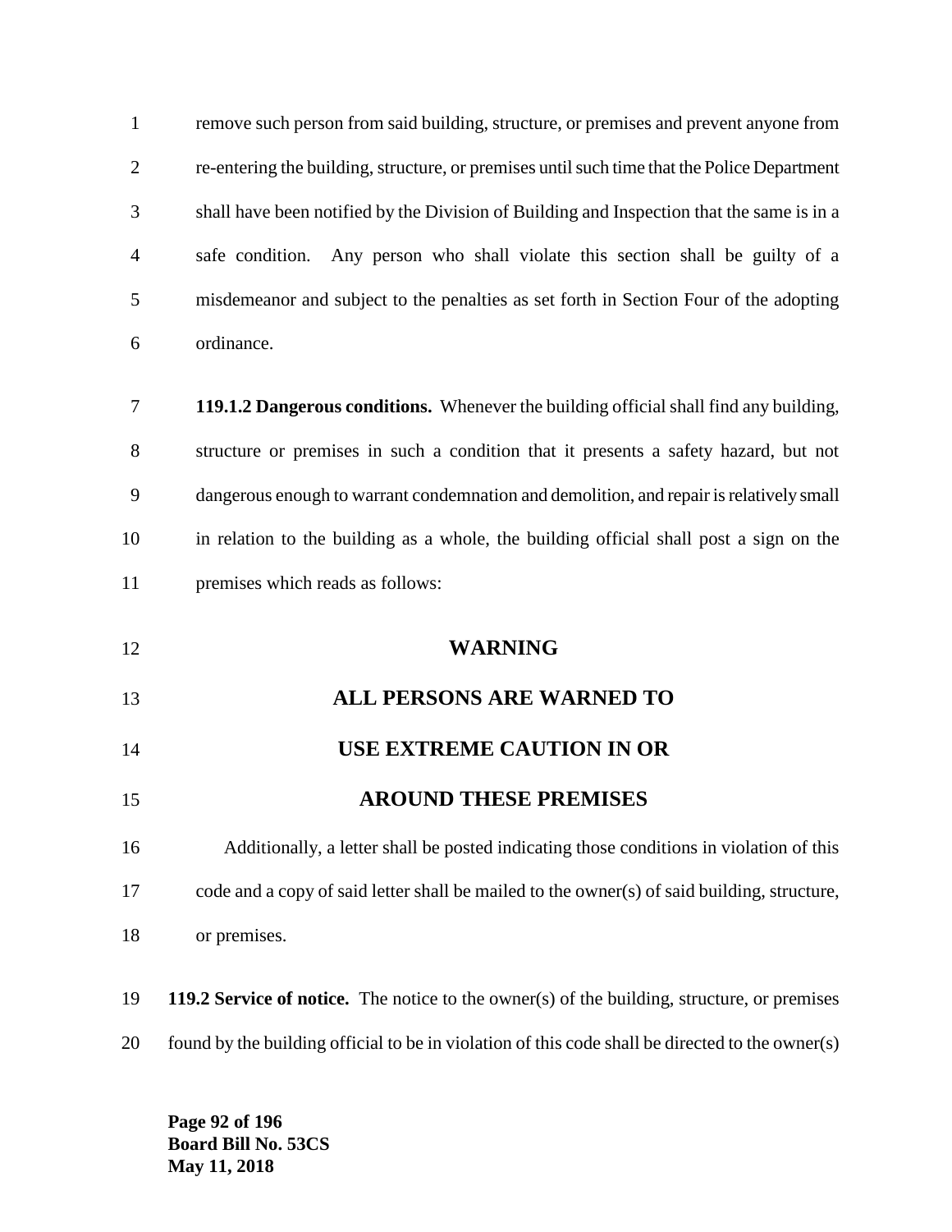remove such person from said building, structure, or premises and prevent anyone from re-entering the building, structure, or premises until such time that the Police Department shall have been notified by the Division of Building and Inspection that the same is in a safe condition. Any person who shall violate this section shall be guilty of a misdemeanor and subject to the penalties as set forth in Section Four of the adopting ordinance.

**119.1.2 Dangerous conditions.** Whenever the building official shall find any building, structure or premises in such a condition that it presents a safety hazard, but not dangerous enough to warrant condemnation and demolition, and repair is relatively small in relation to the building as a whole, the building official shall post a sign on the premises which reads as follows:

**WARNING**

**ALL PERSONS ARE WARNED TO**

**USE EXTREME CAUTION IN OR**

**AROUND THESE PREMISES**

Additionally, a letter shall be posted indicating those conditions in violation of this code and a copy of said letter shall be mailed to the owner(s) of said building, structure, or premises.

**119.2 Service of notice.** The notice to the owner(s) of the building, structure, or premises found by the building official to be in violation of this code shall be directed to the owner(s)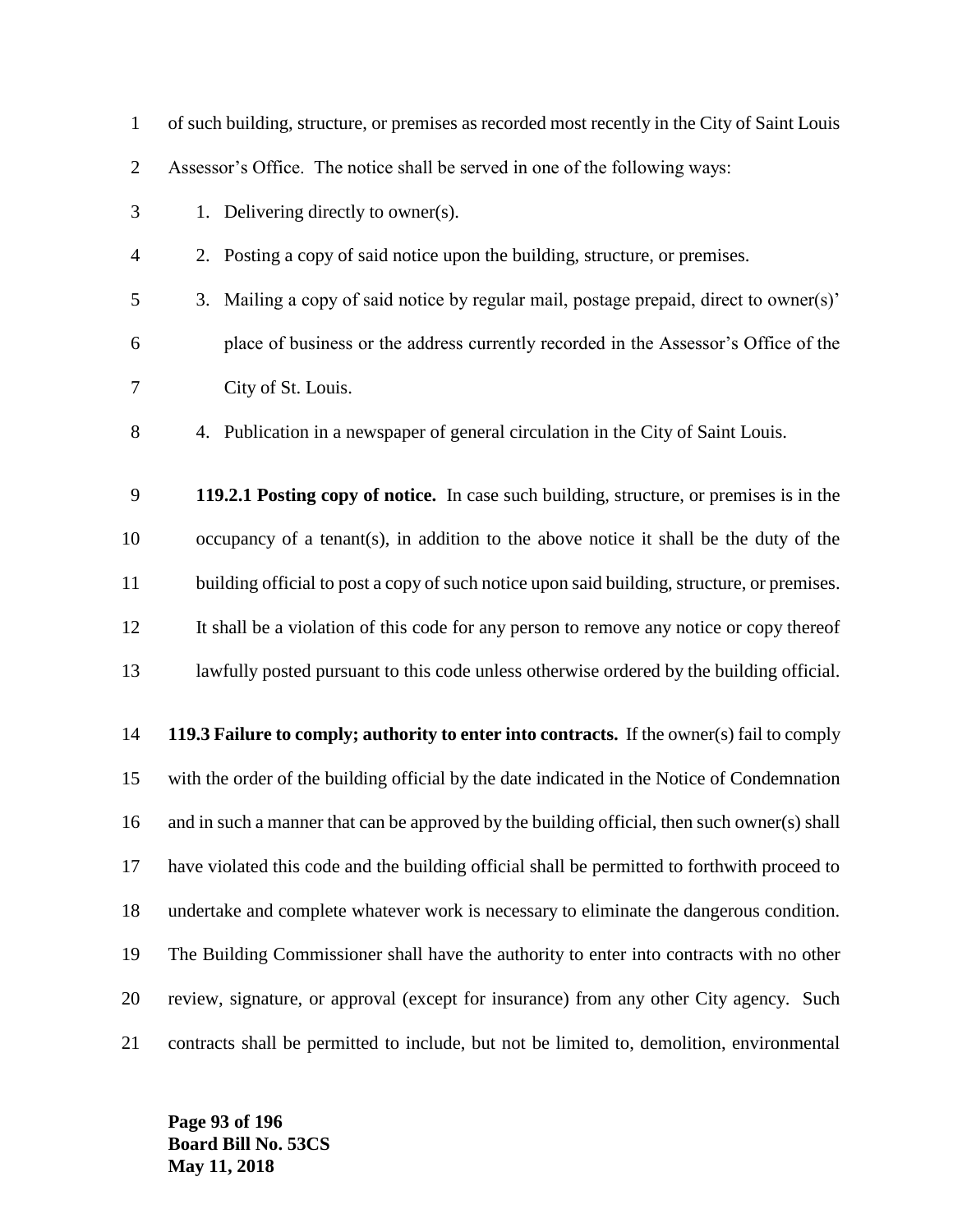of such building, structure, or premises as recorded most recently in the City of Saint Louis Assessor's Office. The notice shall be served in one of the following ways:

1. Delivering directly to owner(s).
2. Posting a copy of said notice upon the building, structure, or premises.
3. Mailing a copy of said notice by regular mail, postage prepaid, direct to owner(s)' place of business or the address currently recorded in the Assessor's Office of the City of St. Louis.
4. Publication in a newspaper of general circulation in the City of Saint Louis.

**119.2.1 Posting copy of notice.** In case such building, structure, or premises is in the occupancy of a tenant(s), in addition to the above notice it shall be the duty of the building official to post a copy of such notice upon said building, structure, or premises. It shall be a violation of this code for any person to remove any notice or copy thereof lawfully posted pursuant to this code unless otherwise ordered by the building official.

**119.3 Failure to comply; authority to enter into contracts.** If the owner(s) fail to comply with the order of the building official by the date indicated in the Notice of Condemnation and in such a manner that can be approved by the building official, then such owner(s) shall have violated this code and the building official shall be permitted to forthwith proceed to undertake and complete whatever work is necessary to eliminate the dangerous condition. The Building Commissioner shall have the authority to enter into contracts with no other review, signature, or approval (except for insurance) from any other City agency. Such contracts shall be permitted to include, but not be limited to, demolition, environmental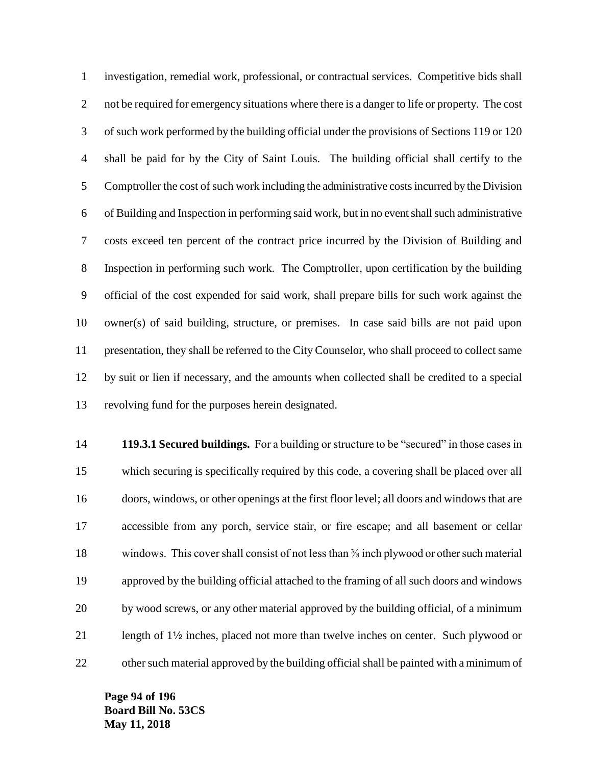investigation, remedial work, professional, or contractual services. Competitive bids shall not be required for emergency situations where there is a danger to life or property. The cost of such work performed by the building official under the provisions of Sections 119 or 120 shall be paid for by the City of Saint Louis. The building official shall certify to the Comptroller the cost of such work including the administrative costs incurred by the Division of Building and Inspection in performing said work, but in no event shall such administrative costs exceed ten percent of the contract price incurred by the Division of Building and Inspection in performing such work. The Comptroller, upon certification by the building official of the cost expended for said work, shall prepare bills for such work against the owner(s) of said building, structure, or premises. In case said bills are not paid upon presentation, they shall be referred to the City Counselor, who shall proceed to collect same by suit or lien if necessary, and the amounts when collected shall be credited to a special revolving fund for the purposes herein designated.

**119.3.1 Secured buildings.** For a building or structure to be "secured" in those cases in which securing is specifically required by this code, a covering shall be placed over all doors, windows, or other openings at the first floor level; all doors and windows that are accessible from any porch, service stair, or fire escape; and all basement or cellar windows. This cover shall consist of not less than ⅜ inch plywood or other such material approved by the building official attached to the framing of all such doors and windows by wood screws, or any other material approved by the building official, of a minimum length of 1½ inches, placed not more than twelve inches on center. Such plywood or other such material approved by the building official shall be painted with a minimum of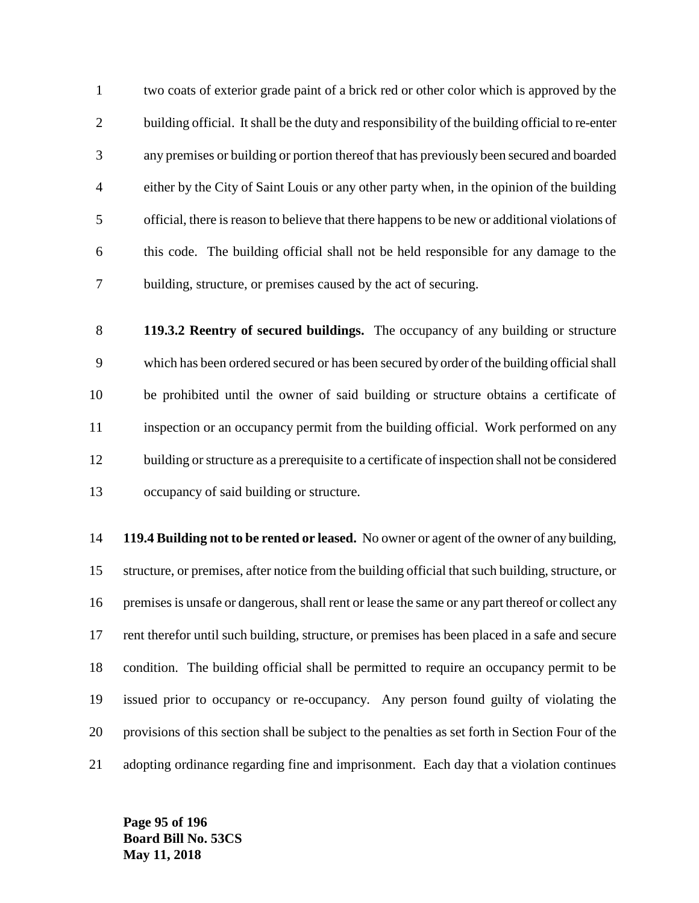two coats of exterior grade paint of a brick red or other color which is approved by the building official. It shall be the duty and responsibility of the building official to re-enter any premises or building or portion thereof that has previously been secured and boarded either by the City of Saint Louis or any other party when, in the opinion of the building official, there is reason to believe that there happens to be new or additional violations of this code. The building official shall not be held responsible for any damage to the building, structure, or premises caused by the act of securing.

**119.3.2 Reentry of secured buildings.** The occupancy of any building or structure which has been ordered secured or has been secured by order of the building official shall be prohibited until the owner of said building or structure obtains a certificate of inspection or an occupancy permit from the building official. Work performed on any building or structure as a prerequisite to a certificate of inspection shall not be considered occupancy of said building or structure.

**119.4 Building not to be rented or leased.** No owner or agent of the owner of any building, structure, or premises, after notice from the building official that such building, structure, or premises is unsafe or dangerous, shall rent or lease the same or any part thereof or collect any rent therefor until such building, structure, or premises has been placed in a safe and secure condition. The building official shall be permitted to require an occupancy permit to be issued prior to occupancy or re-occupancy. Any person found guilty of violating the provisions of this section shall be subject to the penalties as set forth in Section Four of the adopting ordinance regarding fine and imprisonment. Each day that a violation continues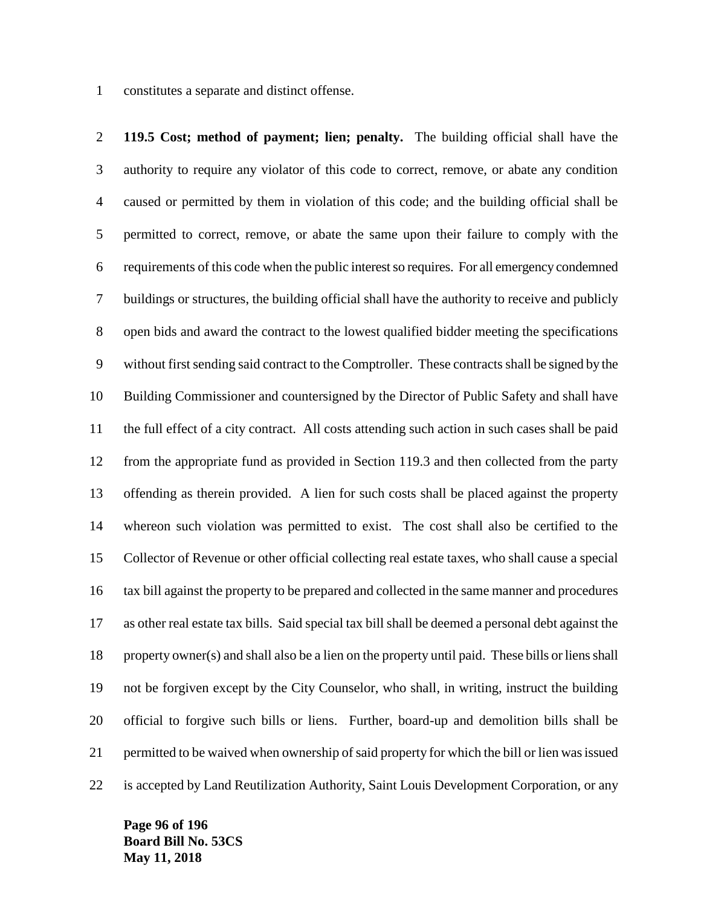constitutes a separate and distinct offense.

**119.5 Cost; method of payment; lien; penalty.** The building official shall have the authority to require any violator of this code to correct, remove, or abate any condition caused or permitted by them in violation of this code; and the building official shall be permitted to correct, remove, or abate the same upon their failure to comply with the requirements of this code when the public interest so requires. For all emergency condemned buildings or structures, the building official shall have the authority to receive and publicly open bids and award the contract to the lowest qualified bidder meeting the specifications without first sending said contract to the Comptroller. These contracts shall be signed by the Building Commissioner and countersigned by the Director of Public Safety and shall have the full effect of a city contract. All costs attending such action in such cases shall be paid from the appropriate fund as provided in Section 119.3 and then collected from the party offending as therein provided. A lien for such costs shall be placed against the property whereon such violation was permitted to exist. The cost shall also be certified to the Collector of Revenue or other official collecting real estate taxes, who shall cause a special tax bill against the property to be prepared and collected in the same manner and procedures as other real estate tax bills. Said special tax bill shall be deemed a personal debt against the property owner(s) and shall also be a lien on the property until paid. These bills or liens shall not be forgiven except by the City Counselor, who shall, in writing, instruct the building official to forgive such bills or liens. Further, board-up and demolition bills shall be permitted to be waived when ownership of said property for which the bill or lien was issued is accepted by Land Reutilization Authority, Saint Louis Development Corporation, or any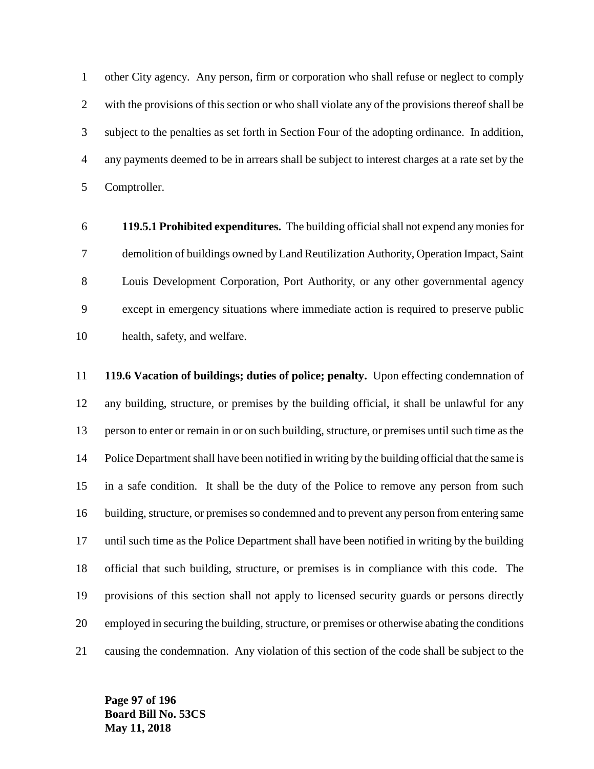other City agency. Any person, firm or corporation who shall refuse or neglect to comply with the provisions of this section or who shall violate any of the provisions thereof shall be subject to the penalties as set forth in Section Four of the adopting ordinance. In addition, any payments deemed to be in arrears shall be subject to interest charges at a rate set by the Comptroller.

**119.5.1 Prohibited expenditures.** The building official shall not expend any monies for demolition of buildings owned by Land Reutilization Authority, Operation Impact, Saint Louis Development Corporation, Port Authority, or any other governmental agency except in emergency situations where immediate action is required to preserve public health, safety, and welfare.

**119.6 Vacation of buildings; duties of police; penalty.** Upon effecting condemnation of any building, structure, or premises by the building official, it shall be unlawful for any person to enter or remain in or on such building, structure, or premises until such time as the Police Department shall have been notified in writing by the building official that the same is in a safe condition. It shall be the duty of the Police to remove any person from such building, structure, or premises so condemned and to prevent any person from entering same until such time as the Police Department shall have been notified in writing by the building official that such building, structure, or premises is in compliance with this code. The provisions of this section shall not apply to licensed security guards or persons directly employed in securing the building, structure, or premises or otherwise abating the conditions causing the condemnation. Any violation of this section of the code shall be subject to the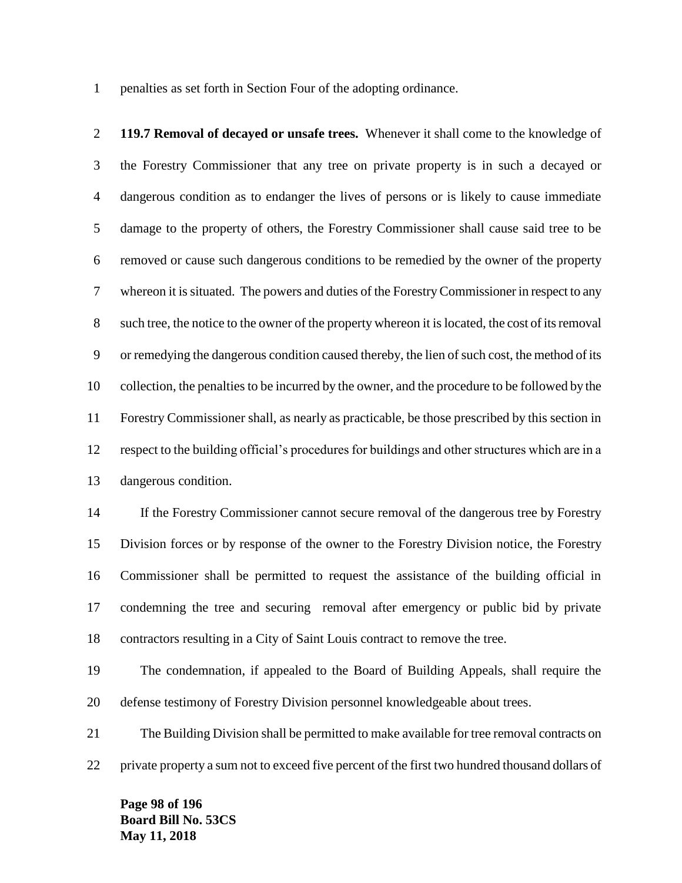penalties as set forth in Section Four of the adopting ordinance.

**119.7 Removal of decayed or unsafe trees.** Whenever it shall come to the knowledge of the Forestry Commissioner that any tree on private property is in such a decayed or dangerous condition as to endanger the lives of persons or is likely to cause immediate damage to the property of others, the Forestry Commissioner shall cause said tree to be removed or cause such dangerous conditions to be remedied by the owner of the property whereon it is situated. The powers and duties of the Forestry Commissioner in respect to any such tree, the notice to the owner of the property whereon it is located, the cost of its removal or remedying the dangerous condition caused thereby, the lien of such cost, the method of its collection, the penalties to be incurred by the owner, and the procedure to be followed by the Forestry Commissioner shall, as nearly as practicable, be those prescribed by this section in respect to the building official's procedures for buildings and other structures which are in a dangerous condition.

If the Forestry Commissioner cannot secure removal of the dangerous tree by Forestry Division forces or by response of the owner to the Forestry Division notice, the Forestry Commissioner shall be permitted to request the assistance of the building official in condemning the tree and securing removal after emergency or public bid by private contractors resulting in a City of Saint Louis contract to remove the tree.

The condemnation, if appealed to the Board of Building Appeals, shall require the defense testimony of Forestry Division personnel knowledgeable about trees.

The Building Division shall be permitted to make available for tree removal contracts on private property a sum not to exceed five percent of the first two hundred thousand dollars of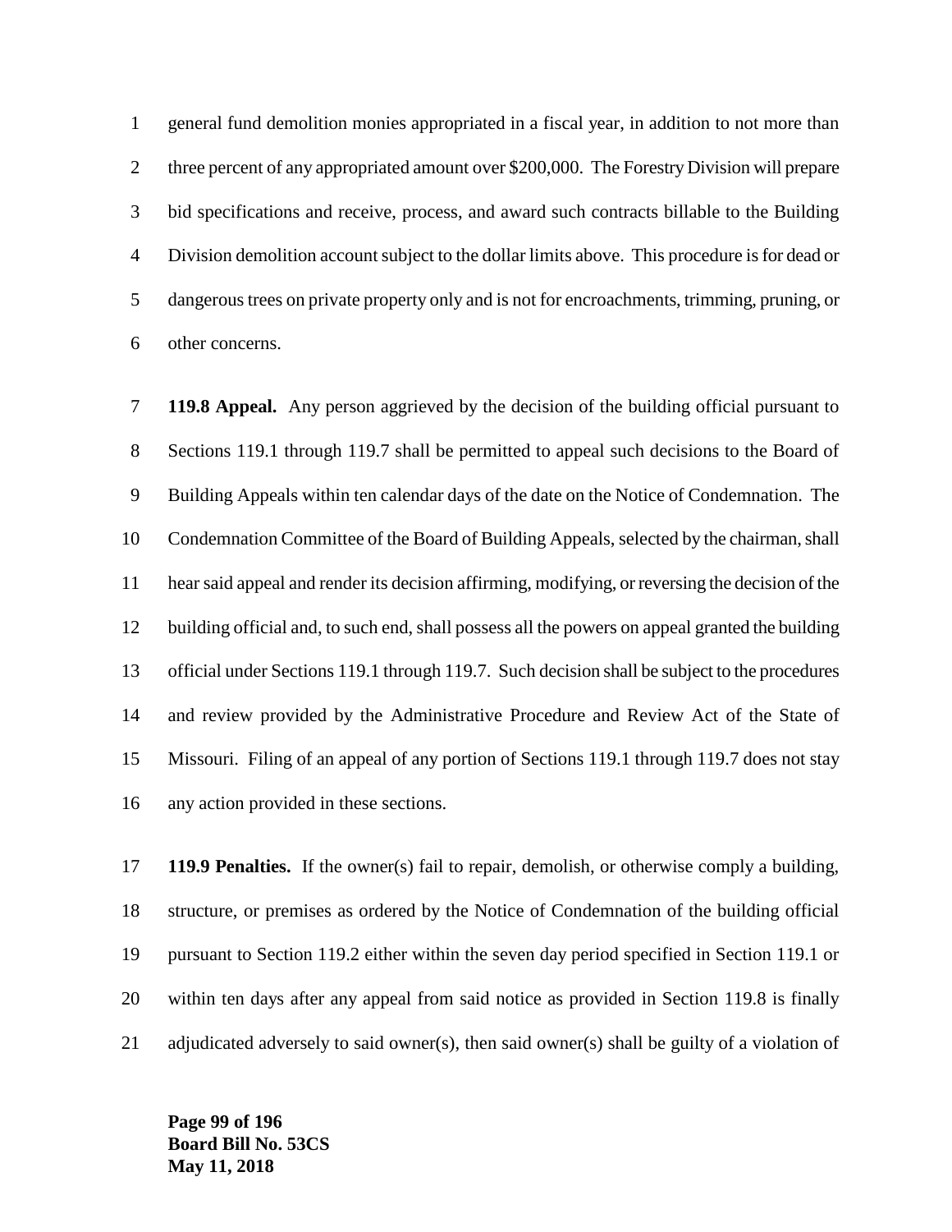general fund demolition monies appropriated in a fiscal year, in addition to not more than three percent of any appropriated amount over $200,000. The Forestry Division will prepare bid specifications and receive, process, and award such contracts billable to the Building Division demolition account subject to the dollar limits above. This procedure is for dead or dangerous trees on private property only and is not for encroachments, trimming, pruning, or other concerns.

**119.8 Appeal.** Any person aggrieved by the decision of the building official pursuant to Sections 119.1 through 119.7 shall be permitted to appeal such decisions to the Board of Building Appeals within ten calendar days of the date on the Notice of Condemnation. The Condemnation Committee of the Board of Building Appeals, selected by the chairman, shall hear said appeal and render its decision affirming, modifying, or reversing the decision of the building official and, to such end, shall possess all the powers on appeal granted the building official under Sections 119.1 through 119.7. Such decision shall be subject to the procedures and review provided by the Administrative Procedure and Review Act of the State of Missouri. Filing of an appeal of any portion of Sections 119.1 through 119.7 does not stay any action provided in these sections.

**119.9 Penalties.** If the owner(s) fail to repair, demolish, or otherwise comply a building, structure, or premises as ordered by the Notice of Condemnation of the building official pursuant to Section 119.2 either within the seven day period specified in Section 119.1 or within ten days after any appeal from said notice as provided in Section 119.8 is finally adjudicated adversely to said owner(s), then said owner(s) shall be guilty of a violation of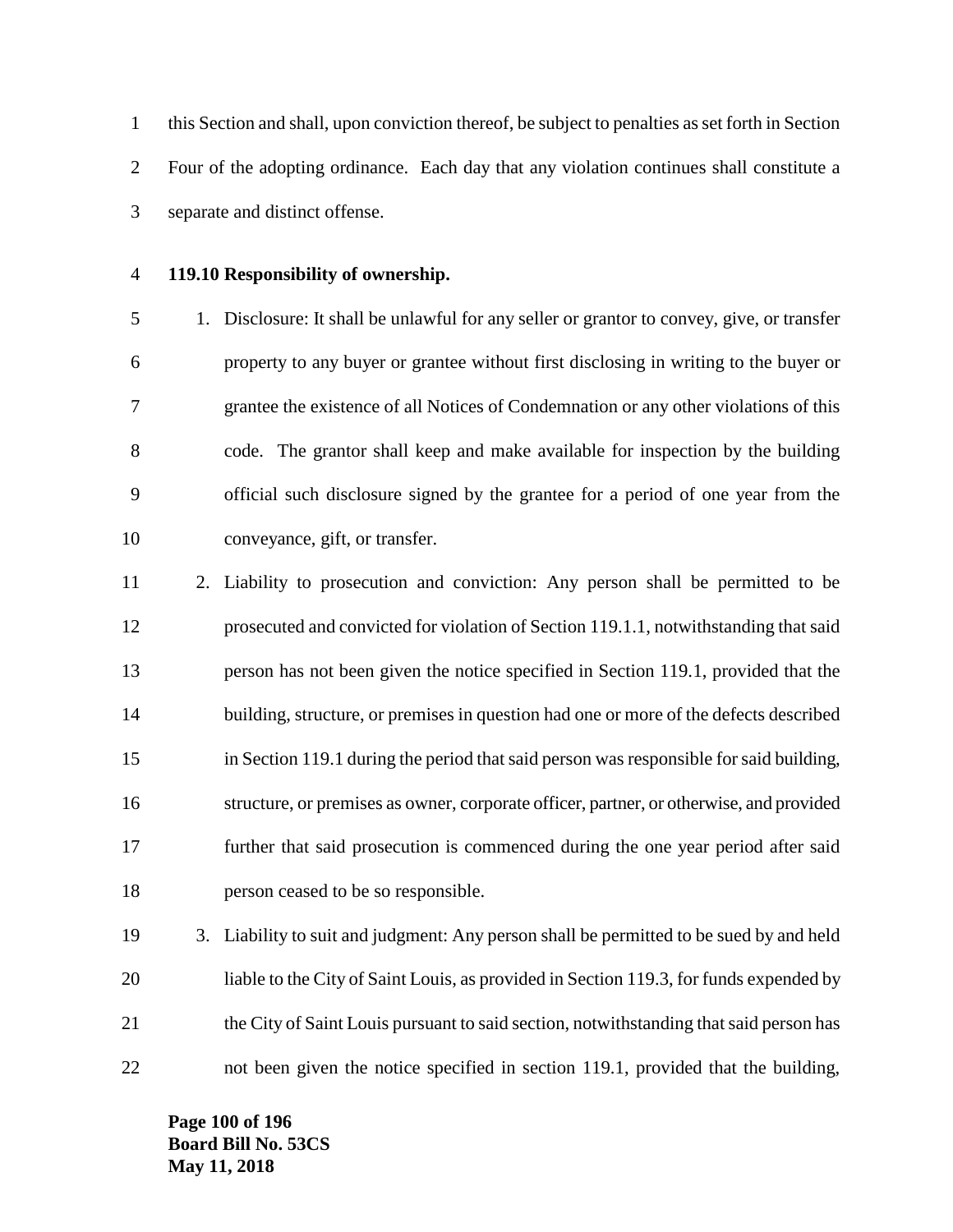this Section and shall, upon conviction thereof, be subject to penalties as set forth in Section Four of the adopting ordinance. Each day that any violation continues shall constitute a separate and distinct offense.

**119.10 Responsibility of ownership.**

1. Disclosure: It shall be unlawful for any seller or grantor to convey, give, or transfer property to any buyer or grantee without first disclosing in writing to the buyer or grantee the existence of all Notices of Condemnation or any other violations of this code. The grantor shall keep and make available for inspection by the building official such disclosure signed by the grantee for a period of one year from the conveyance, gift, or transfer.
2. Liability to prosecution and conviction: Any person shall be permitted to be prosecuted and convicted for violation of Section 119.1.1, notwithstanding that said person has not been given the notice specified in Section 119.1, provided that the building, structure, or premises in question had one or more of the defects described in Section 119.1 during the period that said person was responsible for said building, structure, or premises as owner, corporate officer, partner, or otherwise, and provided further that said prosecution is commenced during the one year period after said person ceased to be so responsible.
3. Liability to suit and judgment: Any person shall be permitted to be sued by and held liable to the City of Saint Louis, as provided in Section 119.3, for funds expended by the City of Saint Louis pursuant to said section, notwithstanding that said person has not been given the notice specified in section 119.1, provided that the building,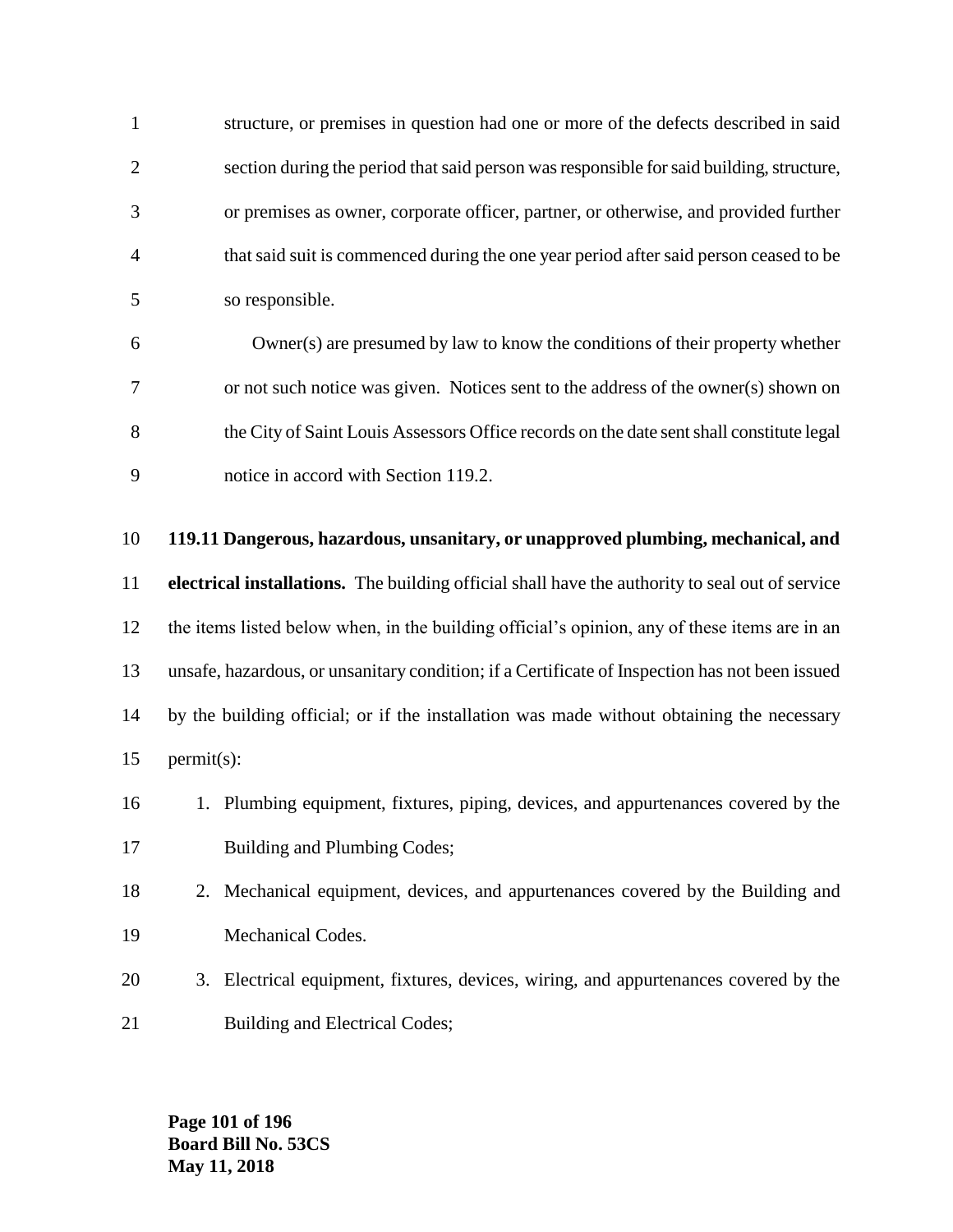structure, or premises in question had one or more of the defects described in said section during the period that said person was responsible for said building, structure, or premises as owner, corporate officer, partner, or otherwise, and provided further that said suit is commenced during the one year period after said person ceased to be so responsible.

Owner(s) are presumed by law to know the conditions of their property whether or not such notice was given. Notices sent to the address of the owner(s) shown on the City of Saint Louis Assessors Office records on the date sent shall constitute legal notice in accord with Section 119.2.

**119.11 Dangerous, hazardous, unsanitary, or unapproved plumbing, mechanical, and electrical installations.** The building official shall have the authority to seal out of service the items listed below when, in the building official's opinion, any of these items are in an unsafe, hazardous, or unsanitary condition; if a Certificate of Inspection has not been issued by the building official; or if the installation was made without obtaining the necessary permit(s):

1. Plumbing equipment, fixtures, piping, devices, and appurtenances covered by the Building and Plumbing Codes;
2. Mechanical equipment, devices, and appurtenances covered by the Building and Mechanical Codes.
3. Electrical equipment, fixtures, devices, wiring, and appurtenances covered by the Building and Electrical Codes;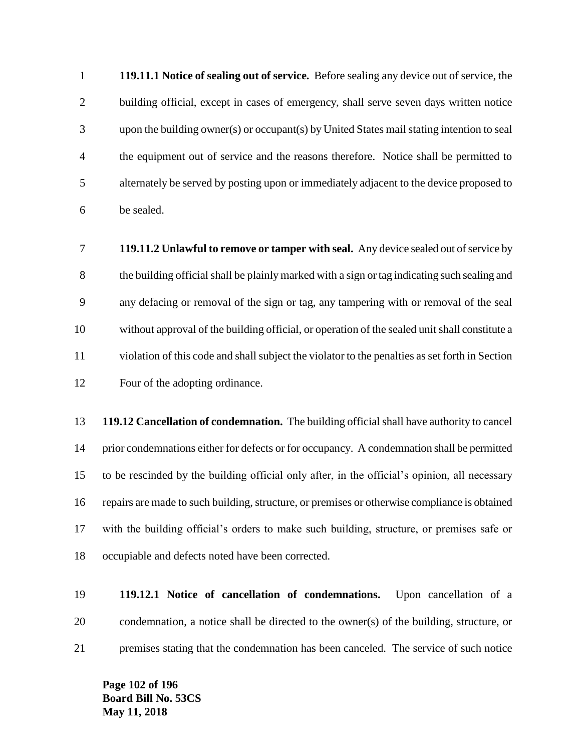**119.11.1 Notice of sealing out of service.** Before sealing any device out of service, the building official, except in cases of emergency, shall serve seven days written notice upon the building owner(s) or occupant(s) by United States mail stating intention to seal the equipment out of service and the reasons therefore. Notice shall be permitted to alternately be served by posting upon or immediately adjacent to the device proposed to be sealed.

**119.11.2 Unlawful to remove or tamper with seal.** Any device sealed out of service by the building official shall be plainly marked with a sign or tag indicating such sealing and any defacing or removal of the sign or tag, any tampering with or removal of the seal without approval of the building official, or operation of the sealed unit shall constitute a violation of this code and shall subject the violator to the penalties as set forth in Section Four of the adopting ordinance.

**119.12 Cancellation of condemnation.** The building official shall have authority to cancel prior condemnations either for defects or for occupancy. A condemnation shall be permitted to be rescinded by the building official only after, in the official's opinion, all necessary repairs are made to such building, structure, or premises or otherwise compliance is obtained with the building official's orders to make such building, structure, or premises safe or occupiable and defects noted have been corrected.

**119.12.1 Notice of cancellation of condemnations.** Upon cancellation of a condemnation, a notice shall be directed to the owner(s) of the building, structure, or premises stating that the condemnation has been canceled. The service of such notice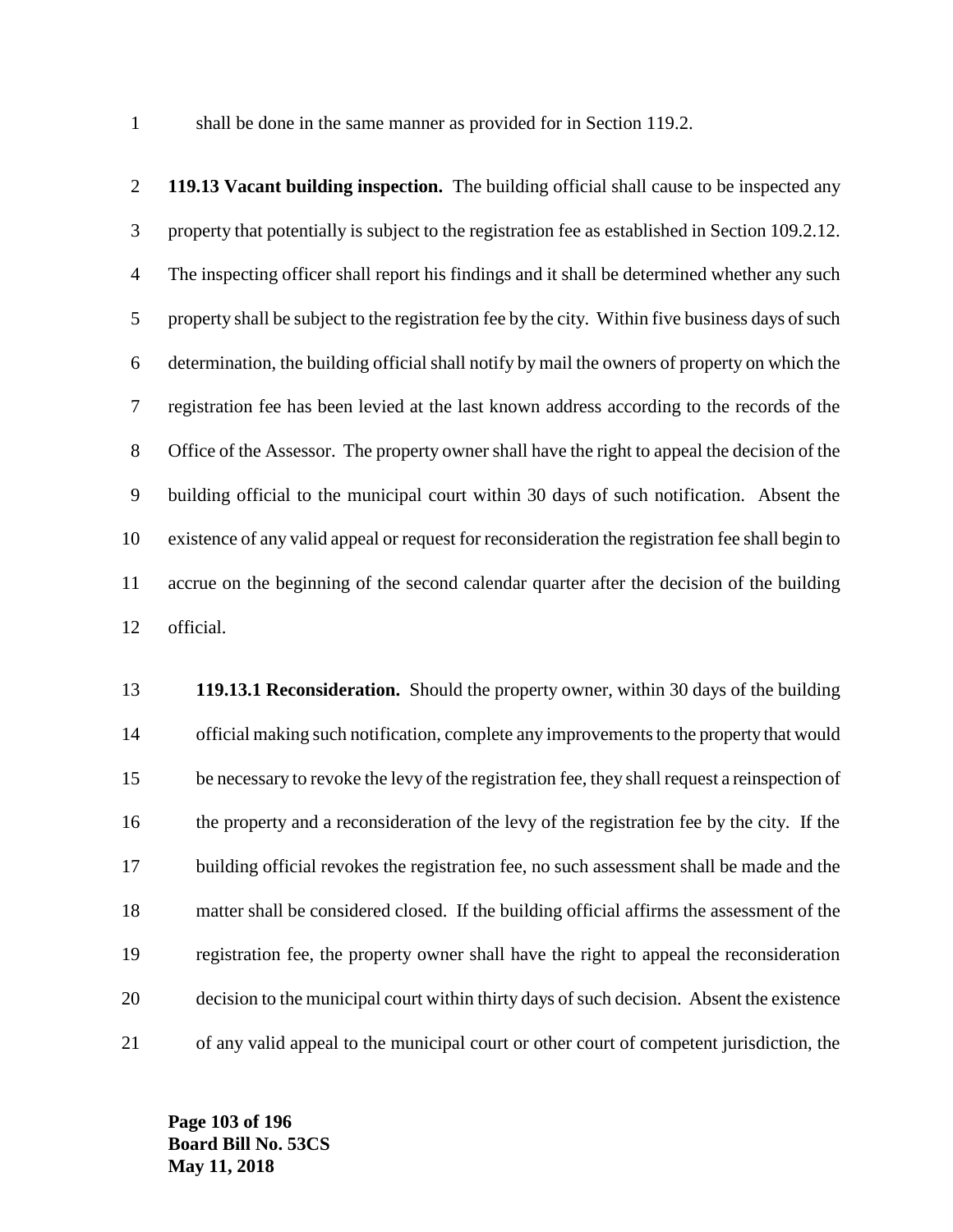shall be done in the same manner as provided for in Section 119.2.

**119.13 Vacant building inspection.** The building official shall cause to be inspected any property that potentially is subject to the registration fee as established in Section 109.2.12. The inspecting officer shall report his findings and it shall be determined whether any such property shall be subject to the registration fee by the city. Within five business days of such determination, the building official shall notify by mail the owners of property on which the registration fee has been levied at the last known address according to the records of the Office of the Assessor. The property owner shall have the right to appeal the decision of the building official to the municipal court within 30 days of such notification. Absent the existence of any valid appeal or request for reconsideration the registration fee shall begin to accrue on the beginning of the second calendar quarter after the decision of the building official.

**119.13.1 Reconsideration.** Should the property owner, within 30 days of the building official making such notification, complete any improvements to the property that would be necessary to revoke the levy of the registration fee, they shall request a reinspection of the property and a reconsideration of the levy of the registration fee by the city. If the building official revokes the registration fee, no such assessment shall be made and the matter shall be considered closed. If the building official affirms the assessment of the registration fee, the property owner shall have the right to appeal the reconsideration decision to the municipal court within thirty days of such decision. Absent the existence of any valid appeal to the municipal court or other court of competent jurisdiction, the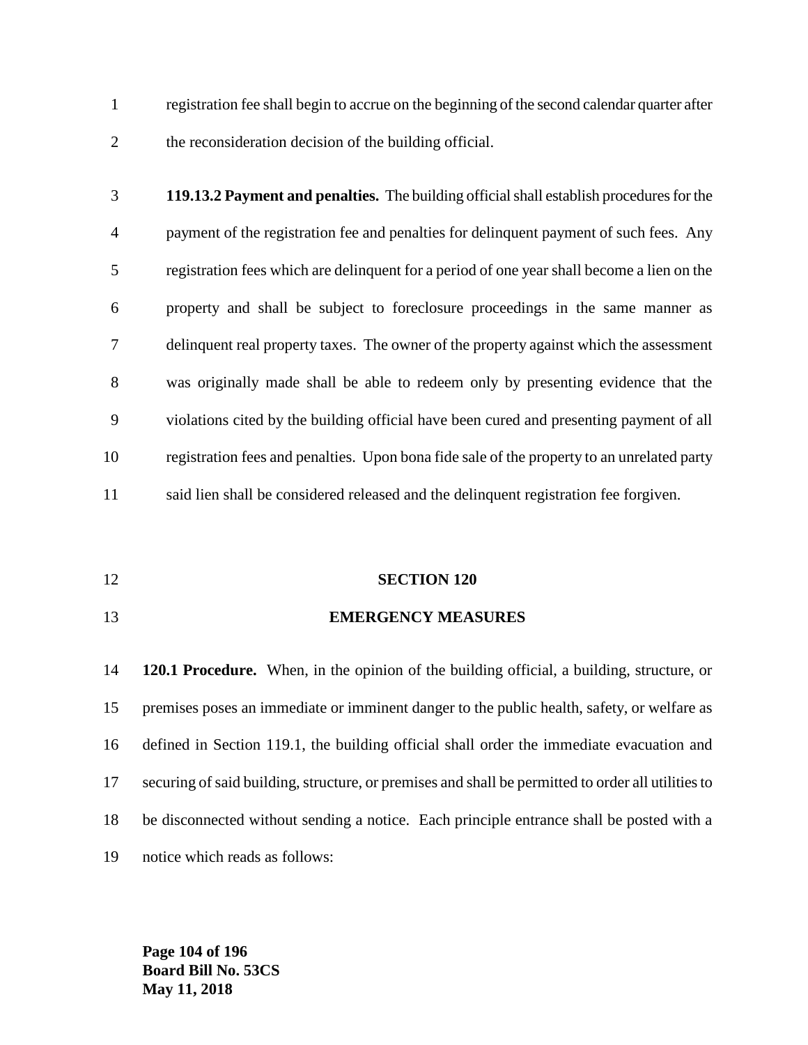registration fee shall begin to accrue on the beginning of the second calendar quarter after the reconsideration decision of the building official.

**119.13.2 Payment and penalties.** The building official shall establish procedures for the payment of the registration fee and penalties for delinquent payment of such fees. Any registration fees which are delinquent for a period of one year shall become a lien on the property and shall be subject to foreclosure proceedings in the same manner as delinquent real property taxes. The owner of the property against which the assessment was originally made shall be able to redeem only by presenting evidence that the violations cited by the building official have been cured and presenting payment of all registration fees and penalties. Upon bona fide sale of the property to an unrelated party said lien shall be considered released and the delinquent registration fee forgiven.

## SECTION 120

## EMERGENCY MEASURES

**120.1 Procedure.** When, in the opinion of the building official, a building, structure, or premises poses an immediate or imminent danger to the public health, safety, or welfare as defined in Section 119.1, the building official shall order the immediate evacuation and securing of said building, structure, or premises and shall be permitted to order all utilities to be disconnected without sending a notice. Each principle entrance shall be posted with a notice which reads as follows: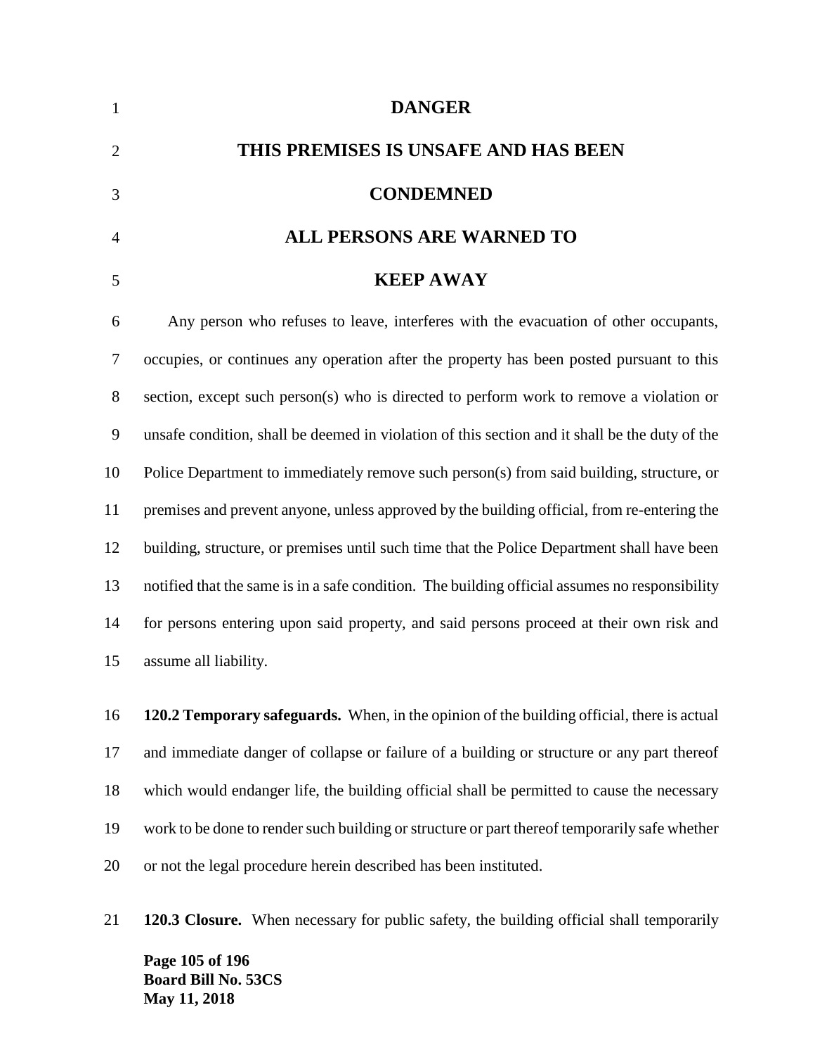**DANGER**

**THIS PREMISES IS UNSAFE AND HAS BEEN**

**CONDEMNED**

**ALL PERSONS ARE WARNED TO**

**KEEP AWAY**

Any person who refuses to leave, interferes with the evacuation of other occupants, occupies, or continues any operation after the property has been posted pursuant to this section, except such person(s) who is directed to perform work to remove a violation or unsafe condition, shall be deemed in violation of this section and it shall be the duty of the Police Department to immediately remove such person(s) from said building, structure, or premises and prevent anyone, unless approved by the building official, from re-entering the building, structure, or premises until such time that the Police Department shall have been notified that the same is in a safe condition. The building official assumes no responsibility for persons entering upon said property, and said persons proceed at their own risk and assume all liability.

**120.2 Temporary safeguards.** When, in the opinion of the building official, there is actual and immediate danger of collapse or failure of a building or structure or any part thereof which would endanger life, the building official shall be permitted to cause the necessary work to be done to render such building or structure or part thereof temporarily safe whether or not the legal procedure herein described has been instituted.

**120.3 Closure.** When necessary for public safety, the building official shall temporarily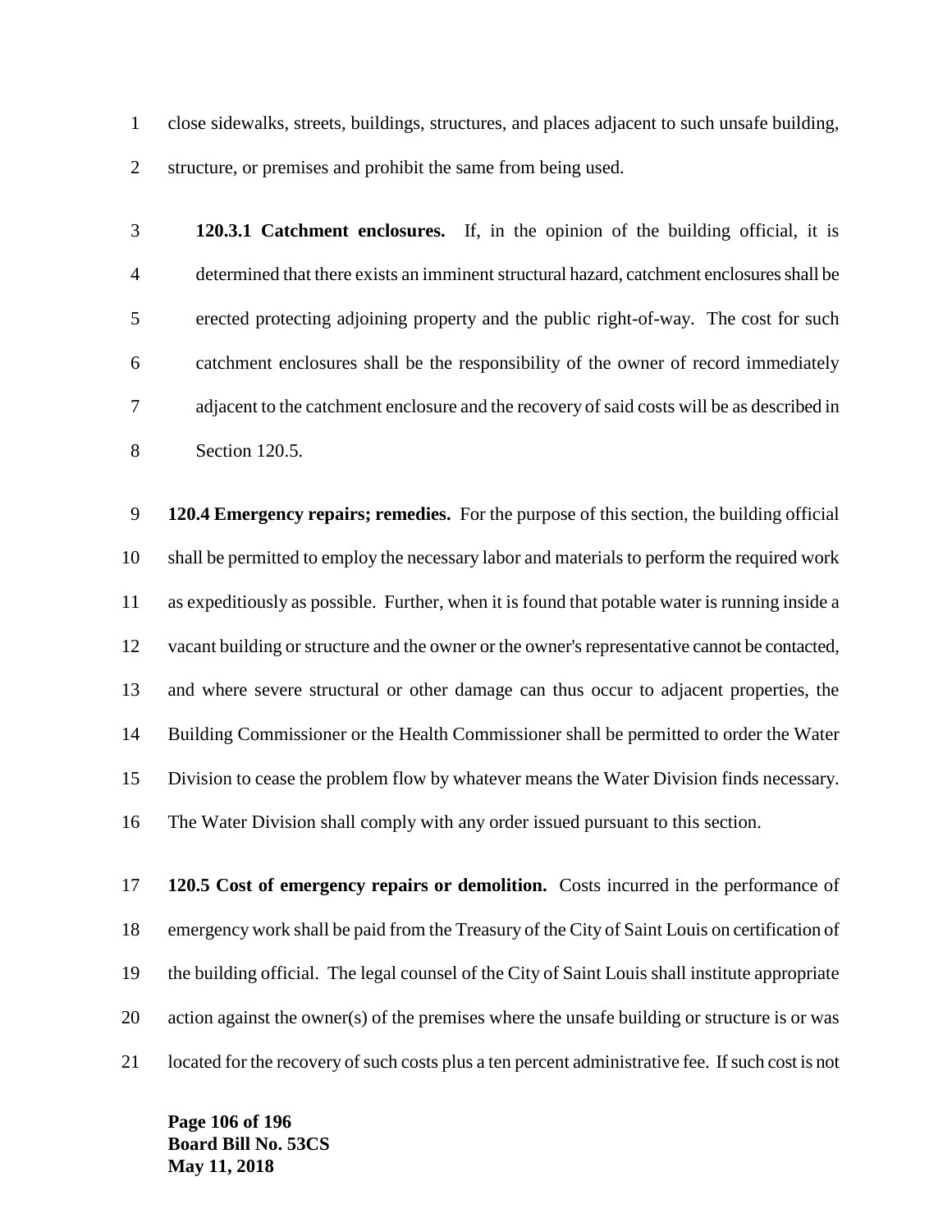close sidewalks, streets, buildings, structures, and places adjacent to such unsafe building, structure, or premises and prohibit the same from being used.

**120.3.1 Catchment enclosures.** If, in the opinion of the building official, it is determined that there exists an imminent structural hazard, catchment enclosures shall be erected protecting adjoining property and the public right-of-way. The cost for such catchment enclosures shall be the responsibility of the owner of record immediately adjacent to the catchment enclosure and the recovery of said costs will be as described in Section 120.5.

**120.4 Emergency repairs; remedies.** For the purpose of this section, the building official shall be permitted to employ the necessary labor and materials to perform the required work as expeditiously as possible. Further, when it is found that potable water is running inside a vacant building or structure and the owner or the owner's representative cannot be contacted, and where severe structural or other damage can thus occur to adjacent properties, the Building Commissioner or the Health Commissioner shall be permitted to order the Water Division to cease the problem flow by whatever means the Water Division finds necessary. The Water Division shall comply with any order issued pursuant to this section.

**120.5 Cost of emergency repairs or demolition.** Costs incurred in the performance of emergency work shall be paid from the Treasury of the City of Saint Louis on certification of the building official. The legal counsel of the City of Saint Louis shall institute appropriate action against the owner(s) of the premises where the unsafe building or structure is or was located for the recovery of such costs plus a ten percent administrative fee. If such cost is not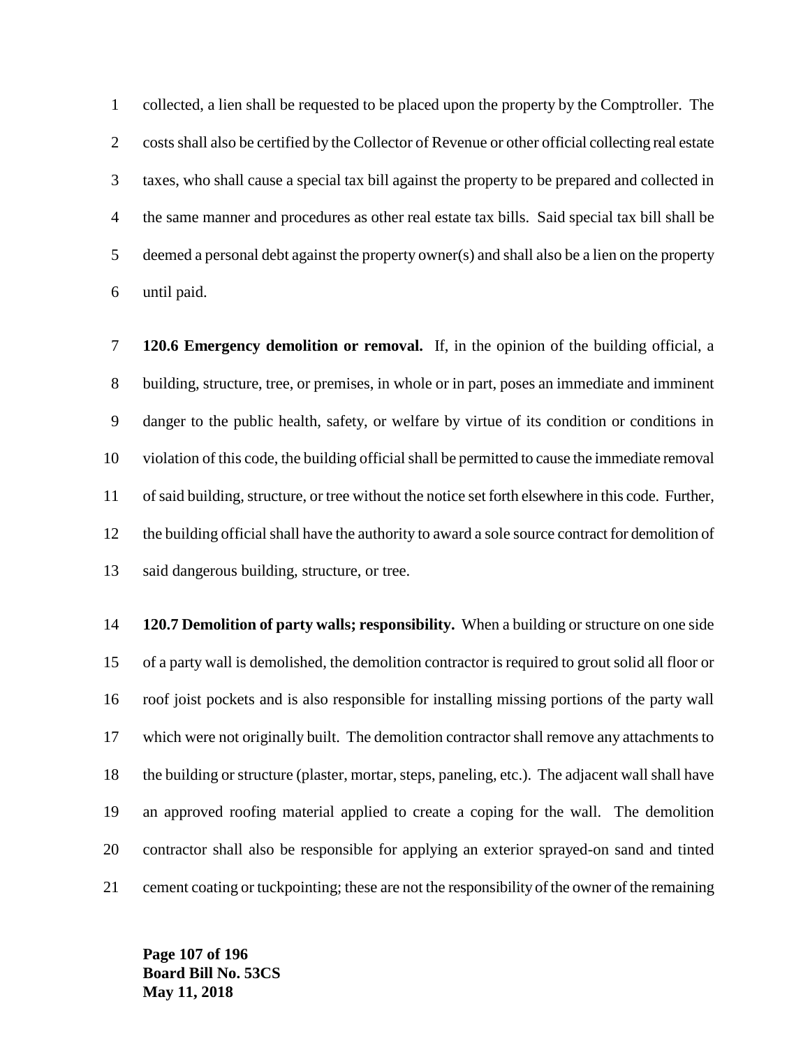collected, a lien shall be requested to be placed upon the property by the Comptroller. The costs shall also be certified by the Collector of Revenue or other official collecting real estate taxes, who shall cause a special tax bill against the property to be prepared and collected in the same manner and procedures as other real estate tax bills. Said special tax bill shall be deemed a personal debt against the property owner(s) and shall also be a lien on the property until paid.

**120.6 Emergency demolition or removal.** If, in the opinion of the building official, a building, structure, tree, or premises, in whole or in part, poses an immediate and imminent danger to the public health, safety, or welfare by virtue of its condition or conditions in violation of this code, the building official shall be permitted to cause the immediate removal of said building, structure, or tree without the notice set forth elsewhere in this code. Further, the building official shall have the authority to award a sole source contract for demolition of said dangerous building, structure, or tree.

**120.7 Demolition of party walls; responsibility.** When a building or structure on one side of a party wall is demolished, the demolition contractor is required to grout solid all floor or roof joist pockets and is also responsible for installing missing portions of the party wall which were not originally built. The demolition contractor shall remove any attachments to the building or structure (plaster, mortar, steps, paneling, etc.). The adjacent wall shall have an approved roofing material applied to create a coping for the wall. The demolition contractor shall also be responsible for applying an exterior sprayed-on sand and tinted cement coating or tuckpointing; these are not the responsibility of the owner of the remaining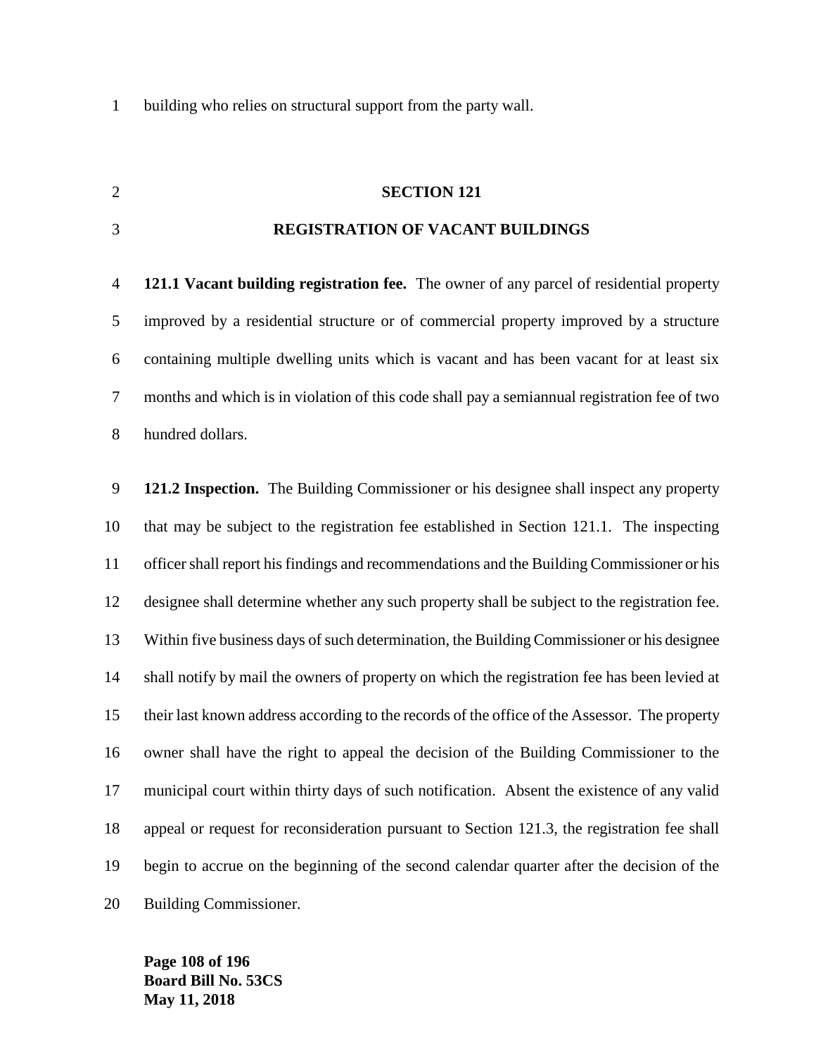building who relies on structural support from the party wall.

## SECTION 121

## REGISTRATION OF VACANT BUILDINGS

**121.1 Vacant building registration fee.** The owner of any parcel of residential property improved by a residential structure or of commercial property improved by a structure containing multiple dwelling units which is vacant and has been vacant for at least six months and which is in violation of this code shall pay a semiannual registration fee of two hundred dollars.

**121.2 Inspection.** The Building Commissioner or his designee shall inspect any property that may be subject to the registration fee established in Section 121.1. The inspecting officer shall report his findings and recommendations and the Building Commissioner or his designee shall determine whether any such property shall be subject to the registration fee. Within five business days of such determination, the Building Commissioner or his designee shall notify by mail the owners of property on which the registration fee has been levied at their last known address according to the records of the office of the Assessor. The property owner shall have the right to appeal the decision of the Building Commissioner to the municipal court within thirty days of such notification. Absent the existence of any valid appeal or request for reconsideration pursuant to Section 121.3, the registration fee shall begin to accrue on the beginning of the second calendar quarter after the decision of the Building Commissioner.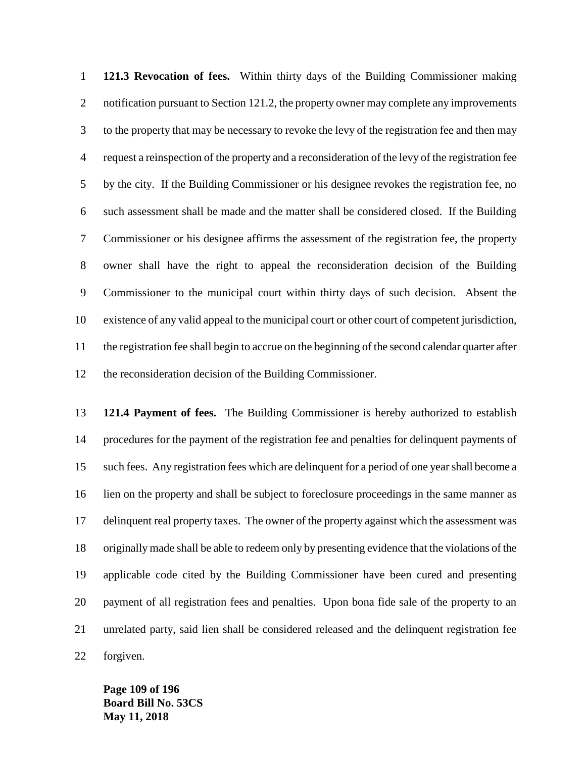**121.3 Revocation of fees.** Within thirty days of the Building Commissioner making notification pursuant to Section 121.2, the property owner may complete any improvements to the property that may be necessary to revoke the levy of the registration fee and then may request a reinspection of the property and a reconsideration of the levy of the registration fee by the city. If the Building Commissioner or his designee revokes the registration fee, no such assessment shall be made and the matter shall be considered closed. If the Building Commissioner or his designee affirms the assessment of the registration fee, the property owner shall have the right to appeal the reconsideration decision of the Building Commissioner to the municipal court within thirty days of such decision. Absent the existence of any valid appeal to the municipal court or other court of competent jurisdiction, the registration fee shall begin to accrue on the beginning of the second calendar quarter after the reconsideration decision of the Building Commissioner.

**121.4 Payment of fees.** The Building Commissioner is hereby authorized to establish procedures for the payment of the registration fee and penalties for delinquent payments of such fees. Any registration fees which are delinquent for a period of one year shall become a lien on the property and shall be subject to foreclosure proceedings in the same manner as delinquent real property taxes. The owner of the property against which the assessment was originally made shall be able to redeem only by presenting evidence that the violations of the applicable code cited by the Building Commissioner have been cured and presenting payment of all registration fees and penalties. Upon bona fide sale of the property to an unrelated party, said lien shall be considered released and the delinquent registration fee forgiven.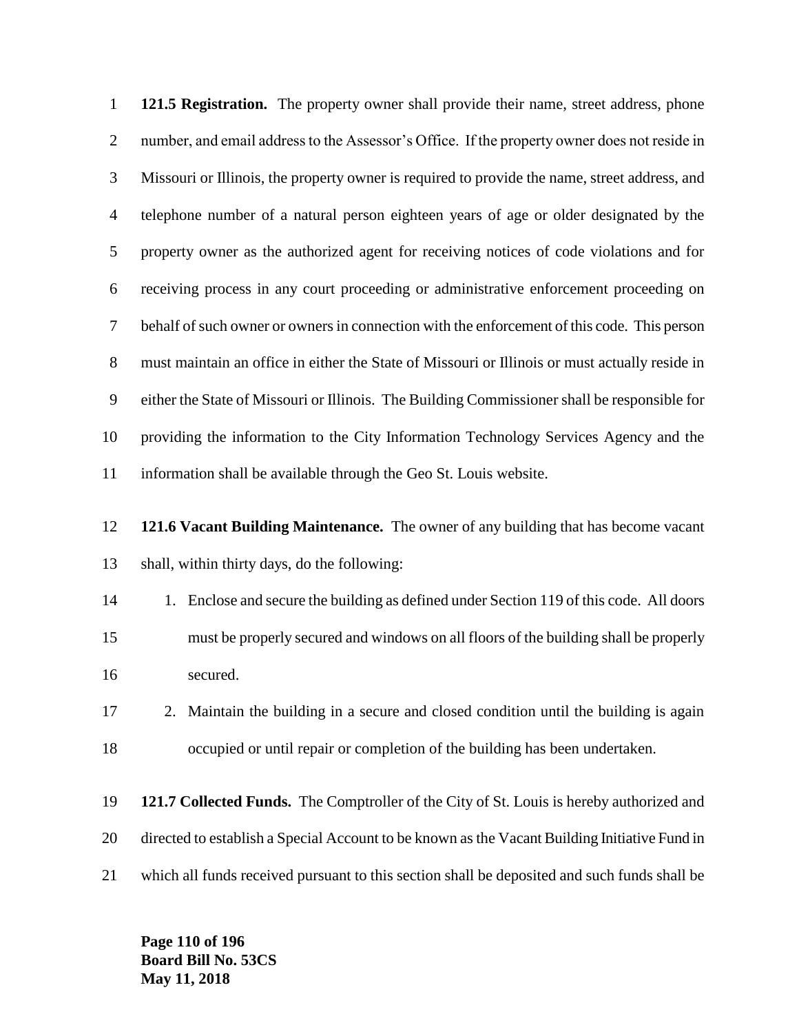**121.5 Registration.** The property owner shall provide their name, street address, phone number, and email address to the Assessor's Office. If the property owner does not reside in Missouri or Illinois, the property owner is required to provide the name, street address, and telephone number of a natural person eighteen years of age or older designated by the property owner as the authorized agent for receiving notices of code violations and for receiving process in any court proceeding or administrative enforcement proceeding on behalf of such owner or owners in connection with the enforcement of this code. This person must maintain an office in either the State of Missouri or Illinois or must actually reside in either the State of Missouri or Illinois. The Building Commissioner shall be responsible for providing the information to the City Information Technology Services Agency and the information shall be available through the Geo St. Louis website.

**121.6 Vacant Building Maintenance.** The owner of any building that has become vacant shall, within thirty days, do the following:

1. Enclose and secure the building as defined under Section 119 of this code. All doors must be properly secured and windows on all floors of the building shall be properly secured.
2. Maintain the building in a secure and closed condition until the building is again occupied or until repair or completion of the building has been undertaken.

**121.7 Collected Funds.** The Comptroller of the City of St. Louis is hereby authorized and directed to establish a Special Account to be known as the Vacant Building Initiative Fund in which all funds received pursuant to this section shall be deposited and such funds shall be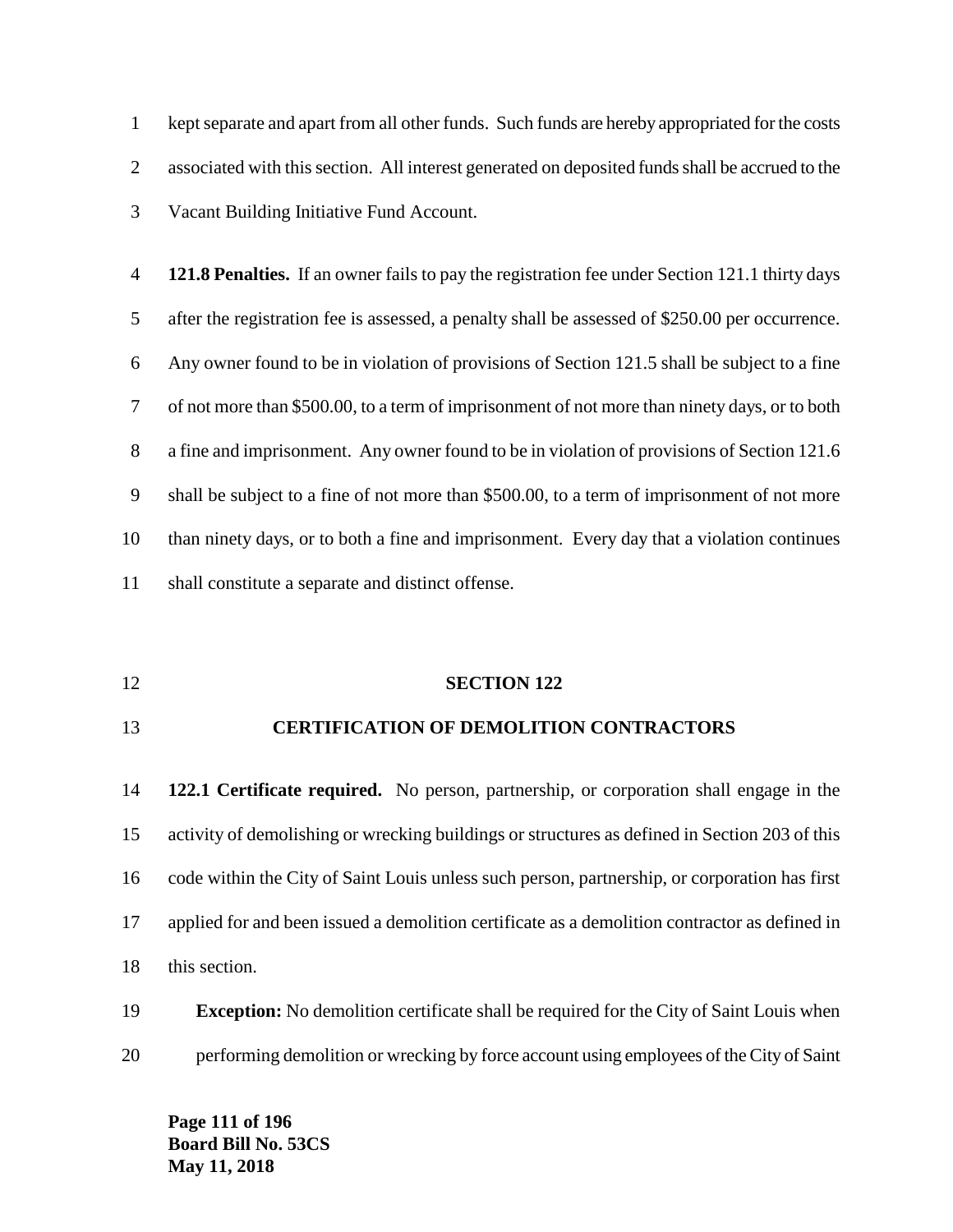kept separate and apart from all other funds. Such funds are hereby appropriated for the costs associated with this section. All interest generated on deposited funds shall be accrued to the Vacant Building Initiative Fund Account.

**121.8 Penalties.** If an owner fails to pay the registration fee under Section 121.1 thirty days after the registration fee is assessed, a penalty shall be assessed of $250.00 per occurrence. Any owner found to be in violation of provisions of Section 121.5 shall be subject to a fine of not more than $500.00, to a term of imprisonment of not more than ninety days, or to both a fine and imprisonment. Any owner found to be in violation of provisions of Section 121.6 shall be subject to a fine of not more than $500.00, to a term of imprisonment of not more than ninety days, or to both a fine and imprisonment. Every day that a violation continues shall constitute a separate and distinct offense.

## SECTION 122

## CERTIFICATION OF DEMOLITION CONTRACTORS

**122.1 Certificate required.** No person, partnership, or corporation shall engage in the activity of demolishing or wrecking buildings or structures as defined in Section 203 of this code within the City of Saint Louis unless such person, partnership, or corporation has first applied for and been issued a demolition certificate as a demolition contractor as defined in this section.

**Exception:** No demolition certificate shall be required for the City of Saint Louis when performing demolition or wrecking by force account using employees of the City of Saint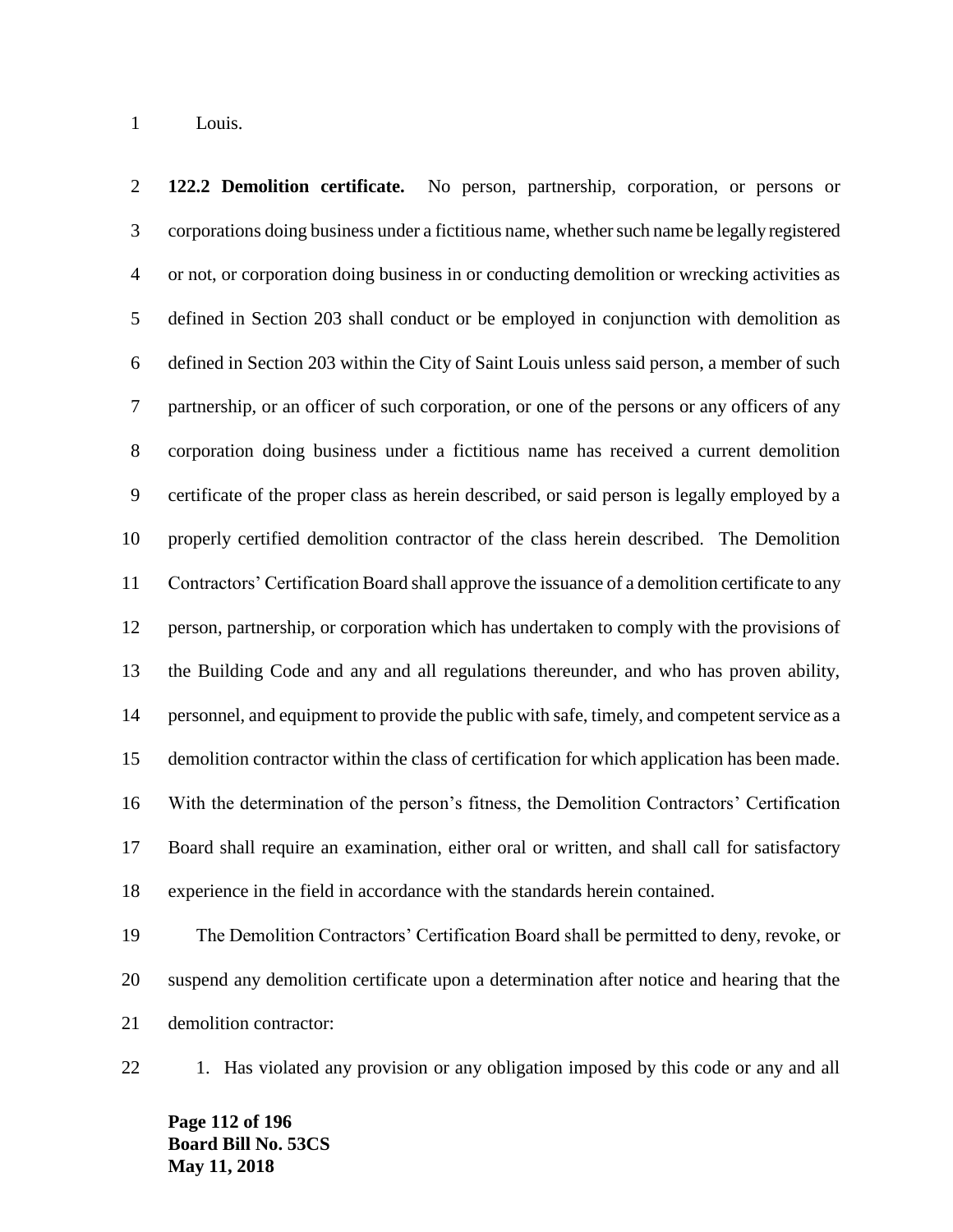Louis.

**122.2 Demolition certificate.** No person, partnership, corporation, or persons or corporations doing business under a fictitious name, whether such name be legally registered or not, or corporation doing business in or conducting demolition or wrecking activities as defined in Section 203 shall conduct or be employed in conjunction with demolition as defined in Section 203 within the City of Saint Louis unless said person, a member of such partnership, or an officer of such corporation, or one of the persons or any officers of any corporation doing business under a fictitious name has received a current demolition certificate of the proper class as herein described, or said person is legally employed by a properly certified demolition contractor of the class herein described. The Demolition Contractors' Certification Board shall approve the issuance of a demolition certificate to any person, partnership, or corporation which has undertaken to comply with the provisions of the Building Code and any and all regulations thereunder, and who has proven ability, personnel, and equipment to provide the public with safe, timely, and competent service as a demolition contractor within the class of certification for which application has been made. With the determination of the person's fitness, the Demolition Contractors' Certification Board shall require an examination, either oral or written, and shall call for satisfactory experience in the field in accordance with the standards herein contained.

The Demolition Contractors' Certification Board shall be permitted to deny, revoke, or suspend any demolition certificate upon a determination after notice and hearing that the demolition contractor:

1. Has violated any provision or any obligation imposed by this code or any and all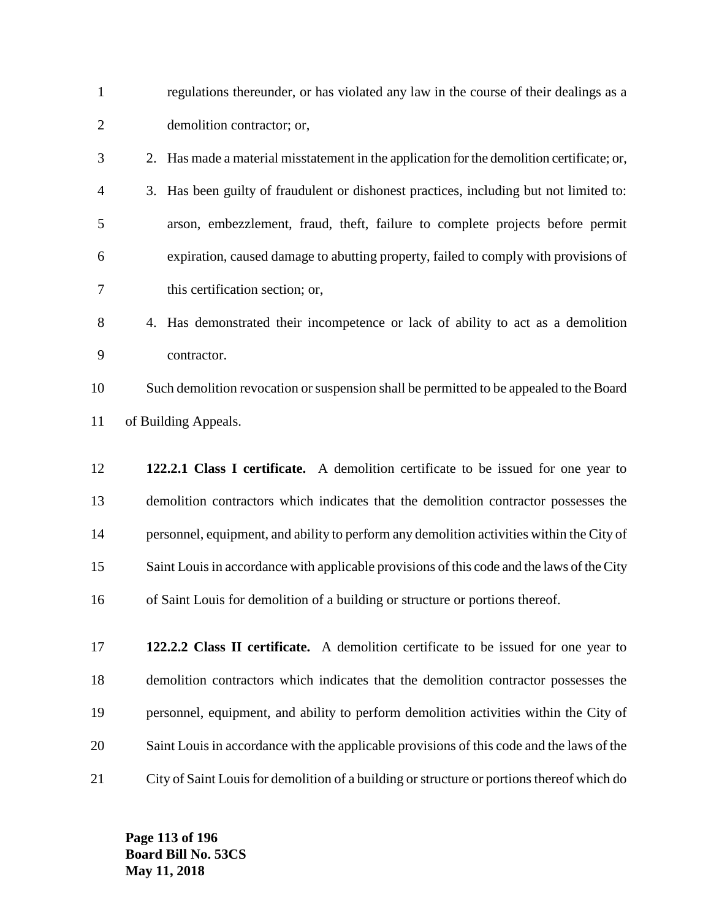regulations thereunder, or has violated any law in the course of their dealings as a demolition contractor; or,

2. Has made a material misstatement in the application for the demolition certificate; or,
3. Has been guilty of fraudulent or dishonest practices, including but not limited to: arson, embezzlement, fraud, theft, failure to complete projects before permit expiration, caused damage to abutting property, failed to comply with provisions of this certification section; or,
4. Has demonstrated their incompetence or lack of ability to act as a demolition contractor.

Such demolition revocation or suspension shall be permitted to be appealed to the Board of Building Appeals.

**122.2.1 Class I certificate.** A demolition certificate to be issued for one year to demolition contractors which indicates that the demolition contractor possesses the personnel, equipment, and ability to perform any demolition activities within the City of Saint Louis in accordance with applicable provisions of this code and the laws of the City of Saint Louis for demolition of a building or structure or portions thereof.

**122.2.2 Class II certificate.** A demolition certificate to be issued for one year to demolition contractors which indicates that the demolition contractor possesses the personnel, equipment, and ability to perform demolition activities within the City of Saint Louis in accordance with the applicable provisions of this code and the laws of the City of Saint Louis for demolition of a building or structure or portions thereof which do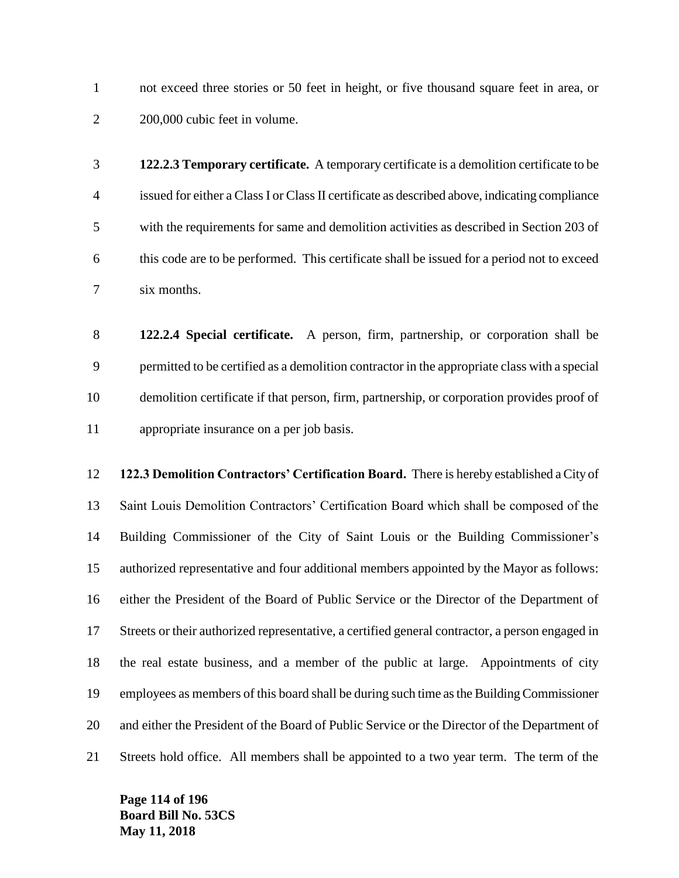not exceed three stories or 50 feet in height, or five thousand square feet in area, or 200,000 cubic feet in volume.

**122.2.3 Temporary certificate.** A temporary certificate is a demolition certificate to be issued for either a Class I or Class II certificate as described above, indicating compliance with the requirements for same and demolition activities as described in Section 203 of this code are to be performed. This certificate shall be issued for a period not to exceed six months.

**122.2.4 Special certificate.** A person, firm, partnership, or corporation shall be permitted to be certified as a demolition contractor in the appropriate class with a special demolition certificate if that person, firm, partnership, or corporation provides proof of appropriate insurance on a per job basis.

**122.3 Demolition Contractors' Certification Board.** There is hereby established a City of Saint Louis Demolition Contractors' Certification Board which shall be composed of the Building Commissioner of the City of Saint Louis or the Building Commissioner's authorized representative and four additional members appointed by the Mayor as follows: either the President of the Board of Public Service or the Director of the Department of Streets or their authorized representative, a certified general contractor, a person engaged in the real estate business, and a member of the public at large. Appointments of city employees as members of this board shall be during such time as the Building Commissioner and either the President of the Board of Public Service or the Director of the Department of Streets hold office. All members shall be appointed to a two year term. The term of the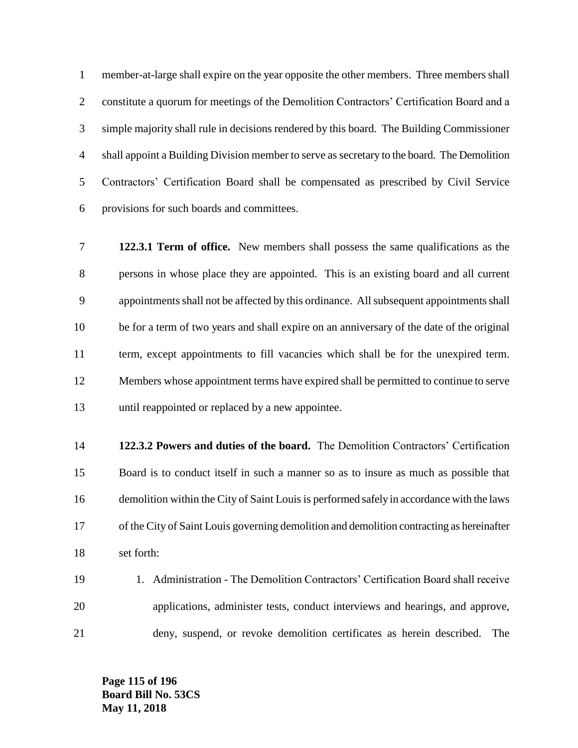member-at-large shall expire on the year opposite the other members. Three members shall constitute a quorum for meetings of the Demolition Contractors' Certification Board and a simple majority shall rule in decisions rendered by this board. The Building Commissioner shall appoint a Building Division member to serve as secretary to the board. The Demolition Contractors' Certification Board shall be compensated as prescribed by Civil Service provisions for such boards and committees.

**122.3.1 Term of office.** New members shall possess the same qualifications as the persons in whose place they are appointed. This is an existing board and all current appointments shall not be affected by this ordinance. All subsequent appointments shall be for a term of two years and shall expire on an anniversary of the date of the original term, except appointments to fill vacancies which shall be for the unexpired term. Members whose appointment terms have expired shall be permitted to continue to serve until reappointed or replaced by a new appointee.

**122.3.2 Powers and duties of the board.** The Demolition Contractors' Certification Board is to conduct itself in such a manner so as to insure as much as possible that demolition within the City of Saint Louis is performed safely in accordance with the laws of the City of Saint Louis governing demolition and demolition contracting as hereinafter set forth:

1. Administration - The Demolition Contractors' Certification Board shall receive applications, administer tests, conduct interviews and hearings, and approve, deny, suspend, or revoke demolition certificates as herein described. The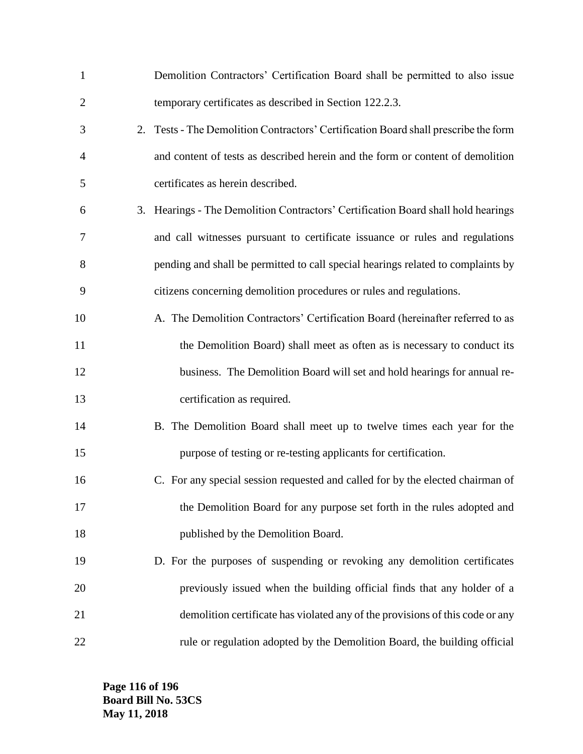Demolition Contractors' Certification Board shall be permitted to also issue temporary certificates as described in Section 122.2.3.

2. Tests - The Demolition Contractors' Certification Board shall prescribe the form and content of tests as described herein and the form or content of demolition certificates as herein described.

3. Hearings - The Demolition Contractors' Certification Board shall hold hearings and call witnesses pursuant to certificate issuance or rules and regulations pending and shall be permitted to call special hearings related to complaints by citizens concerning demolition procedures or rules and regulations.

   A. The Demolition Contractors' Certification Board (hereinafter referred to as the Demolition Board) shall meet as often as is necessary to conduct its business. The Demolition Board will set and hold hearings for annual re-certification as required.

   B. The Demolition Board shall meet up to twelve times each year for the purpose of testing or re-testing applicants for certification.

   C. For any special session requested and called for by the elected chairman of the Demolition Board for any purpose set forth in the rules adopted and published by the Demolition Board.

   D. For the purposes of suspending or revoking any demolition certificates previously issued when the building official finds that any holder of a demolition certificate has violated any of the provisions of this code or any rule or regulation adopted by the Demolition Board, the building official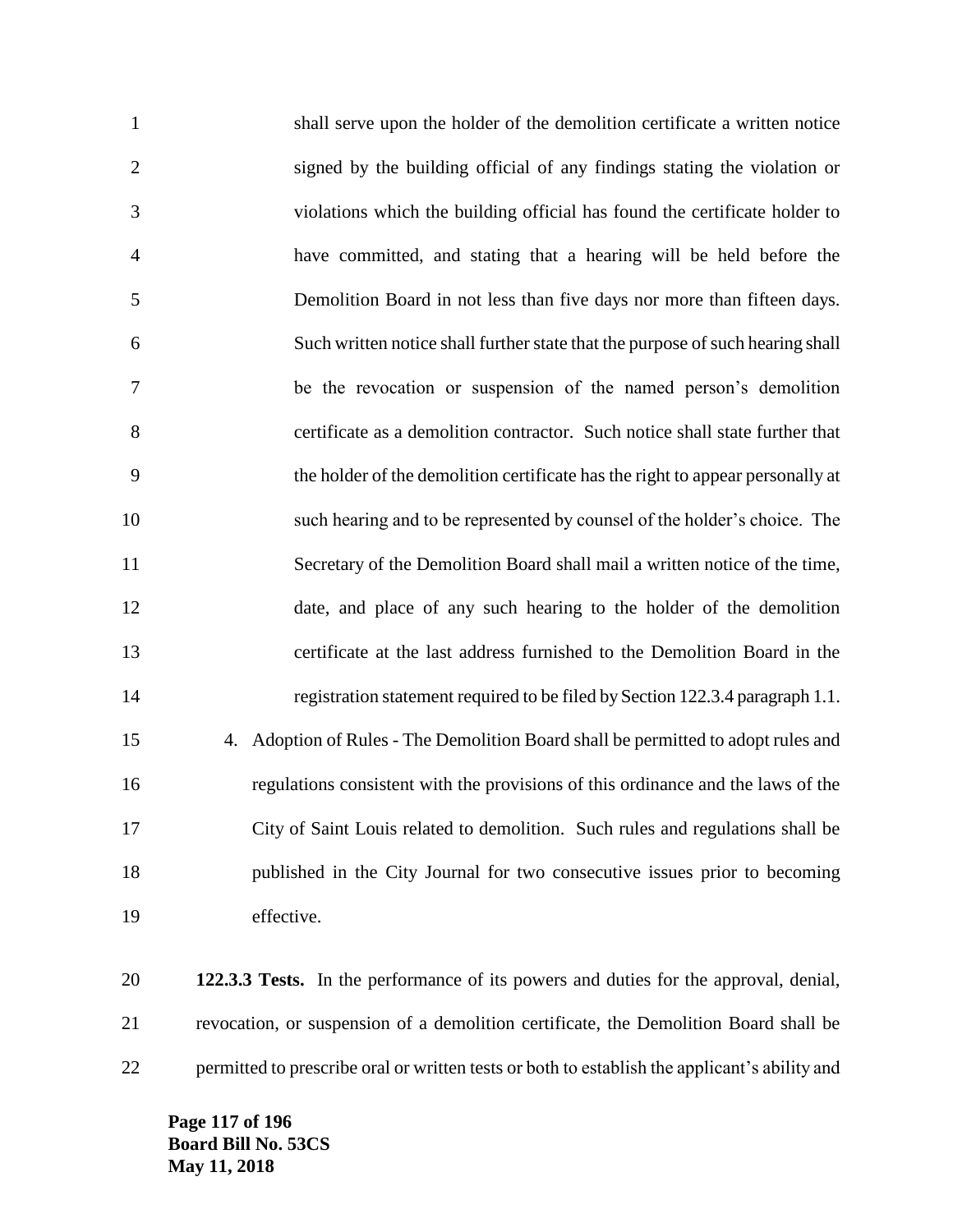shall serve upon the holder of the demolition certificate a written notice signed by the building official of any findings stating the violation or violations which the building official has found the certificate holder to have committed, and stating that a hearing will be held before the Demolition Board in not less than five days nor more than fifteen days. Such written notice shall further state that the purpose of such hearing shall be the revocation or suspension of the named person's demolition certificate as a demolition contractor. Such notice shall state further that the holder of the demolition certificate has the right to appear personally at such hearing and to be represented by counsel of the holder's choice. The Secretary of the Demolition Board shall mail a written notice of the time, date, and place of any such hearing to the holder of the demolition certificate at the last address furnished to the Demolition Board in the registration statement required to be filed by Section 122.3.4 paragraph 1.1.

4. Adoption of Rules - The Demolition Board shall be permitted to adopt rules and regulations consistent with the provisions of this ordinance and the laws of the City of Saint Louis related to demolition. Such rules and regulations shall be published in the City Journal for two consecutive issues prior to becoming effective.

**122.3.3 Tests.** In the performance of its powers and duties for the approval, denial, revocation, or suspension of a demolition certificate, the Demolition Board shall be permitted to prescribe oral or written tests or both to establish the applicant's ability and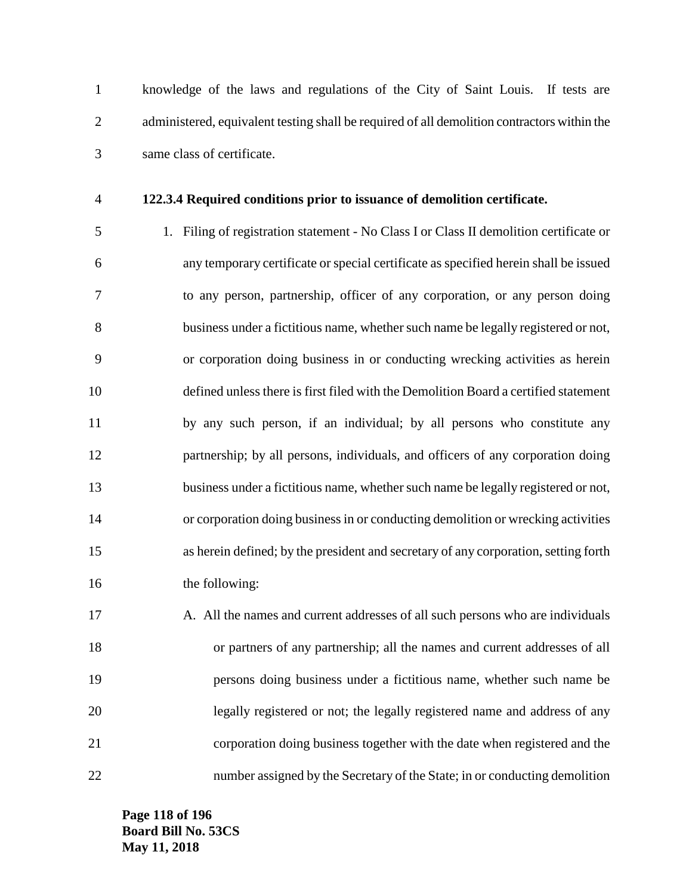knowledge of the laws and regulations of the City of Saint Louis. If tests are administered, equivalent testing shall be required of all demolition contractors within the same class of certificate.

**122.3.4 Required conditions prior to issuance of demolition certificate.**

1. Filing of registration statement - No Class I or Class II demolition certificate or any temporary certificate or special certificate as specified herein shall be issued to any person, partnership, officer of any corporation, or any person doing business under a fictitious name, whether such name be legally registered or not, or corporation doing business in or conducting wrecking activities as herein defined unless there is first filed with the Demolition Board a certified statement by any such person, if an individual; by all persons who constitute any partnership; by all persons, individuals, and officers of any corporation doing business under a fictitious name, whether such name be legally registered or not, or corporation doing business in or conducting demolition or wrecking activities as herein defined; by the president and secretary of any corporation, setting forth the following:

   A. All the names and current addresses of all such persons who are individuals or partners of any partnership; all the names and current addresses of all persons doing business under a fictitious name, whether such name be legally registered or not; the legally registered name and address of any corporation doing business together with the date when registered and the number assigned by the Secretary of the State; in or conducting demolition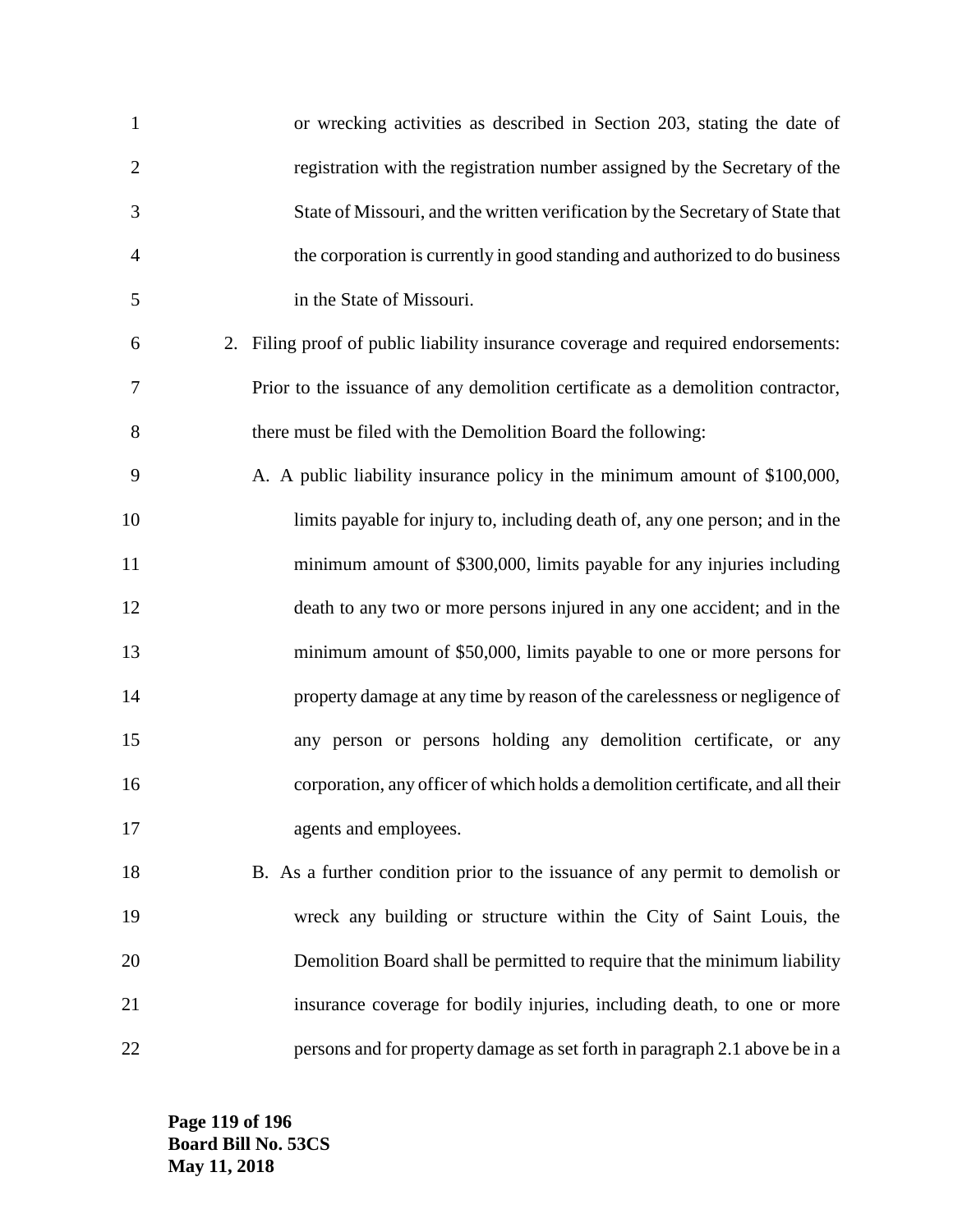or wrecking activities as described in Section 203, stating the date of registration with the registration number assigned by the Secretary of the State of Missouri, and the written verification by the Secretary of State that the corporation is currently in good standing and authorized to do business in the State of Missouri.

2. Filing proof of public liability insurance coverage and required endorsements: Prior to the issuance of any demolition certificate as a demolition contractor, there must be filed with the Demolition Board the following:

   A. A public liability insurance policy in the minimum amount of $100,000, limits payable for injury to, including death of, any one person; and in the minimum amount of $300,000, limits payable for any injuries including death to any two or more persons injured in any one accident; and in the minimum amount of $50,000, limits payable to one or more persons for property damage at any time by reason of the carelessness or negligence of any person or persons holding any demolition certificate, or any corporation, any officer of which holds a demolition certificate, and all their agents and employees.

   B. As a further condition prior to the issuance of any permit to demolish or wreck any building or structure within the City of Saint Louis, the Demolition Board shall be permitted to require that the minimum liability insurance coverage for bodily injuries, including death, to one or more persons and for property damage as set forth in paragraph 2.1 above be in a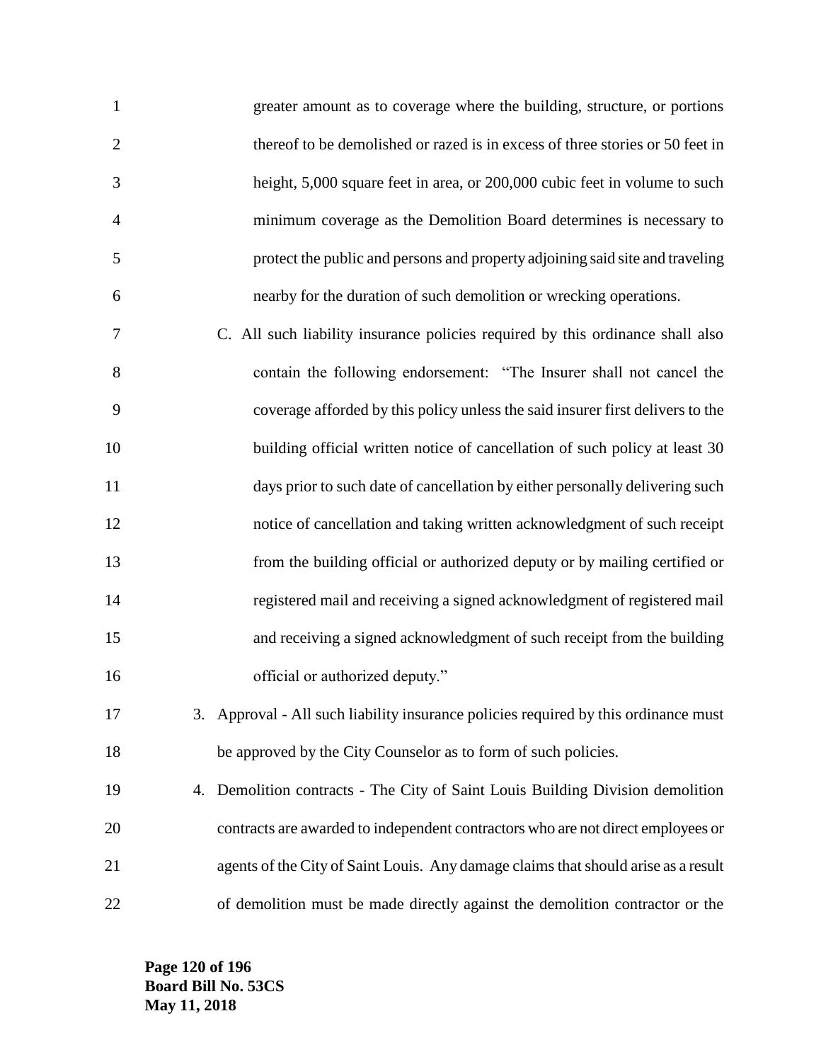greater amount as to coverage where the building, structure, or portions thereof to be demolished or razed is in excess of three stories or 50 feet in height, 5,000 square feet in area, or 200,000 cubic feet in volume to such minimum coverage as the Demolition Board determines is necessary to protect the public and persons and property adjoining said site and traveling nearby for the duration of such demolition or wrecking operations.

C. All such liability insurance policies required by this ordinance shall also contain the following endorsement: "The Insurer shall not cancel the coverage afforded by this policy unless the said insurer first delivers to the building official written notice of cancellation of such policy at least 30 days prior to such date of cancellation by either personally delivering such notice of cancellation and taking written acknowledgment of such receipt from the building official or authorized deputy or by mailing certified or registered mail and receiving a signed acknowledgment of registered mail and receiving a signed acknowledgment of such receipt from the building official or authorized deputy."

3. Approval - All such liability insurance policies required by this ordinance must be approved by the City Counselor as to form of such policies.

4. Demolition contracts - The City of Saint Louis Building Division demolition contracts are awarded to independent contractors who are not direct employees or agents of the City of Saint Louis. Any damage claims that should arise as a result of demolition must be made directly against the demolition contractor or the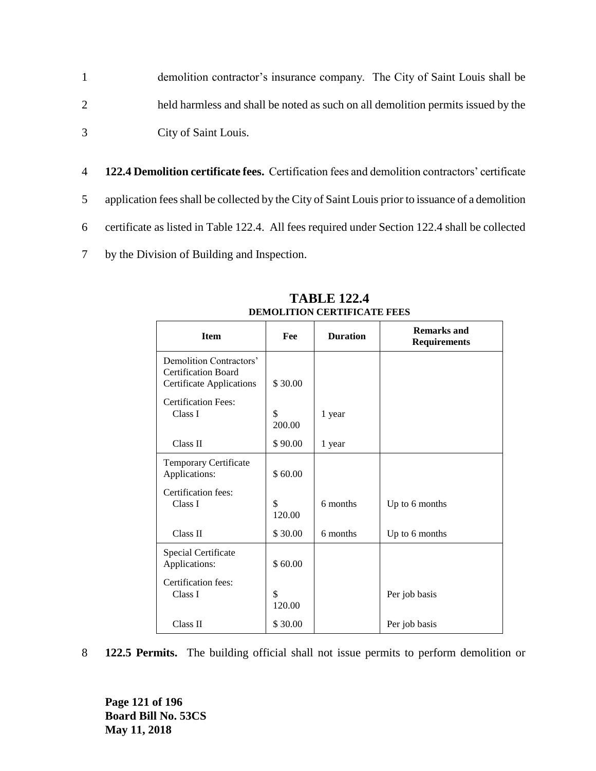demolition contractor's insurance company. The City of Saint Louis shall be held harmless and shall be noted as such on all demolition permits issued by the City of Saint Louis.

**122.4 Demolition certificate fees.** Certification fees and demolition contractors' certificate application fees shall be collected by the City of Saint Louis prior to issuance of a demolition certificate as listed in Table 122.4. All fees required under Section 122.4 shall be collected by the Division of Building and Inspection.

**TABLE 122.4**
**DEMOLITION CERTIFICATE FEES**

| Item | Fee | Duration | Remarks and Requirements |
|---|---|---|---|
| Demolition Contractors' Certification Board Certificate Applications | $ 30.00 | | |
| Certification Fees: Class I | $ 200.00 | 1 year | |
| Class II | $ 90.00 | 1 year | |
| Temporary Certificate Applications: | $ 60.00 | | |
| Certification fees: Class I | $ 120.00 | 6 months | Up to 6 months |
| Class II | $ 30.00 | 6 months | Up to 6 months |
| Special Certificate Applications: | $ 60.00 | | |
| Certification fees: Class I | $ 120.00 | | Per job basis |
| Class II | $ 30.00 | | Per job basis |

**122.5 Permits.** The building official shall not issue permits to perform demolition or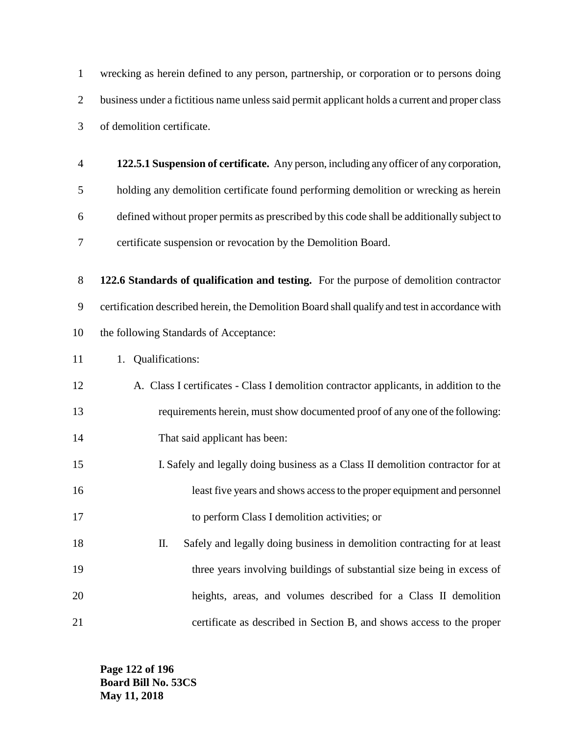wrecking as herein defined to any person, partnership, or corporation or to persons doing business under a fictitious name unless said permit applicant holds a current and proper class of demolition certificate.

**122.5.1 Suspension of certificate.** Any person, including any officer of any corporation, holding any demolition certificate found performing demolition or wrecking as herein defined without proper permits as prescribed by this code shall be additionally subject to certificate suspension or revocation by the Demolition Board.

**122.6 Standards of qualification and testing.** For the purpose of demolition contractor certification described herein, the Demolition Board shall qualify and test in accordance with the following Standards of Acceptance:

1. Qualifications:

   A. Class I certificates - Class I demolition contractor applicants, in addition to the requirements herein, must show documented proof of any one of the following: That said applicant has been:

      I. Safely and legally doing business as a Class II demolition contractor for at least five years and shows access to the proper equipment and personnel to perform Class I demolition activities; or

      II. Safely and legally doing business in demolition contracting for at least three years involving buildings of substantial size being in excess of heights, areas, and volumes described for a Class II demolition certificate as described in Section B, and shows access to the proper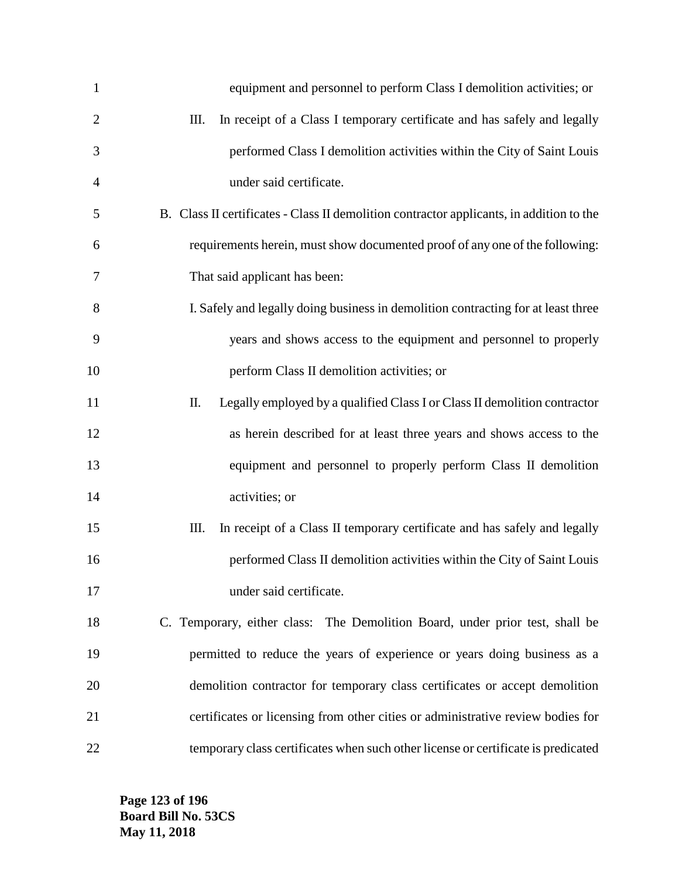equipment and personnel to perform Class I demolition activities; or

III. In receipt of a Class I temporary certificate and has safely and legally performed Class I demolition activities within the City of Saint Louis under said certificate.

B. Class II certificates - Class II demolition contractor applicants, in addition to the requirements herein, must show documented proof of any one of the following: That said applicant has been:

I. Safely and legally doing business in demolition contracting for at least three years and shows access to the equipment and personnel to properly perform Class II demolition activities; or

II. Legally employed by a qualified Class I or Class II demolition contractor as herein described for at least three years and shows access to the equipment and personnel to properly perform Class II demolition activities; or

III. In receipt of a Class II temporary certificate and has safely and legally performed Class II demolition activities within the City of Saint Louis under said certificate.

C. Temporary, either class: The Demolition Board, under prior test, shall be permitted to reduce the years of experience or years doing business as a demolition contractor for temporary class certificates or accept demolition certificates or licensing from other cities or administrative review bodies for temporary class certificates when such other license or certificate is predicated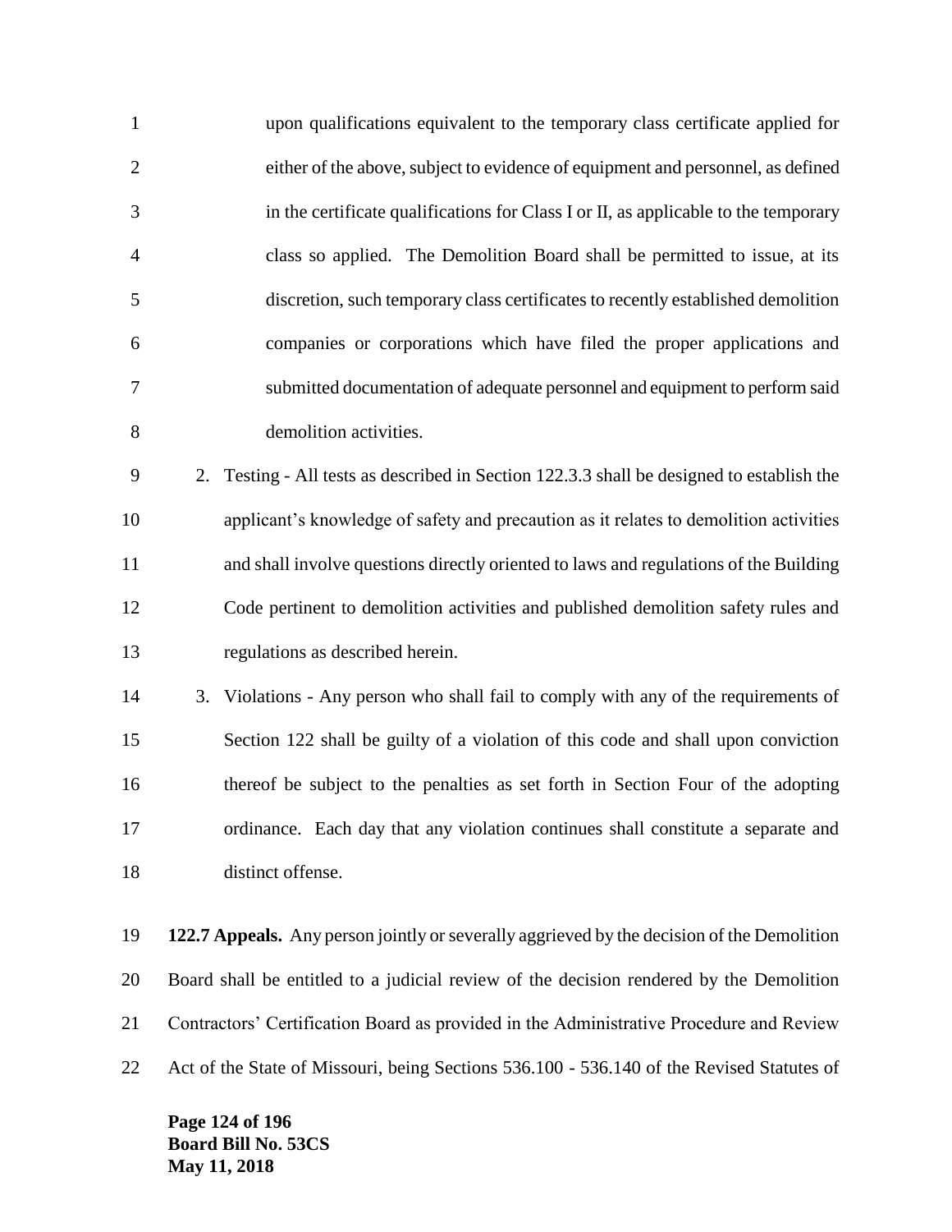upon qualifications equivalent to the temporary class certificate applied for either of the above, subject to evidence of equipment and personnel, as defined in the certificate qualifications for Class I or II, as applicable to the temporary class so applied. The Demolition Board shall be permitted to issue, at its discretion, such temporary class certificates to recently established demolition companies or corporations which have filed the proper applications and submitted documentation of adequate personnel and equipment to perform said demolition activities.

2. Testing - All tests as described in Section 122.3.3 shall be designed to establish the applicant's knowledge of safety and precaution as it relates to demolition activities and shall involve questions directly oriented to laws and regulations of the Building Code pertinent to demolition activities and published demolition safety rules and regulations as described herein.

3. Violations - Any person who shall fail to comply with any of the requirements of Section 122 shall be guilty of a violation of this code and shall upon conviction thereof be subject to the penalties as set forth in Section Four of the adopting ordinance. Each day that any violation continues shall constitute a separate and distinct offense.

**122.7 Appeals.** Any person jointly or severally aggrieved by the decision of the Demolition Board shall be entitled to a judicial review of the decision rendered by the Demolition Contractors' Certification Board as provided in the Administrative Procedure and Review Act of the State of Missouri, being Sections 536.100 - 536.140 of the Revised Statutes of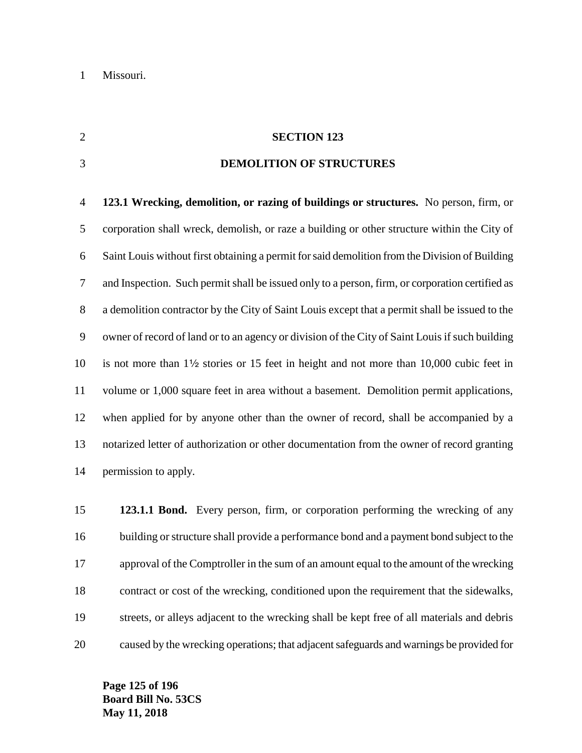Missouri.

**SECTION 123**

**DEMOLITION OF STRUCTURES**

**123.1 Wrecking, demolition, or razing of buildings or structures.** No person, firm, or corporation shall wreck, demolish, or raze a building or other structure within the City of Saint Louis without first obtaining a permit for said demolition from the Division of Building and Inspection. Such permit shall be issued only to a person, firm, or corporation certified as a demolition contractor by the City of Saint Louis except that a permit shall be issued to the owner of record of land or to an agency or division of the City of Saint Louis if such building is not more than 1½ stories or 15 feet in height and not more than 10,000 cubic feet in volume or 1,000 square feet in area without a basement. Demolition permit applications, when applied for by anyone other than the owner of record, shall be accompanied by a notarized letter of authorization or other documentation from the owner of record granting permission to apply.

**123.1.1 Bond.** Every person, firm, or corporation performing the wrecking of any building or structure shall provide a performance bond and a payment bond subject to the approval of the Comptroller in the sum of an amount equal to the amount of the wrecking contract or cost of the wrecking, conditioned upon the requirement that the sidewalks, streets, or alleys adjacent to the wrecking shall be kept free of all materials and debris caused by the wrecking operations; that adjacent safeguards and warnings be provided for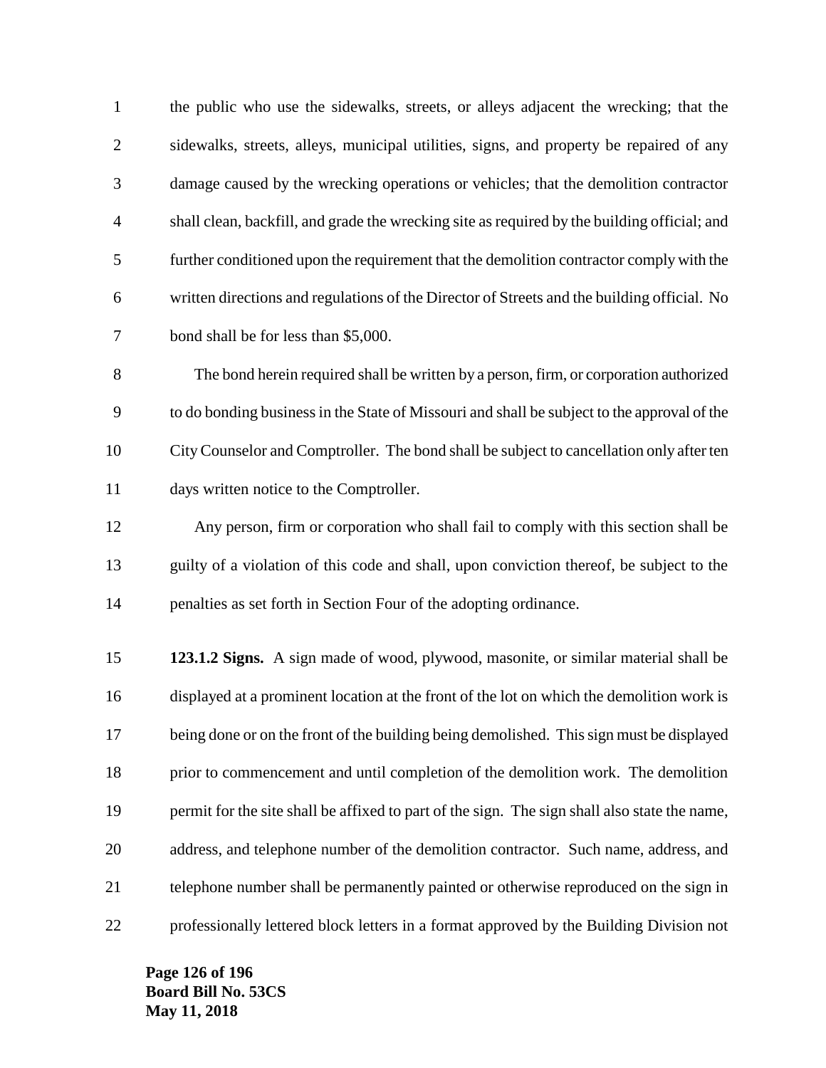the public who use the sidewalks, streets, or alleys adjacent the wrecking; that the sidewalks, streets, alleys, municipal utilities, signs, and property be repaired of any damage caused by the wrecking operations or vehicles; that the demolition contractor shall clean, backfill, and grade the wrecking site as required by the building official; and further conditioned upon the requirement that the demolition contractor comply with the written directions and regulations of the Director of Streets and the building official. No bond shall be for less than $5,000.

The bond herein required shall be written by a person, firm, or corporation authorized to do bonding business in the State of Missouri and shall be subject to the approval of the City Counselor and Comptroller. The bond shall be subject to cancellation only after ten days written notice to the Comptroller.

Any person, firm or corporation who shall fail to comply with this section shall be guilty of a violation of this code and shall, upon conviction thereof, be subject to the penalties as set forth in Section Four of the adopting ordinance.

**123.1.2 Signs.** A sign made of wood, plywood, masonite, or similar material shall be displayed at a prominent location at the front of the lot on which the demolition work is being done or on the front of the building being demolished. This sign must be displayed prior to commencement and until completion of the demolition work. The demolition permit for the site shall be affixed to part of the sign. The sign shall also state the name, address, and telephone number of the demolition contractor. Such name, address, and telephone number shall be permanently painted or otherwise reproduced on the sign in professionally lettered block letters in a format approved by the Building Division not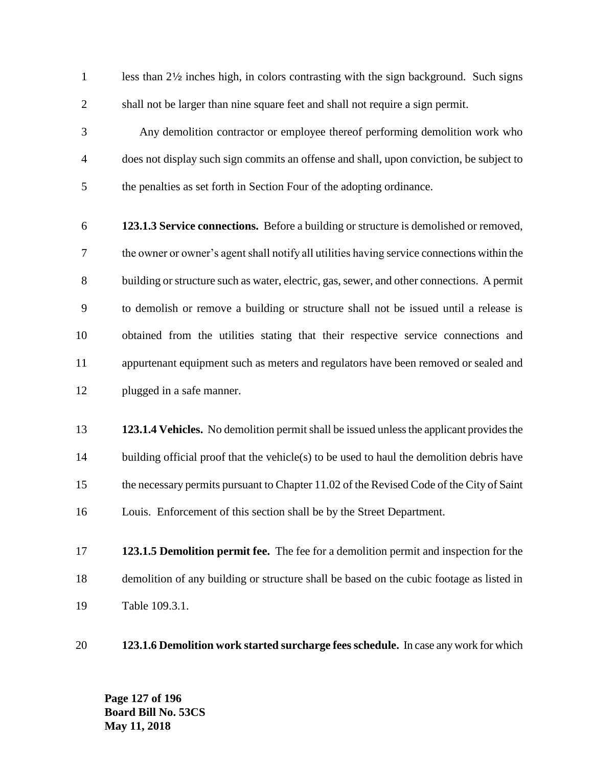less than 2½ inches high, in colors contrasting with the sign background. Such signs shall not be larger than nine square feet and shall not require a sign permit.

Any demolition contractor or employee thereof performing demolition work who does not display such sign commits an offense and shall, upon conviction, be subject to the penalties as set forth in Section Four of the adopting ordinance.

**123.1.3 Service connections.** Before a building or structure is demolished or removed, the owner or owner's agent shall notify all utilities having service connections within the building or structure such as water, electric, gas, sewer, and other connections. A permit to demolish or remove a building or structure shall not be issued until a release is obtained from the utilities stating that their respective service connections and appurtenant equipment such as meters and regulators have been removed or sealed and plugged in a safe manner.

**123.1.4 Vehicles.** No demolition permit shall be issued unless the applicant provides the building official proof that the vehicle(s) to be used to haul the demolition debris have the necessary permits pursuant to Chapter 11.02 of the Revised Code of the City of Saint Louis. Enforcement of this section shall be by the Street Department.

**123.1.5 Demolition permit fee.** The fee for a demolition permit and inspection for the demolition of any building or structure shall be based on the cubic footage as listed in Table 109.3.1.

**123.1.6 Demolition work started surcharge fees schedule.** In case any work for which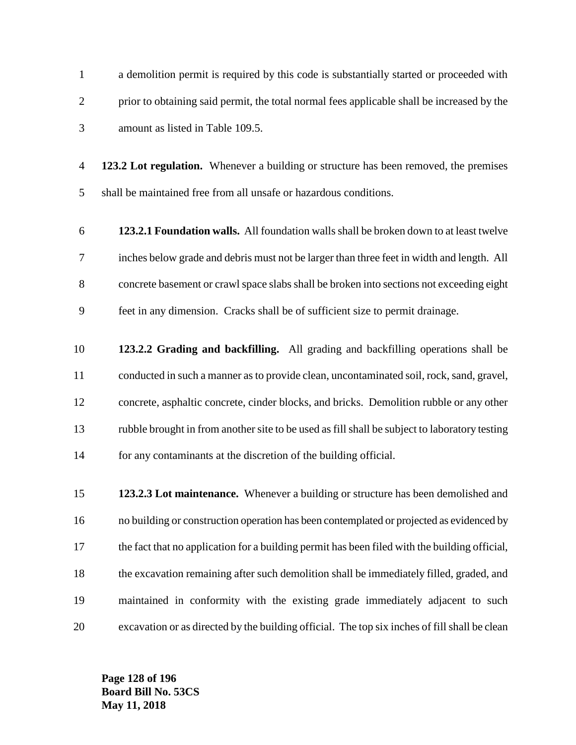a demolition permit is required by this code is substantially started or proceeded with prior to obtaining said permit, the total normal fees applicable shall be increased by the amount as listed in Table 109.5.

**123.2 Lot regulation.** Whenever a building or structure has been removed, the premises shall be maintained free from all unsafe or hazardous conditions.

**123.2.1 Foundation walls.** All foundation walls shall be broken down to at least twelve inches below grade and debris must not be larger than three feet in width and length. All concrete basement or crawl space slabs shall be broken into sections not exceeding eight feet in any dimension. Cracks shall be of sufficient size to permit drainage.

**123.2.2 Grading and backfilling.** All grading and backfilling operations shall be conducted in such a manner as to provide clean, uncontaminated soil, rock, sand, gravel, concrete, asphaltic concrete, cinder blocks, and bricks. Demolition rubble or any other rubble brought in from another site to be used as fill shall be subject to laboratory testing for any contaminants at the discretion of the building official.

**123.2.3 Lot maintenance.** Whenever a building or structure has been demolished and no building or construction operation has been contemplated or projected as evidenced by the fact that no application for a building permit has been filed with the building official, the excavation remaining after such demolition shall be immediately filled, graded, and maintained in conformity with the existing grade immediately adjacent to such excavation or as directed by the building official. The top six inches of fill shall be clean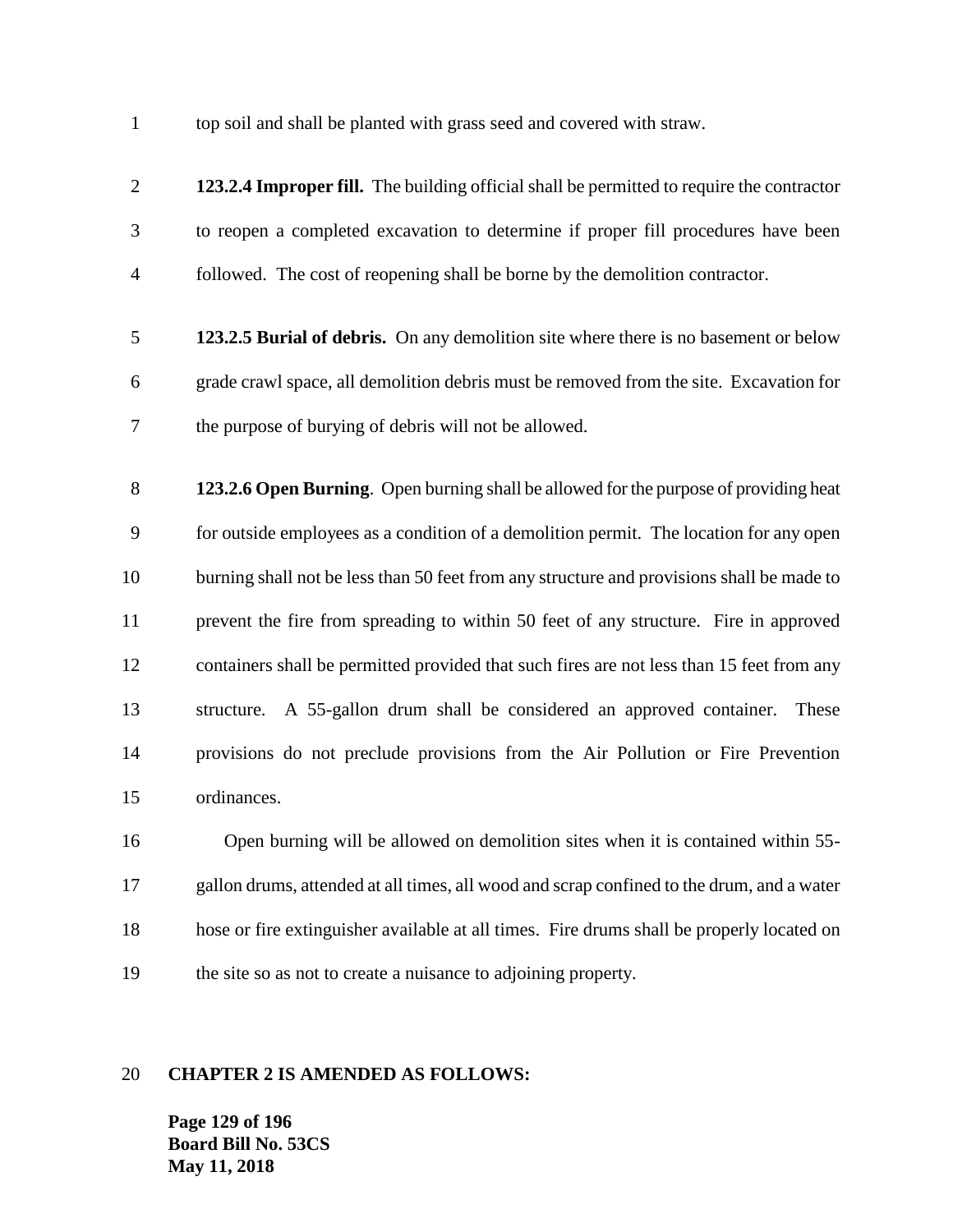top soil and shall be planted with grass seed and covered with straw.

**123.2.4 Improper fill.** The building official shall be permitted to require the contractor to reopen a completed excavation to determine if proper fill procedures have been followed. The cost of reopening shall be borne by the demolition contractor.

**123.2.5 Burial of debris.** On any demolition site where there is no basement or below grade crawl space, all demolition debris must be removed from the site. Excavation for the purpose of burying of debris will not be allowed.

**123.2.6 Open Burning**. Open burning shall be allowed for the purpose of providing heat for outside employees as a condition of a demolition permit. The location for any open burning shall not be less than 50 feet from any structure and provisions shall be made to prevent the fire from spreading to within 50 feet of any structure. Fire in approved containers shall be permitted provided that such fires are not less than 15 feet from any structure. A 55-gallon drum shall be considered an approved container. These provisions do not preclude provisions from the Air Pollution or Fire Prevention ordinances.

Open burning will be allowed on demolition sites when it is contained within 55-gallon drums, attended at all times, all wood and scrap confined to the drum, and a water hose or fire extinguisher available at all times. Fire drums shall be properly located on the site so as not to create a nuisance to adjoining property.

**CHAPTER 2 IS AMENDED AS FOLLOWS:**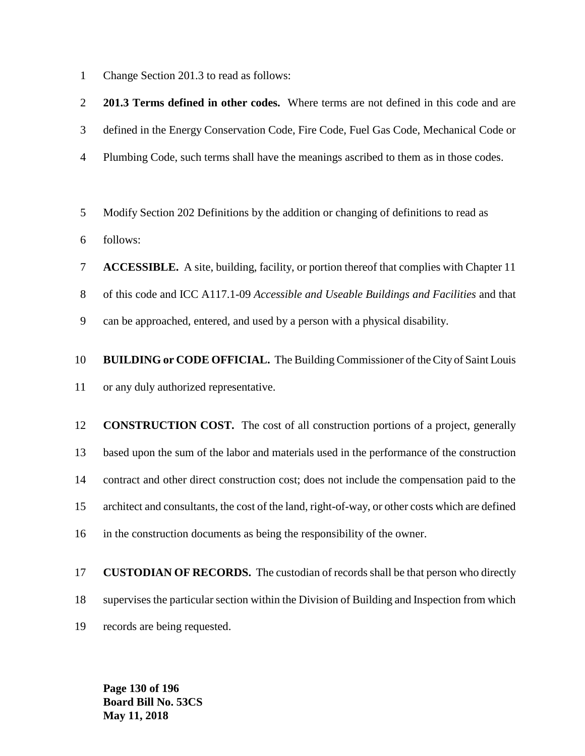Change Section 201.3 to read as follows:

**201.3 Terms defined in other codes.** Where terms are not defined in this code and are defined in the Energy Conservation Code, Fire Code, Fuel Gas Code, Mechanical Code or Plumbing Code, such terms shall have the meanings ascribed to them as in those codes.

Modify Section 202 Definitions by the addition or changing of definitions to read as follows:

**ACCESSIBLE.** A site, building, facility, or portion thereof that complies with Chapter 11 of this code and ICC A117.1-09 *Accessible and Useable Buildings and Facilities* and that can be approached, entered, and used by a person with a physical disability.

**BUILDING or CODE OFFICIAL.** The Building Commissioner of the City of Saint Louis or any duly authorized representative.

**CONSTRUCTION COST.** The cost of all construction portions of a project, generally based upon the sum of the labor and materials used in the performance of the construction contract and other direct construction cost; does not include the compensation paid to the architect and consultants, the cost of the land, right-of-way, or other costs which are defined in the construction documents as being the responsibility of the owner.

**CUSTODIAN OF RECORDS.** The custodian of records shall be that person who directly supervises the particular section within the Division of Building and Inspection from which records are being requested.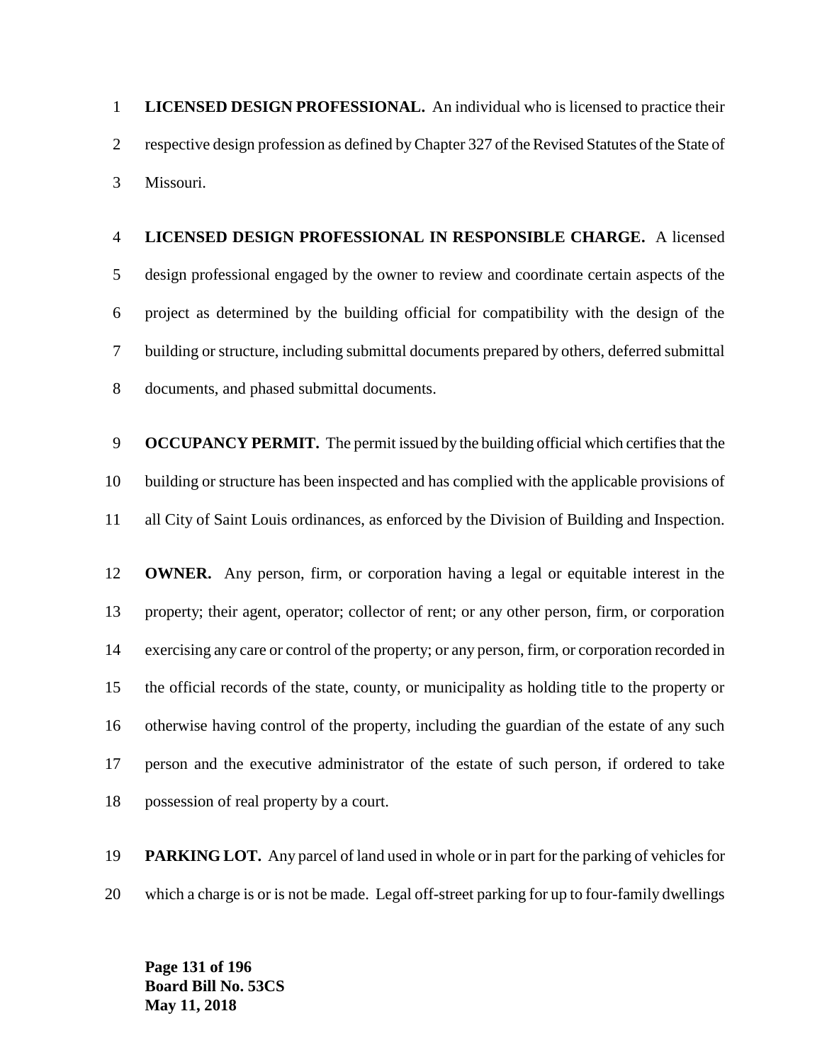**LICENSED DESIGN PROFESSIONAL.** An individual who is licensed to practice their respective design profession as defined by Chapter 327 of the Revised Statutes of the State of Missouri.

**LICENSED DESIGN PROFESSIONAL IN RESPONSIBLE CHARGE.** A licensed design professional engaged by the owner to review and coordinate certain aspects of the project as determined by the building official for compatibility with the design of the building or structure, including submittal documents prepared by others, deferred submittal documents, and phased submittal documents.

**OCCUPANCY PERMIT.** The permit issued by the building official which certifies that the building or structure has been inspected and has complied with the applicable provisions of all City of Saint Louis ordinances, as enforced by the Division of Building and Inspection.

**OWNER.** Any person, firm, or corporation having a legal or equitable interest in the property; their agent, operator; collector of rent; or any other person, firm, or corporation exercising any care or control of the property; or any person, firm, or corporation recorded in the official records of the state, county, or municipality as holding title to the property or otherwise having control of the property, including the guardian of the estate of any such person and the executive administrator of the estate of such person, if ordered to take possession of real property by a court.

**PARKING LOT.** Any parcel of land used in whole or in part for the parking of vehicles for which a charge is or is not be made. Legal off-street parking for up to four-family dwellings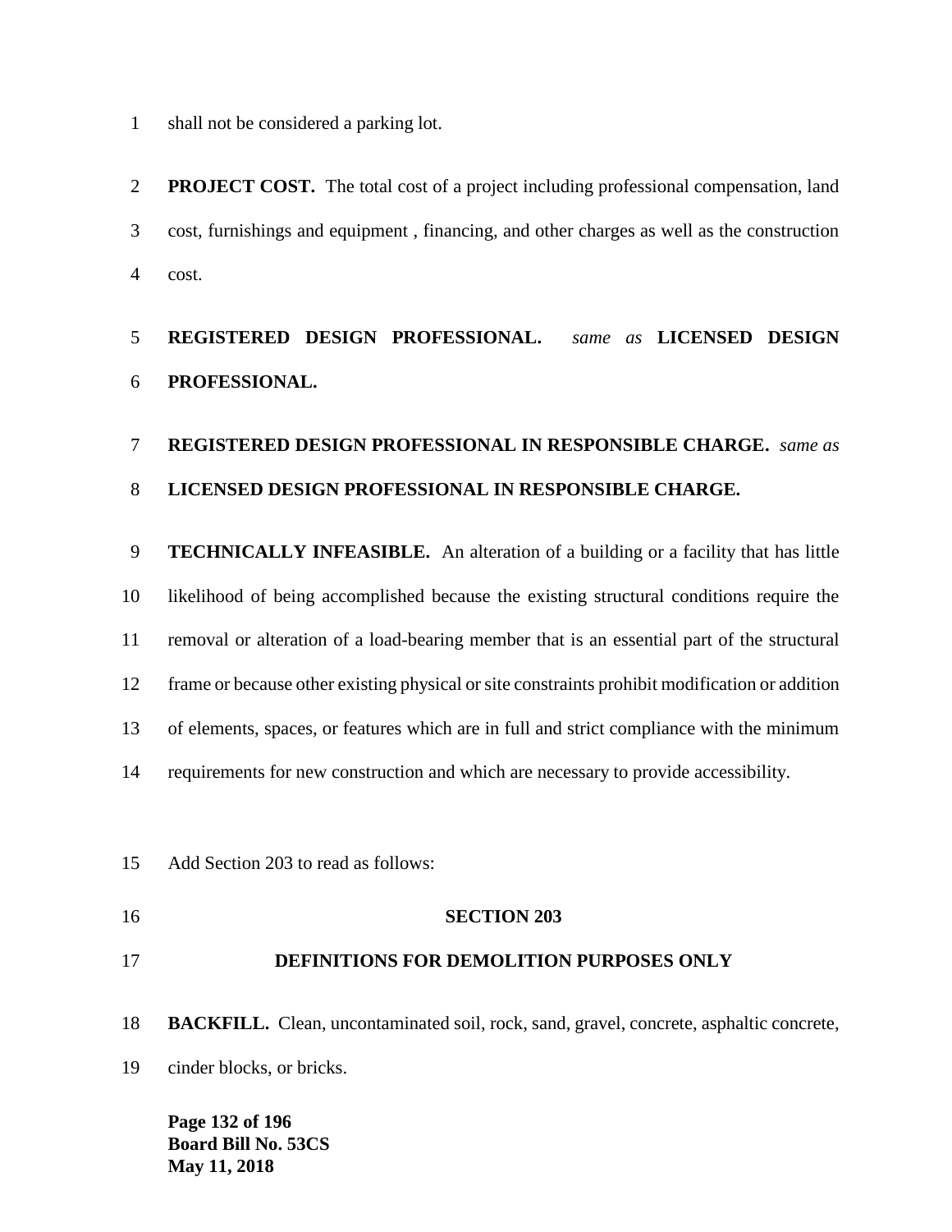shall not be considered a parking lot.

**PROJECT COST.** The total cost of a project including professional compensation, land cost, furnishings and equipment , financing, and other charges as well as the construction cost.

**REGISTERED DESIGN PROFESSIONAL.** *same as* **LICENSED DESIGN PROFESSIONAL.**

**REGISTERED DESIGN PROFESSIONAL IN RESPONSIBLE CHARGE.** *same as* **LICENSED DESIGN PROFESSIONAL IN RESPONSIBLE CHARGE.**

**TECHNICALLY INFEASIBLE.** An alteration of a building or a facility that has little likelihood of being accomplished because the existing structural conditions require the removal or alteration of a load-bearing member that is an essential part of the structural frame or because other existing physical or site constraints prohibit modification or addition of elements, spaces, or features which are in full and strict compliance with the minimum requirements for new construction and which are necessary to provide accessibility.

Add Section 203 to read as follows:

## SECTION 203

## DEFINITIONS FOR DEMOLITION PURPOSES ONLY

**BACKFILL.** Clean, uncontaminated soil, rock, sand, gravel, concrete, asphaltic concrete, cinder blocks, or bricks.

**Board Bill No. 53CS**
**May 11, 2018**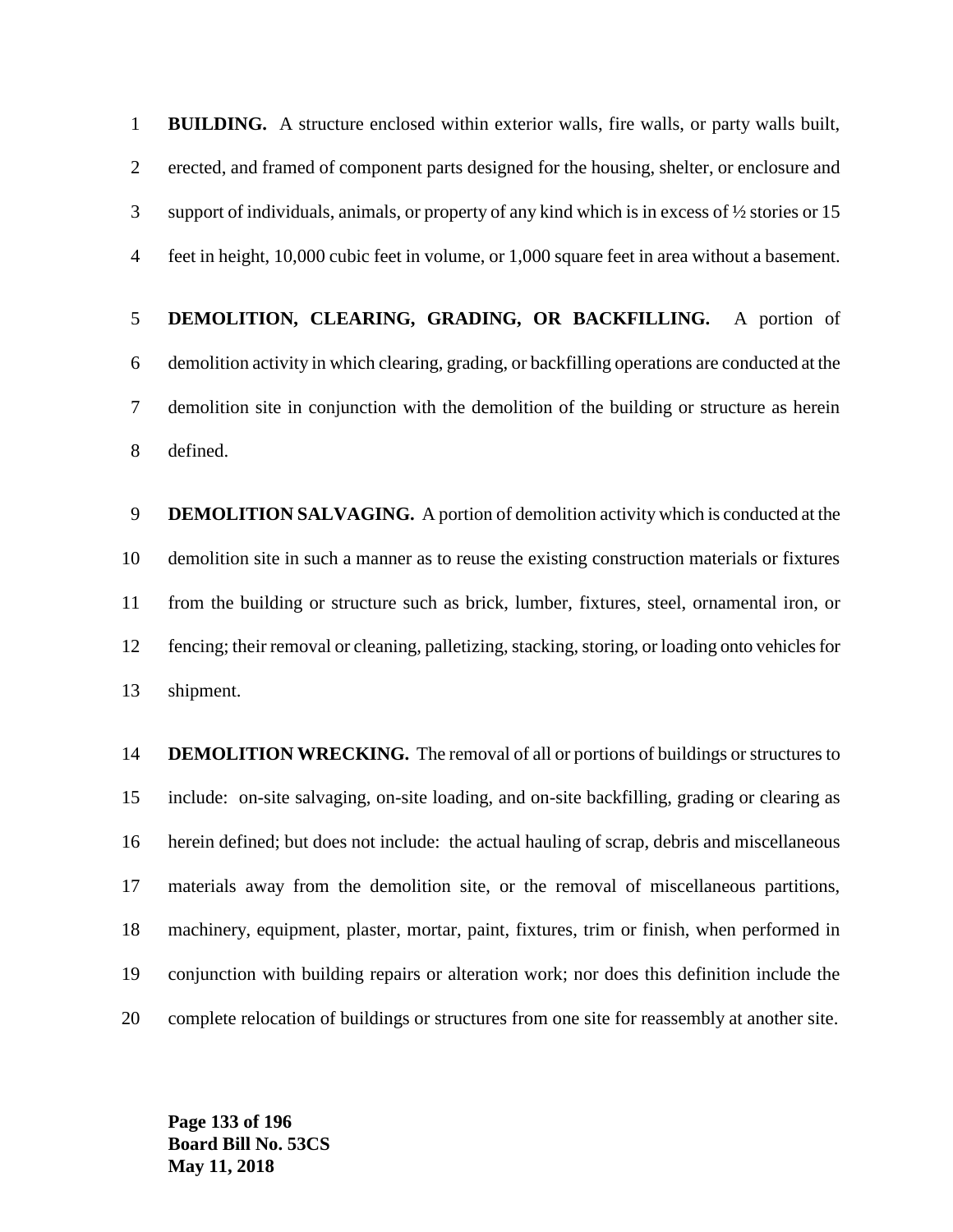**BUILDING.** A structure enclosed within exterior walls, fire walls, or party walls built, erected, and framed of component parts designed for the housing, shelter, or enclosure and support of individuals, animals, or property of any kind which is in excess of ½ stories or 15 feet in height, 10,000 cubic feet in volume, or 1,000 square feet in area without a basement.

**DEMOLITION, CLEARING, GRADING, OR BACKFILLING.** A portion of demolition activity in which clearing, grading, or backfilling operations are conducted at the demolition site in conjunction with the demolition of the building or structure as herein defined.

**DEMOLITION SALVAGING.** A portion of demolition activity which is conducted at the demolition site in such a manner as to reuse the existing construction materials or fixtures from the building or structure such as brick, lumber, fixtures, steel, ornamental iron, or fencing; their removal or cleaning, palletizing, stacking, storing, or loading onto vehicles for shipment.

**DEMOLITION WRECKING.** The removal of all or portions of buildings or structures to include: on-site salvaging, on-site loading, and on-site backfilling, grading or clearing as herein defined; but does not include: the actual hauling of scrap, debris and miscellaneous materials away from the demolition site, or the removal of miscellaneous partitions, machinery, equipment, plaster, mortar, paint, fixtures, trim or finish, when performed in conjunction with building repairs or alteration work; nor does this definition include the complete relocation of buildings or structures from one site for reassembly at another site.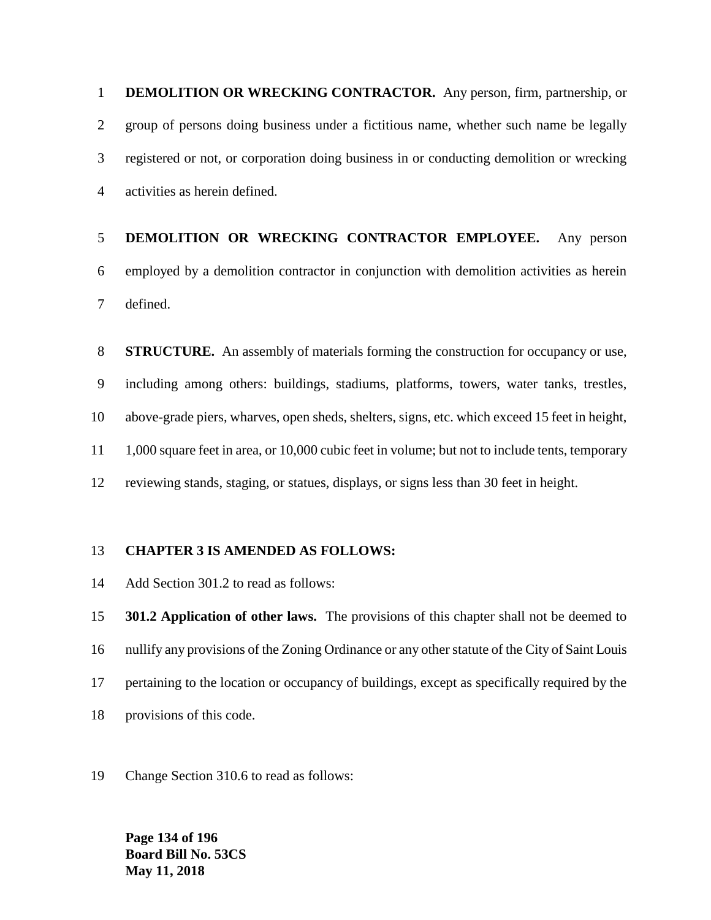**DEMOLITION OR WRECKING CONTRACTOR.** Any person, firm, partnership, or group of persons doing business under a fictitious name, whether such name be legally registered or not, or corporation doing business in or conducting demolition or wrecking activities as herein defined.

**DEMOLITION OR WRECKING CONTRACTOR EMPLOYEE.** Any person employed by a demolition contractor in conjunction with demolition activities as herein defined.

**STRUCTURE.** An assembly of materials forming the construction for occupancy or use, including among others: buildings, stadiums, platforms, towers, water tanks, trestles, above-grade piers, wharves, open sheds, shelters, signs, etc. which exceed 15 feet in height, 1,000 square feet in area, or 10,000 cubic feet in volume; but not to include tents, temporary reviewing stands, staging, or statues, displays, or signs less than 30 feet in height.

**CHAPTER 3 IS AMENDED AS FOLLOWS:**

Add Section 301.2 to read as follows:

**301.2 Application of other laws.** The provisions of this chapter shall not be deemed to nullify any provisions of the Zoning Ordinance or any other statute of the City of Saint Louis pertaining to the location or occupancy of buildings, except as specifically required by the provisions of this code.

Change Section 310.6 to read as follows: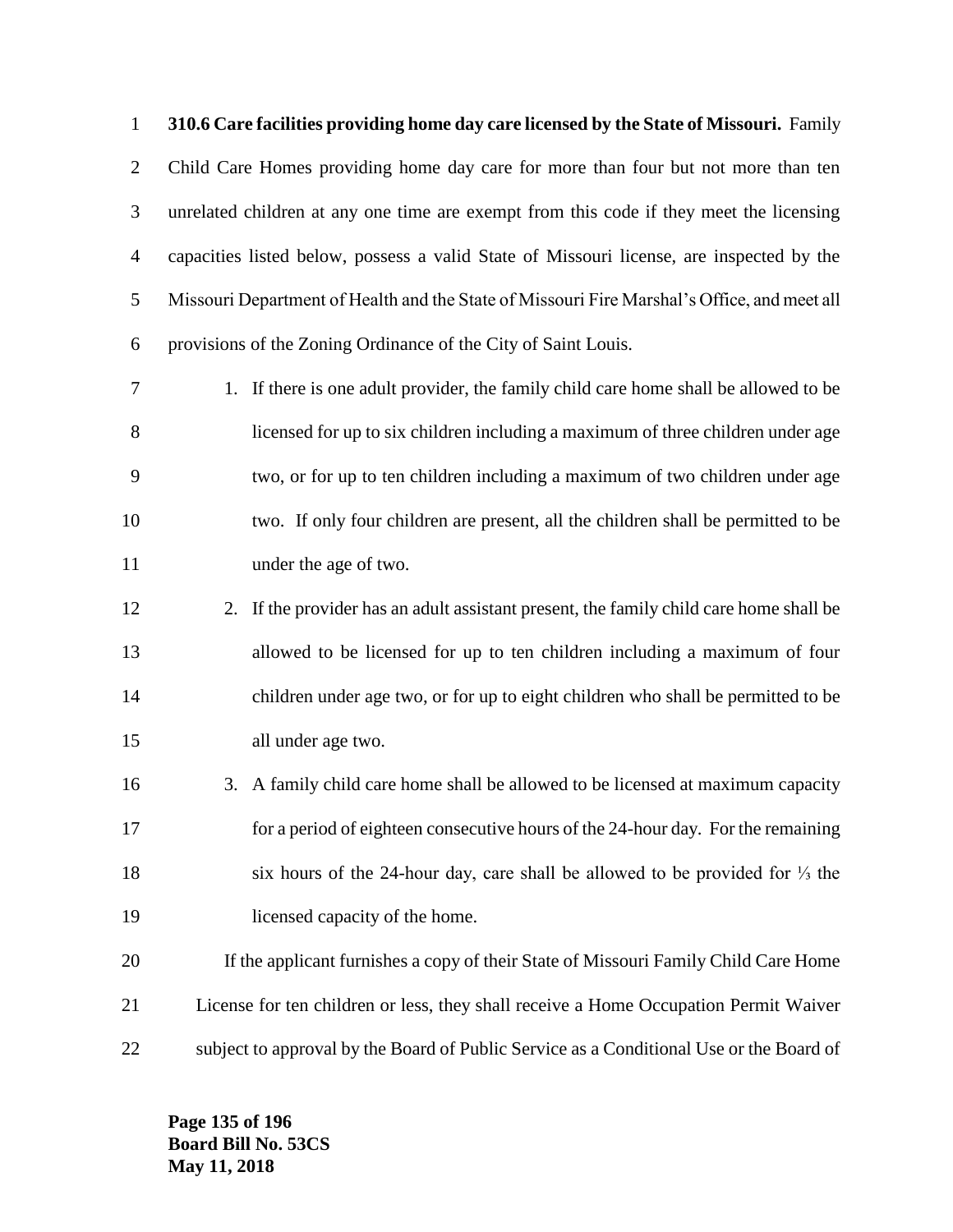**310.6 Care facilities providing home day care licensed by the State of Missouri.** Family Child Care Homes providing home day care for more than four but not more than ten unrelated children at any one time are exempt from this code if they meet the licensing capacities listed below, possess a valid State of Missouri license, are inspected by the Missouri Department of Health and the State of Missouri Fire Marshal's Office, and meet all provisions of the Zoning Ordinance of the City of Saint Louis.

1. If there is one adult provider, the family child care home shall be allowed to be licensed for up to six children including a maximum of three children under age two, or for up to ten children including a maximum of two children under age two. If only four children are present, all the children shall be permitted to be under the age of two.
2. If the provider has an adult assistant present, the family child care home shall be allowed to be licensed for up to ten children including a maximum of four children under age two, or for up to eight children who shall be permitted to be all under age two.
3. A family child care home shall be allowed to be licensed at maximum capacity for a period of eighteen consecutive hours of the 24-hour day. For the remaining six hours of the 24-hour day, care shall be allowed to be provided for ⅓ the licensed capacity of the home.

If the applicant furnishes a copy of their State of Missouri Family Child Care Home License for ten children or less, they shall receive a Home Occupation Permit Waiver subject to approval by the Board of Public Service as a Conditional Use or the Board of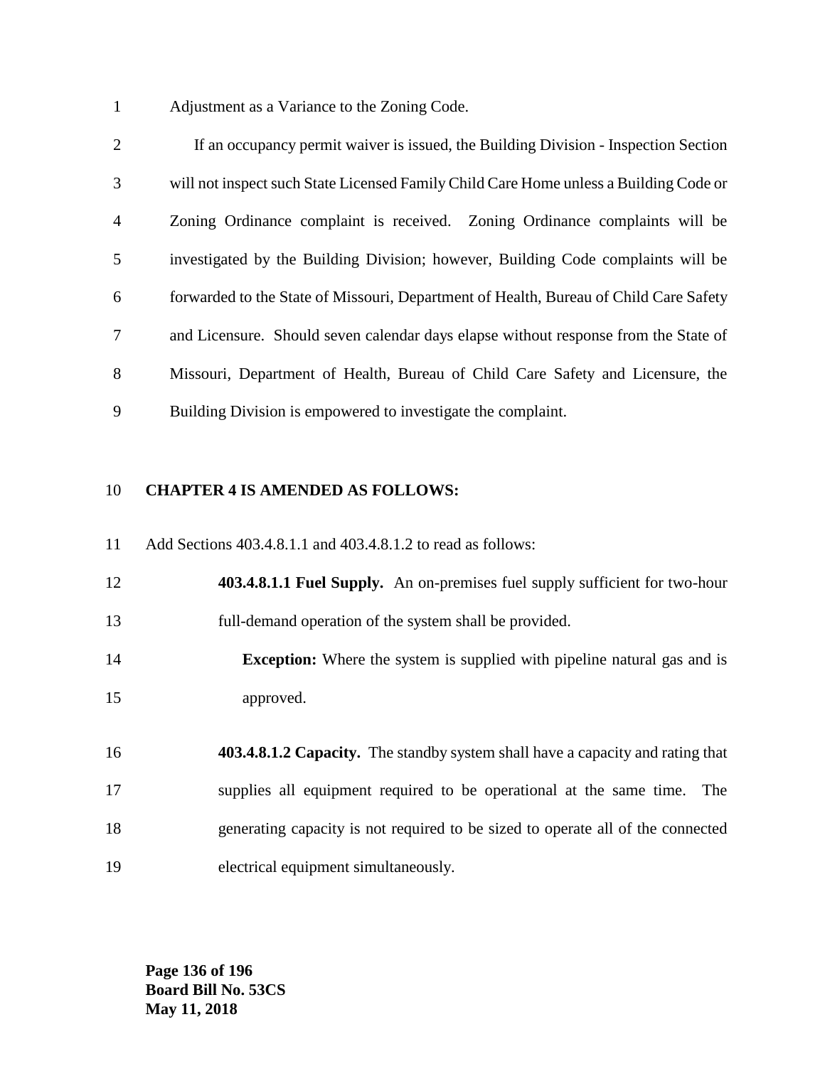Adjustment as a Variance to the Zoning Code.

If an occupancy permit waiver is issued, the Building Division - Inspection Section will not inspect such State Licensed Family Child Care Home unless a Building Code or Zoning Ordinance complaint is received. Zoning Ordinance complaints will be investigated by the Building Division; however, Building Code complaints will be forwarded to the State of Missouri, Department of Health, Bureau of Child Care Safety and Licensure. Should seven calendar days elapse without response from the State of Missouri, Department of Health, Bureau of Child Care Safety and Licensure, the Building Division is empowered to investigate the complaint.

**CHAPTER 4 IS AMENDED AS FOLLOWS:**

Add Sections 403.4.8.1.1 and 403.4.8.1.2 to read as follows:

**403.4.8.1.1 Fuel Supply.** An on-premises fuel supply sufficient for two-hour full-demand operation of the system shall be provided.

**Exception:** Where the system is supplied with pipeline natural gas and is approved.

**403.4.8.1.2 Capacity.** The standby system shall have a capacity and rating that supplies all equipment required to be operational at the same time. The generating capacity is not required to be sized to operate all of the connected electrical equipment simultaneously.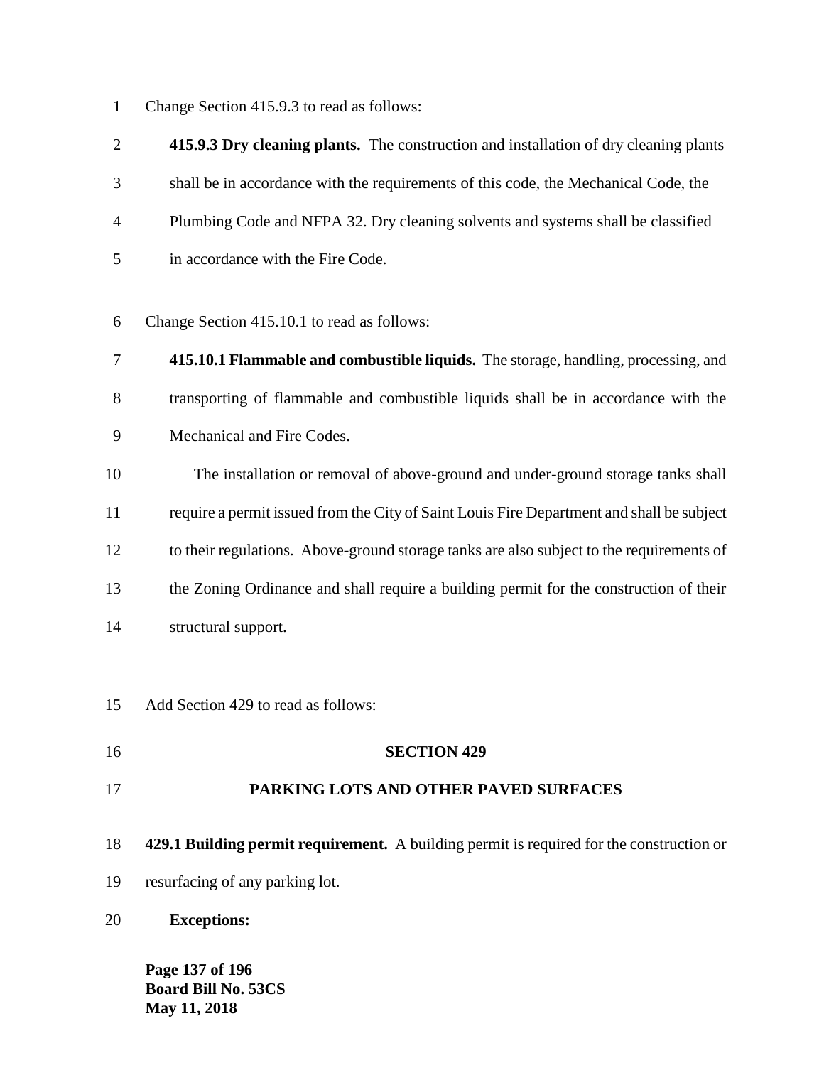Change Section 415.9.3 to read as follows:

**415.9.3 Dry cleaning plants.** The construction and installation of dry cleaning plants shall be in accordance with the requirements of this code, the Mechanical Code, the Plumbing Code and NFPA 32. Dry cleaning solvents and systems shall be classified in accordance with the Fire Code.

Change Section 415.10.1 to read as follows:

**415.10.1 Flammable and combustible liquids.** The storage, handling, processing, and transporting of flammable and combustible liquids shall be in accordance with the Mechanical and Fire Codes.

The installation or removal of above-ground and under-ground storage tanks shall require a permit issued from the City of Saint Louis Fire Department and shall be subject to their regulations. Above-ground storage tanks are also subject to the requirements of the Zoning Ordinance and shall require a building permit for the construction of their structural support.

Add Section 429 to read as follows:

## SECTION 429

## PARKING LOTS AND OTHER PAVED SURFACES

**429.1 Building permit requirement.** A building permit is required for the construction or resurfacing of any parking lot.

**Exceptions:**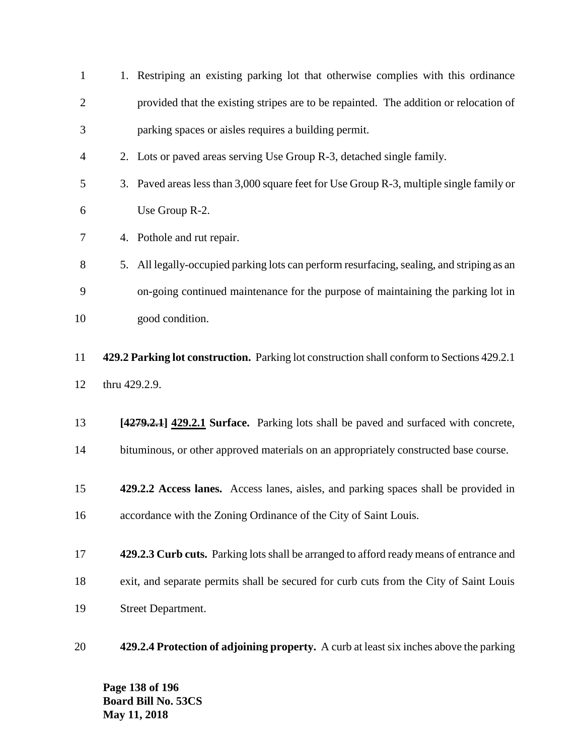1. Restriping an existing parking lot that otherwise complies with this ordinance provided that the existing stripes are to be repainted. The addition or relocation of parking spaces or aisles requires a building permit.
2. Lots or paved areas serving Use Group R-3, detached single family.
3. Paved areas less than 3,000 square feet for Use Group R-3, multiple single family or Use Group R-2.
4. Pothole and rut repair.
5. All legally-occupied parking lots can perform resurfacing, sealing, and striping as an on-going continued maintenance for the purpose of maintaining the parking lot in good condition.

**429.2 Parking lot construction.** Parking lot construction shall conform to Sections 429.2.1 thru 429.2.9.

**[~~4279.2.1~~] <u>429.2.1</u> Surface.** Parking lots shall be paved and surfaced with concrete, bituminous, or other approved materials on an appropriately constructed base course.

**429.2.2 Access lanes.** Access lanes, aisles, and parking spaces shall be provided in accordance with the Zoning Ordinance of the City of Saint Louis.

**429.2.3 Curb cuts.** Parking lots shall be arranged to afford ready means of entrance and exit, and separate permits shall be secured for curb cuts from the City of Saint Louis Street Department.

**429.2.4 Protection of adjoining property.** A curb at least six inches above the parking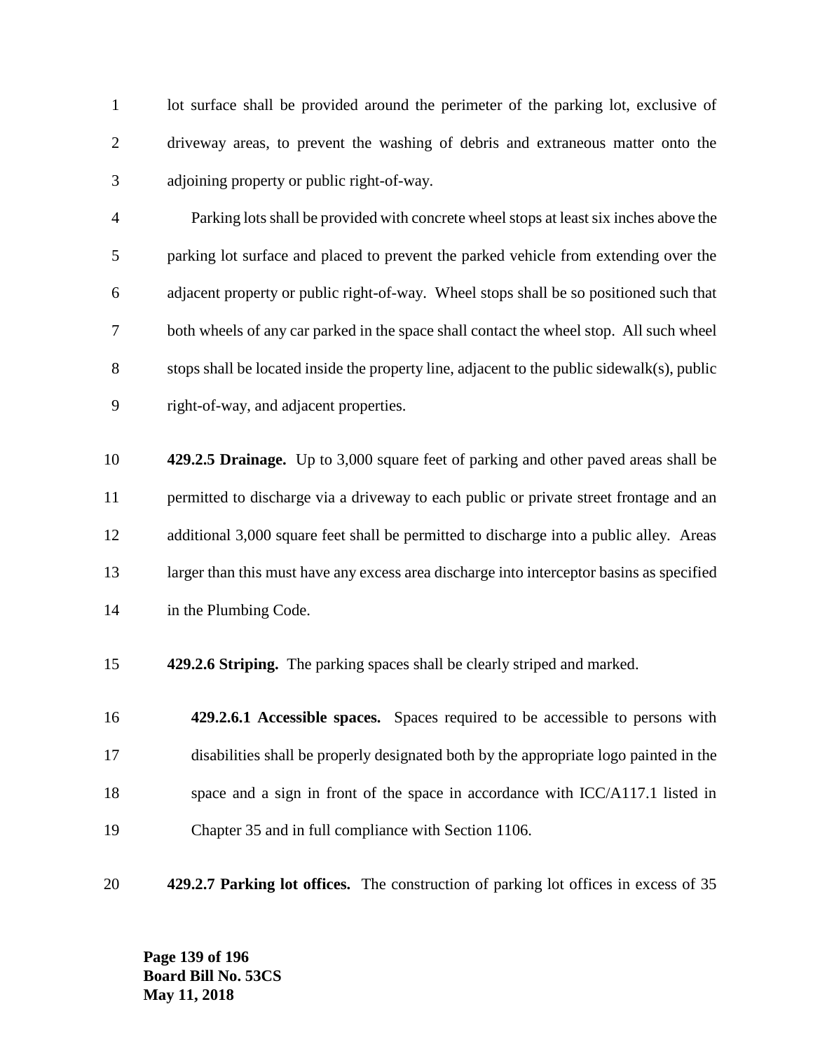lot surface shall be provided around the perimeter of the parking lot, exclusive of driveway areas, to prevent the washing of debris and extraneous matter onto the adjoining property or public right-of-way.

Parking lots shall be provided with concrete wheel stops at least six inches above the parking lot surface and placed to prevent the parked vehicle from extending over the adjacent property or public right-of-way. Wheel stops shall be so positioned such that both wheels of any car parked in the space shall contact the wheel stop. All such wheel stops shall be located inside the property line, adjacent to the public sidewalk(s), public right-of-way, and adjacent properties.

**429.2.5 Drainage.** Up to 3,000 square feet of parking and other paved areas shall be permitted to discharge via a driveway to each public or private street frontage and an additional 3,000 square feet shall be permitted to discharge into a public alley. Areas larger than this must have any excess area discharge into interceptor basins as specified in the Plumbing Code.

**429.2.6 Striping.** The parking spaces shall be clearly striped and marked.

**429.2.6.1 Accessible spaces.** Spaces required to be accessible to persons with disabilities shall be properly designated both by the appropriate logo painted in the space and a sign in front of the space in accordance with ICC/A117.1 listed in Chapter 35 and in full compliance with Section 1106.

**429.2.7 Parking lot offices.** The construction of parking lot offices in excess of 35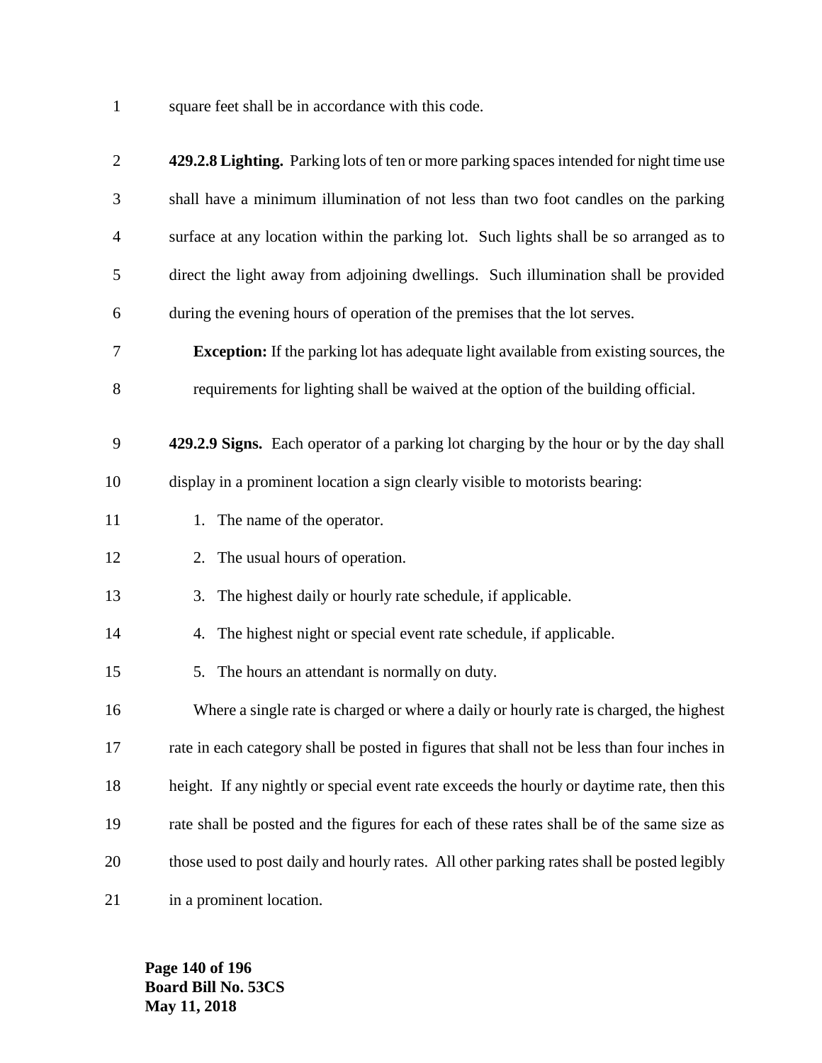square feet shall be in accordance with this code.

**429.2.8 Lighting.** Parking lots of ten or more parking spaces intended for night time use shall have a minimum illumination of not less than two foot candles on the parking surface at any location within the parking lot. Such lights shall be so arranged as to direct the light away from adjoining dwellings. Such illumination shall be provided during the evening hours of operation of the premises that the lot serves.

**Exception:** If the parking lot has adequate light available from existing sources, the requirements for lighting shall be waived at the option of the building official.

**429.2.9 Signs.** Each operator of a parking lot charging by the hour or by the day shall display in a prominent location a sign clearly visible to motorists bearing:

1. The name of the operator.
2. The usual hours of operation.
3. The highest daily or hourly rate schedule, if applicable.
4. The highest night or special event rate schedule, if applicable.
5. The hours an attendant is normally on duty.

Where a single rate is charged or where a daily or hourly rate is charged, the highest rate in each category shall be posted in figures that shall not be less than four inches in height. If any nightly or special event rate exceeds the hourly or daytime rate, then this rate shall be posted and the figures for each of these rates shall be of the same size as those used to post daily and hourly rates. All other parking rates shall be posted legibly in a prominent location.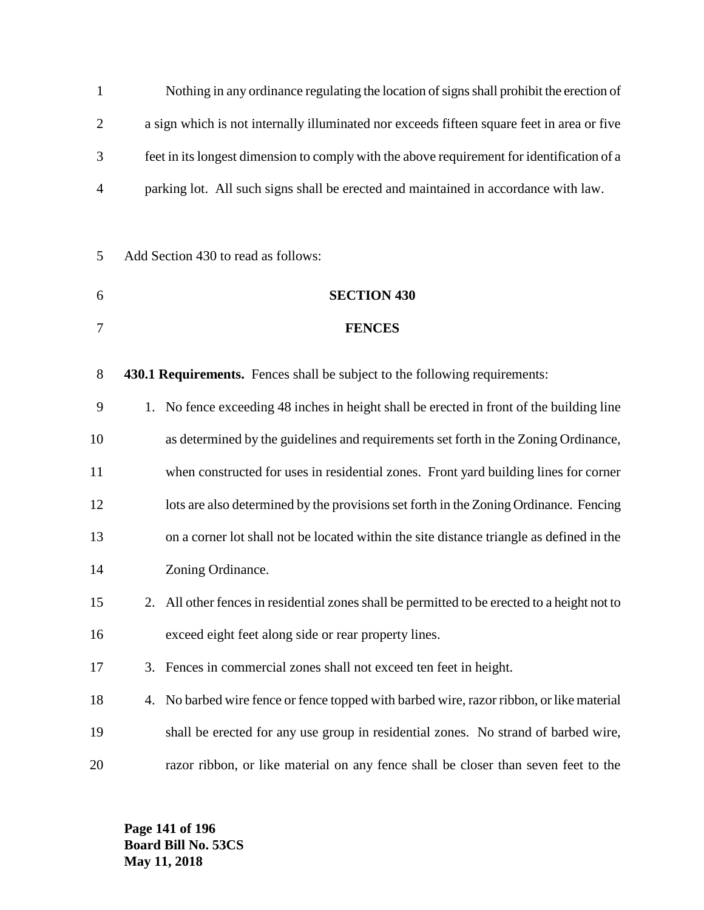Nothing in any ordinance regulating the location of signs shall prohibit the erection of a sign which is not internally illuminated nor exceeds fifteen square feet in area or five feet in its longest dimension to comply with the above requirement for identification of a parking lot. All such signs shall be erected and maintained in accordance with law.

Add Section 430 to read as follows:

**SECTION 430**

**FENCES**

**430.1 Requirements.** Fences shall be subject to the following requirements:

1. No fence exceeding 48 inches in height shall be erected in front of the building line as determined by the guidelines and requirements set forth in the Zoning Ordinance, when constructed for uses in residential zones. Front yard building lines for corner lots are also determined by the provisions set forth in the Zoning Ordinance. Fencing on a corner lot shall not be located within the site distance triangle as defined in the Zoning Ordinance.
2. All other fences in residential zones shall be permitted to be erected to a height not to exceed eight feet along side or rear property lines.
3. Fences in commercial zones shall not exceed ten feet in height.
4. No barbed wire fence or fence topped with barbed wire, razor ribbon, or like material shall be erected for any use group in residential zones. No strand of barbed wire, razor ribbon, or like material on any fence shall be closer than seven feet to the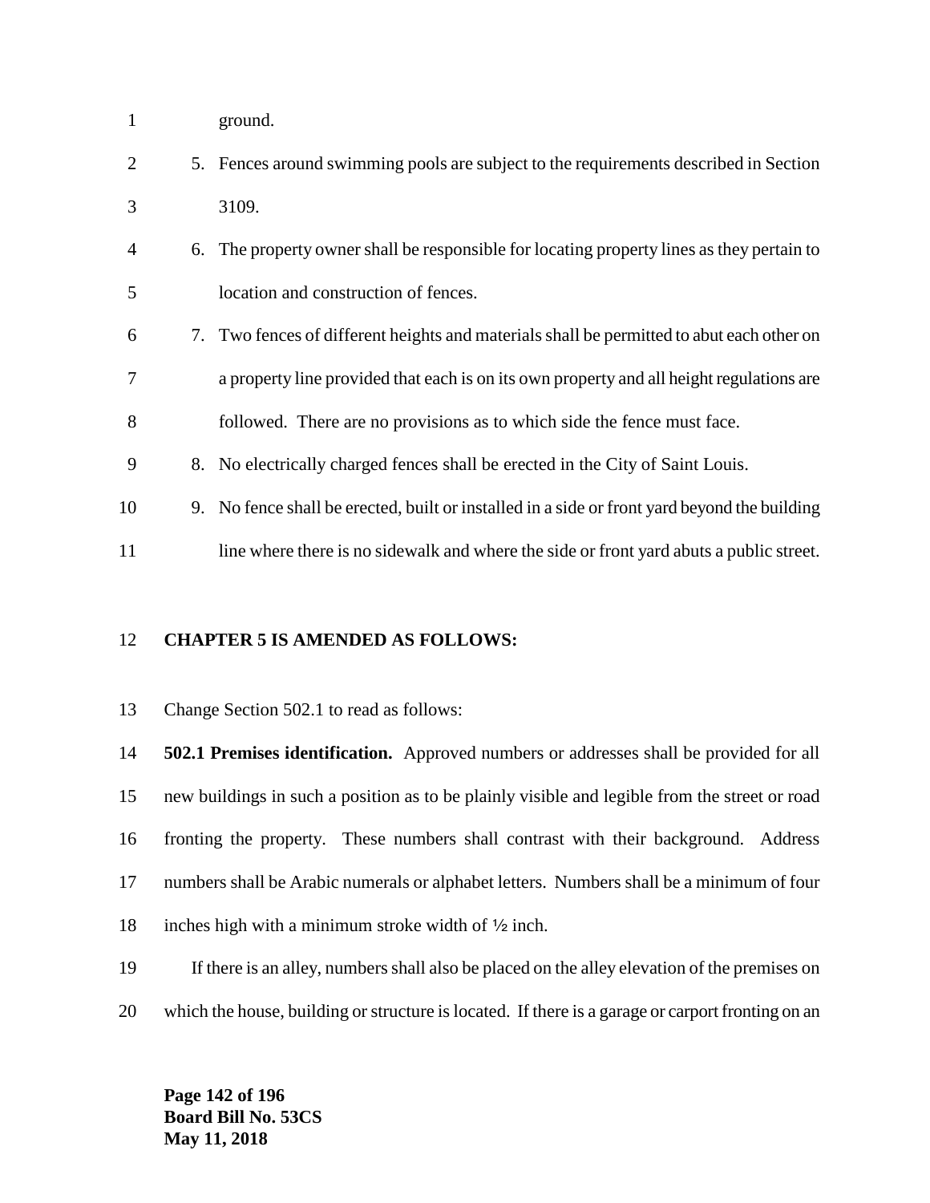ground.

5. Fences around swimming pools are subject to the requirements described in Section 3109.
6. The property owner shall be responsible for locating property lines as they pertain to location and construction of fences.
7. Two fences of different heights and materials shall be permitted to abut each other on a property line provided that each is on its own property and all height regulations are followed. There are no provisions as to which side the fence must face.
8. No electrically charged fences shall be erected in the City of Saint Louis.
9. No fence shall be erected, built or installed in a side or front yard beyond the building line where there is no sidewalk and where the side or front yard abuts a public street.

**CHAPTER 5 IS AMENDED AS FOLLOWS:**

Change Section 502.1 to read as follows:

**502.1 Premises identification.** Approved numbers or addresses shall be provided for all new buildings in such a position as to be plainly visible and legible from the street or road fronting the property. These numbers shall contrast with their background. Address numbers shall be Arabic numerals or alphabet letters. Numbers shall be a minimum of four inches high with a minimum stroke width of ½ inch.

If there is an alley, numbers shall also be placed on the alley elevation of the premises on which the house, building or structure is located. If there is a garage or carport fronting on an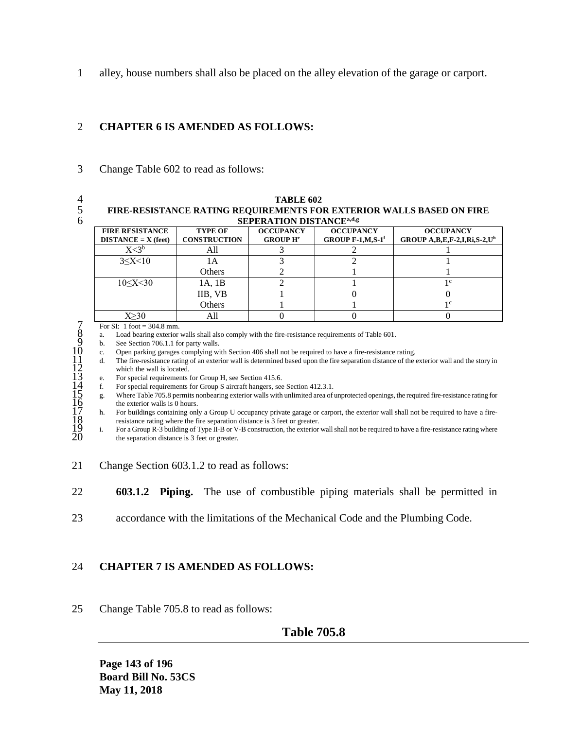alley, house numbers shall also be placed on the alley elevation of the garage or carport.

**CHAPTER 6 IS AMENDED AS FOLLOWS:**

Change Table 602 to read as follows:

**TABLE 602**
**FIRE-RESISTANCE RATING REQUIREMENTS FOR EXTERIOR WALLS BASED ON FIRE SEPERATION DISTANCE[a,d,g]**

| FIRE RESISTANCE DISTANCE = X (feet) | TYPE OF CONSTRUCTION | OCCUPANCY GROUP H[e] | OCCUPANCY GROUP F-1,M,S-1[f] | OCCUPANCY GROUP A,B,E,F-2,I,Ri,S-2,U[h] |
|---|---|---|---|---|
| X<3[b] | All | 3 | 2 | 1 |
| 3≤X<10 | 1A | 3 | 2 | 1 |
| | Others | 2 | 1 | 1 |
| 10≤X<30 | 1A, 1B | 2 | 1 | 1[c] |
| | IIB, VB | 1 | 0 | 0 |
| | Others | 1 | 1 | 1[c] |
| X≥30 | All | 0 | 0 | 0 |

For SI: 1 foot = 304.8 mm.

a. Load bearing exterior walls shall also comply with the fire-resistance requirements of Table 601.
b. See Section 706.1.1 for party walls.
c. Open parking garages complying with Section 406 shall not be required to have a fire-resistance rating.
d. The fire-resistance rating of an exterior wall is determined based upon the fire separation distance of the exterior wall and the story in which the wall is located.
e. For special requirements for Group H, see Section 415.6.
f. For special requirements for Group S aircraft hangers, see Section 412.3.1.
g. Where Table 705.8 permits nonbearing exterior walls with unlimited area of unprotected openings, the required fire-resistance rating for the exterior walls is 0 hours.
h. For buildings containing only a Group U occupancy private garage or carport, the exterior wall shall not be required to have a fire-resistance rating where the fire separation distance is 3 feet or greater.
i. For a Group R-3 building of Type II-B or V-B construction, the exterior wall shall not be required to have a fire-resistance rating where the separation distance is 3 feet or greater.

Change Section 603.1.2 to read as follows:

**603.1.2 Piping.** The use of combustible piping materials shall be permitted in accordance with the limitations of the Mechanical Code and the Plumbing Code.

**CHAPTER 7 IS AMENDED AS FOLLOWS:**

Change Table 705.8 to read as follows:

**Table 705.8**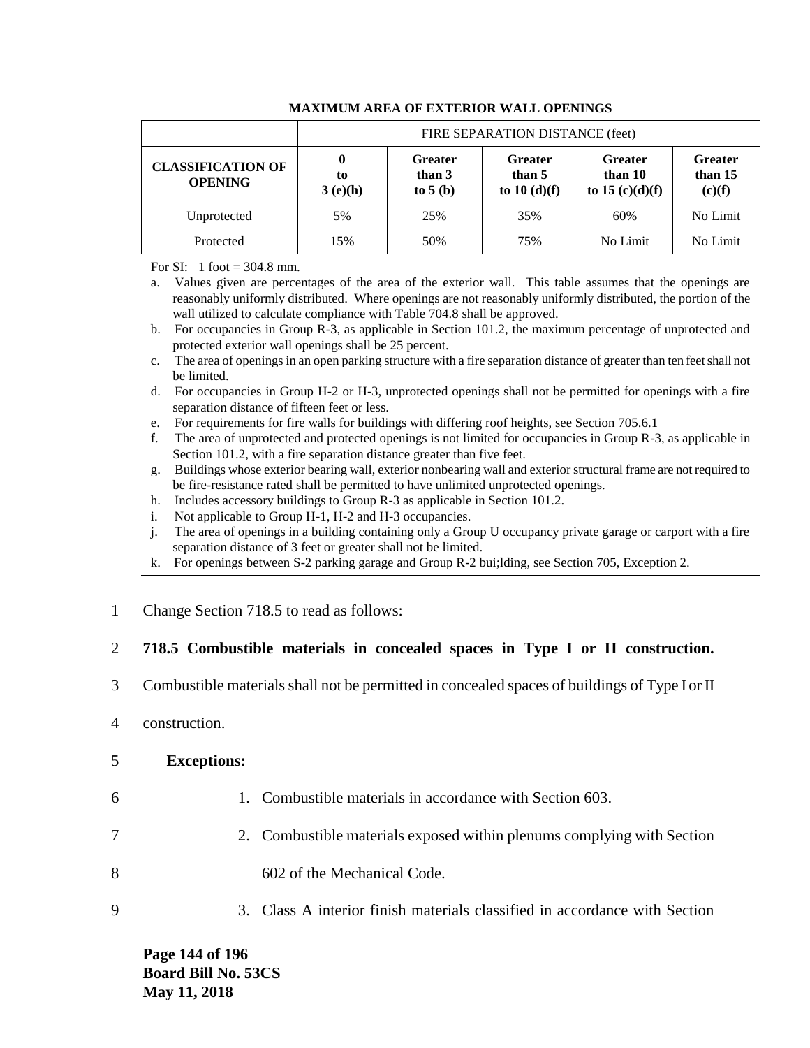**MAXIMUM AREA OF EXTERIOR WALL OPENINGS**

| | FIRE SEPARATION DISTANCE (feet) | | | | |
|---|---|---|---|---|---|
| **CLASSIFICATION OF OPENING** | **0 to 3 (e)(h)** | **Greater than 3 to 5 (b)** | **Greater than 5 to 10 (d)(f)** | **Greater than 10 to 15 (c)(d)(f)** | **Greater than 15 (c)(f)** |
| Unprotected | 5% | 25% | 35% | 60% | No Limit |
| Protected | 15% | 50% | 75% | No Limit | No Limit |

For SI: 1 foot = 304.8 mm.

a. Values given are percentages of the area of the exterior wall. This table assumes that the openings are reasonably uniformly distributed. Where openings are not reasonably uniformly distributed, the portion of the wall utilized to calculate compliance with Table 704.8 shall be approved.

b. For occupancies in Group R-3, as applicable in Section 101.2, the maximum percentage of unprotected and protected exterior wall openings shall be 25 percent.

c. The area of openings in an open parking structure with a fire separation distance of greater than ten feet shall not be limited.

d. For occupancies in Group H-2 or H-3, unprotected openings shall not be permitted for openings with a fire separation distance of fifteen feet or less.

e. For requirements for fire walls for buildings with differing roof heights, see Section 705.6.1

f. The area of unprotected and protected openings is not limited for occupancies in Group R-3, as applicable in Section 101.2, with a fire separation distance greater than five feet.

g. Buildings whose exterior bearing wall, exterior nonbearing wall and exterior structural frame are not required to be fire-resistance rated shall be permitted to have unlimited unprotected openings.

h. Includes accessory buildings to Group R-3 as applicable in Section 101.2.

i. Not applicable to Group H-1, H-2 and H-3 occupancies.

j. The area of openings in a building containing only a Group U occupancy private garage or carport with a fire separation distance of 3 feet or greater shall not be limited.

k. For openings between S-2 parking garage and Group R-2 bui;lding, see Section 705, Exception 2.

1 Change Section 718.5 to read as follows:

2 **718.5 Combustible materials in concealed spaces in Type I or II construction.**

3 Combustible materials shall not be permitted in concealed spaces of buildings of Type I or II

4 construction.

5 **Exceptions:**

6 1. Combustible materials in accordance with Section 603.

7 2. Combustible materials exposed within plenums complying with Section

8 602 of the Mechanical Code.

9 3. Class A interior finish materials classified in accordance with Section

**Board Bill No. 53CS**
**May 11, 2018**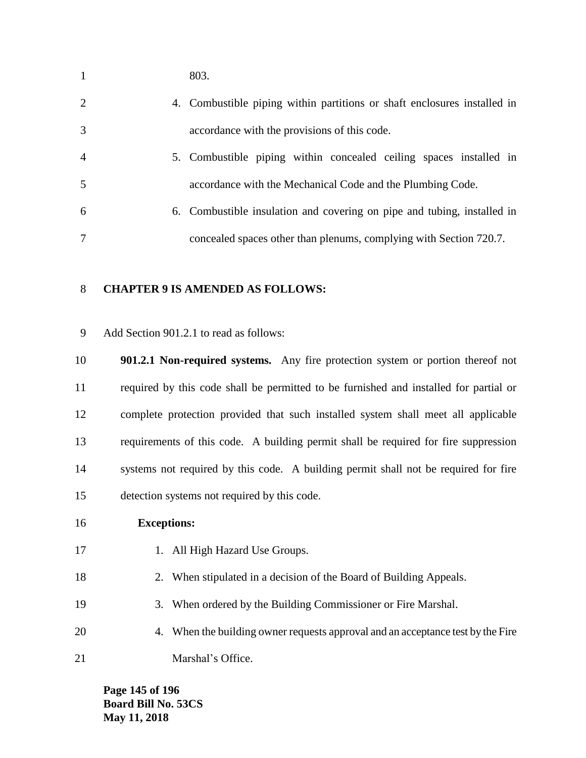803.

4. Combustible piping within partitions or shaft enclosures installed in accordance with the provisions of this code.
5. Combustible piping within concealed ceiling spaces installed in accordance with the Mechanical Code and the Plumbing Code.
6. Combustible insulation and covering on pipe and tubing, installed in concealed spaces other than plenums, complying with Section 720.7.

**CHAPTER 9 IS AMENDED AS FOLLOWS:**

Add Section 901.2.1 to read as follows:

**901.2.1 Non-required systems.** Any fire protection system or portion thereof not required by this code shall be permitted to be furnished and installed for partial or complete protection provided that such installed system shall meet all applicable requirements of this code. A building permit shall be required for fire suppression systems not required by this code. A building permit shall not be required for fire detection systems not required by this code.

**Exceptions:**

1. All High Hazard Use Groups.
2. When stipulated in a decision of the Board of Building Appeals.
3. When ordered by the Building Commissioner or Fire Marshal.
4. When the building owner requests approval and an acceptance test by the Fire Marshal's Office.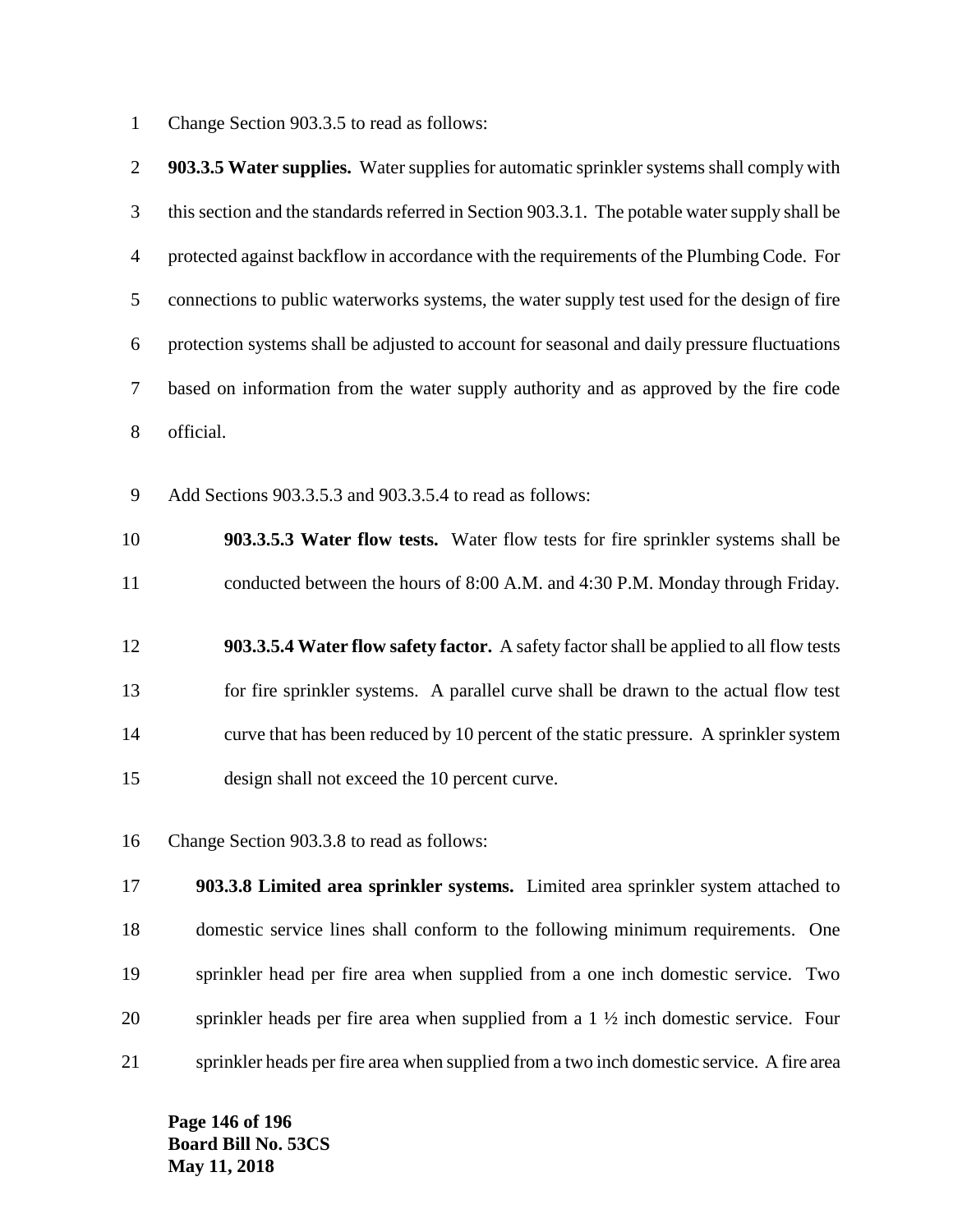Change Section 903.3.5 to read as follows:

**903.3.5 Water supplies.** Water supplies for automatic sprinkler systems shall comply with this section and the standards referred in Section 903.3.1. The potable water supply shall be protected against backflow in accordance with the requirements of the Plumbing Code. For connections to public waterworks systems, the water supply test used for the design of fire protection systems shall be adjusted to account for seasonal and daily pressure fluctuations based on information from the water supply authority and as approved by the fire code official.

Add Sections 903.3.5.3 and 903.3.5.4 to read as follows:

> **903.3.5.3 Water flow tests.** Water flow tests for fire sprinkler systems shall be conducted between the hours of 8:00 A.M. and 4:30 P.M. Monday through Friday.
>
> **903.3.5.4 Water flow safety factor.** A safety factor shall be applied to all flow tests for fire sprinkler systems. A parallel curve shall be drawn to the actual flow test curve that has been reduced by 10 percent of the static pressure. A sprinkler system design shall not exceed the 10 percent curve.

Change Section 903.3.8 to read as follows:

**903.3.8 Limited area sprinkler systems.** Limited area sprinkler system attached to domestic service lines shall conform to the following minimum requirements. One sprinkler head per fire area when supplied from a one inch domestic service. Two sprinkler heads per fire area when supplied from a 1 ½ inch domestic service. Four sprinkler heads per fire area when supplied from a two inch domestic service. A fire area

Board Bill No. 53CS
May 11, 2018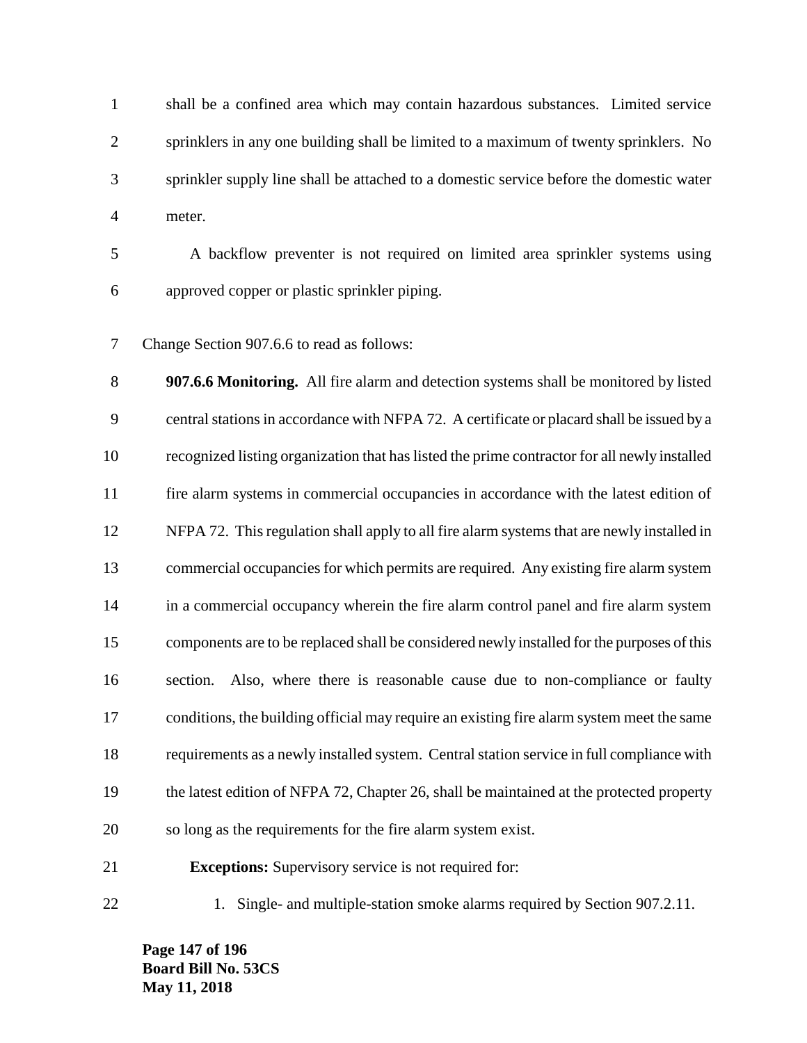shall be a confined area which may contain hazardous substances. Limited service sprinklers in any one building shall be limited to a maximum of twenty sprinklers. No sprinkler supply line shall be attached to a domestic service before the domestic water meter.

A backflow preventer is not required on limited area sprinkler systems using approved copper or plastic sprinkler piping.

Change Section 907.6.6 to read as follows:

**907.6.6 Monitoring.** All fire alarm and detection systems shall be monitored by listed central stations in accordance with NFPA 72. A certificate or placard shall be issued by a recognized listing organization that has listed the prime contractor for all newly installed fire alarm systems in commercial occupancies in accordance with the latest edition of NFPA 72. This regulation shall apply to all fire alarm systems that are newly installed in commercial occupancies for which permits are required. Any existing fire alarm system in a commercial occupancy wherein the fire alarm control panel and fire alarm system components are to be replaced shall be considered newly installed for the purposes of this section. Also, where there is reasonable cause due to non-compliance or faulty conditions, the building official may require an existing fire alarm system meet the same requirements as a newly installed system. Central station service in full compliance with the latest edition of NFPA 72, Chapter 26, shall be maintained at the protected property so long as the requirements for the fire alarm system exist.

**Exceptions:** Supervisory service is not required for:

1. Single- and multiple-station smoke alarms required by Section 907.2.11.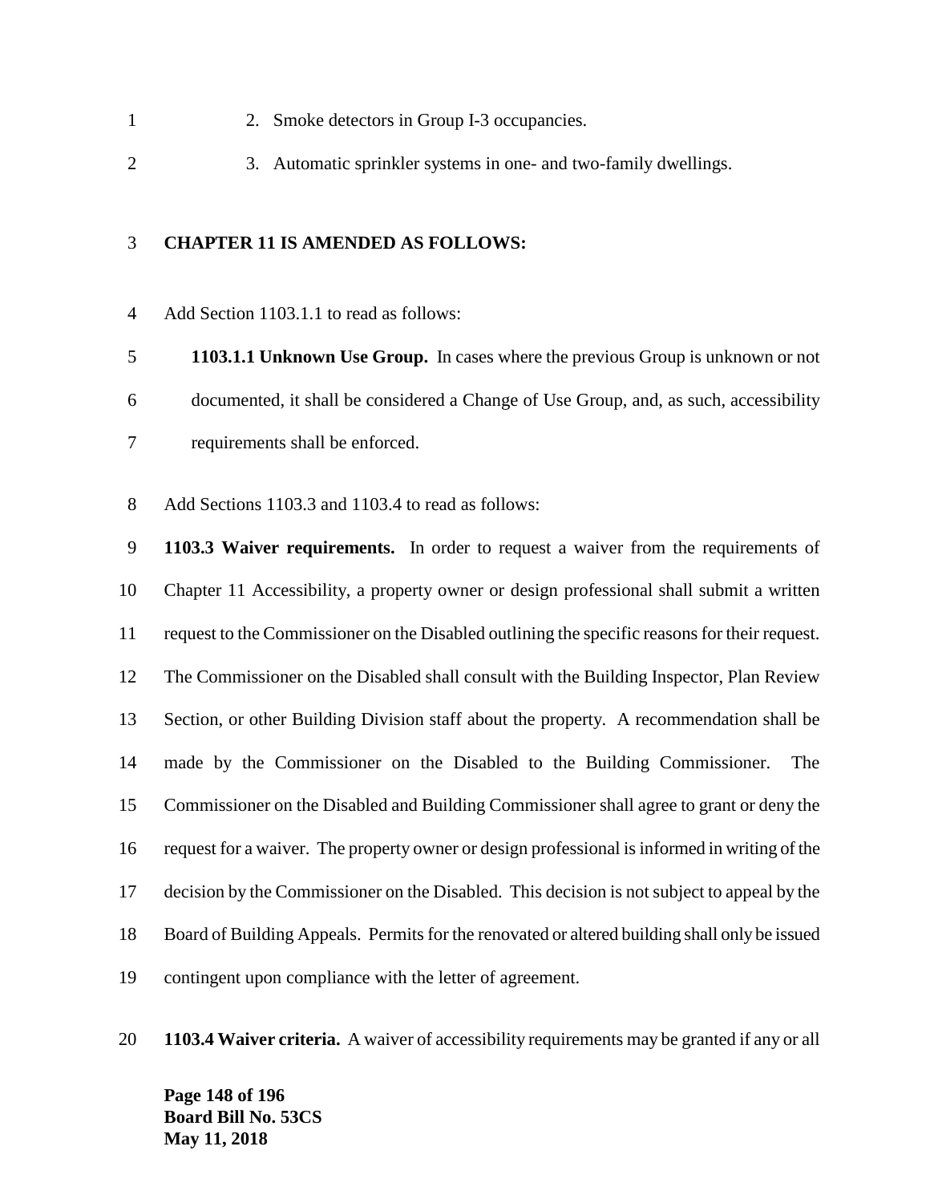2. Smoke detectors in Group I-3 occupancies.
3. Automatic sprinkler systems in one- and two-family dwellings.

**CHAPTER 11 IS AMENDED AS FOLLOWS:**

Add Section 1103.1.1 to read as follows:

> **1103.1.1 Unknown Use Group.** In cases where the previous Group is unknown or not documented, it shall be considered a Change of Use Group, and, as such, accessibility requirements shall be enforced.

Add Sections 1103.3 and 1103.4 to read as follows:

**1103.3 Waiver requirements.** In order to request a waiver from the requirements of Chapter 11 Accessibility, a property owner or design professional shall submit a written request to the Commissioner on the Disabled outlining the specific reasons for their request. The Commissioner on the Disabled shall consult with the Building Inspector, Plan Review Section, or other Building Division staff about the property. A recommendation shall be made by the Commissioner on the Disabled to the Building Commissioner. The Commissioner on the Disabled and Building Commissioner shall agree to grant or deny the request for a waiver. The property owner or design professional is informed in writing of the decision by the Commissioner on the Disabled. This decision is not subject to appeal by the Board of Building Appeals. Permits for the renovated or altered building shall only be issued contingent upon compliance with the letter of agreement.

**1103.4 Waiver criteria.** A waiver of accessibility requirements may be granted if any or all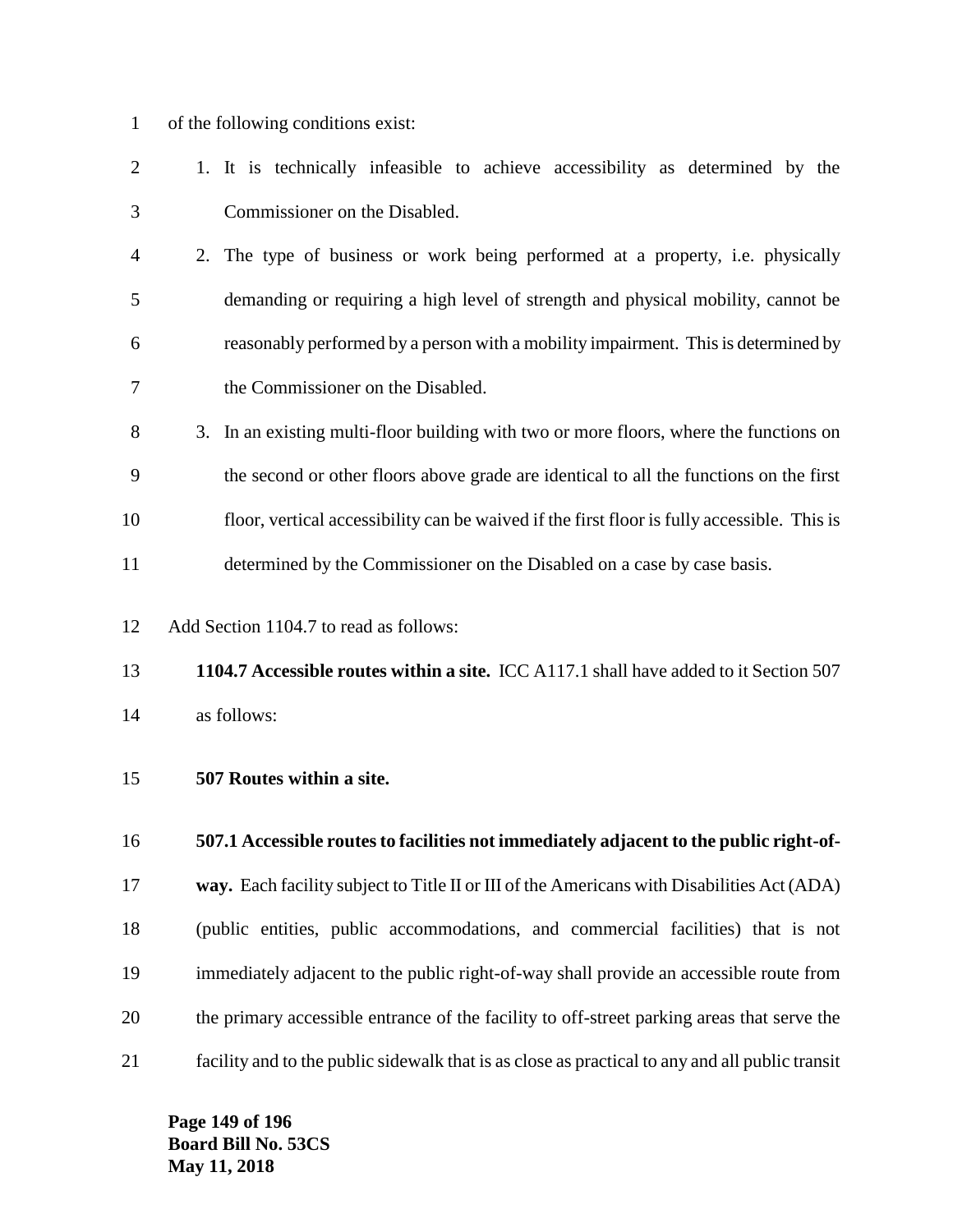of the following conditions exist:

1. It is technically infeasible to achieve accessibility as determined by the Commissioner on the Disabled.
2. The type of business or work being performed at a property, i.e. physically demanding or requiring a high level of strength and physical mobility, cannot be reasonably performed by a person with a mobility impairment. This is determined by the Commissioner on the Disabled.
3. In an existing multi-floor building with two or more floors, where the functions on the second or other floors above grade are identical to all the functions on the first floor, vertical accessibility can be waived if the first floor is fully accessible. This is determined by the Commissioner on the Disabled on a case by case basis.

Add Section 1104.7 to read as follows:

**1104.7 Accessible routes within a site.** ICC A117.1 shall have added to it Section 507 as follows:

**507 Routes within a site.**

**507.1 Accessible routes to facilities not immediately adjacent to the public right-of-way.** Each facility subject to Title II or III of the Americans with Disabilities Act (ADA) (public entities, public accommodations, and commercial facilities) that is not immediately adjacent to the public right-of-way shall provide an accessible route from the primary accessible entrance of the facility to off-street parking areas that serve the facility and to the public sidewalk that is as close as practical to any and all public transit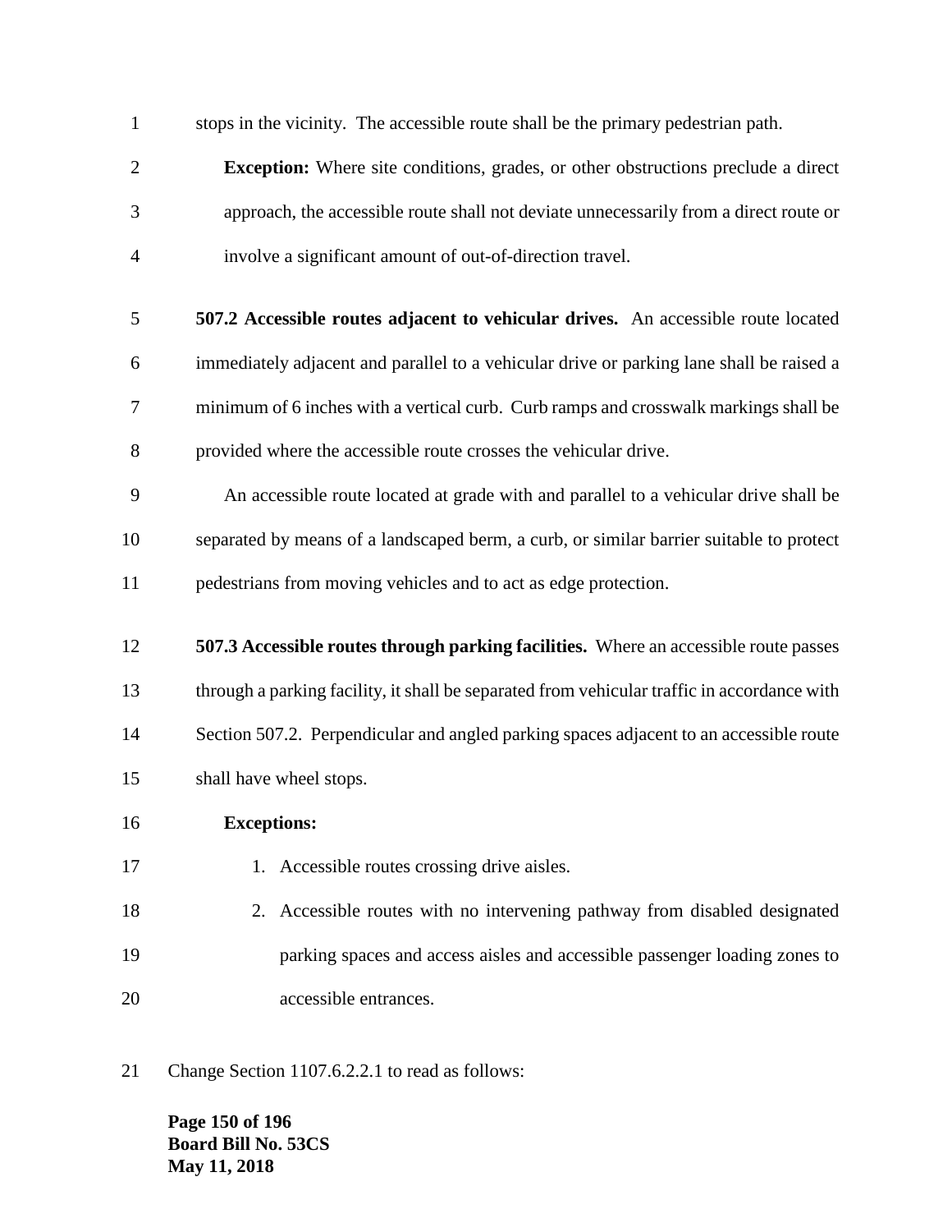stops in the vicinity. The accessible route shall be the primary pedestrian path.

**Exception:** Where site conditions, grades, or other obstructions preclude a direct approach, the accessible route shall not deviate unnecessarily from a direct route or involve a significant amount of out-of-direction travel.

**507.2 Accessible routes adjacent to vehicular drives.** An accessible route located immediately adjacent and parallel to a vehicular drive or parking lane shall be raised a minimum of 6 inches with a vertical curb. Curb ramps and crosswalk markings shall be provided where the accessible route crosses the vehicular drive.

An accessible route located at grade with and parallel to a vehicular drive shall be separated by means of a landscaped berm, a curb, or similar barrier suitable to protect pedestrians from moving vehicles and to act as edge protection.

**507.3 Accessible routes through parking facilities.** Where an accessible route passes through a parking facility, it shall be separated from vehicular traffic in accordance with Section 507.2. Perpendicular and angled parking spaces adjacent to an accessible route shall have wheel stops.

**Exceptions:**

1. Accessible routes crossing drive aisles.
2. Accessible routes with no intervening pathway from disabled designated parking spaces and access aisles and accessible passenger loading zones to accessible entrances.

Change Section 1107.6.2.2.1 to read as follows: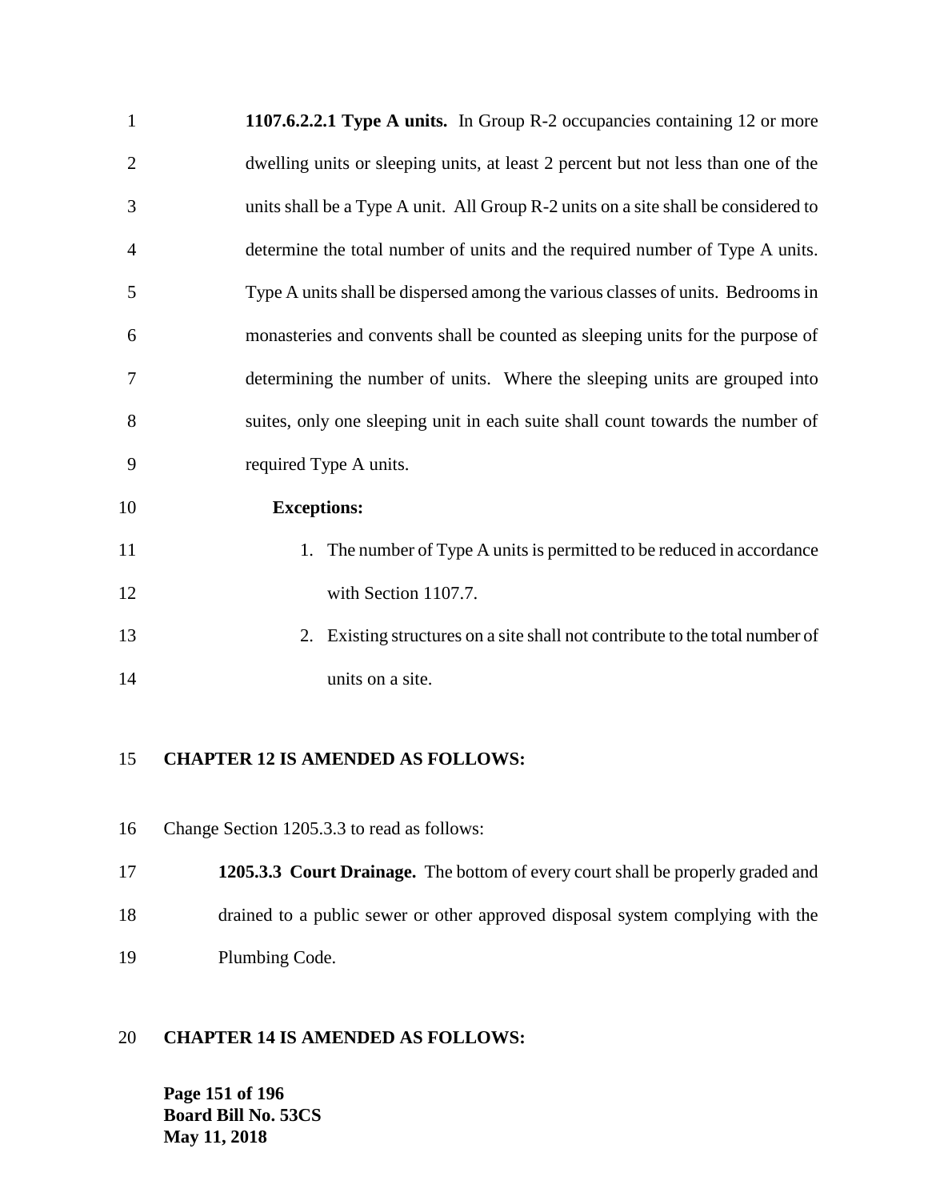**1107.6.2.2.1 Type A units.** In Group R-2 occupancies containing 12 or more dwelling units or sleeping units, at least 2 percent but not less than one of the units shall be a Type A unit. All Group R-2 units on a site shall be considered to determine the total number of units and the required number of Type A units. Type A units shall be dispersed among the various classes of units. Bedrooms in monasteries and convents shall be counted as sleeping units for the purpose of determining the number of units. Where the sleeping units are grouped into suites, only one sleeping unit in each suite shall count towards the number of required Type A units.

**Exceptions:**

1. The number of Type A units is permitted to be reduced in accordance with Section 1107.7.
2. Existing structures on a site shall not contribute to the total number of units on a site.

**CHAPTER 12 IS AMENDED AS FOLLOWS:**

Change Section 1205.3.3 to read as follows:

**1205.3.3 Court Drainage.** The bottom of every court shall be properly graded and drained to a public sewer or other approved disposal system complying with the Plumbing Code.

**CHAPTER 14 IS AMENDED AS FOLLOWS:**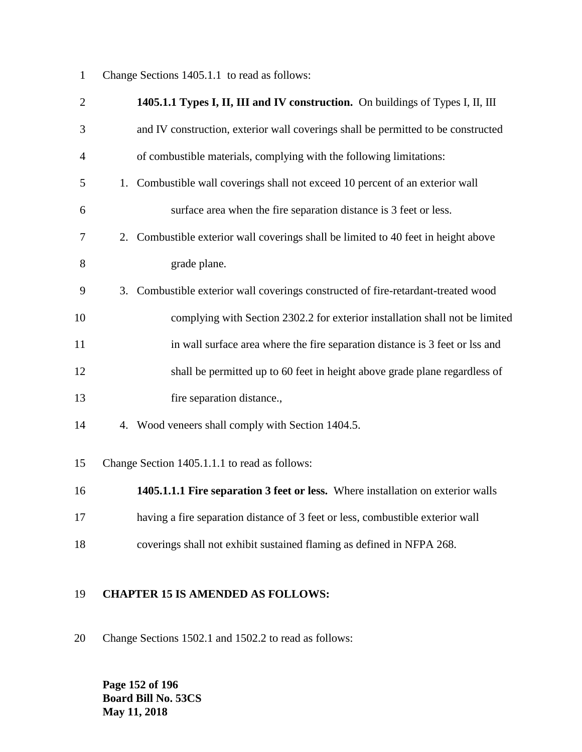Change Sections 1405.1.1 to read as follows:

**1405.1.1 Types I, II, III and IV construction.** On buildings of Types I, II, III and IV construction, exterior wall coverings shall be permitted to be constructed of combustible materials, complying with the following limitations:

1. Combustible wall coverings shall not exceed 10 percent of an exterior wall surface area when the fire separation distance is 3 feet or less.
2. Combustible exterior wall coverings shall be limited to 40 feet in height above grade plane.
3. Combustible exterior wall coverings constructed of fire-retardant-treated wood complying with Section 2302.2 for exterior installation shall not be limited in wall surface area where the fire separation distance is 3 feet or lss and shall be permitted up to 60 feet in height above grade plane regardless of fire separation distance.,
4. Wood veneers shall comply with Section 1404.5.

Change Section 1405.1.1.1 to read as follows:

**1405.1.1.1 Fire separation 3 feet or less.** Where installation on exterior walls having a fire separation distance of 3 feet or less, combustible exterior wall coverings shall not exhibit sustained flaming as defined in NFPA 268.

**CHAPTER 15 IS AMENDED AS FOLLOWS:**

Change Sections 1502.1 and 1502.2 to read as follows: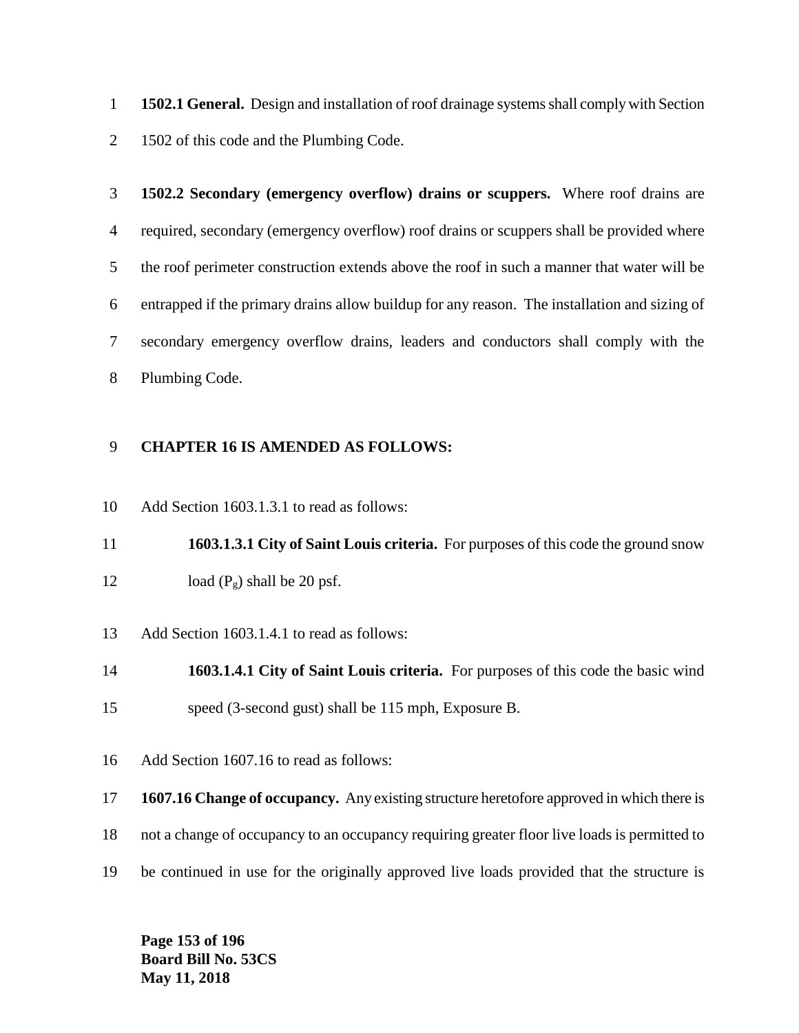**1502.1 General.** Design and installation of roof drainage systems shall comply with Section 1502 of this code and the Plumbing Code.

**1502.2 Secondary (emergency overflow) drains or scuppers.** Where roof drains are required, secondary (emergency overflow) roof drains or scuppers shall be provided where the roof perimeter construction extends above the roof in such a manner that water will be entrapped if the primary drains allow buildup for any reason. The installation and sizing of secondary emergency overflow drains, leaders and conductors shall comply with the Plumbing Code.

**CHAPTER 16 IS AMENDED AS FOLLOWS:**

Add Section 1603.1.3.1 to read as follows:

> **1603.1.3.1 City of Saint Louis criteria.** For purposes of this code the ground snow load ($P_g$) shall be 20 psf.

Add Section 1603.1.4.1 to read as follows:

> **1603.1.4.1 City of Saint Louis criteria.** For purposes of this code the basic wind speed (3-second gust) shall be 115 mph, Exposure B.

Add Section 1607.16 to read as follows:

**1607.16 Change of occupancy.** Any existing structure heretofore approved in which there is not a change of occupancy to an occupancy requiring greater floor live loads is permitted to be continued in use for the originally approved live loads provided that the structure is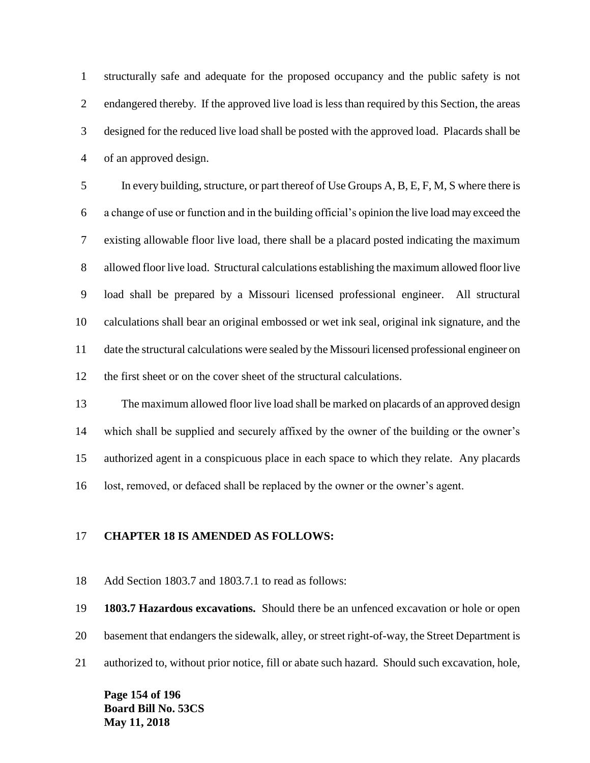structurally safe and adequate for the proposed occupancy and the public safety is not endangered thereby. If the approved live load is less than required by this Section, the areas designed for the reduced live load shall be posted with the approved load. Placards shall be of an approved design.

In every building, structure, or part thereof of Use Groups A, B, E, F, M, S where there is a change of use or function and in the building official's opinion the live load may exceed the existing allowable floor live load, there shall be a placard posted indicating the maximum allowed floor live load. Structural calculations establishing the maximum allowed floor live load shall be prepared by a Missouri licensed professional engineer. All structural calculations shall bear an original embossed or wet ink seal, original ink signature, and the date the structural calculations were sealed by the Missouri licensed professional engineer on the first sheet or on the cover sheet of the structural calculations.

The maximum allowed floor live load shall be marked on placards of an approved design which shall be supplied and securely affixed by the owner of the building or the owner's authorized agent in a conspicuous place in each space to which they relate. Any placards lost, removed, or defaced shall be replaced by the owner or the owner's agent.

**CHAPTER 18 IS AMENDED AS FOLLOWS:**

Add Section 1803.7 and 1803.7.1 to read as follows:

**1803.7 Hazardous excavations.** Should there be an unfenced excavation or hole or open basement that endangers the sidewalk, alley, or street right-of-way, the Street Department is authorized to, without prior notice, fill or abate such hazard. Should such excavation, hole,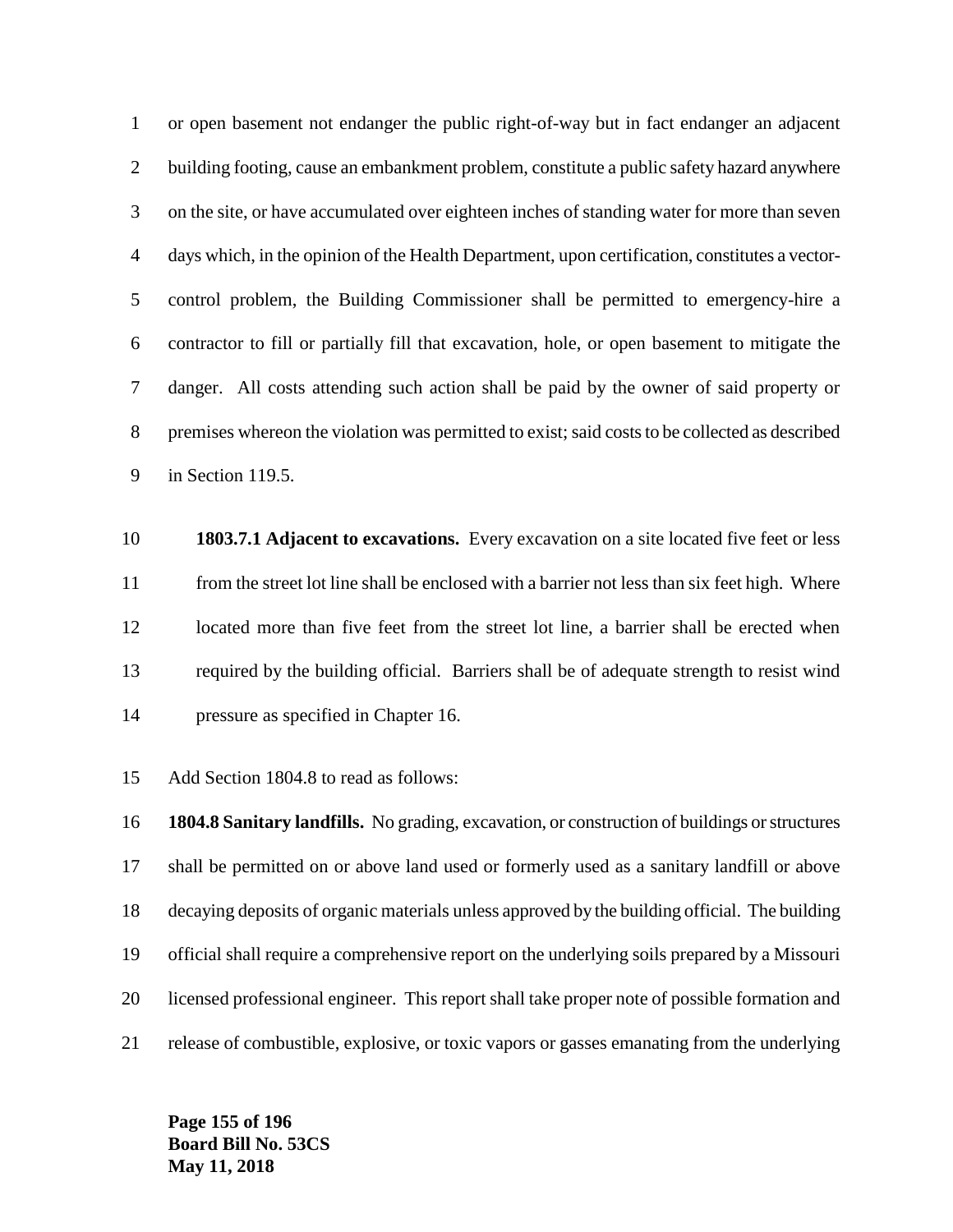or open basement not endanger the public right-of-way but in fact endanger an adjacent building footing, cause an embankment problem, constitute a public safety hazard anywhere on the site, or have accumulated over eighteen inches of standing water for more than seven days which, in the opinion of the Health Department, upon certification, constitutes a vector-control problem, the Building Commissioner shall be permitted to emergency-hire a contractor to fill or partially fill that excavation, hole, or open basement to mitigate the danger. All costs attending such action shall be paid by the owner of said property or premises whereon the violation was permitted to exist; said costs to be collected as described in Section 119.5.

**1803.7.1 Adjacent to excavations.** Every excavation on a site located five feet or less from the street lot line shall be enclosed with a barrier not less than six feet high. Where located more than five feet from the street lot line, a barrier shall be erected when required by the building official. Barriers shall be of adequate strength to resist wind pressure as specified in Chapter 16.

Add Section 1804.8 to read as follows:

**1804.8 Sanitary landfills.** No grading, excavation, or construction of buildings or structures shall be permitted on or above land used or formerly used as a sanitary landfill or above decaying deposits of organic materials unless approved by the building official. The building official shall require a comprehensive report on the underlying soils prepared by a Missouri licensed professional engineer. This report shall take proper note of possible formation and release of combustible, explosive, or toxic vapors or gasses emanating from the underlying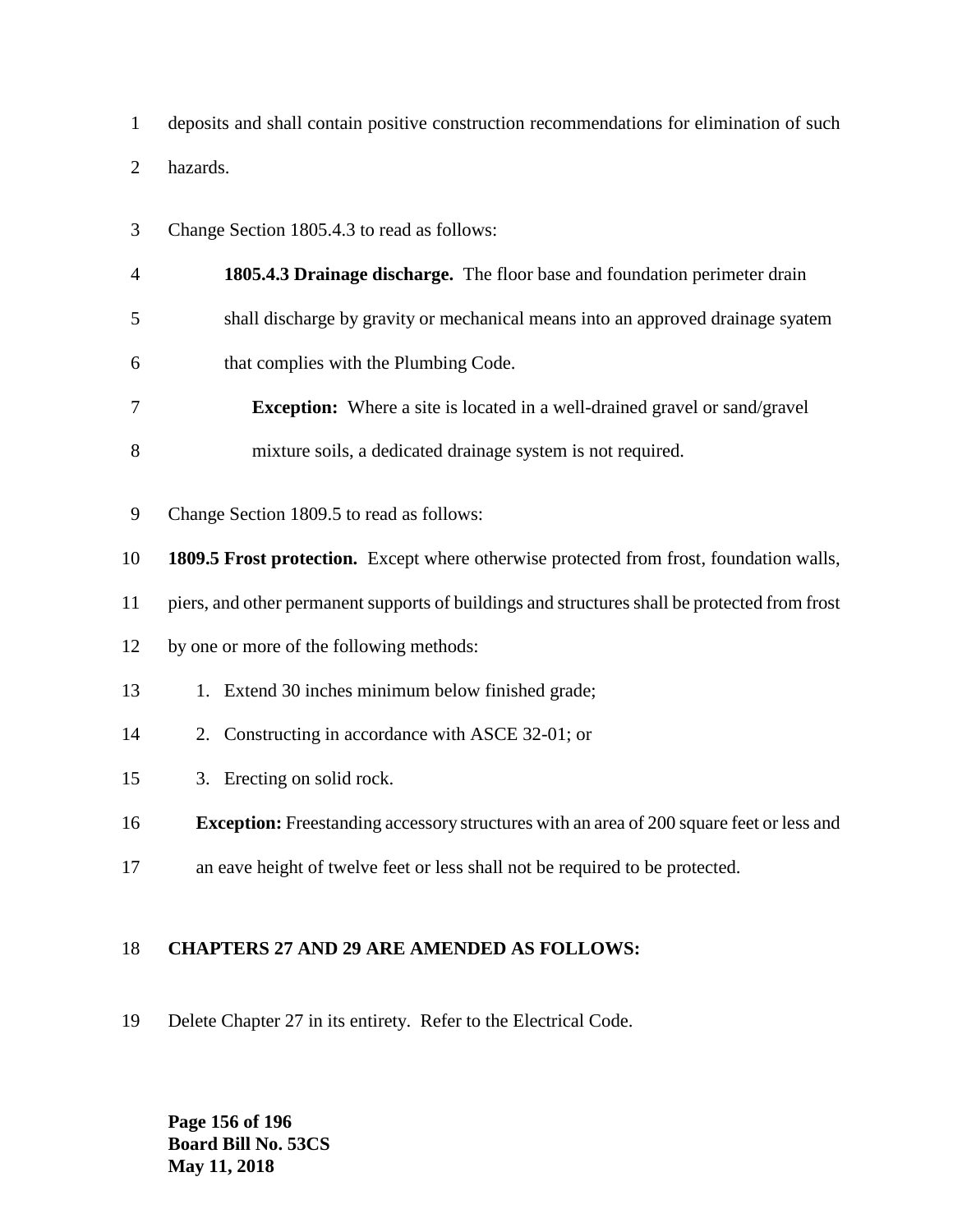deposits and shall contain positive construction recommendations for elimination of such hazards.

Change Section 1805.4.3 to read as follows:

> **1805.4.3 Drainage discharge.** The floor base and foundation perimeter drain shall discharge by gravity or mechanical means into an approved drainage syatem that complies with the Plumbing Code.
>
> > **Exception:** Where a site is located in a well-drained gravel or sand/gravel mixture soils, a dedicated drainage system is not required.

Change Section 1809.5 to read as follows:

**1809.5 Frost protection.** Except where otherwise protected from frost, foundation walls, piers, and other permanent supports of buildings and structures shall be protected from frost by one or more of the following methods:

1. Extend 30 inches minimum below finished grade;
2. Constructing in accordance with ASCE 32-01; or
3. Erecting on solid rock.

**Exception:** Freestanding accessory structures with an area of 200 square feet or less and an eave height of twelve feet or less shall not be required to be protected.

**CHAPTERS 27 AND 29 ARE AMENDED AS FOLLOWS:**

Delete Chapter 27 in its entirety. Refer to the Electrical Code.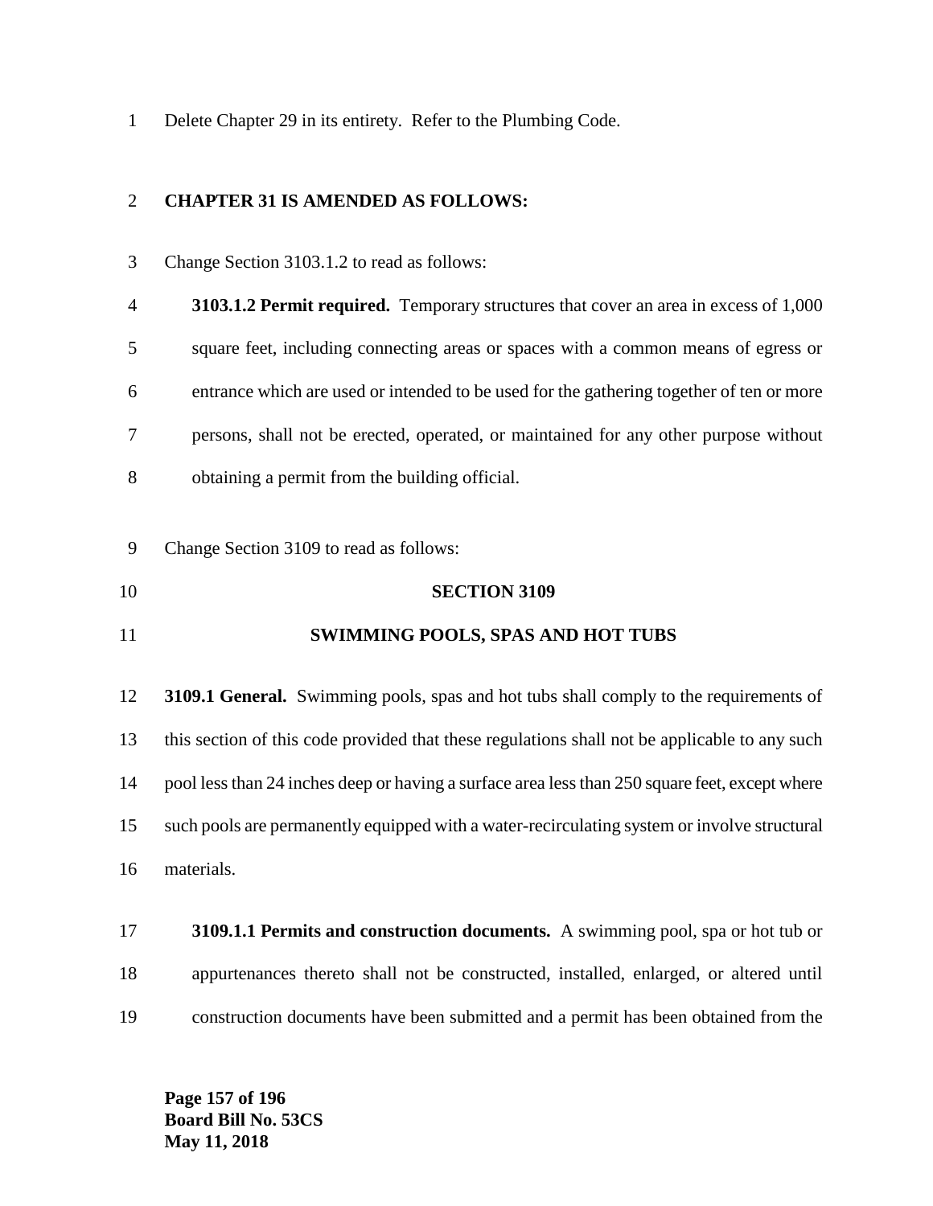Delete Chapter 29 in its entirety. Refer to the Plumbing Code.

**CHAPTER 31 IS AMENDED AS FOLLOWS:**

Change Section 3103.1.2 to read as follows:

> **3103.1.2 Permit required.** Temporary structures that cover an area in excess of 1,000 square feet, including connecting areas or spaces with a common means of egress or entrance which are used or intended to be used for the gathering together of ten or more persons, shall not be erected, operated, or maintained for any other purpose without obtaining a permit from the building official.

Change Section 3109 to read as follows:

**SECTION 3109**

**SWIMMING POOLS, SPAS AND HOT TUBS**

**3109.1 General.** Swimming pools, spas and hot tubs shall comply to the requirements of this section of this code provided that these regulations shall not be applicable to any such pool less than 24 inches deep or having a surface area less than 250 square feet, except where such pools are permanently equipped with a water-recirculating system or involve structural materials.

> **3109.1.1 Permits and construction documents.** A swimming pool, spa or hot tub or appurtenances thereto shall not be constructed, installed, enlarged, or altered until construction documents have been submitted and a permit has been obtained from the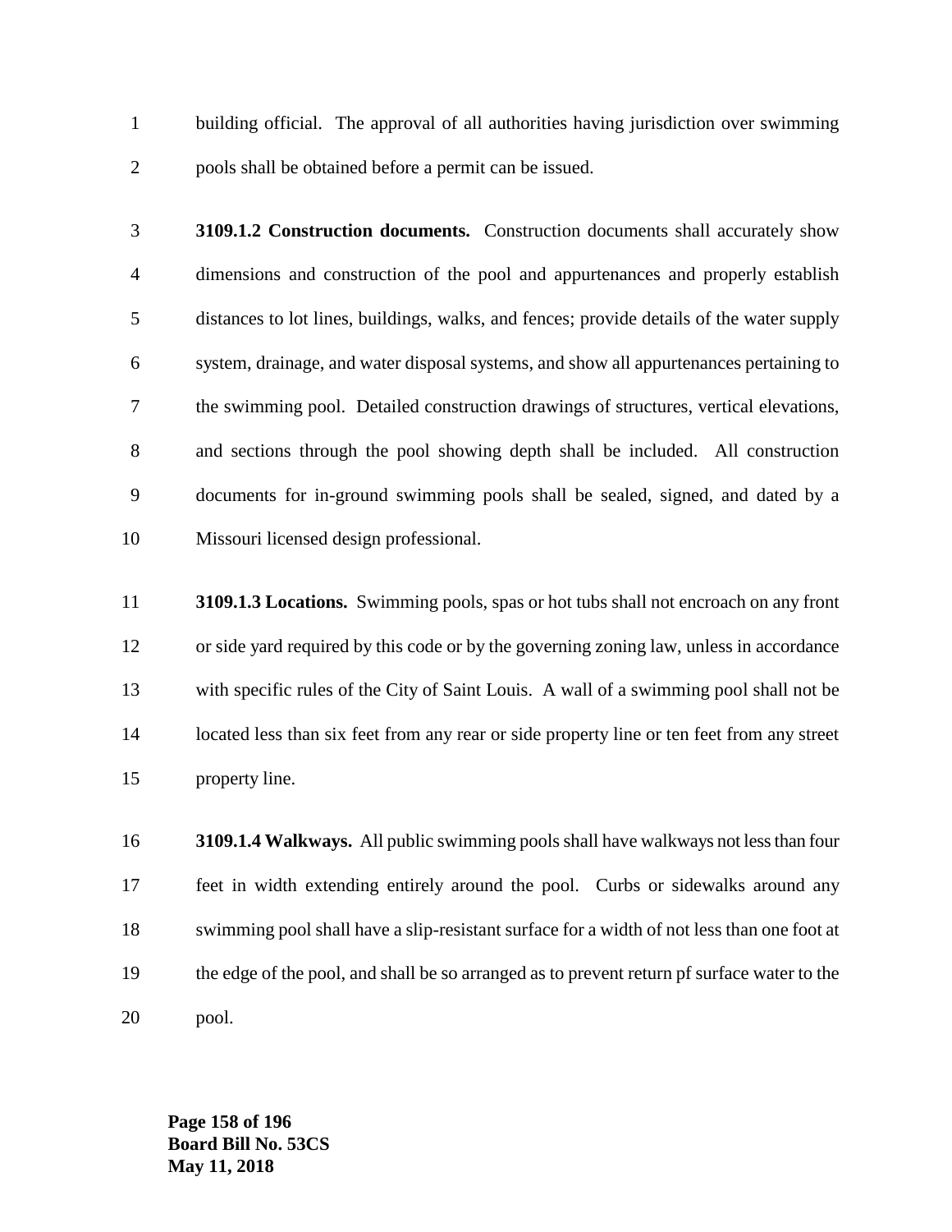building official. The approval of all authorities having jurisdiction over swimming pools shall be obtained before a permit can be issued.

**3109.1.2 Construction documents.** Construction documents shall accurately show dimensions and construction of the pool and appurtenances and properly establish distances to lot lines, buildings, walks, and fences; provide details of the water supply system, drainage, and water disposal systems, and show all appurtenances pertaining to the swimming pool. Detailed construction drawings of structures, vertical elevations, and sections through the pool showing depth shall be included. All construction documents for in-ground swimming pools shall be sealed, signed, and dated by a Missouri licensed design professional.

**3109.1.3 Locations.** Swimming pools, spas or hot tubs shall not encroach on any front or side yard required by this code or by the governing zoning law, unless in accordance with specific rules of the City of Saint Louis. A wall of a swimming pool shall not be located less than six feet from any rear or side property line or ten feet from any street property line.

**3109.1.4 Walkways.** All public swimming pools shall have walkways not less than four feet in width extending entirely around the pool. Curbs or sidewalks around any swimming pool shall have a slip-resistant surface for a width of not less than one foot at the edge of the pool, and shall be so arranged as to prevent return pf surface water to the pool.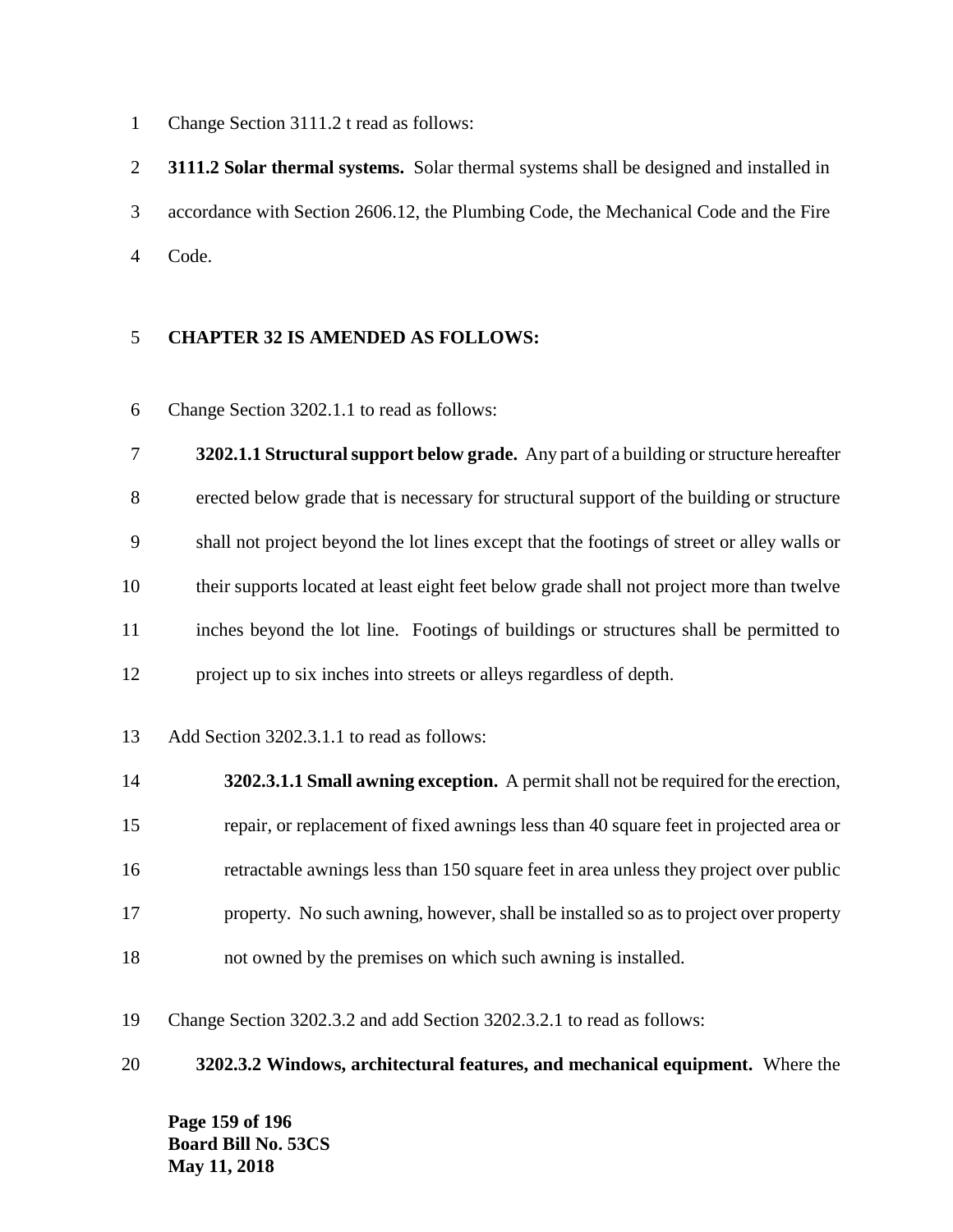Change Section 3111.2 t read as follows:

**3111.2 Solar thermal systems.** Solar thermal systems shall be designed and installed in accordance with Section 2606.12, the Plumbing Code, the Mechanical Code and the Fire Code.

**CHAPTER 32 IS AMENDED AS FOLLOWS:**

Change Section 3202.1.1 to read as follows:

**3202.1.1 Structural support below grade.** Any part of a building or structure hereafter erected below grade that is necessary for structural support of the building or structure shall not project beyond the lot lines except that the footings of street or alley walls or their supports located at least eight feet below grade shall not project more than twelve inches beyond the lot line. Footings of buildings or structures shall be permitted to project up to six inches into streets or alleys regardless of depth.

Add Section 3202.3.1.1 to read as follows:

**3202.3.1.1 Small awning exception.** A permit shall not be required for the erection, repair, or replacement of fixed awnings less than 40 square feet in projected area or retractable awnings less than 150 square feet in area unless they project over public property. No such awning, however, shall be installed so as to project over property not owned by the premises on which such awning is installed.

Change Section 3202.3.2 and add Section 3202.3.2.1 to read as follows:

**3202.3.2 Windows, architectural features, and mechanical equipment.** Where the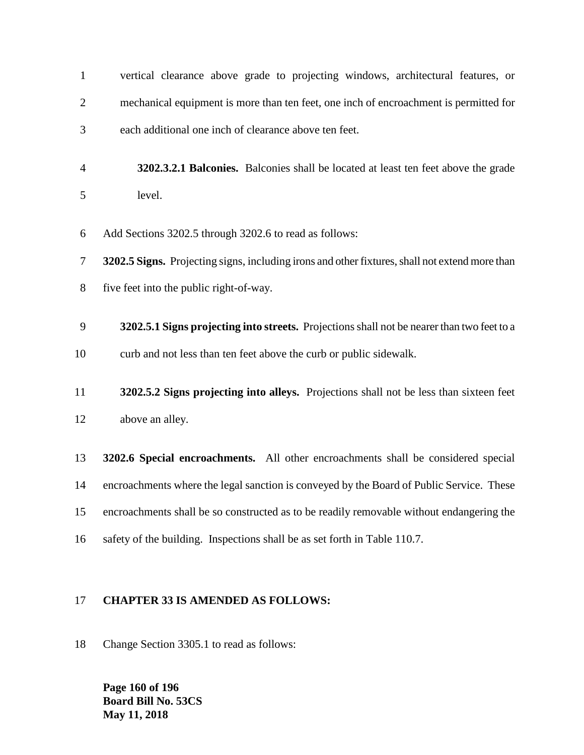vertical clearance above grade to projecting windows, architectural features, or mechanical equipment is more than ten feet, one inch of encroachment is permitted for each additional one inch of clearance above ten feet.

**3202.3.2.1 Balconies.** Balconies shall be located at least ten feet above the grade level.

Add Sections 3202.5 through 3202.6 to read as follows:

**3202.5 Signs.** Projecting signs, including irons and other fixtures, shall not extend more than five feet into the public right-of-way.

**3202.5.1 Signs projecting into streets.** Projections shall not be nearer than two feet to a curb and not less than ten feet above the curb or public sidewalk.

**3202.5.2 Signs projecting into alleys.** Projections shall not be less than sixteen feet above an alley.

**3202.6 Special encroachments.** All other encroachments shall be considered special encroachments where the legal sanction is conveyed by the Board of Public Service. These encroachments shall be so constructed as to be readily removable without endangering the safety of the building. Inspections shall be as set forth in Table 110.7.

**CHAPTER 33 IS AMENDED AS FOLLOWS:**

Change Section 3305.1 to read as follows: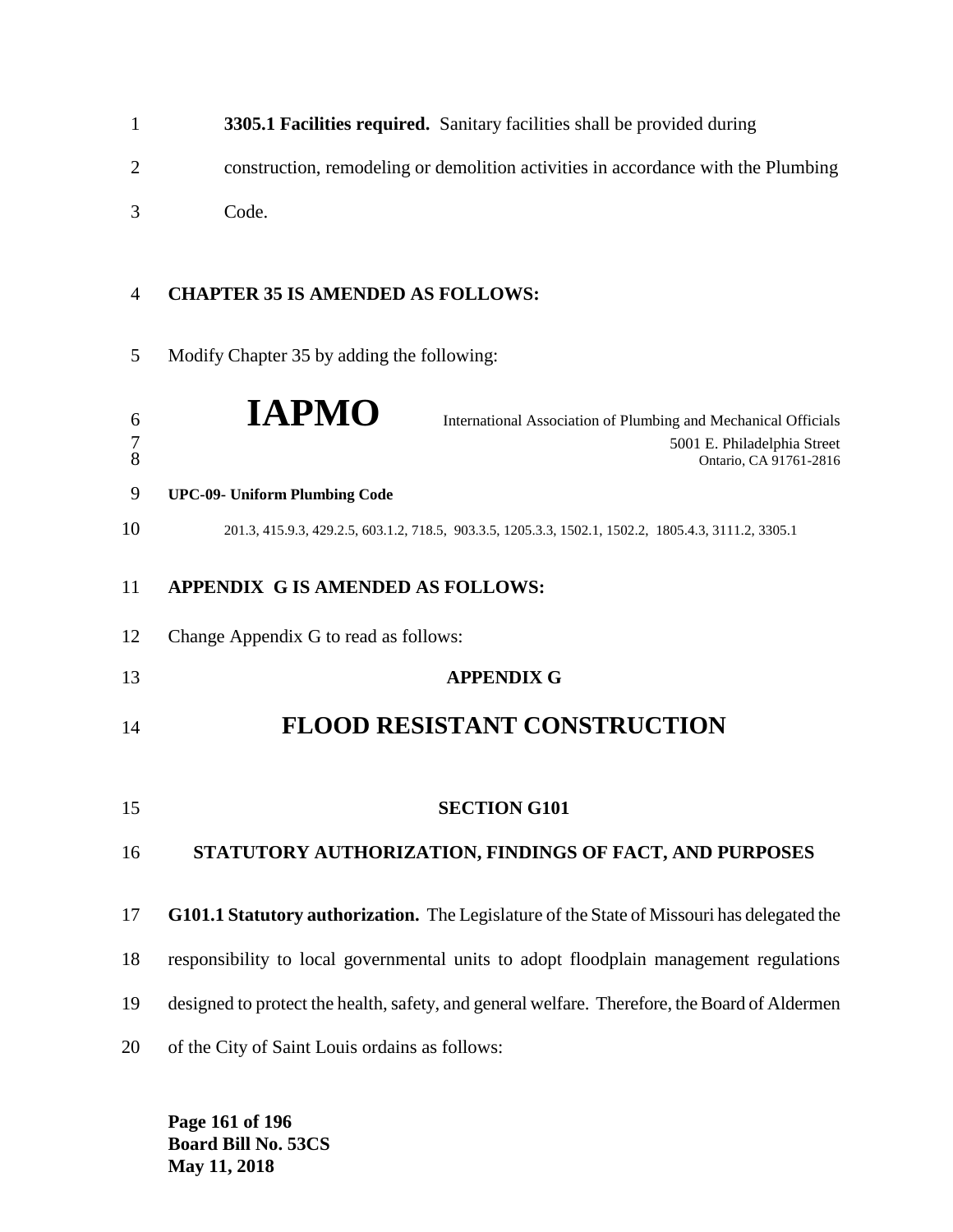**3305.1 Facilities required.** Sanitary facilities shall be provided during construction, remodeling or demolition activities in accordance with the Plumbing Code.

**CHAPTER 35 IS AMENDED AS FOLLOWS:**

Modify Chapter 35 by adding the following:

**IAPMO** International Association of Plumbing and Mechanical Officials
5001 E. Philadelphia Street
Ontario, CA 91761-2816

**UPC-09- Uniform Plumbing Code**

201.3, 415.9.3, 429.2.5, 603.1.2, 718.5, 903.3.5, 1205.3.3, 1502.1, 1502.2, 1805.4.3, 3111.2, 3305.1

**APPENDIX G IS AMENDED AS FOLLOWS:**

Change Appendix G to read as follows:

**APPENDIX G**

# FLOOD RESISTANT CONSTRUCTION

## SECTION G101

## STATUTORY AUTHORIZATION, FINDINGS OF FACT, AND PURPOSES

**G101.1 Statutory authorization.** The Legislature of the State of Missouri has delegated the responsibility to local governmental units to adopt floodplain management regulations designed to protect the health, safety, and general welfare. Therefore, the Board of Aldermen of the City of Saint Louis ordains as follows: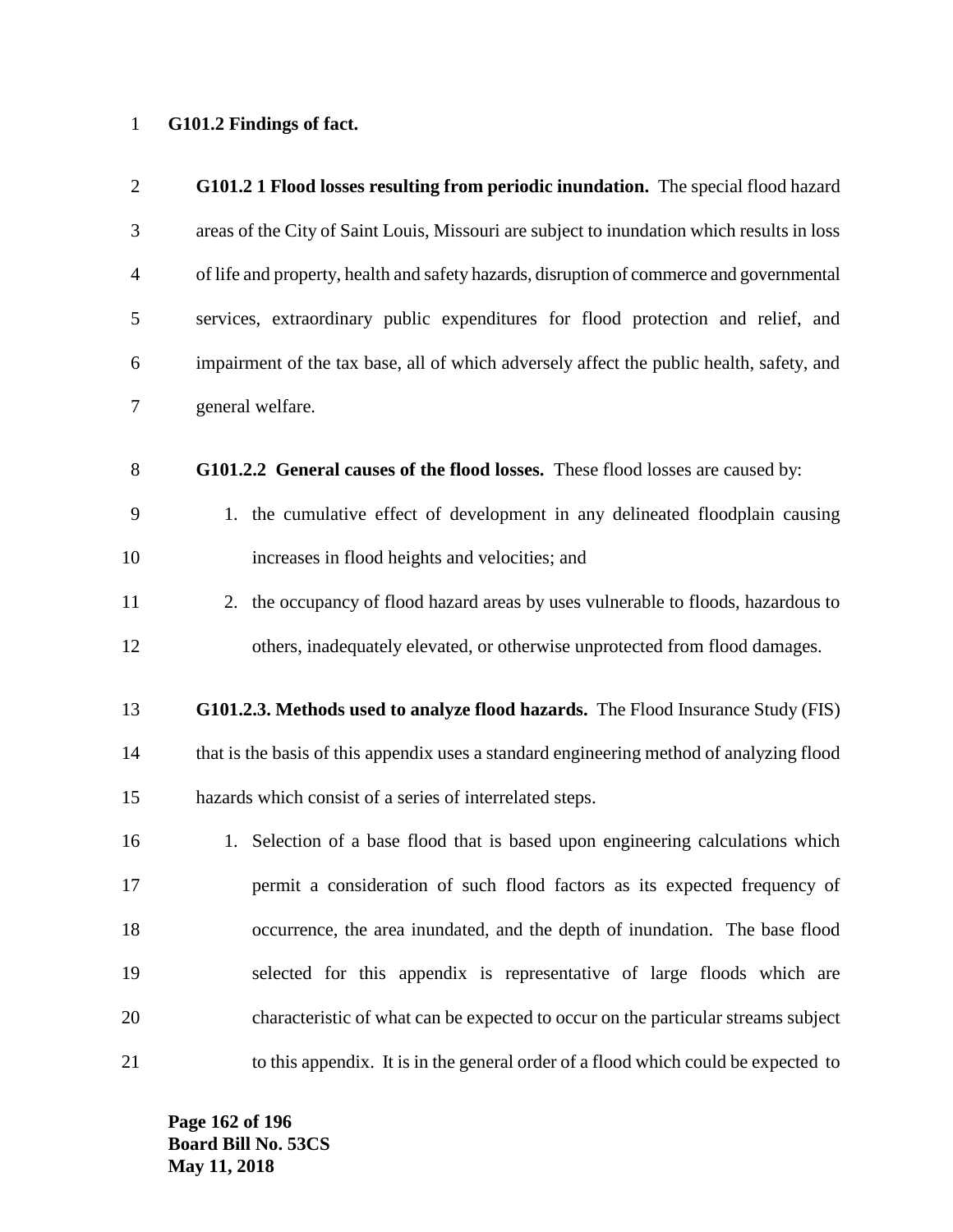**G101.2 Findings of fact.**

**G101.2 1 Flood losses resulting from periodic inundation.** The special flood hazard areas of the City of Saint Louis, Missouri are subject to inundation which results in loss of life and property, health and safety hazards, disruption of commerce and governmental services, extraordinary public expenditures for flood protection and relief, and impairment of the tax base, all of which adversely affect the public health, safety, and general welfare.

**G101.2.2 General causes of the flood losses.** These flood losses are caused by:

1. the cumulative effect of development in any delineated floodplain causing increases in flood heights and velocities; and
2. the occupancy of flood hazard areas by uses vulnerable to floods, hazardous to others, inadequately elevated, or otherwise unprotected from flood damages.

**G101.2.3. Methods used to analyze flood hazards.** The Flood Insurance Study (FIS) that is the basis of this appendix uses a standard engineering method of analyzing flood hazards which consist of a series of interrelated steps.

1. Selection of a base flood that is based upon engineering calculations which permit a consideration of such flood factors as its expected frequency of occurrence, the area inundated, and the depth of inundation. The base flood selected for this appendix is representative of large floods which are characteristic of what can be expected to occur on the particular streams subject to this appendix. It is in the general order of a flood which could be expected to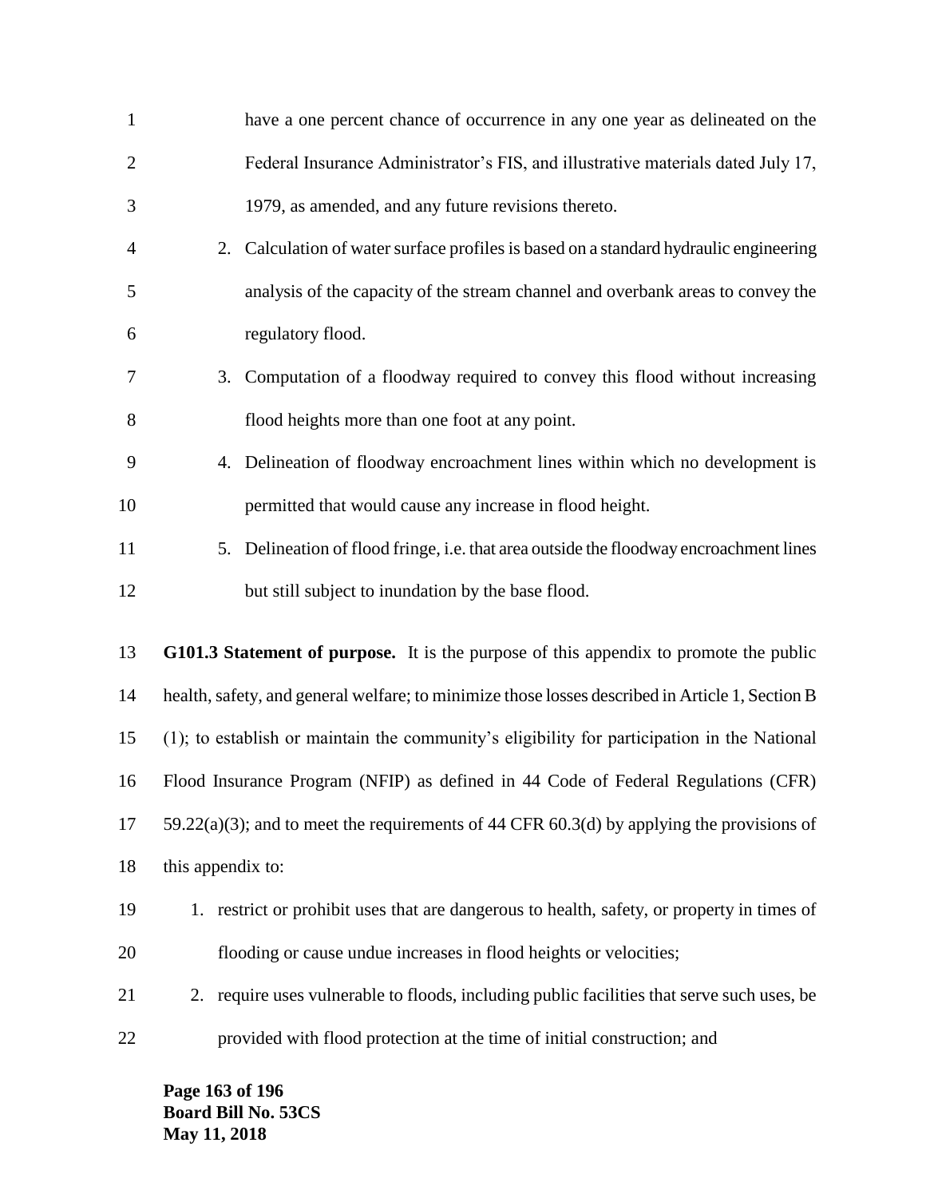have a one percent chance of occurrence in any one year as delineated on the Federal Insurance Administrator's FIS, and illustrative materials dated July 17, 1979, as amended, and any future revisions thereto.

2. Calculation of water surface profiles is based on a standard hydraulic engineering analysis of the capacity of the stream channel and overbank areas to convey the regulatory flood.
3. Computation of a floodway required to convey this flood without increasing flood heights more than one foot at any point.
4. Delineation of floodway encroachment lines within which no development is permitted that would cause any increase in flood height.
5. Delineation of flood fringe, i.e. that area outside the floodway encroachment lines but still subject to inundation by the base flood.

**G101.3 Statement of purpose.** It is the purpose of this appendix to promote the public health, safety, and general welfare; to minimize those losses described in Article 1, Section B (1); to establish or maintain the community's eligibility for participation in the National Flood Insurance Program (NFIP) as defined in 44 Code of Federal Regulations (CFR) 59.22(a)(3); and to meet the requirements of 44 CFR 60.3(d) by applying the provisions of this appendix to:

1. restrict or prohibit uses that are dangerous to health, safety, or property in times of flooding or cause undue increases in flood heights or velocities;
2. require uses vulnerable to floods, including public facilities that serve such uses, be provided with flood protection at the time of initial construction; and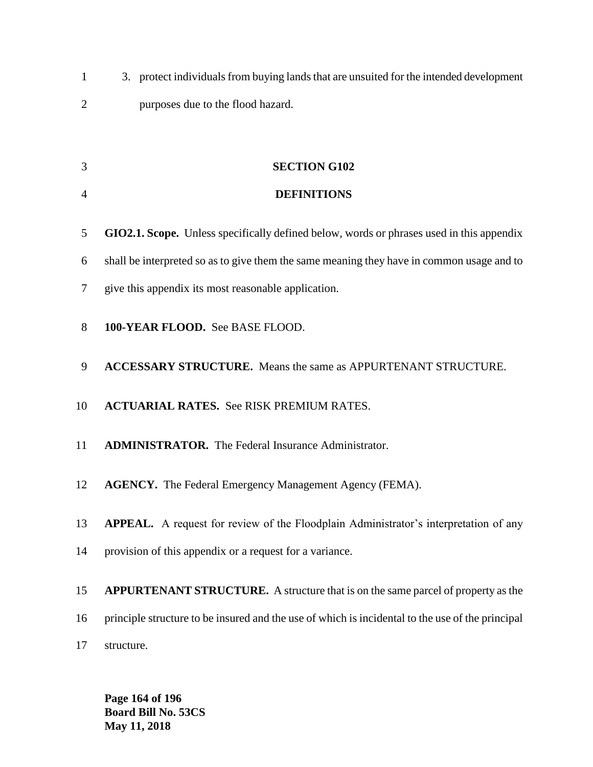3. protect individuals from buying lands that are unsuited for the intended development purposes due to the flood hazard.

## SECTION G102
## DEFINITIONS

**GIO2.1. Scope.** Unless specifically defined below, words or phrases used in this appendix shall be interpreted so as to give them the same meaning they have in common usage and to give this appendix its most reasonable application.

**100-YEAR FLOOD.** See BASE FLOOD.

**ACCESSARY STRUCTURE.** Means the same as APPURTENANT STRUCTURE.

**ACTUARIAL RATES.** See RISK PREMIUM RATES.

**ADMINISTRATOR.** The Federal Insurance Administrator.

**AGENCY.** The Federal Emergency Management Agency (FEMA).

**APPEAL.** A request for review of the Floodplain Administrator's interpretation of any provision of this appendix or a request for a variance.

**APPURTENANT STRUCTURE.** A structure that is on the same parcel of property as the principle structure to be insured and the use of which is incidental to the use of the principal structure.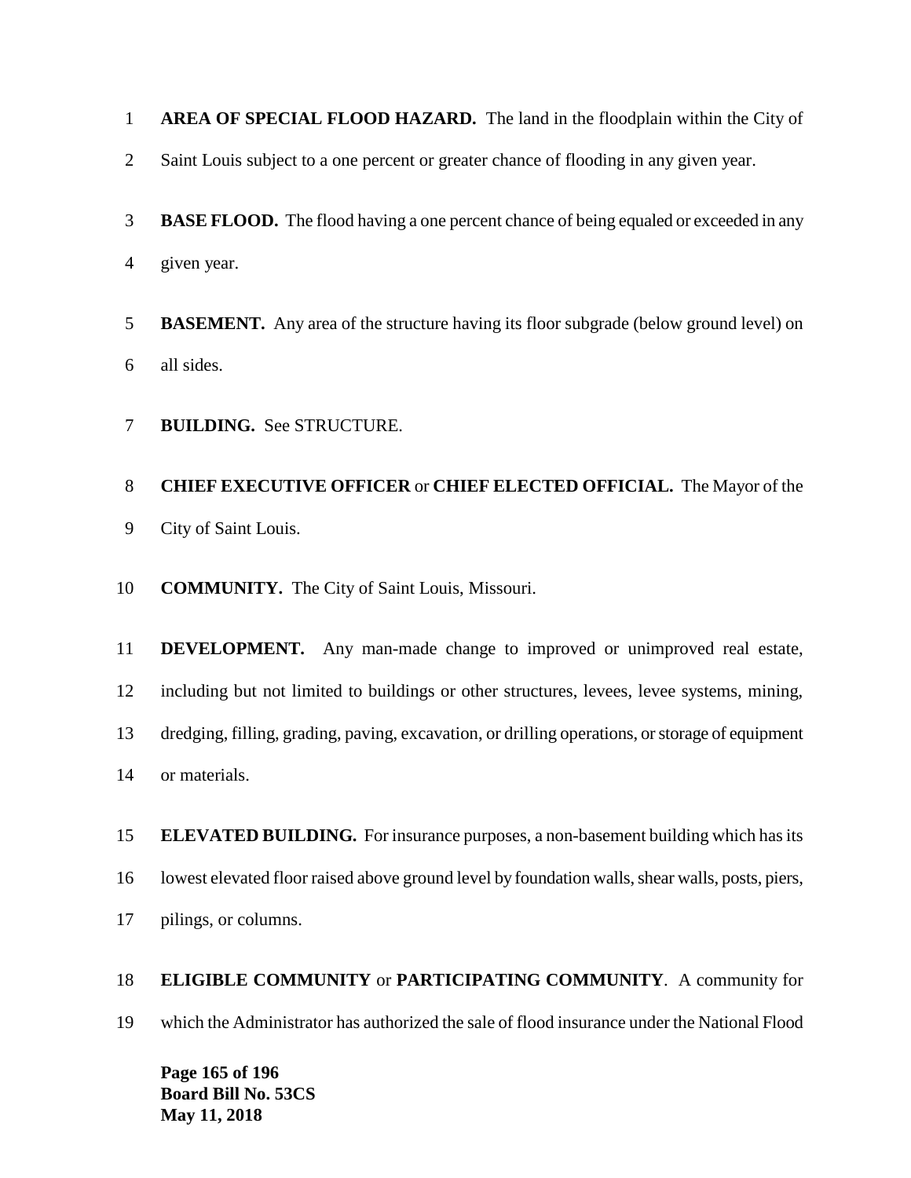**AREA OF SPECIAL FLOOD HAZARD.** The land in the floodplain within the City of Saint Louis subject to a one percent or greater chance of flooding in any given year.

**BASE FLOOD.** The flood having a one percent chance of being equaled or exceeded in any given year.

**BASEMENT.** Any area of the structure having its floor subgrade (below ground level) on all sides.

**BUILDING.** See STRUCTURE.

**CHIEF EXECUTIVE OFFICER** or **CHIEF ELECTED OFFICIAL.** The Mayor of the City of Saint Louis.

**COMMUNITY.** The City of Saint Louis, Missouri.

**DEVELOPMENT.** Any man-made change to improved or unimproved real estate, including but not limited to buildings or other structures, levees, levee systems, mining, dredging, filling, grading, paving, excavation, or drilling operations, or storage of equipment or materials.

**ELEVATED BUILDING.** For insurance purposes, a non-basement building which has its lowest elevated floor raised above ground level by foundation walls, shear walls, posts, piers, pilings, or columns.

**ELIGIBLE COMMUNITY** or **PARTICIPATING COMMUNITY**. A community for which the Administrator has authorized the sale of flood insurance under the National Flood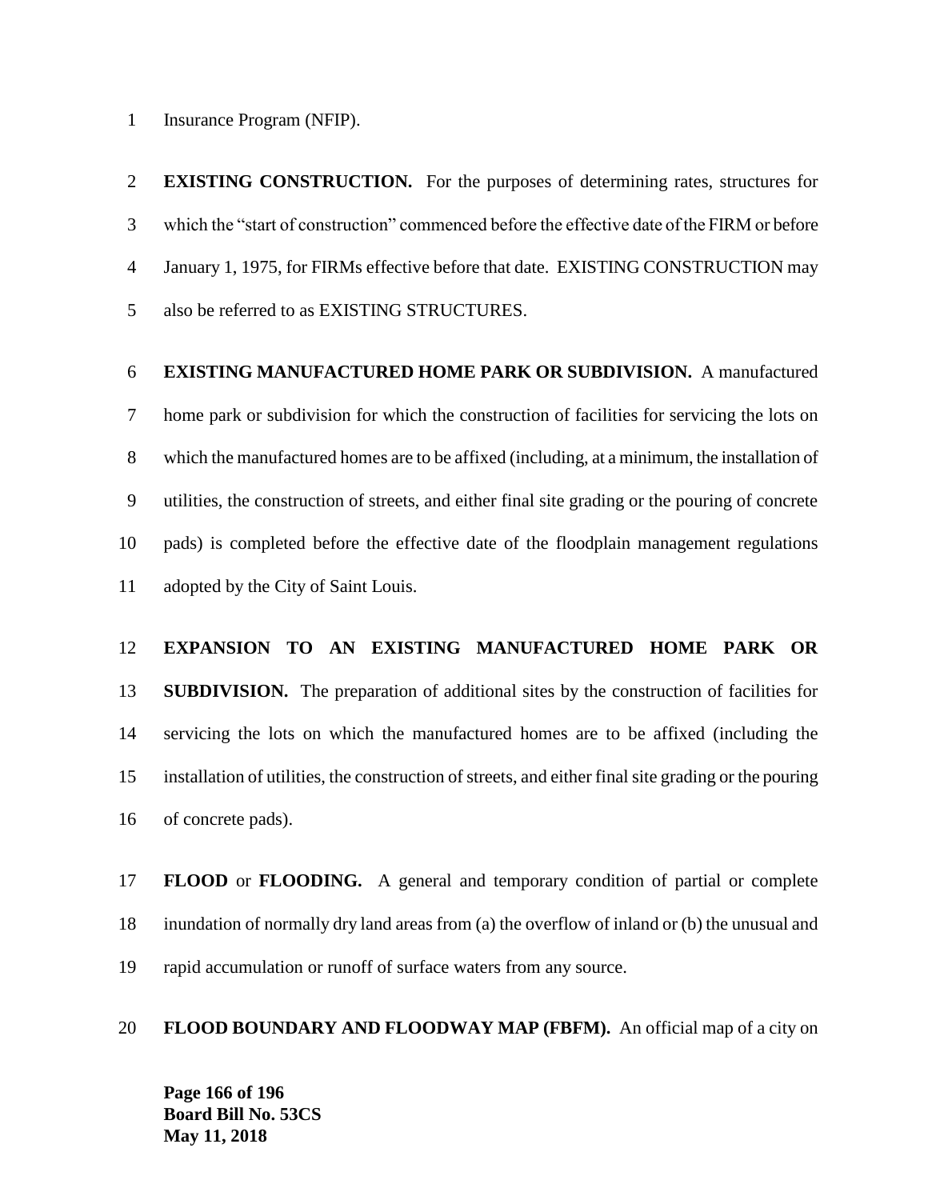Insurance Program (NFIP).

**EXISTING CONSTRUCTION.** For the purposes of determining rates, structures for which the "start of construction" commenced before the effective date of the FIRM or before January 1, 1975, for FIRMs effective before that date. EXISTING CONSTRUCTION may also be referred to as EXISTING STRUCTURES.

**EXISTING MANUFACTURED HOME PARK OR SUBDIVISION.** A manufactured home park or subdivision for which the construction of facilities for servicing the lots on which the manufactured homes are to be affixed (including, at a minimum, the installation of utilities, the construction of streets, and either final site grading or the pouring of concrete pads) is completed before the effective date of the floodplain management regulations adopted by the City of Saint Louis.

**EXPANSION TO AN EXISTING MANUFACTURED HOME PARK OR SUBDIVISION.** The preparation of additional sites by the construction of facilities for servicing the lots on which the manufactured homes are to be affixed (including the installation of utilities, the construction of streets, and either final site grading or the pouring of concrete pads).

**FLOOD** or **FLOODING.** A general and temporary condition of partial or complete inundation of normally dry land areas from (a) the overflow of inland or (b) the unusual and rapid accumulation or runoff of surface waters from any source.

**FLOOD BOUNDARY AND FLOODWAY MAP (FBFM).** An official map of a city on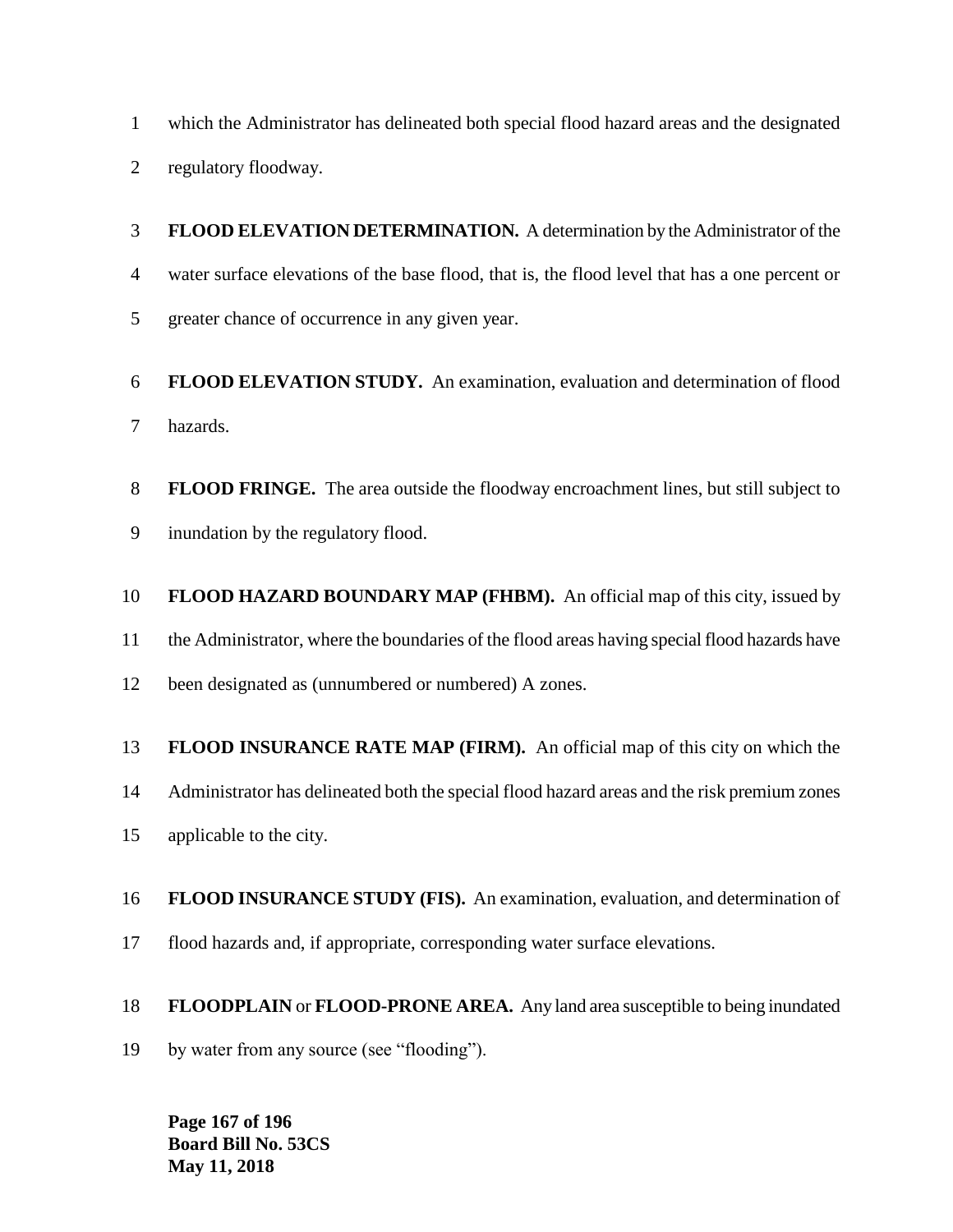which the Administrator has delineated both special flood hazard areas and the designated regulatory floodway.

**FLOOD ELEVATION DETERMINATION.** A determination by the Administrator of the water surface elevations of the base flood, that is, the flood level that has a one percent or greater chance of occurrence in any given year.

**FLOOD ELEVATION STUDY.** An examination, evaluation and determination of flood hazards.

**FLOOD FRINGE.** The area outside the floodway encroachment lines, but still subject to inundation by the regulatory flood.

**FLOOD HAZARD BOUNDARY MAP (FHBM).** An official map of this city, issued by the Administrator, where the boundaries of the flood areas having special flood hazards have been designated as (unnumbered or numbered) A zones.

**FLOOD INSURANCE RATE MAP (FIRM).** An official map of this city on which the Administrator has delineated both the special flood hazard areas and the risk premium zones applicable to the city.

**FLOOD INSURANCE STUDY (FIS).** An examination, evaluation, and determination of flood hazards and, if appropriate, corresponding water surface elevations.

**FLOODPLAIN** or **FLOOD-PRONE AREA.** Any land area susceptible to being inundated by water from any source (see “flooding”).

**Board Bill No. 53CS**
**May 11, 2018**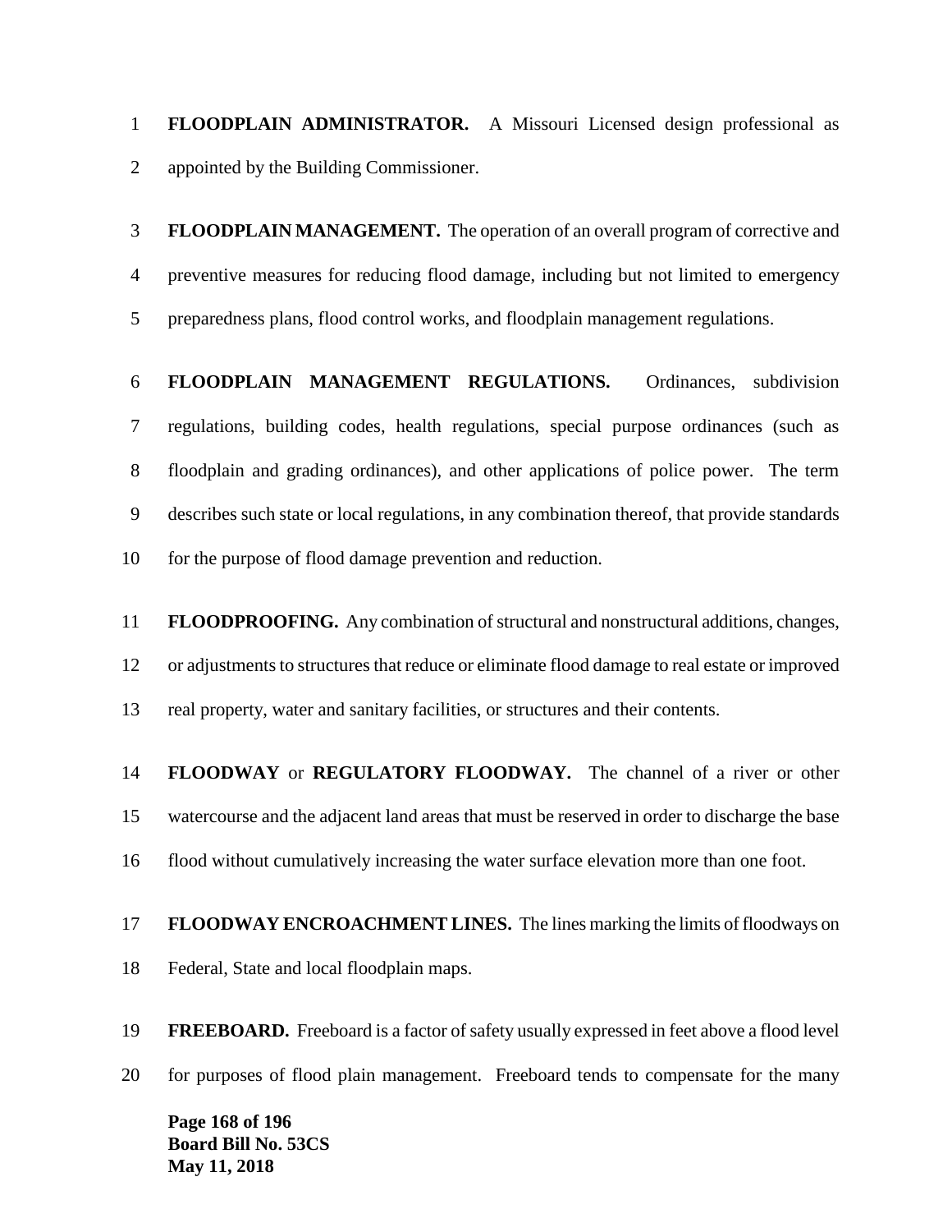**FLOODPLAIN ADMINISTRATOR.** A Missouri Licensed design professional as appointed by the Building Commissioner.

**FLOODPLAIN MANAGEMENT.** The operation of an overall program of corrective and preventive measures for reducing flood damage, including but not limited to emergency preparedness plans, flood control works, and floodplain management regulations.

**FLOODPLAIN MANAGEMENT REGULATIONS.** Ordinances, subdivision regulations, building codes, health regulations, special purpose ordinances (such as floodplain and grading ordinances), and other applications of police power. The term describes such state or local regulations, in any combination thereof, that provide standards for the purpose of flood damage prevention and reduction.

**FLOODPROOFING.** Any combination of structural and nonstructural additions, changes, or adjustments to structures that reduce or eliminate flood damage to real estate or improved real property, water and sanitary facilities, or structures and their contents.

**FLOODWAY** or **REGULATORY FLOODWAY.** The channel of a river or other watercourse and the adjacent land areas that must be reserved in order to discharge the base flood without cumulatively increasing the water surface elevation more than one foot.

**FLOODWAY ENCROACHMENT LINES.** The lines marking the limits of floodways on Federal, State and local floodplain maps.

**FREEBOARD.** Freeboard is a factor of safety usually expressed in feet above a flood level for purposes of flood plain management. Freeboard tends to compensate for the many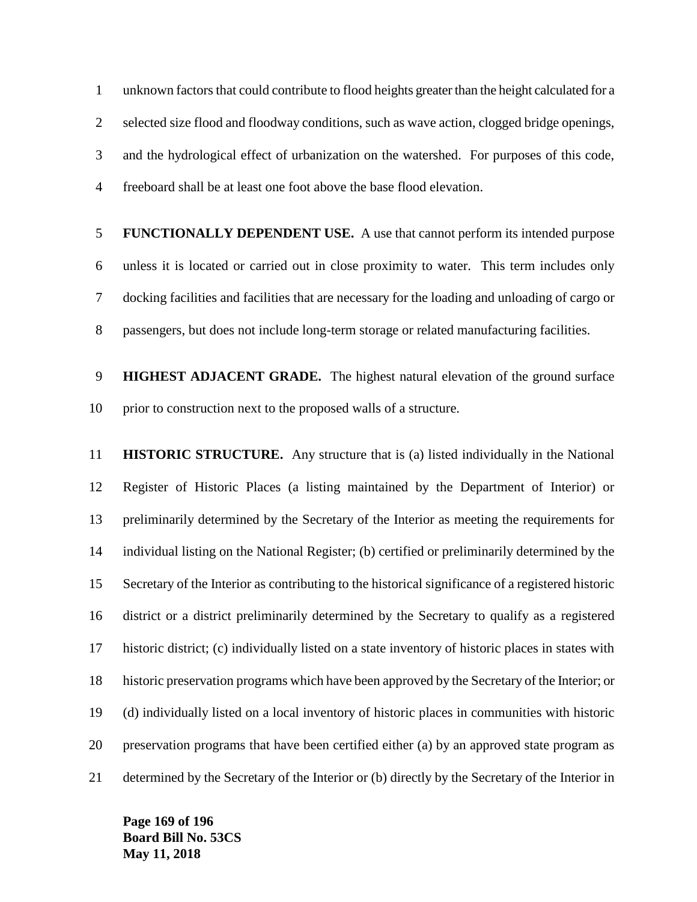unknown factors that could contribute to flood heights greater than the height calculated for a selected size flood and floodway conditions, such as wave action, clogged bridge openings, and the hydrological effect of urbanization on the watershed. For purposes of this code, freeboard shall be at least one foot above the base flood elevation.

**FUNCTIONALLY DEPENDENT USE.** A use that cannot perform its intended purpose unless it is located or carried out in close proximity to water. This term includes only docking facilities and facilities that are necessary for the loading and unloading of cargo or passengers, but does not include long-term storage or related manufacturing facilities.

**HIGHEST ADJACENT GRADE.** The highest natural elevation of the ground surface prior to construction next to the proposed walls of a structure.

**HISTORIC STRUCTURE.** Any structure that is (a) listed individually in the National Register of Historic Places (a listing maintained by the Department of Interior) or preliminarily determined by the Secretary of the Interior as meeting the requirements for individual listing on the National Register; (b) certified or preliminarily determined by the Secretary of the Interior as contributing to the historical significance of a registered historic district or a district preliminarily determined by the Secretary to qualify as a registered historic district; (c) individually listed on a state inventory of historic places in states with historic preservation programs which have been approved by the Secretary of the Interior; or (d) individually listed on a local inventory of historic places in communities with historic preservation programs that have been certified either (a) by an approved state program as determined by the Secretary of the Interior or (b) directly by the Secretary of the Interior in

**Board Bill No. 53CS**
**May 11, 2018**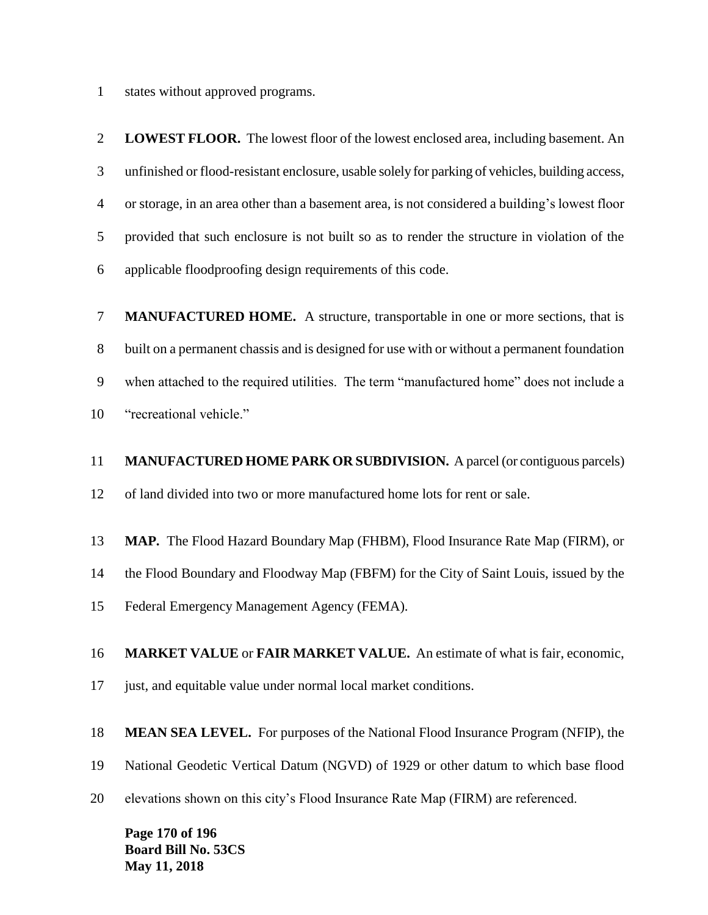states without approved programs.

**LOWEST FLOOR.** The lowest floor of the lowest enclosed area, including basement. An unfinished or flood-resistant enclosure, usable solely for parking of vehicles, building access, or storage, in an area other than a basement area, is not considered a building's lowest floor provided that such enclosure is not built so as to render the structure in violation of the applicable floodproofing design requirements of this code.

**MANUFACTURED HOME.** A structure, transportable in one or more sections, that is built on a permanent chassis and is designed for use with or without a permanent foundation when attached to the required utilities. The term "manufactured home" does not include a "recreational vehicle."

**MANUFACTURED HOME PARK OR SUBDIVISION.** A parcel (or contiguous parcels) of land divided into two or more manufactured home lots for rent or sale.

**MAP.** The Flood Hazard Boundary Map (FHBM), Flood Insurance Rate Map (FIRM), or the Flood Boundary and Floodway Map (FBFM) for the City of Saint Louis, issued by the Federal Emergency Management Agency (FEMA).

**MARKET VALUE** or **FAIR MARKET VALUE.** An estimate of what is fair, economic, just, and equitable value under normal local market conditions.

**MEAN SEA LEVEL.** For purposes of the National Flood Insurance Program (NFIP), the National Geodetic Vertical Datum (NGVD) of 1929 or other datum to which base flood elevations shown on this city's Flood Insurance Rate Map (FIRM) are referenced.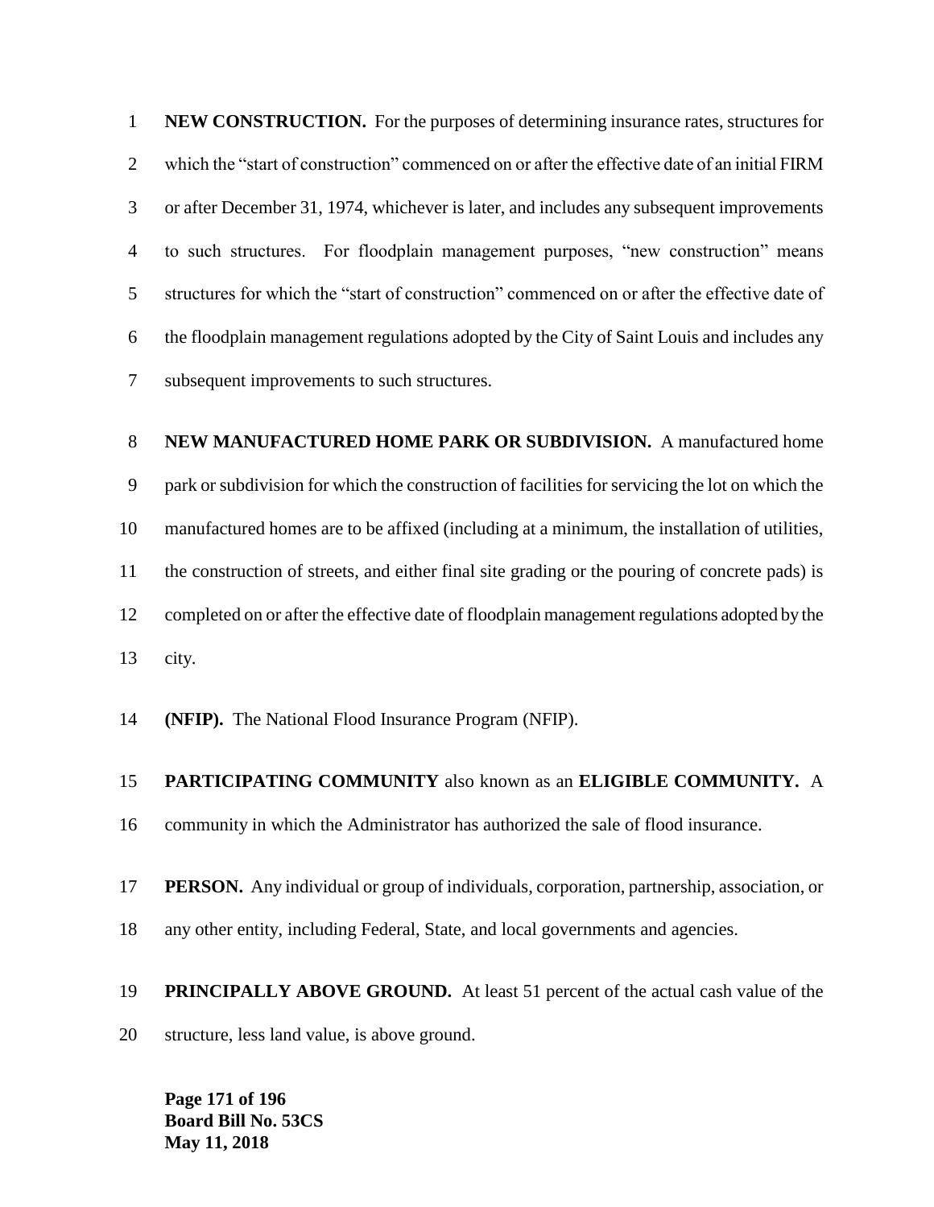**NEW CONSTRUCTION.** For the purposes of determining insurance rates, structures for which the "start of construction" commenced on or after the effective date of an initial FIRM or after December 31, 1974, whichever is later, and includes any subsequent improvements to such structures. For floodplain management purposes, "new construction" means structures for which the "start of construction" commenced on or after the effective date of the floodplain management regulations adopted by the City of Saint Louis and includes any subsequent improvements to such structures.

**NEW MANUFACTURED HOME PARK OR SUBDIVISION.** A manufactured home park or subdivision for which the construction of facilities for servicing the lot on which the manufactured homes are to be affixed (including at a minimum, the installation of utilities, the construction of streets, and either final site grading or the pouring of concrete pads) is completed on or after the effective date of floodplain management regulations adopted by the city.

**(NFIP).** The National Flood Insurance Program (NFIP).

**PARTICIPATING COMMUNITY** also known as an **ELIGIBLE COMMUNITY.** A community in which the Administrator has authorized the sale of flood insurance.

**PERSON.** Any individual or group of individuals, corporation, partnership, association, or any other entity, including Federal, State, and local governments and agencies.

**PRINCIPALLY ABOVE GROUND.** At least 51 percent of the actual cash value of the structure, less land value, is above ground.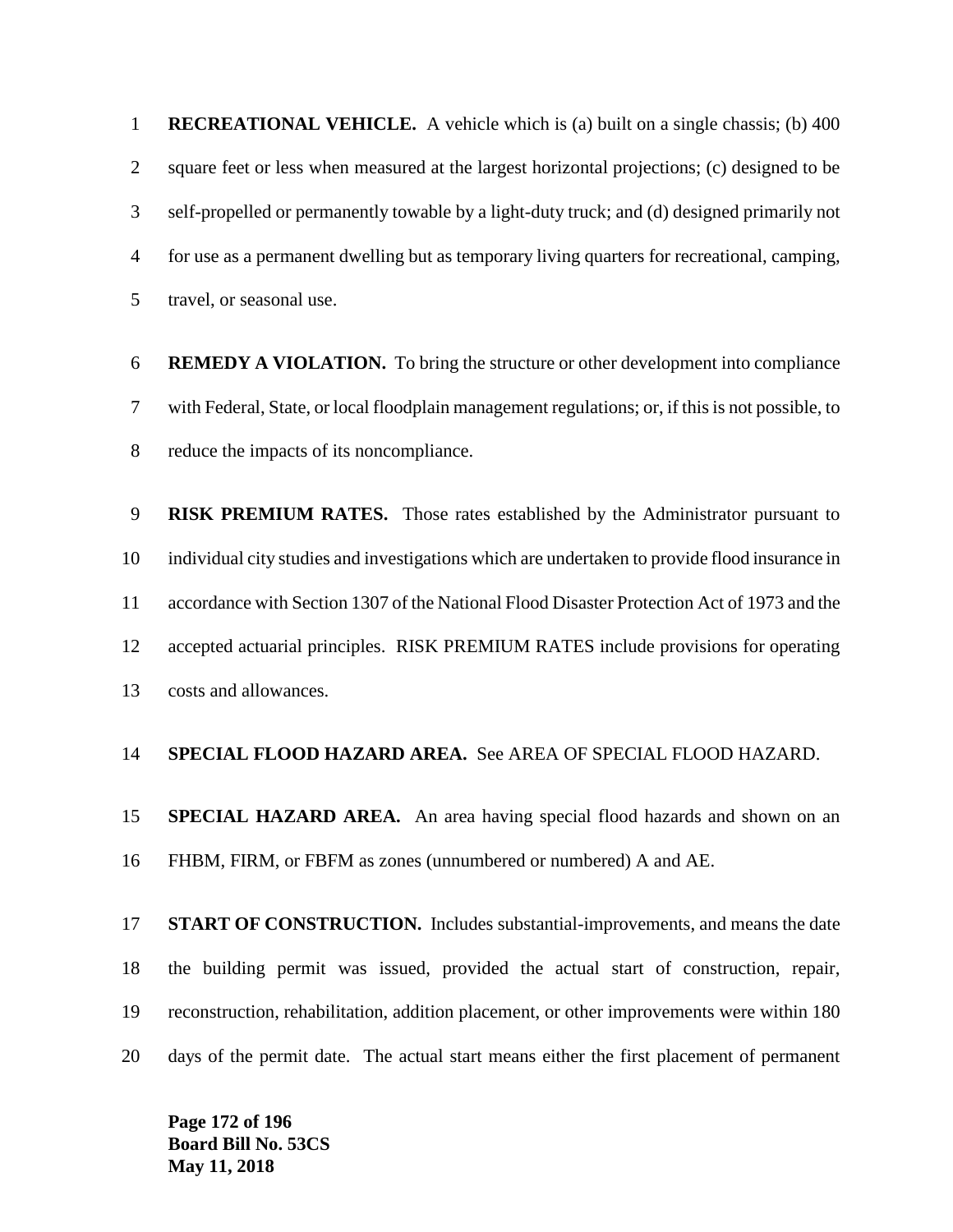**RECREATIONAL VEHICLE.** A vehicle which is (a) built on a single chassis; (b) 400 square feet or less when measured at the largest horizontal projections; (c) designed to be self-propelled or permanently towable by a light-duty truck; and (d) designed primarily not for use as a permanent dwelling but as temporary living quarters for recreational, camping, travel, or seasonal use.

**REMEDY A VIOLATION.** To bring the structure or other development into compliance with Federal, State, or local floodplain management regulations; or, if this is not possible, to reduce the impacts of its noncompliance.

**RISK PREMIUM RATES.** Those rates established by the Administrator pursuant to individual city studies and investigations which are undertaken to provide flood insurance in accordance with Section 1307 of the National Flood Disaster Protection Act of 1973 and the accepted actuarial principles. RISK PREMIUM RATES include provisions for operating costs and allowances.

**SPECIAL FLOOD HAZARD AREA.** See AREA OF SPECIAL FLOOD HAZARD.

**SPECIAL HAZARD AREA.** An area having special flood hazards and shown on an FHBM, FIRM, or FBFM as zones (unnumbered or numbered) A and AE.

**START OF CONSTRUCTION.** Includes substantial-improvements, and means the date the building permit was issued, provided the actual start of construction, repair, reconstruction, rehabilitation, addition placement, or other improvements were within 180 days of the permit date. The actual start means either the first placement of permanent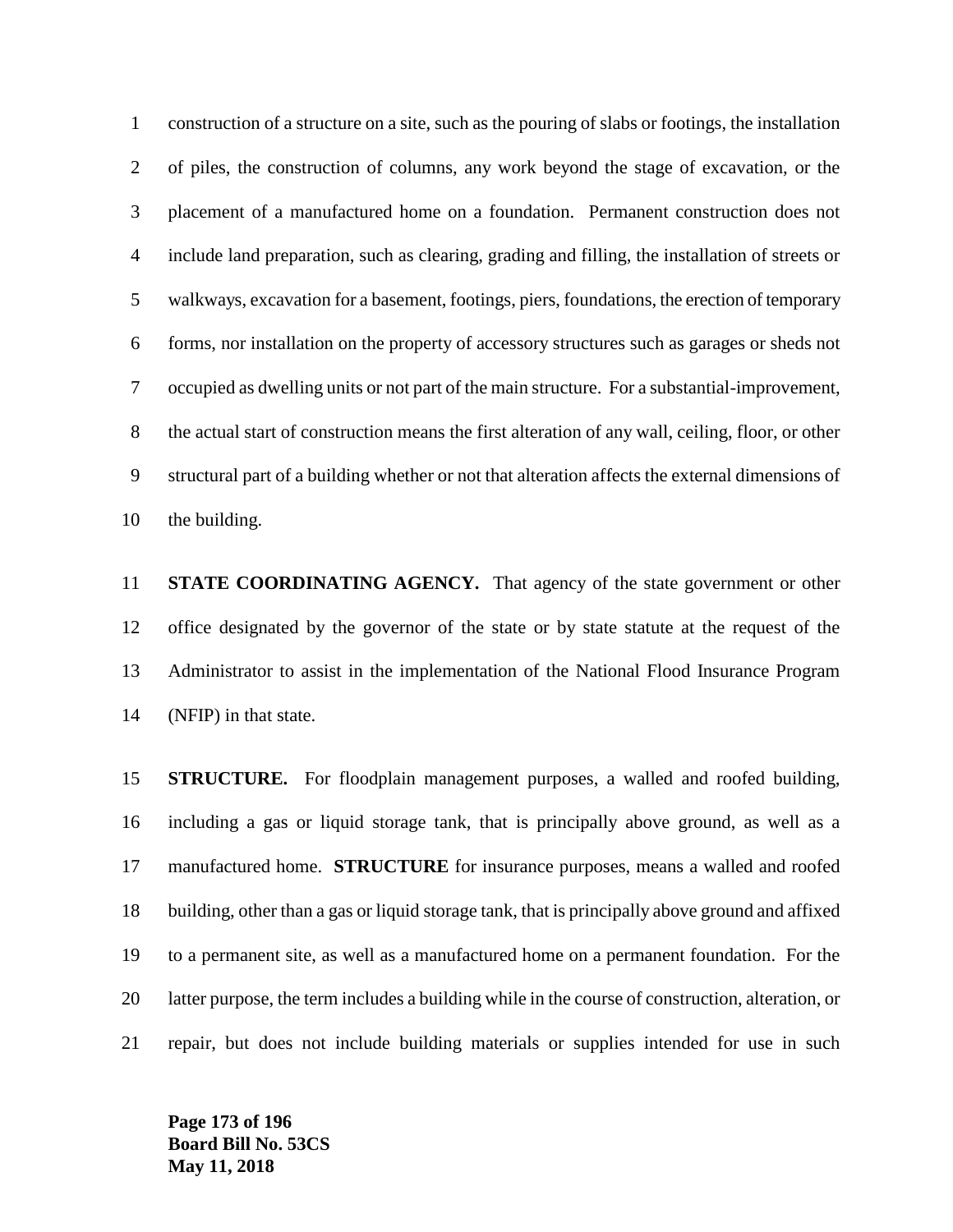construction of a structure on a site, such as the pouring of slabs or footings, the installation of piles, the construction of columns, any work beyond the stage of excavation, or the placement of a manufactured home on a foundation. Permanent construction does not include land preparation, such as clearing, grading and filling, the installation of streets or walkways, excavation for a basement, footings, piers, foundations, the erection of temporary forms, nor installation on the property of accessory structures such as garages or sheds not occupied as dwelling units or not part of the main structure. For a substantial-improvement, the actual start of construction means the first alteration of any wall, ceiling, floor, or other structural part of a building whether or not that alteration affects the external dimensions of the building.

**STATE COORDINATING AGENCY.** That agency of the state government or other office designated by the governor of the state or by state statute at the request of the Administrator to assist in the implementation of the National Flood Insurance Program (NFIP) in that state.

**STRUCTURE.** For floodplain management purposes, a walled and roofed building, including a gas or liquid storage tank, that is principally above ground, as well as a manufactured home. **STRUCTURE** for insurance purposes, means a walled and roofed building, other than a gas or liquid storage tank, that is principally above ground and affixed to a permanent site, as well as a manufactured home on a permanent foundation. For the latter purpose, the term includes a building while in the course of construction, alteration, or repair, but does not include building materials or supplies intended for use in such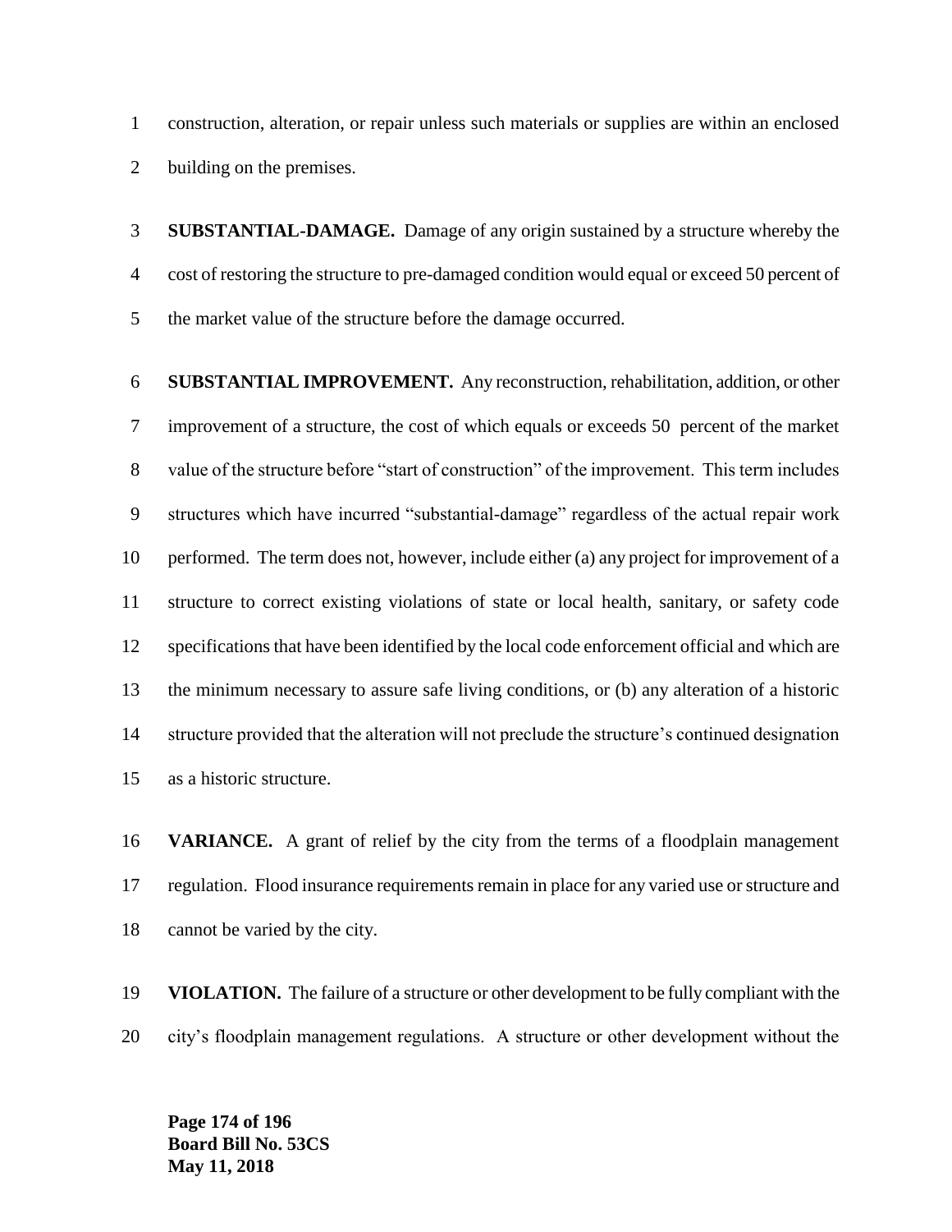construction, alteration, or repair unless such materials or supplies are within an enclosed building on the premises.

**SUBSTANTIAL-DAMAGE.** Damage of any origin sustained by a structure whereby the cost of restoring the structure to pre-damaged condition would equal or exceed 50 percent of the market value of the structure before the damage occurred.

**SUBSTANTIAL IMPROVEMENT.** Any reconstruction, rehabilitation, addition, or other improvement of a structure, the cost of which equals or exceeds 50 percent of the market value of the structure before "start of construction" of the improvement. This term includes structures which have incurred "substantial-damage" regardless of the actual repair work performed. The term does not, however, include either (a) any project for improvement of a structure to correct existing violations of state or local health, sanitary, or safety code specifications that have been identified by the local code enforcement official and which are the minimum necessary to assure safe living conditions, or (b) any alteration of a historic structure provided that the alteration will not preclude the structure's continued designation as a historic structure.

**VARIANCE.** A grant of relief by the city from the terms of a floodplain management regulation. Flood insurance requirements remain in place for any varied use or structure and cannot be varied by the city.

**VIOLATION.** The failure of a structure or other development to be fully compliant with the city's floodplain management regulations. A structure or other development without the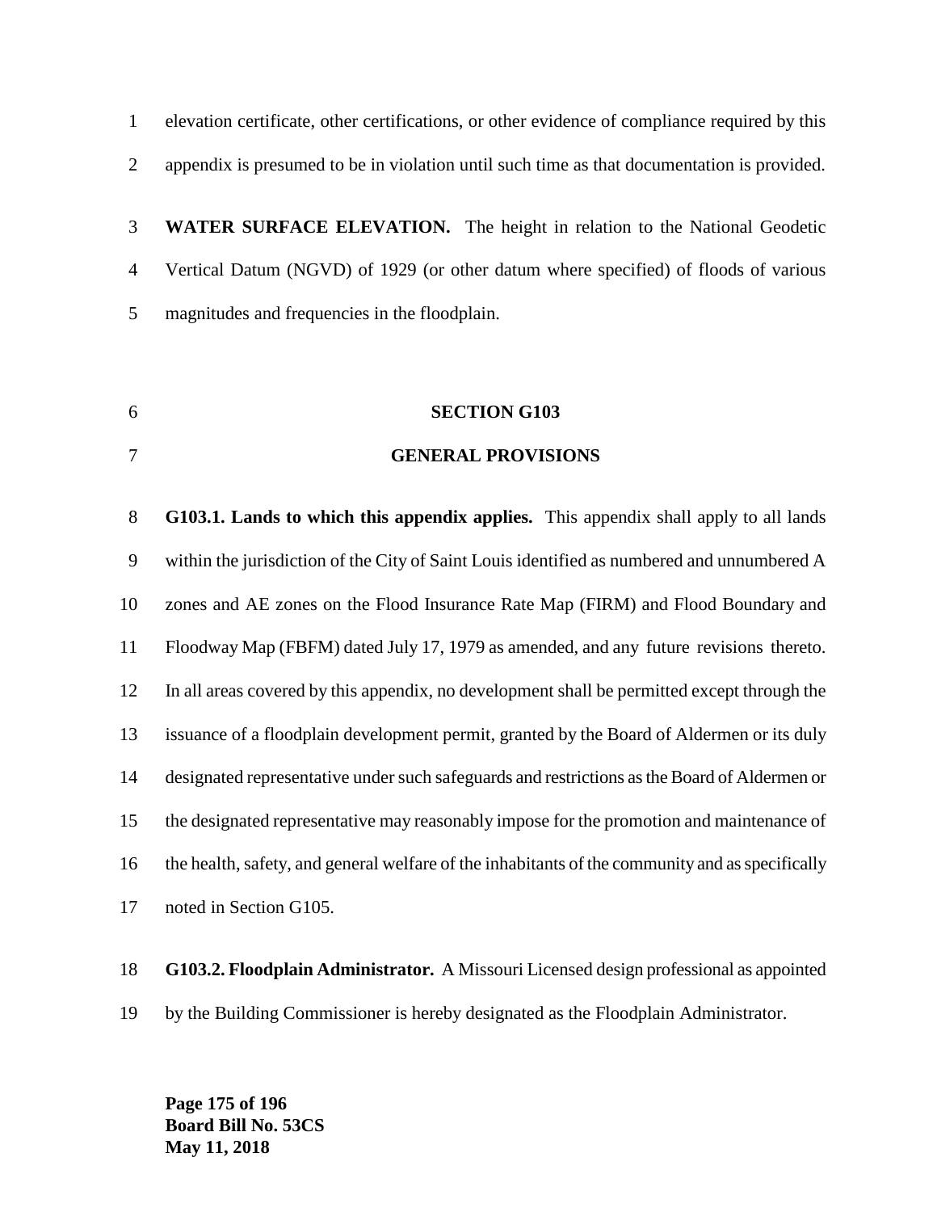elevation certificate, other certifications, or other evidence of compliance required by this appendix is presumed to be in violation until such time as that documentation is provided.

**WATER SURFACE ELEVATION.** The height in relation to the National Geodetic Vertical Datum (NGVD) of 1929 (or other datum where specified) of floods of various magnitudes and frequencies in the floodplain.

## SECTION G103

## GENERAL PROVISIONS

**G103.1. Lands to which this appendix applies.** This appendix shall apply to all lands within the jurisdiction of the City of Saint Louis identified as numbered and unnumbered A zones and AE zones on the Flood Insurance Rate Map (FIRM) and Flood Boundary and Floodway Map (FBFM) dated July 17, 1979 as amended, and any future revisions thereto. In all areas covered by this appendix, no development shall be permitted except through the issuance of a floodplain development permit, granted by the Board of Aldermen or its duly designated representative under such safeguards and restrictions as the Board of Aldermen or the designated representative may reasonably impose for the promotion and maintenance of the health, safety, and general welfare of the inhabitants of the community and as specifically noted in Section G105.

**G103.2. Floodplain Administrator.** A Missouri Licensed design professional as appointed by the Building Commissioner is hereby designated as the Floodplain Administrator.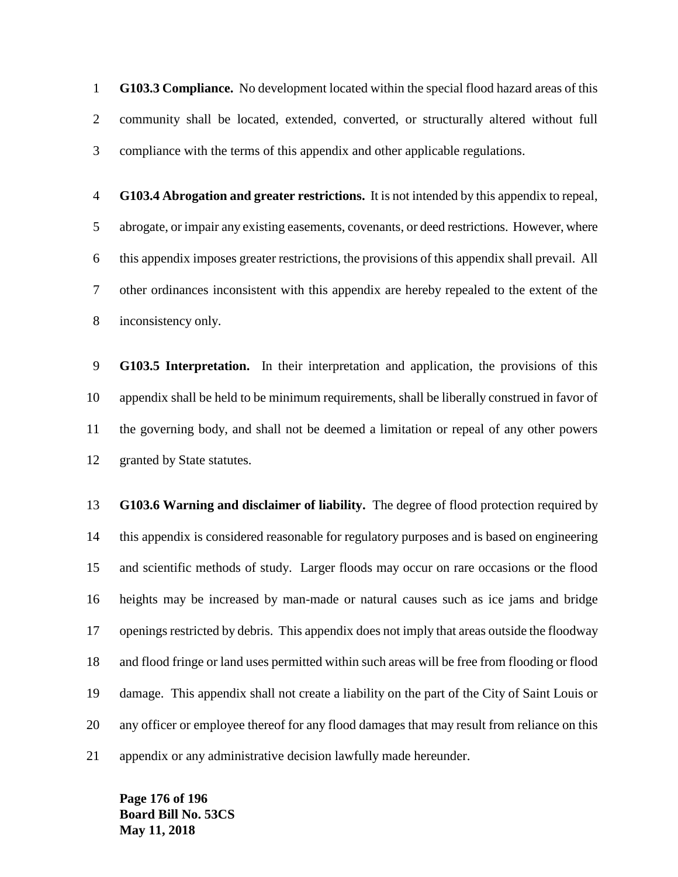**G103.3 Compliance.** No development located within the special flood hazard areas of this community shall be located, extended, converted, or structurally altered without full compliance with the terms of this appendix and other applicable regulations.

**G103.4 Abrogation and greater restrictions.** It is not intended by this appendix to repeal, abrogate, or impair any existing easements, covenants, or deed restrictions. However, where this appendix imposes greater restrictions, the provisions of this appendix shall prevail. All other ordinances inconsistent with this appendix are hereby repealed to the extent of the inconsistency only.

**G103.5 Interpretation.** In their interpretation and application, the provisions of this appendix shall be held to be minimum requirements, shall be liberally construed in favor of the governing body, and shall not be deemed a limitation or repeal of any other powers granted by State statutes.

**G103.6 Warning and disclaimer of liability.** The degree of flood protection required by this appendix is considered reasonable for regulatory purposes and is based on engineering and scientific methods of study. Larger floods may occur on rare occasions or the flood heights may be increased by man-made or natural causes such as ice jams and bridge openings restricted by debris. This appendix does not imply that areas outside the floodway and flood fringe or land uses permitted within such areas will be free from flooding or flood damage. This appendix shall not create a liability on the part of the City of Saint Louis or any officer or employee thereof for any flood damages that may result from reliance on this appendix or any administrative decision lawfully made hereunder.

**Board Bill No. 53CS**
**May 11, 2018**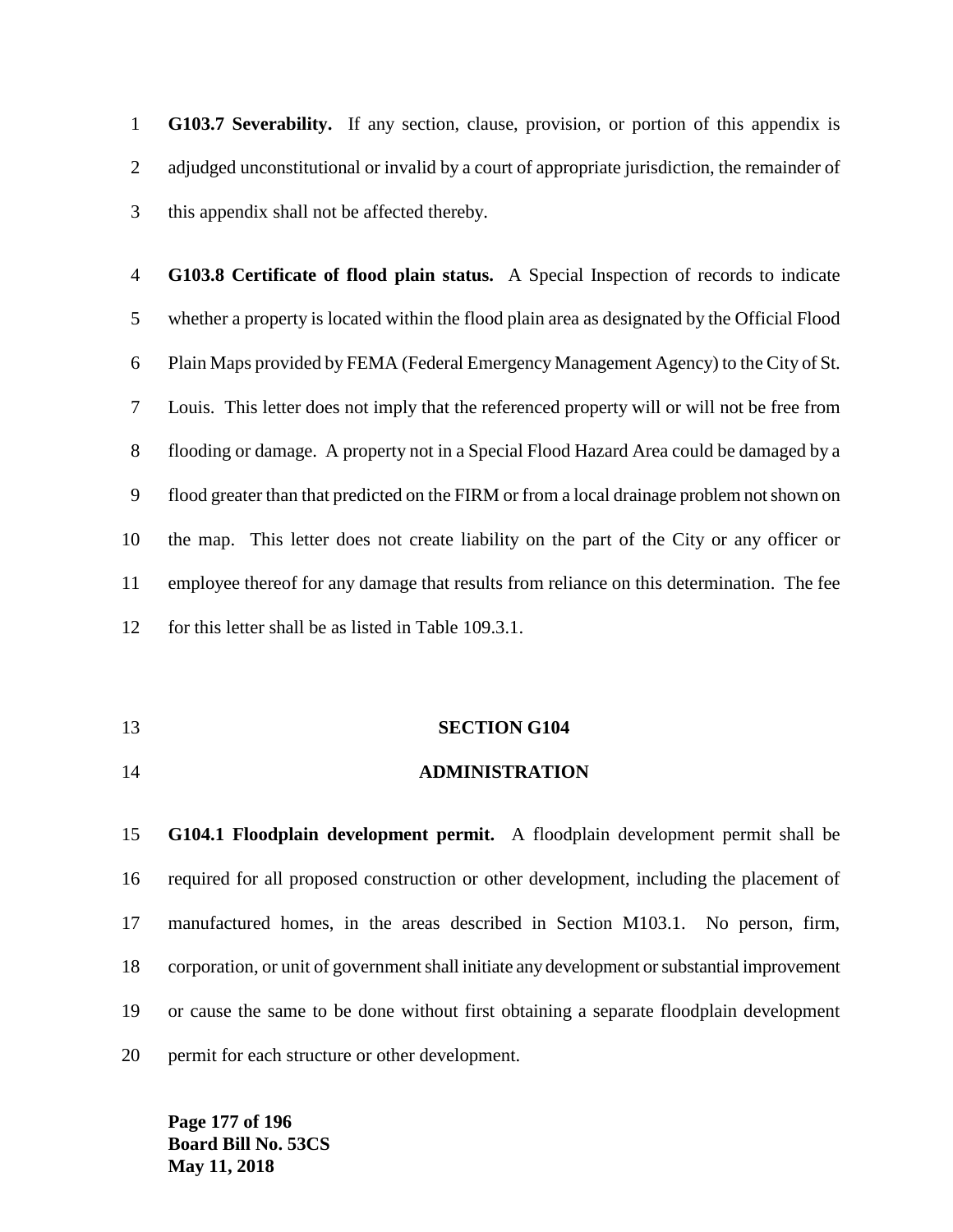**G103.7 Severability.** If any section, clause, provision, or portion of this appendix is adjudged unconstitutional or invalid by a court of appropriate jurisdiction, the remainder of this appendix shall not be affected thereby.

**G103.8 Certificate of flood plain status.** A Special Inspection of records to indicate whether a property is located within the flood plain area as designated by the Official Flood Plain Maps provided by FEMA (Federal Emergency Management Agency) to the City of St. Louis. This letter does not imply that the referenced property will or will not be free from flooding or damage. A property not in a Special Flood Hazard Area could be damaged by a flood greater than that predicted on the FIRM or from a local drainage problem not shown on the map. This letter does not create liability on the part of the City or any officer or employee thereof for any damage that results from reliance on this determination. The fee for this letter shall be as listed in Table 109.3.1.

## SECTION G104

## ADMINISTRATION

**G104.1 Floodplain development permit.** A floodplain development permit shall be required for all proposed construction or other development, including the placement of manufactured homes, in the areas described in Section M103.1. No person, firm, corporation, or unit of government shall initiate any development or substantial improvement or cause the same to be done without first obtaining a separate floodplain development permit for each structure or other development.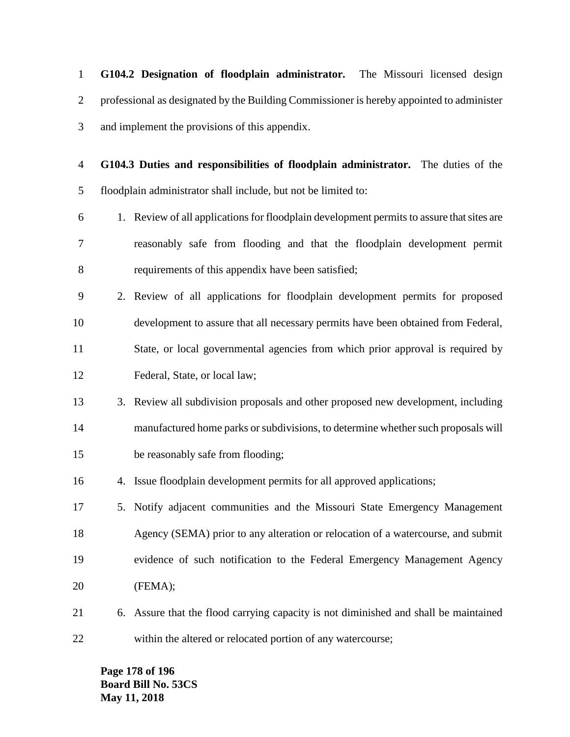**G104.2 Designation of floodplain administrator.** The Missouri licensed design professional as designated by the Building Commissioner is hereby appointed to administer and implement the provisions of this appendix.

**G104.3 Duties and responsibilities of floodplain administrator.** The duties of the floodplain administrator shall include, but not be limited to:

1. Review of all applications for floodplain development permits to assure that sites are reasonably safe from flooding and that the floodplain development permit requirements of this appendix have been satisfied;
2. Review of all applications for floodplain development permits for proposed development to assure that all necessary permits have been obtained from Federal, State, or local governmental agencies from which prior approval is required by Federal, State, or local law;
3. Review all subdivision proposals and other proposed new development, including manufactured home parks or subdivisions, to determine whether such proposals will be reasonably safe from flooding;
4. Issue floodplain development permits for all approved applications;
5. Notify adjacent communities and the Missouri State Emergency Management Agency (SEMA) prior to any alteration or relocation of a watercourse, and submit evidence of such notification to the Federal Emergency Management Agency (FEMA);
6. Assure that the flood carrying capacity is not diminished and shall be maintained within the altered or relocated portion of any watercourse;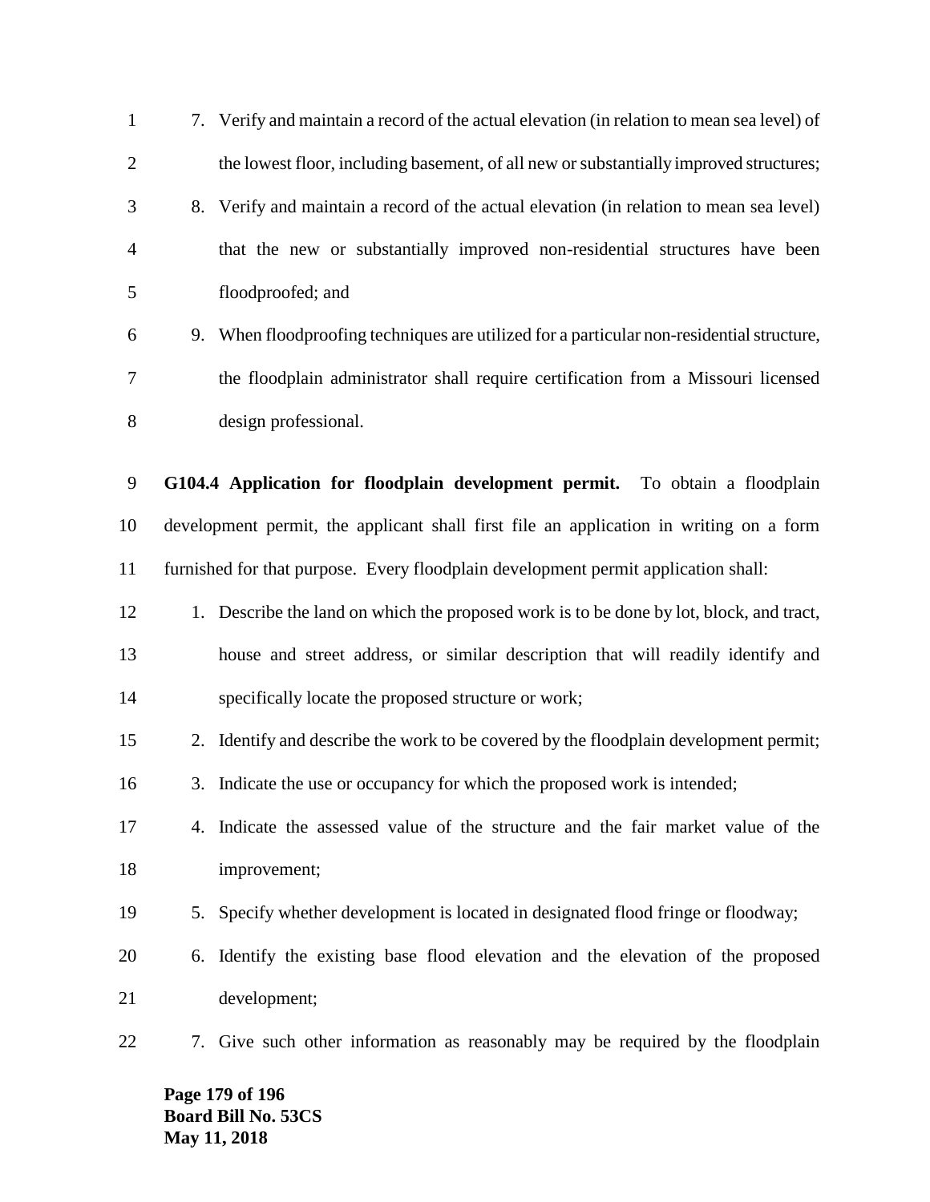7. Verify and maintain a record of the actual elevation (in relation to mean sea level) of the lowest floor, including basement, of all new or substantially improved structures;
8. Verify and maintain a record of the actual elevation (in relation to mean sea level) that the new or substantially improved non-residential structures have been floodproofed; and
9. When floodproofing techniques are utilized for a particular non-residential structure, the floodplain administrator shall require certification from a Missouri licensed design professional.

**G104.4 Application for floodplain development permit.** To obtain a floodplain development permit, the applicant shall first file an application in writing on a form furnished for that purpose. Every floodplain development permit application shall:

1. Describe the land on which the proposed work is to be done by lot, block, and tract, house and street address, or similar description that will readily identify and specifically locate the proposed structure or work;
2. Identify and describe the work to be covered by the floodplain development permit;
3. Indicate the use or occupancy for which the proposed work is intended;
4. Indicate the assessed value of the structure and the fair market value of the improvement;
5. Specify whether development is located in designated flood fringe or floodway;
6. Identify the existing base flood elevation and the elevation of the proposed development;
7. Give such other information as reasonably may be required by the floodplain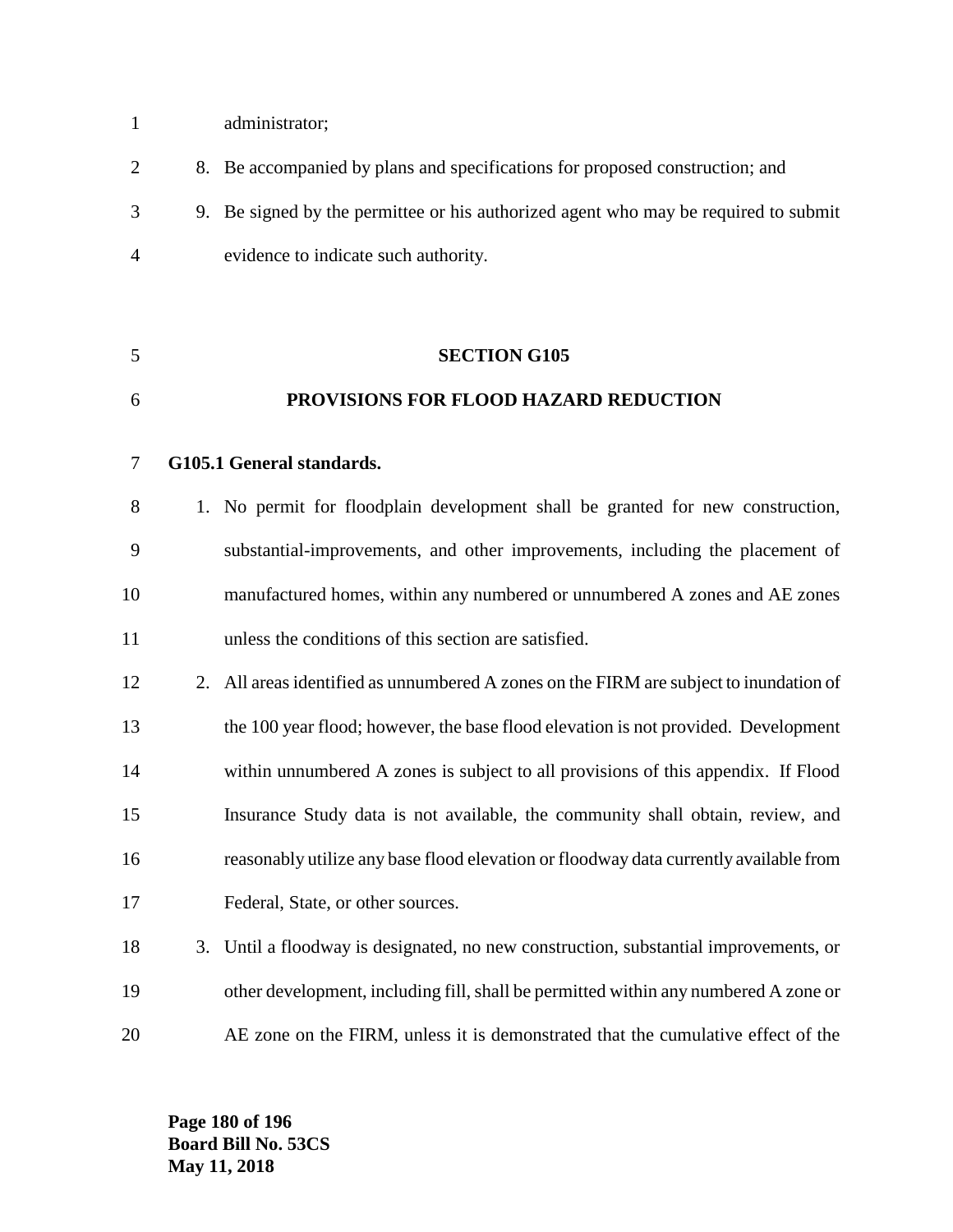administrator;

8. Be accompanied by plans and specifications for proposed construction; and
9. Be signed by the permittee or his authorized agent who may be required to submit evidence to indicate such authority.

## SECTION G105
## PROVISIONS FOR FLOOD HAZARD REDUCTION

**G105.1 General standards.**

1. No permit for floodplain development shall be granted for new construction, substantial-improvements, and other improvements, including the placement of manufactured homes, within any numbered or unnumbered A zones and AE zones unless the conditions of this section are satisfied.
2. All areas identified as unnumbered A zones on the FIRM are subject to inundation of the 100 year flood; however, the base flood elevation is not provided. Development within unnumbered A zones is subject to all provisions of this appendix. If Flood Insurance Study data is not available, the community shall obtain, review, and reasonably utilize any base flood elevation or floodway data currently available from Federal, State, or other sources.
3. Until a floodway is designated, no new construction, substantial improvements, or other development, including fill, shall be permitted within any numbered A zone or AE zone on the FIRM, unless it is demonstrated that the cumulative effect of the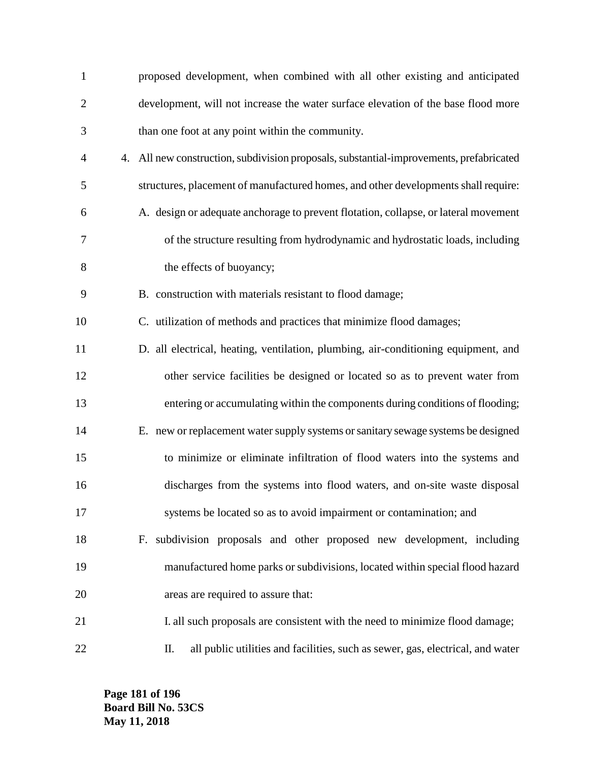proposed development, when combined with all other existing and anticipated development, will not increase the water surface elevation of the base flood more than one foot at any point within the community.

4. All new construction, subdivision proposals, substantial-improvements, prefabricated structures, placement of manufactured homes, and other developments shall require:

   A. design or adequate anchorage to prevent flotation, collapse, or lateral movement of the structure resulting from hydrodynamic and hydrostatic loads, including the effects of buoyancy;

   B. construction with materials resistant to flood damage;

   C. utilization of methods and practices that minimize flood damages;

   D. all electrical, heating, ventilation, plumbing, air-conditioning equipment, and other service facilities be designed or located so as to prevent water from entering or accumulating within the components during conditions of flooding;

   E. new or replacement water supply systems or sanitary sewage systems be designed to minimize or eliminate infiltration of flood waters into the systems and discharges from the systems into flood waters, and on-site waste disposal systems be located so as to avoid impairment or contamination; and

   F. subdivision proposals and other proposed new development, including manufactured home parks or subdivisions, located within special flood hazard areas are required to assure that:

      I. all such proposals are consistent with the need to minimize flood damage;

      II. all public utilities and facilities, such as sewer, gas, electrical, and water

Board Bill No. 53CS
May 11, 2018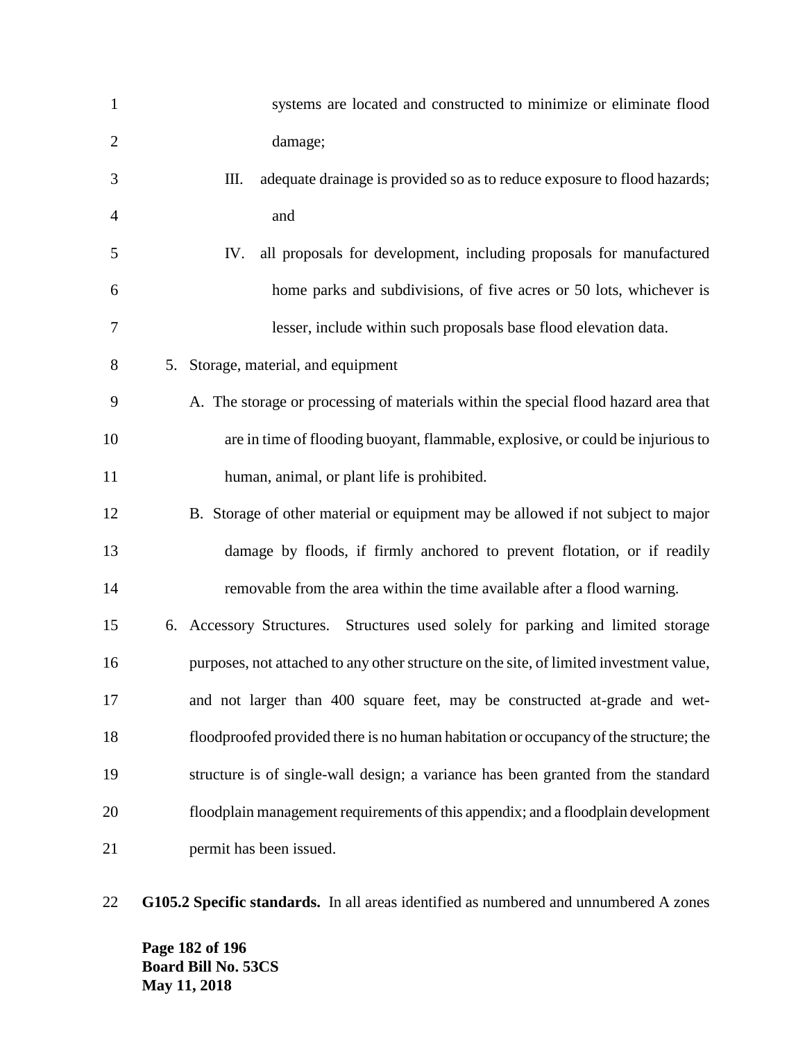systems are located and constructed to minimize or eliminate flood damage;

III. adequate drainage is provided so as to reduce exposure to flood hazards; and

IV. all proposals for development, including proposals for manufactured home parks and subdivisions, of five acres or 50 lots, whichever is lesser, include within such proposals base flood elevation data.

5. Storage, material, and equipment

   A. The storage or processing of materials within the special flood hazard area that are in time of flooding buoyant, flammable, explosive, or could be injurious to human, animal, or plant life is prohibited.

   B. Storage of other material or equipment may be allowed if not subject to major damage by floods, if firmly anchored to prevent flotation, or if readily removable from the area within the time available after a flood warning.

6. Accessory Structures. Structures used solely for parking and limited storage purposes, not attached to any other structure on the site, of limited investment value, and not larger than 400 square feet, may be constructed at-grade and wet-floodproofed provided there is no human habitation or occupancy of the structure; the structure is of single-wall design; a variance has been granted from the standard floodplain management requirements of this appendix; and a floodplain development permit has been issued.

**G105.2 Specific standards.** In all areas identified as numbered and unnumbered A zones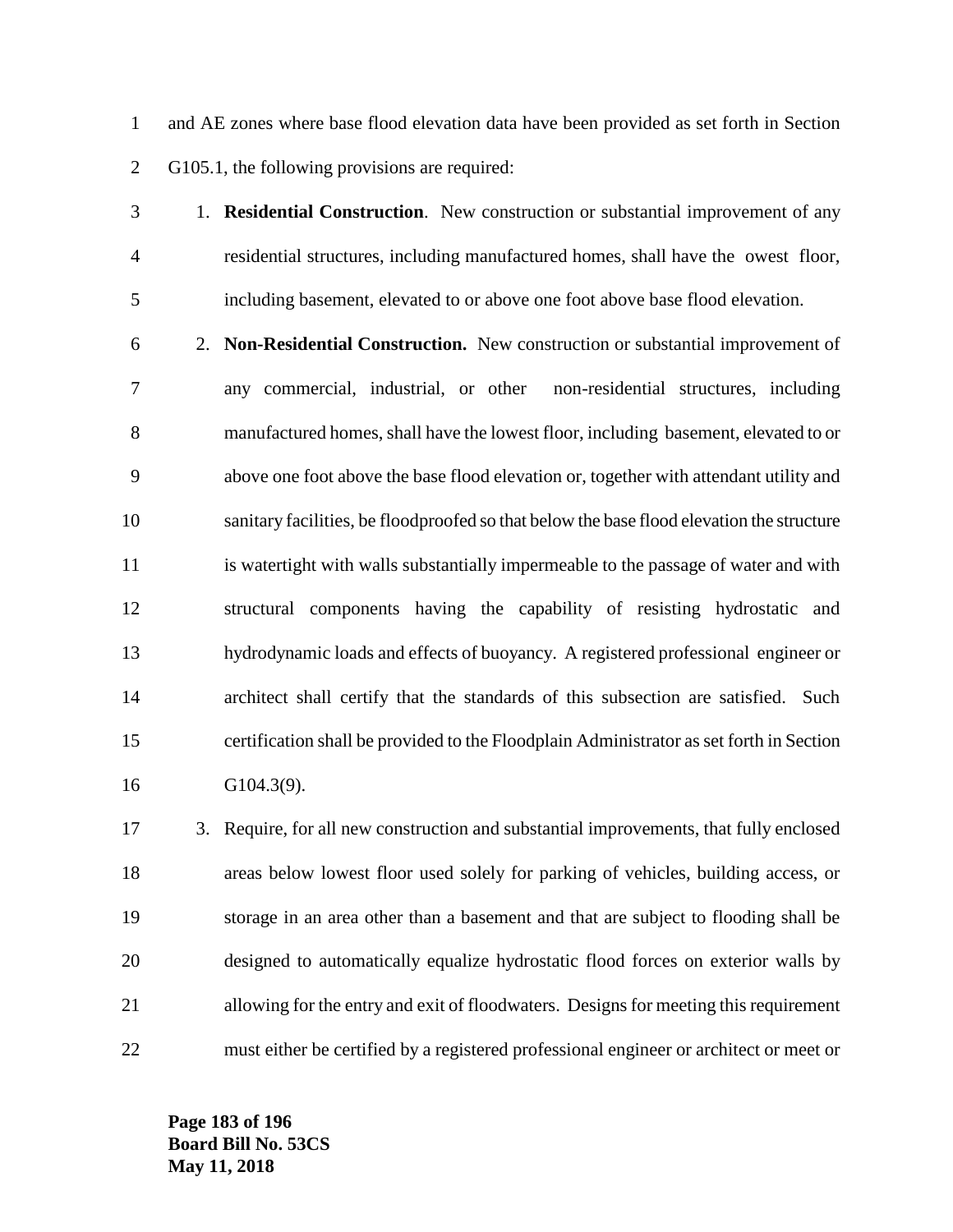and AE zones where base flood elevation data have been provided as set forth in Section G105.1, the following provisions are required:

1. **Residential Construction**. New construction or substantial improvement of any residential structures, including manufactured homes, shall have the owest floor, including basement, elevated to or above one foot above base flood elevation.
2. **Non-Residential Construction.** New construction or substantial improvement of any commercial, industrial, or other non-residential structures, including manufactured homes, shall have the lowest floor, including basement, elevated to or above one foot above the base flood elevation or, together with attendant utility and sanitary facilities, be floodproofed so that below the base flood elevation the structure is watertight with walls substantially impermeable to the passage of water and with structural components having the capability of resisting hydrostatic and hydrodynamic loads and effects of buoyancy. A registered professional engineer or architect shall certify that the standards of this subsection are satisfied. Such certification shall be provided to the Floodplain Administrator as set forth in Section G104.3(9).
3. Require, for all new construction and substantial improvements, that fully enclosed areas below lowest floor used solely for parking of vehicles, building access, or storage in an area other than a basement and that are subject to flooding shall be designed to automatically equalize hydrostatic flood forces on exterior walls by allowing for the entry and exit of floodwaters. Designs for meeting this requirement must either be certified by a registered professional engineer or architect or meet or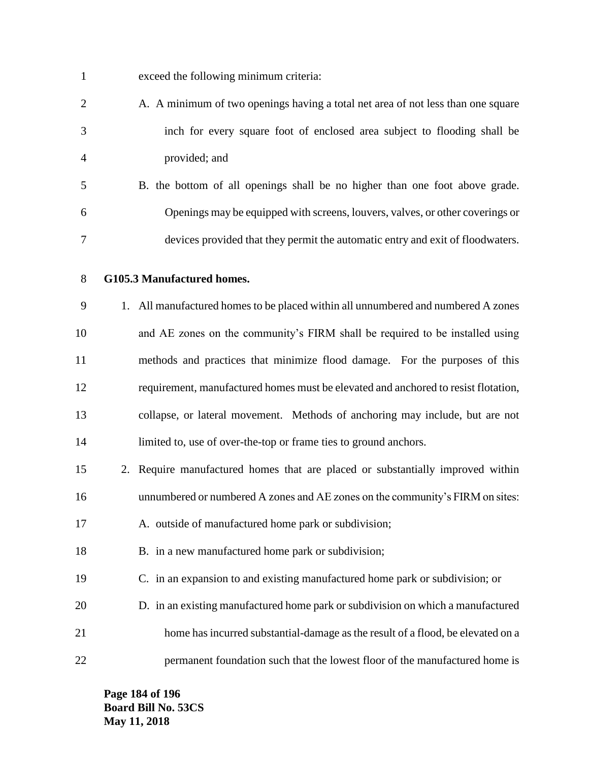exceed the following minimum criteria:

A. A minimum of two openings having a total net area of not less than one square inch for every square foot of enclosed area subject to flooding shall be provided; and

B. the bottom of all openings shall be no higher than one foot above grade. Openings may be equipped with screens, louvers, valves, or other coverings or devices provided that they permit the automatic entry and exit of floodwaters.

**G105.3 Manufactured homes.**

1. All manufactured homes to be placed within all unnumbered and numbered A zones and AE zones on the community's FIRM shall be required to be installed using methods and practices that minimize flood damage. For the purposes of this requirement, manufactured homes must be elevated and anchored to resist flotation, collapse, or lateral movement. Methods of anchoring may include, but are not limited to, use of over-the-top or frame ties to ground anchors.

2. Require manufactured homes that are placed or substantially improved within unnumbered or numbered A zones and AE zones on the community's FIRM on sites:

   A. outside of manufactured home park or subdivision;

   B. in a new manufactured home park or subdivision;

   C. in an expansion to and existing manufactured home park or subdivision; or

   D. in an existing manufactured home park or subdivision on which a manufactured home has incurred substantial-damage as the result of a flood, be elevated on a permanent foundation such that the lowest floor of the manufactured home is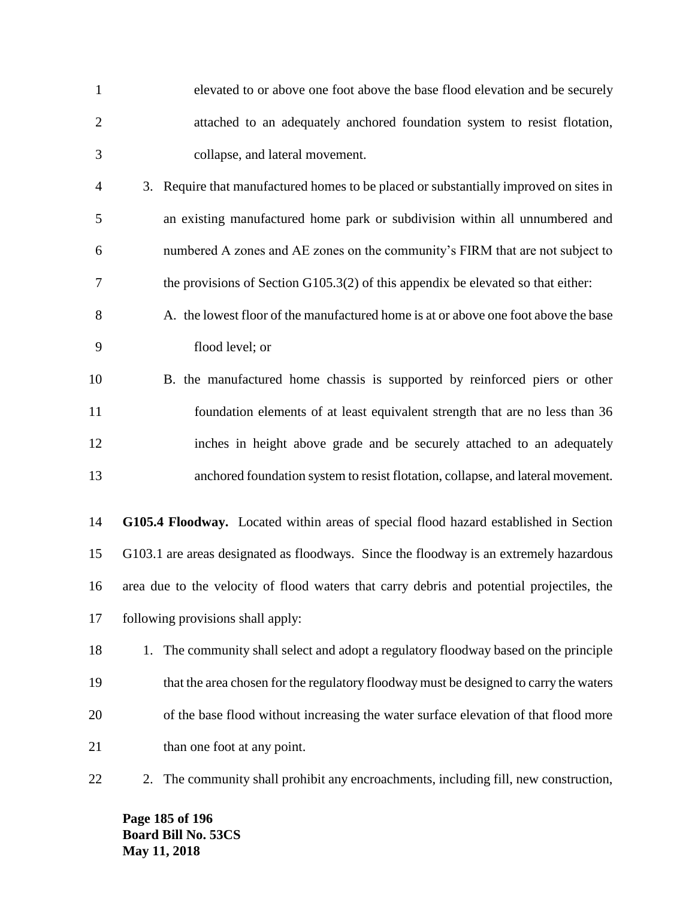elevated to or above one foot above the base flood elevation and be securely attached to an adequately anchored foundation system to resist flotation, collapse, and lateral movement.

3. Require that manufactured homes to be placed or substantially improved on sites in an existing manufactured home park or subdivision within all unnumbered and numbered A zones and AE zones on the community's FIRM that are not subject to the provisions of Section G105.3(2) of this appendix be elevated so that either:
   - A. the lowest floor of the manufactured home is at or above one foot above the base flood level; or
   - B. the manufactured home chassis is supported by reinforced piers or other foundation elements of at least equivalent strength that are no less than 36 inches in height above grade and be securely attached to an adequately anchored foundation system to resist flotation, collapse, and lateral movement.

**G105.4 Floodway.** Located within areas of special flood hazard established in Section G103.1 are areas designated as floodways. Since the floodway is an extremely hazardous area due to the velocity of flood waters that carry debris and potential projectiles, the following provisions shall apply:

1. The community shall select and adopt a regulatory floodway based on the principle that the area chosen for the regulatory floodway must be designed to carry the waters of the base flood without increasing the water surface elevation of that flood more than one foot at any point.
2. The community shall prohibit any encroachments, including fill, new construction,

**Board Bill No. 53CS**
**May 11, 2018**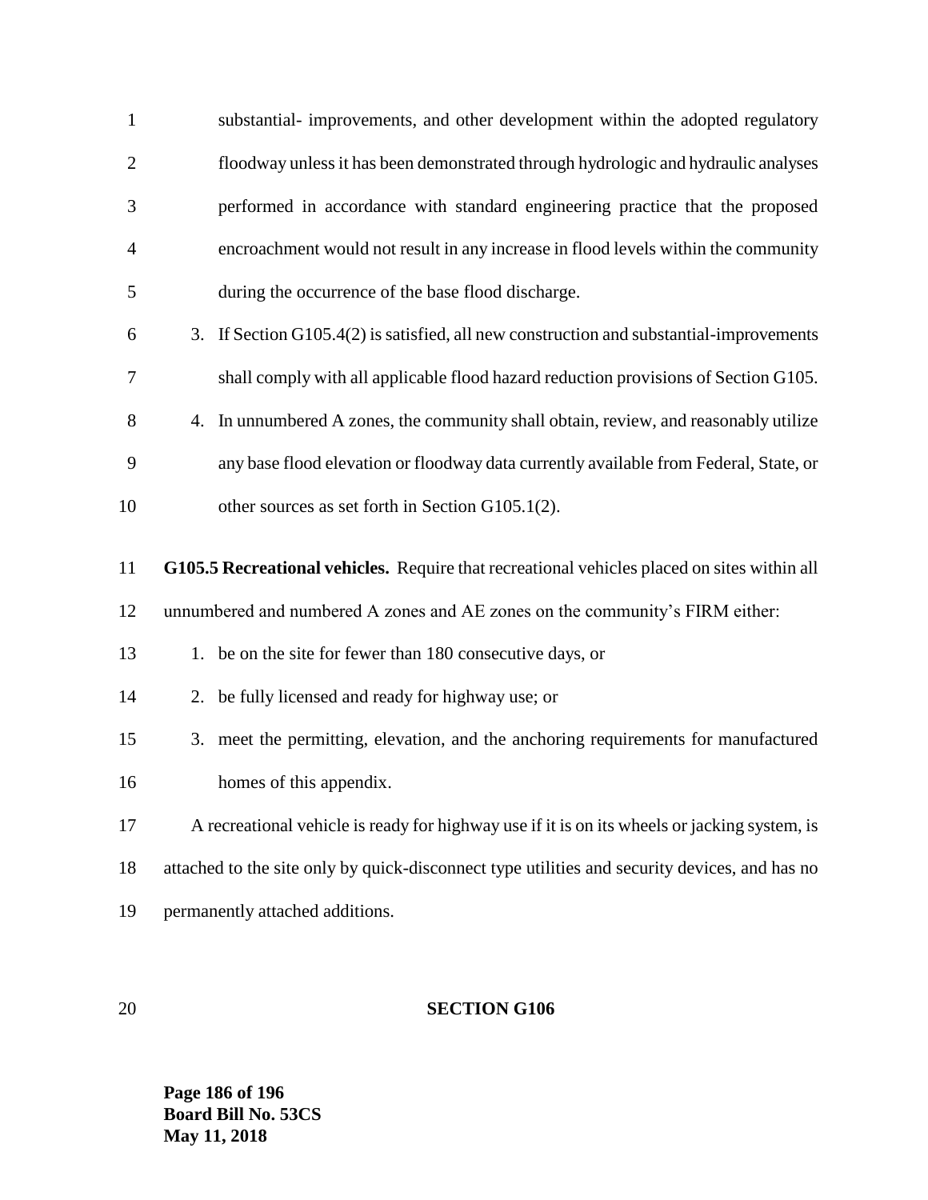substantial- improvements, and other development within the adopted regulatory floodway unless it has been demonstrated through hydrologic and hydraulic analyses performed in accordance with standard engineering practice that the proposed encroachment would not result in any increase in flood levels within the community during the occurrence of the base flood discharge.

3. If Section G105.4(2) is satisfied, all new construction and substantial-improvements shall comply with all applicable flood hazard reduction provisions of Section G105.
4. In unnumbered A zones, the community shall obtain, review, and reasonably utilize any base flood elevation or floodway data currently available from Federal, State, or other sources as set forth in Section G105.1(2).

**G105.5 Recreational vehicles.** Require that recreational vehicles placed on sites within all unnumbered and numbered A zones and AE zones on the community's FIRM either:

1. be on the site for fewer than 180 consecutive days, or
2. be fully licensed and ready for highway use; or
3. meet the permitting, elevation, and the anchoring requirements for manufactured homes of this appendix.

A recreational vehicle is ready for highway use if it is on its wheels or jacking system, is attached to the site only by quick-disconnect type utilities and security devices, and has no permanently attached additions.

**SECTION G106**

**Page 186 of 196**
**Board Bill No. 53CS**
**May 11, 2018**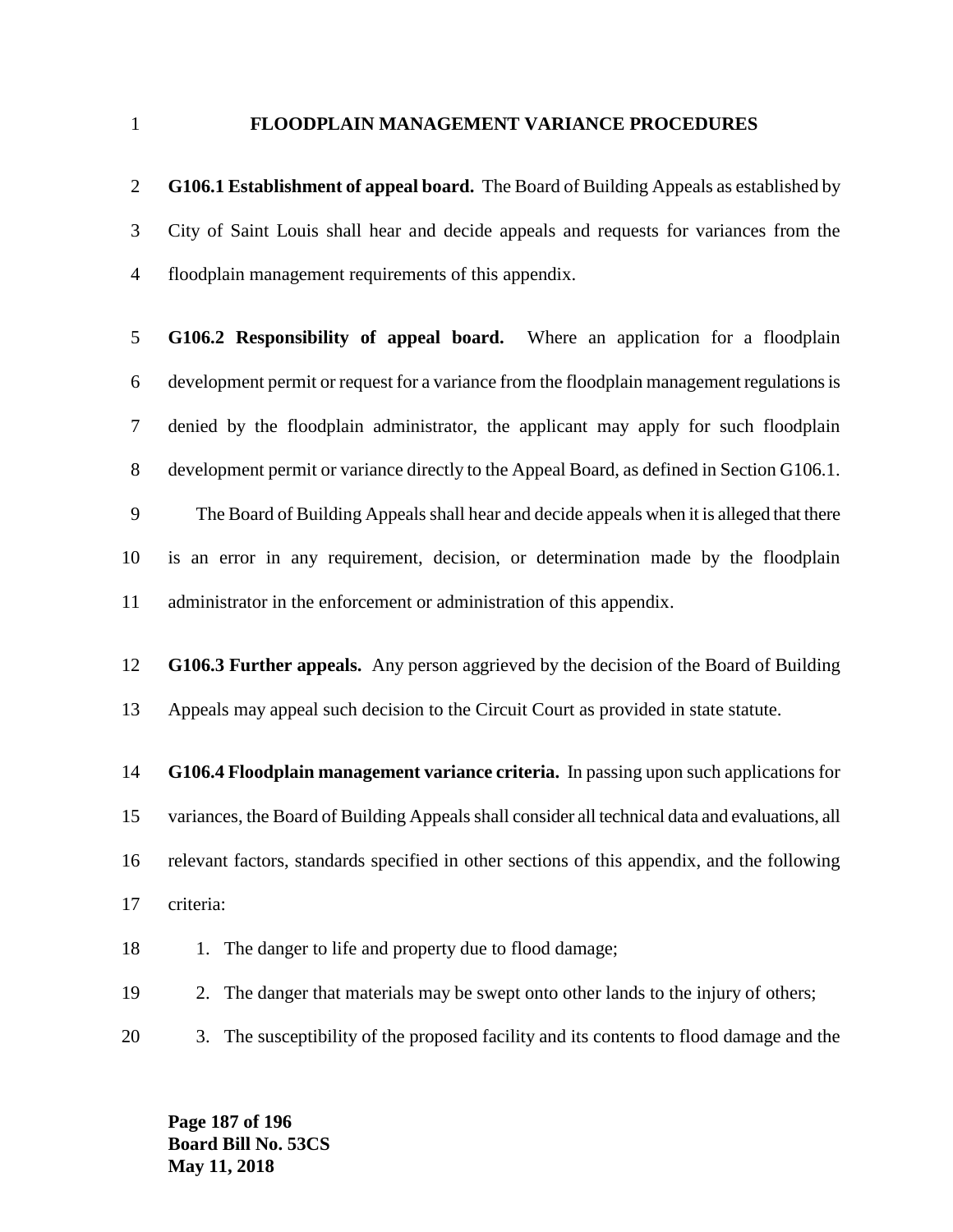## FLOODPLAIN MANAGEMENT VARIANCE PROCEDURES

**G106.1 Establishment of appeal board.** The Board of Building Appeals as established by City of Saint Louis shall hear and decide appeals and requests for variances from the floodplain management requirements of this appendix.

**G106.2 Responsibility of appeal board.** Where an application for a floodplain development permit or request for a variance from the floodplain management regulations is denied by the floodplain administrator, the applicant may apply for such floodplain development permit or variance directly to the Appeal Board, as defined in Section G106.1.

The Board of Building Appeals shall hear and decide appeals when it is alleged that there is an error in any requirement, decision, or determination made by the floodplain administrator in the enforcement or administration of this appendix.

**G106.3 Further appeals.** Any person aggrieved by the decision of the Board of Building Appeals may appeal such decision to the Circuit Court as provided in state statute.

**G106.4 Floodplain management variance criteria.** In passing upon such applications for variances, the Board of Building Appeals shall consider all technical data and evaluations, all relevant factors, standards specified in other sections of this appendix, and the following criteria:

1. The danger to life and property due to flood damage;
2. The danger that materials may be swept onto other lands to the injury of others;
3. The susceptibility of the proposed facility and its contents to flood damage and the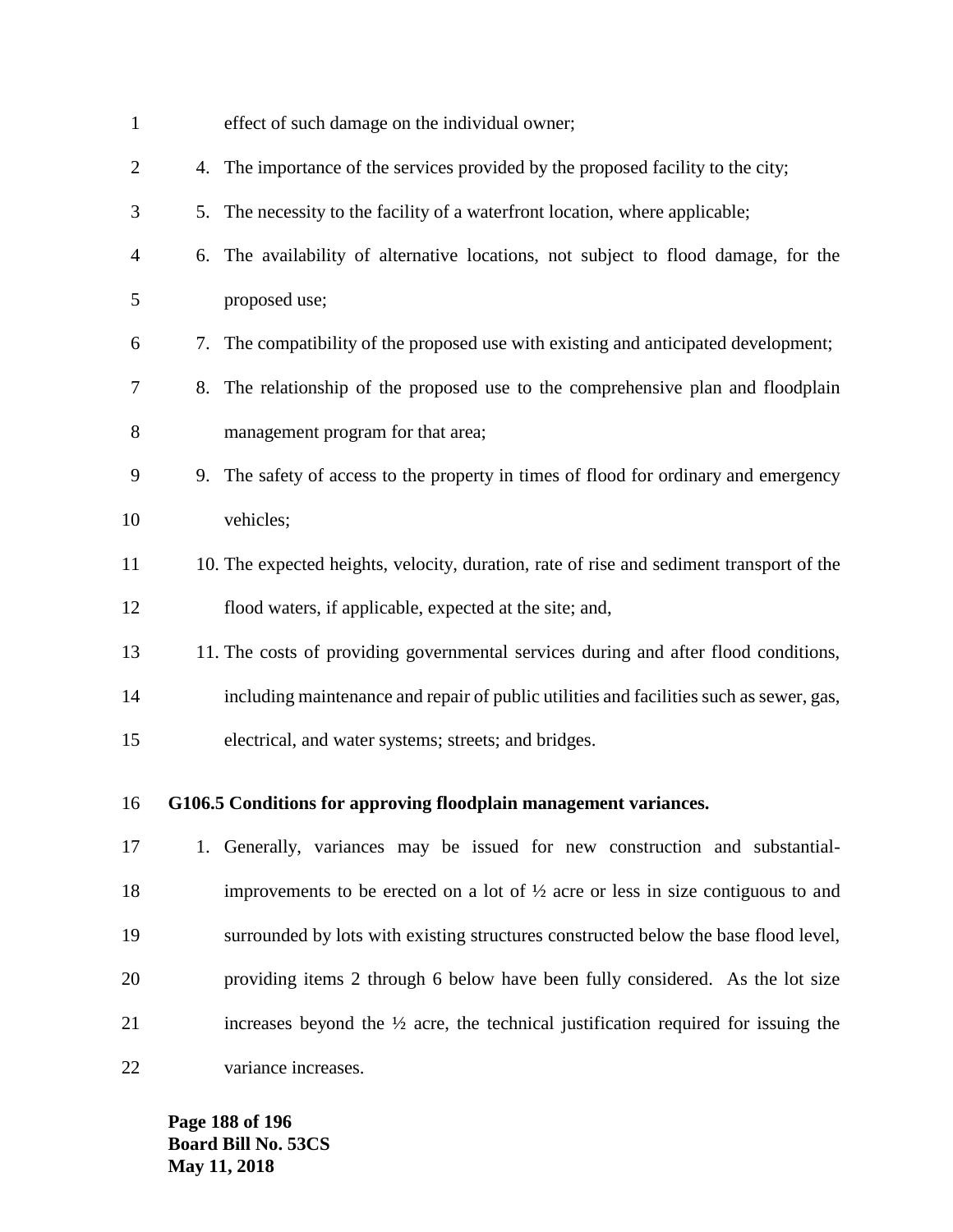effect of such damage on the individual owner;

4. The importance of the services provided by the proposed facility to the city;
5. The necessity to the facility of a waterfront location, where applicable;
6. The availability of alternative locations, not subject to flood damage, for the proposed use;
7. The compatibility of the proposed use with existing and anticipated development;
8. The relationship of the proposed use to the comprehensive plan and floodplain management program for that area;
9. The safety of access to the property in times of flood for ordinary and emergency vehicles;
10. The expected heights, velocity, duration, rate of rise and sediment transport of the flood waters, if applicable, expected at the site; and,
11. The costs of providing governmental services during and after flood conditions, including maintenance and repair of public utilities and facilities such as sewer, gas, electrical, and water systems; streets; and bridges.

**G106.5 Conditions for approving floodplain management variances.**

1. Generally, variances may be issued for new construction and substantial-improvements to be erected on a lot of ½ acre or less in size contiguous to and surrounded by lots with existing structures constructed below the base flood level, providing items 2 through 6 below have been fully considered. As the lot size increases beyond the ½ acre, the technical justification required for issuing the variance increases.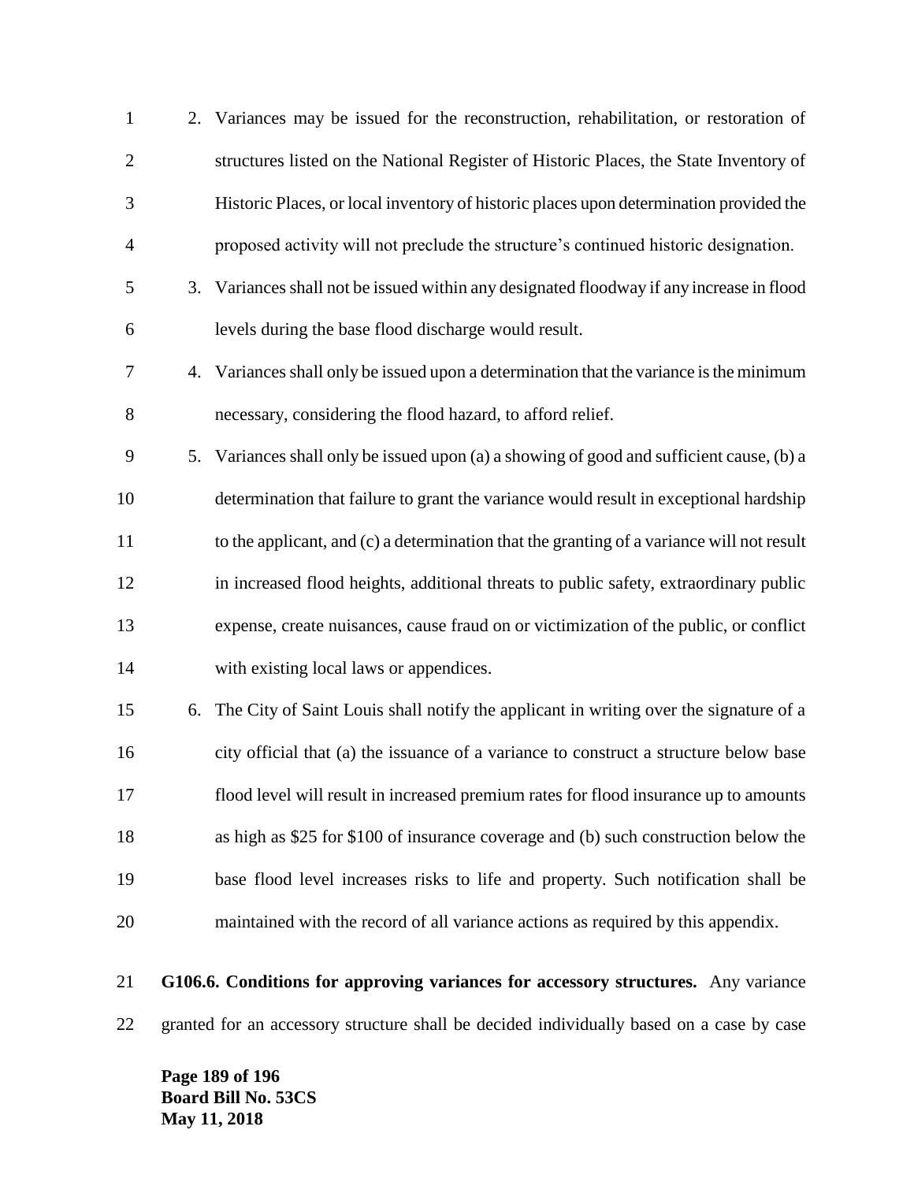2. Variances may be issued for the reconstruction, rehabilitation, or restoration of structures listed on the National Register of Historic Places, the State Inventory of Historic Places, or local inventory of historic places upon determination provided the proposed activity will not preclude the structure's continued historic designation.
3. Variances shall not be issued within any designated floodway if any increase in flood levels during the base flood discharge would result.
4. Variances shall only be issued upon a determination that the variance is the minimum necessary, considering the flood hazard, to afford relief.
5. Variances shall only be issued upon (a) a showing of good and sufficient cause, (b) a determination that failure to grant the variance would result in exceptional hardship to the applicant, and (c) a determination that the granting of a variance will not result in increased flood heights, additional threats to public safety, extraordinary public expense, create nuisances, cause fraud on or victimization of the public, or conflict with existing local laws or appendices.
6. The City of Saint Louis shall notify the applicant in writing over the signature of a city official that (a) the issuance of a variance to construct a structure below base flood level will result in increased premium rates for flood insurance up to amounts as high as $25 for $100 of insurance coverage and (b) such construction below the base flood level increases risks to life and property. Such notification shall be maintained with the record of all variance actions as required by this appendix.

**G106.6. Conditions for approving variances for accessory structures.** Any variance granted for an accessory structure shall be decided individually based on a case by case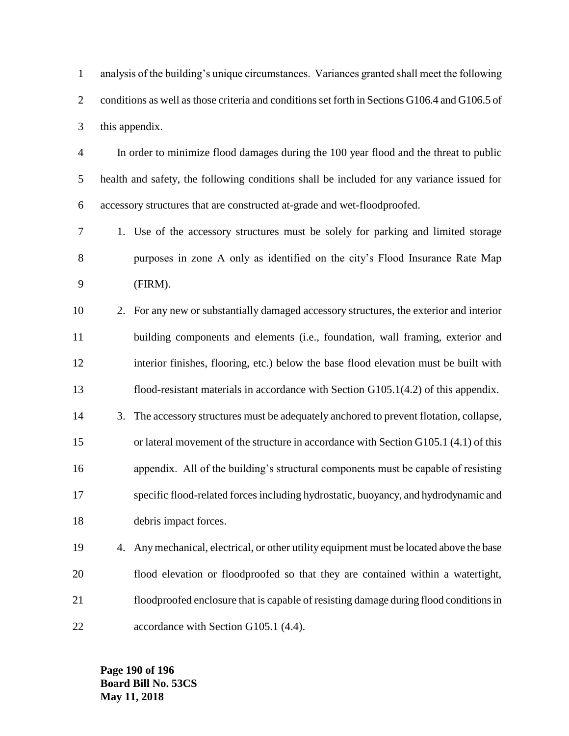analysis of the building's unique circumstances. Variances granted shall meet the following conditions as well as those criteria and conditions set forth in Sections G106.4 and G106.5 of this appendix.

In order to minimize flood damages during the 100 year flood and the threat to public health and safety, the following conditions shall be included for any variance issued for accessory structures that are constructed at-grade and wet-floodproofed.

1. Use of the accessory structures must be solely for parking and limited storage purposes in zone A only as identified on the city's Flood Insurance Rate Map (FIRM).
2. For any new or substantially damaged accessory structures, the exterior and interior building components and elements (i.e., foundation, wall framing, exterior and interior finishes, flooring, etc.) below the base flood elevation must be built with flood-resistant materials in accordance with Section G105.1(4.2) of this appendix.
3. The accessory structures must be adequately anchored to prevent flotation, collapse, or lateral movement of the structure in accordance with Section G105.1 (4.1) of this appendix. All of the building's structural components must be capable of resisting specific flood-related forces including hydrostatic, buoyancy, and hydrodynamic and debris impact forces.
4. Any mechanical, electrical, or other utility equipment must be located above the base flood elevation or floodproofed so that they are contained within a watertight, floodproofed enclosure that is capable of resisting damage during flood conditions in accordance with Section G105.1 (4.4).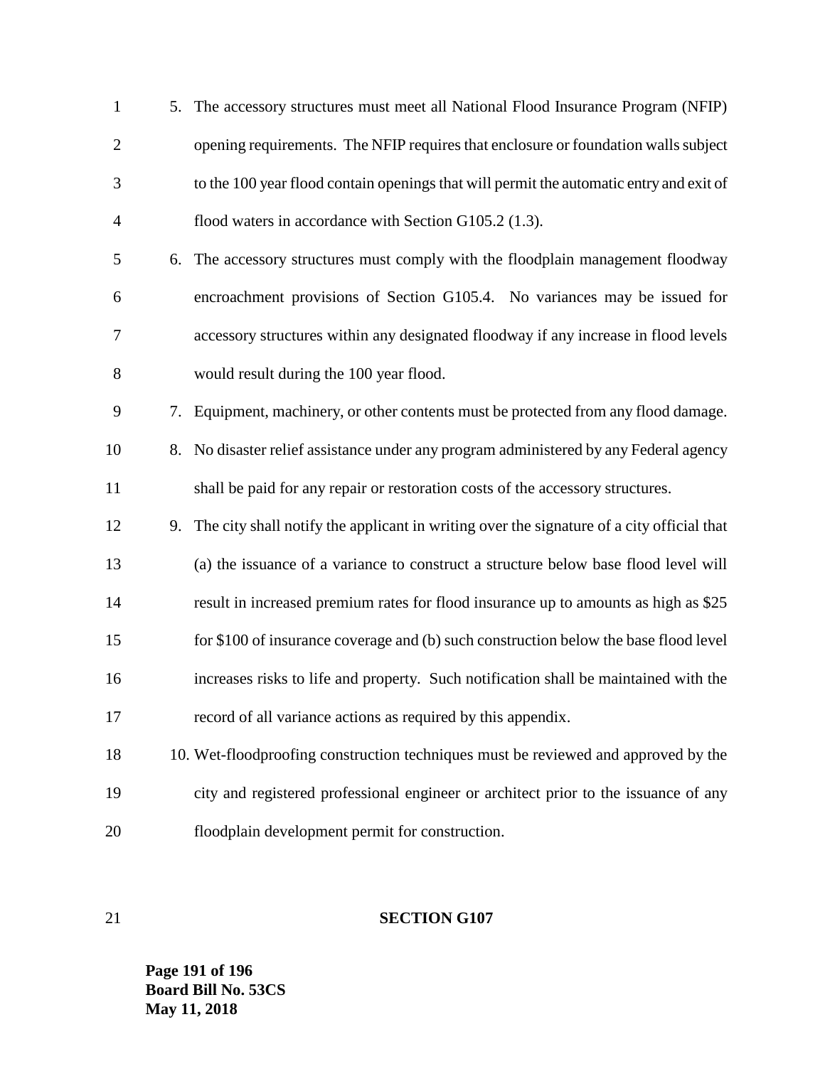5. The accessory structures must meet all National Flood Insurance Program (NFIP) opening requirements. The NFIP requires that enclosure or foundation walls subject to the 100 year flood contain openings that will permit the automatic entry and exit of flood waters in accordance with Section G105.2 (1.3).
6. The accessory structures must comply with the floodplain management floodway encroachment provisions of Section G105.4. No variances may be issued for accessory structures within any designated floodway if any increase in flood levels would result during the 100 year flood.
7. Equipment, machinery, or other contents must be protected from any flood damage.
8. No disaster relief assistance under any program administered by any Federal agency shall be paid for any repair or restoration costs of the accessory structures.
9. The city shall notify the applicant in writing over the signature of a city official that (a) the issuance of a variance to construct a structure below base flood level will result in increased premium rates for flood insurance up to amounts as high as $25 for $100 of insurance coverage and (b) such construction below the base flood level increases risks to life and property. Such notification shall be maintained with the record of all variance actions as required by this appendix.
10. Wet-floodproofing construction techniques must be reviewed and approved by the city and registered professional engineer or architect prior to the issuance of any floodplain development permit for construction.

**SECTION G107**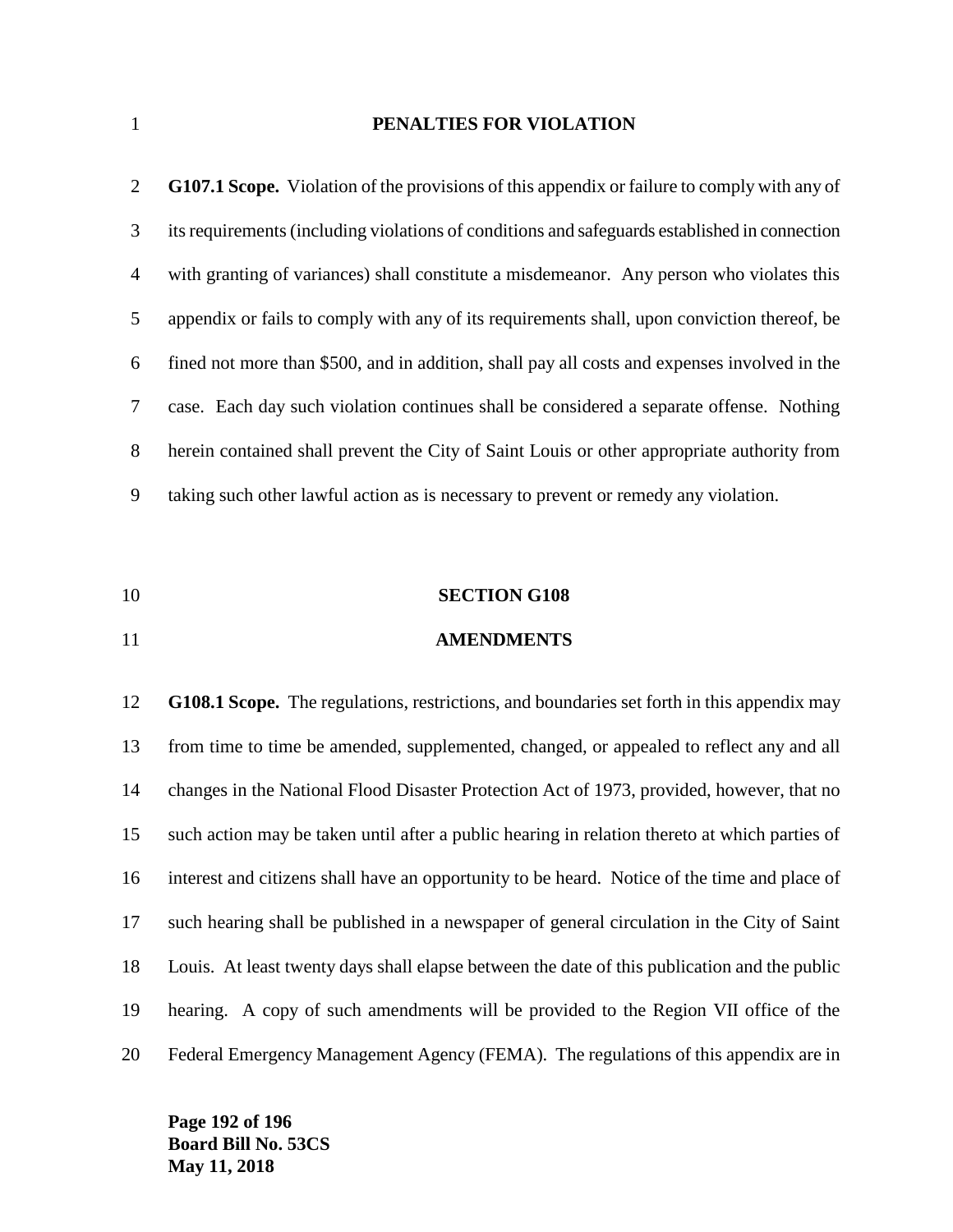## PENALTIES FOR VIOLATION

**G107.1 Scope.** Violation of the provisions of this appendix or failure to comply with any of its requirements (including violations of conditions and safeguards established in connection with granting of variances) shall constitute a misdemeanor. Any person who violates this appendix or fails to comply with any of its requirements shall, upon conviction thereof, be fined not more than $500, and in addition, shall pay all costs and expenses involved in the case. Each day such violation continues shall be considered a separate offense. Nothing herein contained shall prevent the City of Saint Louis or other appropriate authority from taking such other lawful action as is necessary to prevent or remedy any violation.

## SECTION G108

## AMENDMENTS

**G108.1 Scope.** The regulations, restrictions, and boundaries set forth in this appendix may from time to time be amended, supplemented, changed, or appealed to reflect any and all changes in the National Flood Disaster Protection Act of 1973, provided, however, that no such action may be taken until after a public hearing in relation thereto at which parties of interest and citizens shall have an opportunity to be heard. Notice of the time and place of such hearing shall be published in a newspaper of general circulation in the City of Saint Louis. At least twenty days shall elapse between the date of this publication and the public hearing. A copy of such amendments will be provided to the Region VII office of the Federal Emergency Management Agency (FEMA). The regulations of this appendix are in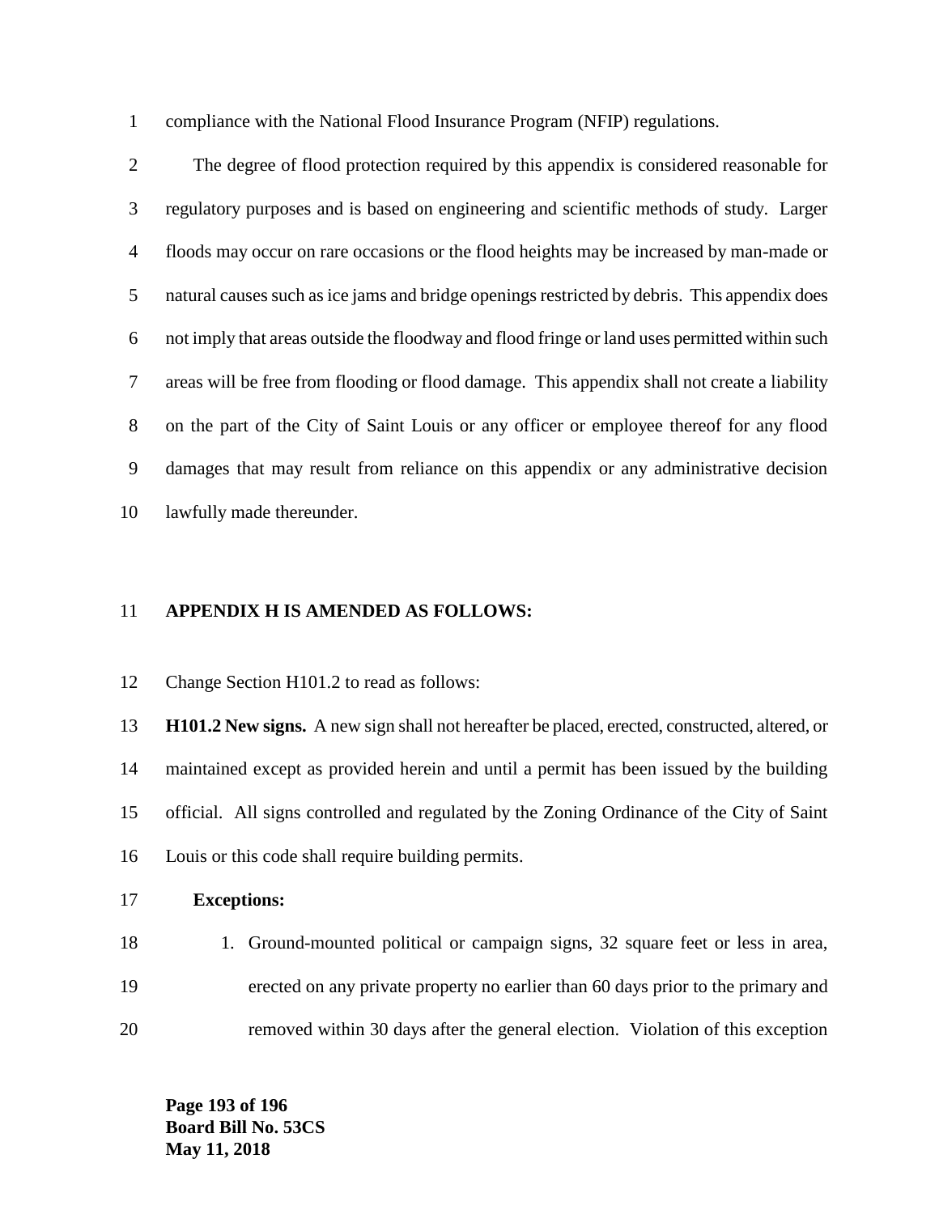compliance with the National Flood Insurance Program (NFIP) regulations.

The degree of flood protection required by this appendix is considered reasonable for regulatory purposes and is based on engineering and scientific methods of study. Larger floods may occur on rare occasions or the flood heights may be increased by man-made or natural causes such as ice jams and bridge openings restricted by debris. This appendix does not imply that areas outside the floodway and flood fringe or land uses permitted within such areas will be free from flooding or flood damage. This appendix shall not create a liability on the part of the City of Saint Louis or any officer or employee thereof for any flood damages that may result from reliance on this appendix or any administrative decision lawfully made thereunder.

**APPENDIX H IS AMENDED AS FOLLOWS:**

Change Section H101.2 to read as follows:

**H101.2 New signs.** A new sign shall not hereafter be placed, erected, constructed, altered, or maintained except as provided herein and until a permit has been issued by the building official. All signs controlled and regulated by the Zoning Ordinance of the City of Saint Louis or this code shall require building permits.

**Exceptions:**

1. Ground-mounted political or campaign signs, 32 square feet or less in area, erected on any private property no earlier than 60 days prior to the primary and removed within 30 days after the general election. Violation of this exception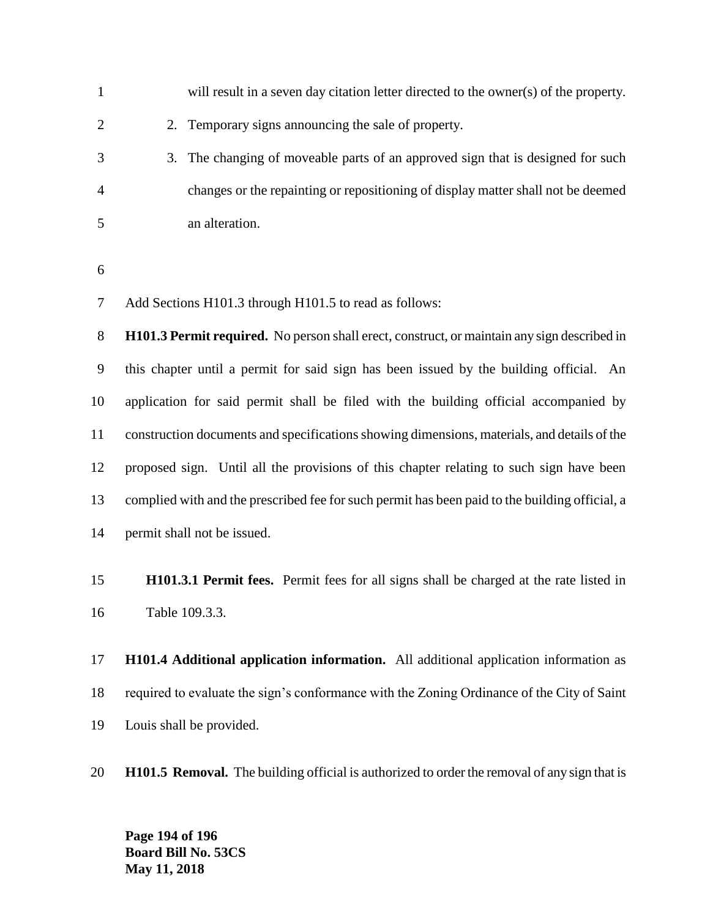will result in a seven day citation letter directed to the owner(s) of the property.

2. Temporary signs announcing the sale of property.
3. The changing of moveable parts of an approved sign that is designed for such changes or the repainting or repositioning of display matter shall not be deemed an alteration.

Add Sections H101.3 through H101.5 to read as follows:

**H101.3 Permit required.** No person shall erect, construct, or maintain any sign described in this chapter until a permit for said sign has been issued by the building official. An application for said permit shall be filed with the building official accompanied by construction documents and specifications showing dimensions, materials, and details of the proposed sign. Until all the provisions of this chapter relating to such sign have been complied with and the prescribed fee for such permit has been paid to the building official, a permit shall not be issued.

**H101.3.1 Permit fees.** Permit fees for all signs shall be charged at the rate listed in Table 109.3.3.

**H101.4 Additional application information.** All additional application information as required to evaluate the sign's conformance with the Zoning Ordinance of the City of Saint Louis shall be provided.

**H101.5 Removal.** The building official is authorized to order the removal of any sign that is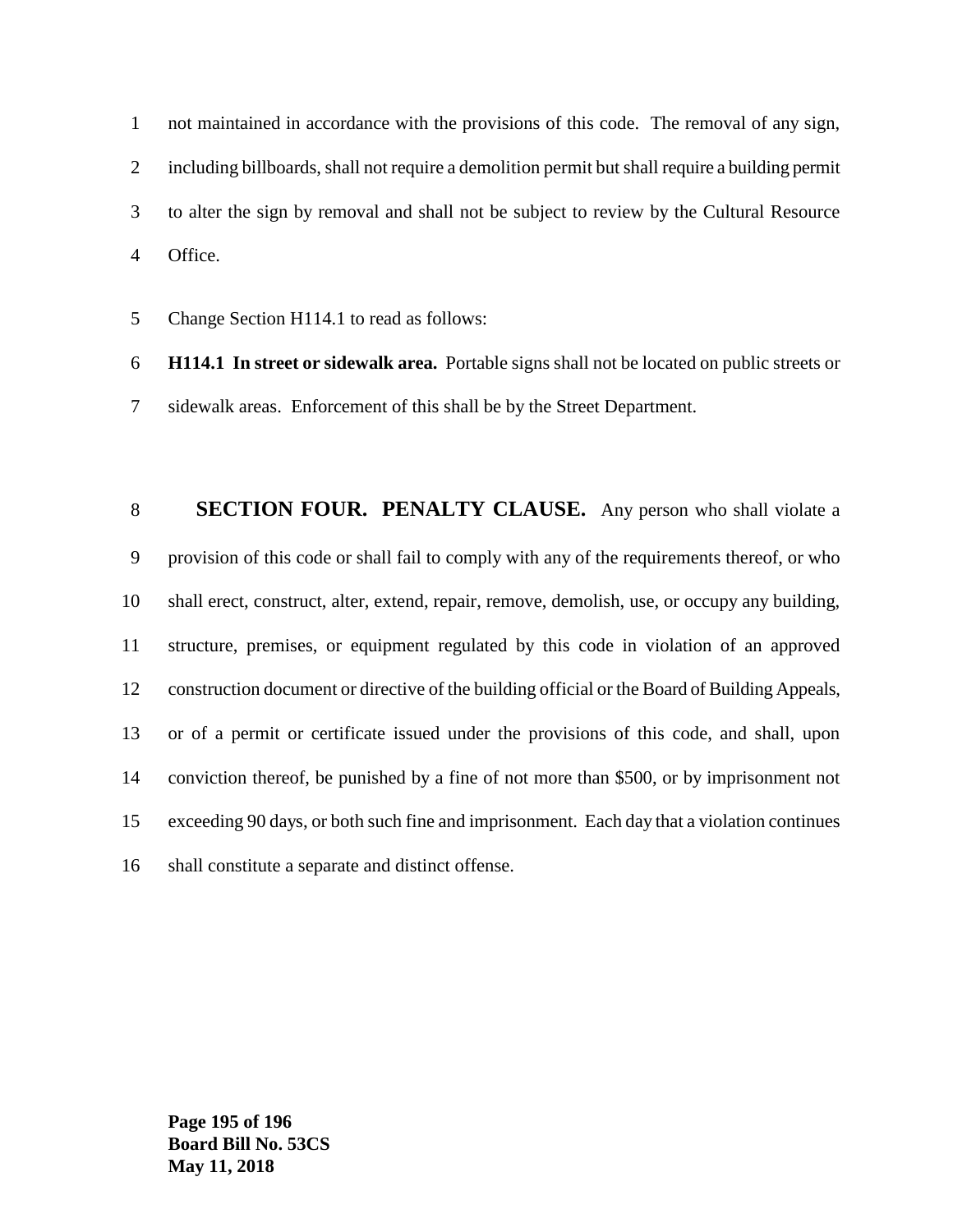not maintained in accordance with the provisions of this code. The removal of any sign, including billboards, shall not require a demolition permit but shall require a building permit to alter the sign by removal and shall not be subject to review by the Cultural Resource Office.

Change Section H114.1 to read as follows:

**H114.1 In street or sidewalk area.** Portable signs shall not be located on public streets or sidewalk areas. Enforcement of this shall be by the Street Department.

**SECTION FOUR. PENALTY CLAUSE.** Any person who shall violate a provision of this code or shall fail to comply with any of the requirements thereof, or who shall erect, construct, alter, extend, repair, remove, demolish, use, or occupy any building, structure, premises, or equipment regulated by this code in violation of an approved construction document or directive of the building official or the Board of Building Appeals, or of a permit or certificate issued under the provisions of this code, and shall, upon conviction thereof, be punished by a fine of not more than $500, or by imprisonment not exceeding 90 days, or both such fine and imprisonment. Each day that a violation continues shall constitute a separate and distinct offense.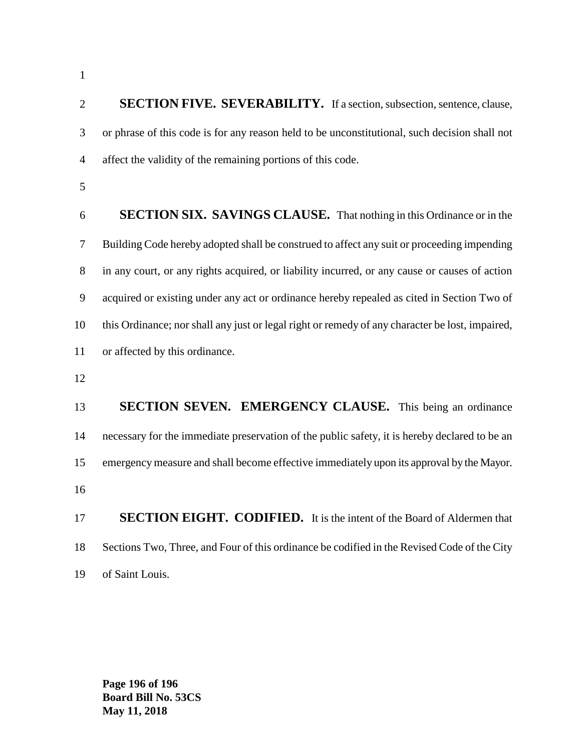**SECTION FIVE. SEVERABILITY.** If a section, subsection, sentence, clause, or phrase of this code is for any reason held to be unconstitutional, such decision shall not affect the validity of the remaining portions of this code.

**SECTION SIX. SAVINGS CLAUSE.** That nothing in this Ordinance or in the Building Code hereby adopted shall be construed to affect any suit or proceeding impending in any court, or any rights acquired, or liability incurred, or any cause or causes of action acquired or existing under any act or ordinance hereby repealed as cited in Section Two of this Ordinance; nor shall any just or legal right or remedy of any character be lost, impaired, or affected by this ordinance.

**SECTION SEVEN. EMERGENCY CLAUSE.** This being an ordinance necessary for the immediate preservation of the public safety, it is hereby declared to be an emergency measure and shall become effective immediately upon its approval by the Mayor.

**SECTION EIGHT. CODIFIED.** It is the intent of the Board of Aldermen that Sections Two, Three, and Four of this ordinance be codified in the Revised Code of the City of Saint Louis.